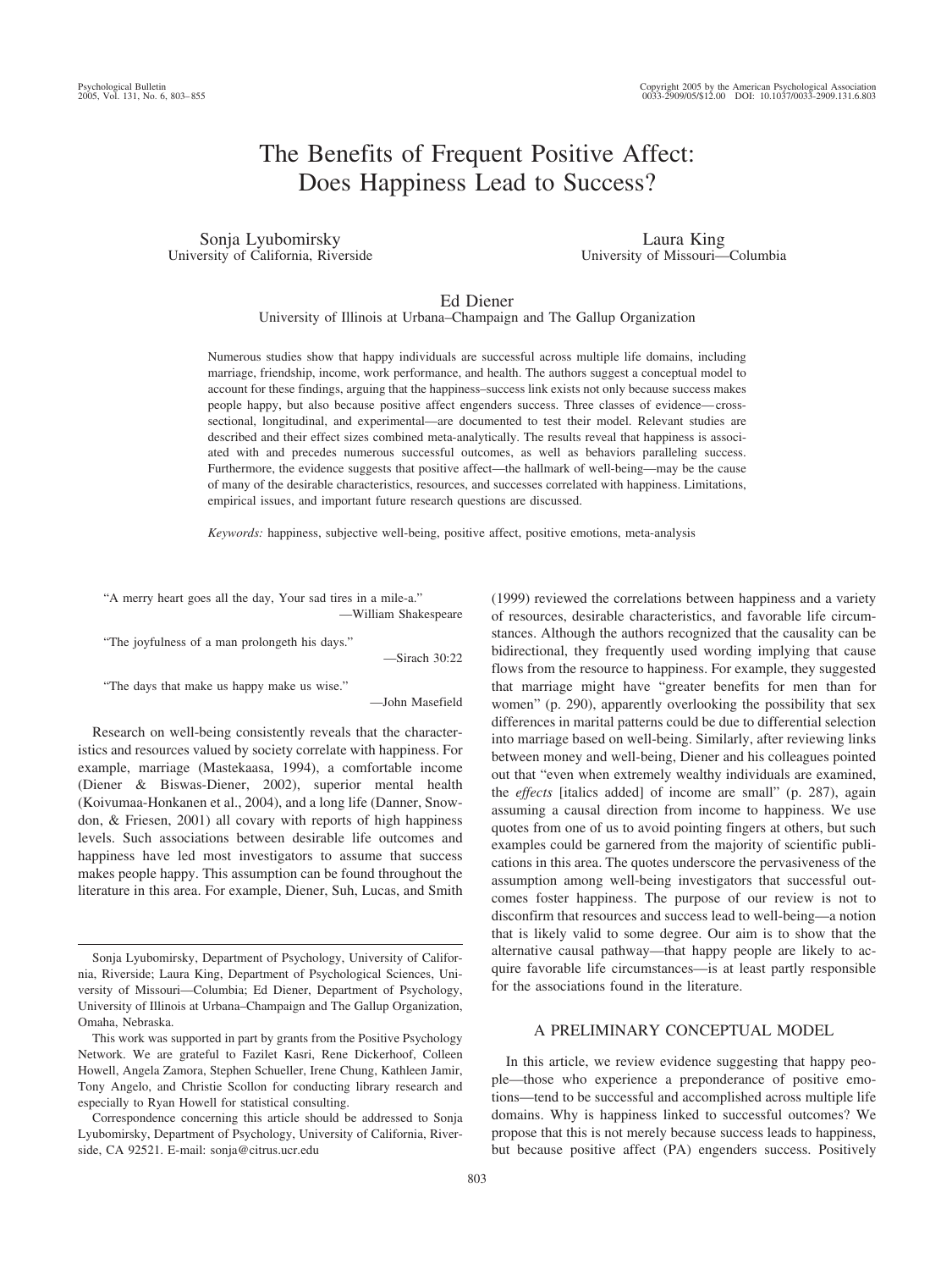# The Benefits of Frequent Positive Affect: Does Happiness Lead to Success?

Sonja Lyubomirsky
University of California, Riverside

Laura King
University of Missouri—Columbia

Ed Diener
University of Illinois at Urbana–Champaign and The Gallup Organization

Numerous studies show that happy individuals are successful across multiple life domains, including marriage, friendship, income, work performance, and health. The authors suggest a conceptual model to account for these findings, arguing that the happiness–success link exists not only because success makes people happy, but also because positive affect engenders success. Three classes of evidence—cross-sectional, longitudinal, and experimental—are documented to test their model. Relevant studies are described and their effect sizes combined meta-analytically. The results reveal that happiness is associated with and precedes numerous successful outcomes, as well as behaviors paralleling success. Furthermore, the evidence suggests that positive affect—the hallmark of well-being—may be the cause of many of the desirable characteristics, resources, and successes correlated with happiness. Limitations, empirical issues, and important future research questions are discussed.

*Keywords:* happiness, subjective well-being, positive affect, positive emotions, meta-analysis

> "A merry heart goes all the day, Your sad tires in a mile-a."
> —William Shakespeare

> "The joyfulness of a man prolongeth his days."
> —Sirach 30:22

> "The days that make us happy make us wise."
> —John Masefield

Research on well-being consistently reveals that the characteristics and resources valued by society correlate with happiness. For example, marriage (Mastekaasa, 1994), a comfortable income (Diener & Biswas-Diener, 2002), superior mental health (Koivumaa-Honkanen et al., 2004), and a long life (Danner, Snowdon, & Friesen, 2001) all covary with reports of high happiness levels. Such associations between desirable life outcomes and happiness have led most investigators to assume that success makes people happy. This assumption can be found throughout the literature in this area. For example, Diener, Suh, Lucas, and Smith (1999) reviewed the correlations between happiness and a variety of resources, desirable characteristics, and favorable life circumstances. Although the authors recognized that the causality can be bidirectional, they frequently used wording implying that cause flows from the resource to happiness. For example, they suggested that marriage might have "greater benefits for men than for women" (p. 290), apparently overlooking the possibility that sex differences in marital patterns could be due to differential selection into marriage based on well-being. Similarly, after reviewing links between money and well-being, Diener and his colleagues pointed out that "even when extremely wealthy individuals are examined, the *effects* [italics added] of income are small" (p. 287), again assuming a causal direction from income to happiness. We use quotes from one of us to avoid pointing fingers at others, but such examples could be garnered from the majority of scientific publications in this area. The quotes underscore the pervasiveness of the assumption among well-being investigators that successful outcomes foster happiness. The purpose of our review is not to disconfirm that resources and success lead to well-being—a notion that is likely valid to some degree. Our aim is to show that the alternative causal pathway—that happy people are likely to acquire favorable life circumstances—is at least partly responsible for the associations found in the literature.

## A PRELIMINARY CONCEPTUAL MODEL

In this article, we review evidence suggesting that happy people—those who experience a preponderance of positive emotions—tend to be successful and accomplished across multiple life domains. Why is happiness linked to successful outcomes? We propose that this is not merely because success leads to happiness, but because positive affect (PA) engenders success. Positively

---

Sonja Lyubomirsky, Department of Psychology, University of California, Riverside; Laura King, Department of Psychological Sciences, University of Missouri—Columbia; Ed Diener, Department of Psychology, University of Illinois at Urbana–Champaign and The Gallup Organization, Omaha, Nebraska.

This work was supported in part by grants from the Positive Psychology Network. We are grateful to Fazilet Kasri, Rene Dickerhoof, Colleen Howell, Angela Zamora, Stephen Schueller, Irene Chung, Kathleen Jamir, Tony Angelo, and Christie Scollon for conducting library research and especially to Ryan Howell for statistical consulting.

Correspondence concerning this article should be addressed to Sonja Lyubomirsky, Department of Psychology, University of California, Riverside, CA 92521. E-mail: sonja@citrus.ucr.edu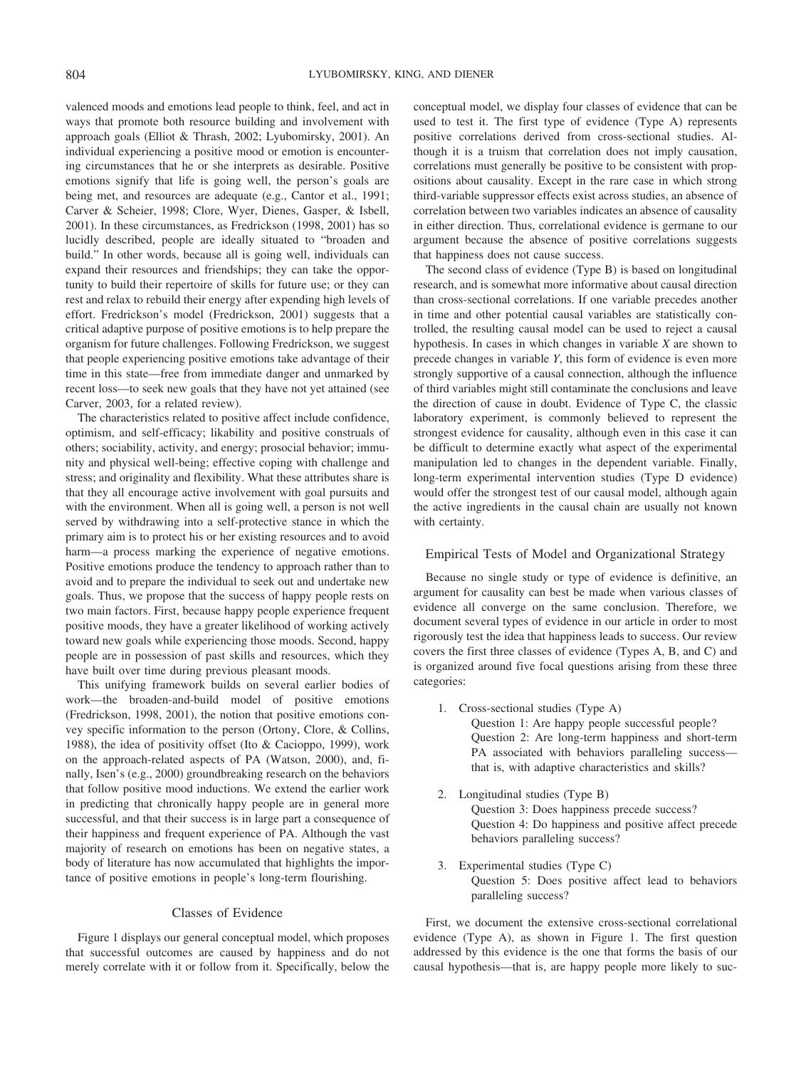valenced moods and emotions lead people to think, feel, and act in ways that promote both resource building and involvement with approach goals (Elliot & Thrash, 2002; Lyubomirsky, 2001). An individual experiencing a positive mood or emotion is encountering circumstances that he or she interprets as desirable. Positive emotions signify that life is going well, the person's goals are being met, and resources are adequate (e.g., Cantor et al., 1991; Carver & Scheier, 1998; Clore, Wyer, Dienes, Gasper, & Isbell, 2001). In these circumstances, as Fredrickson (1998, 2001) has so lucidly described, people are ideally situated to "broaden and build." In other words, because all is going well, individuals can expand their resources and friendships; they can take the opportunity to build their repertoire of skills for future use; or they can rest and relax to rebuild their energy after expending high levels of effort. Fredrickson's model (Fredrickson, 2001) suggests that a critical adaptive purpose of positive emotions is to help prepare the organism for future challenges. Following Fredrickson, we suggest that people experiencing positive emotions take advantage of their time in this state—free from immediate danger and unmarked by recent loss—to seek new goals that they have not yet attained (see Carver, 2003, for a related review).

The characteristics related to positive affect include confidence, optimism, and self-efficacy; likability and positive construals of others; sociability, activity, and energy; prosocial behavior; immunity and physical well-being; effective coping with challenge and stress; and originality and flexibility. What these attributes share is that they all encourage active involvement with goal pursuits and with the environment. When all is going well, a person is not well served by withdrawing into a self-protective stance in which the primary aim is to protect his or her existing resources and to avoid harm—a process marking the experience of negative emotions. Positive emotions produce the tendency to approach rather than to avoid and to prepare the individual to seek out and undertake new goals. Thus, we propose that the success of happy people rests on two main factors. First, because happy people experience frequent positive moods, they have a greater likelihood of working actively toward new goals while experiencing those moods. Second, happy people are in possession of past skills and resources, which they have built over time during previous pleasant moods.

This unifying framework builds on several earlier bodies of work—the broaden-and-build model of positive emotions (Fredrickson, 1998, 2001), the notion that positive emotions convey specific information to the person (Ortony, Clore, & Collins, 1988), the idea of positivity offset (Ito & Cacioppo, 1999), work on the approach-related aspects of PA (Watson, 2000), and, finally, Isen's (e.g., 2000) groundbreaking research on the behaviors that follow positive mood inductions. We extend the earlier work in predicting that chronically happy people are in general more successful, and that their success is in large part a consequence of their happiness and frequent experience of PA. Although the vast majority of research on emotions has been on negative states, a body of literature has now accumulated that highlights the importance of positive emotions in people's long-term flourishing.

## Classes of Evidence

Figure 1 displays our general conceptual model, which proposes that successful outcomes are caused by happiness and do not merely correlate with it or follow from it. Specifically, below the conceptual model, we display four classes of evidence that can be used to test it. The first type of evidence (Type A) represents positive correlations derived from cross-sectional studies. Although it is a truism that correlation does not imply causation, correlations must generally be positive to be consistent with propositions about causality. Except in the rare case in which strong third-variable suppressor effects exist across studies, an absence of correlation between two variables indicates an absence of causality in either direction. Thus, correlational evidence is germane to our argument because the absence of positive correlations suggests that happiness does not cause success.

The second class of evidence (Type B) is based on longitudinal research, and is somewhat more informative about causal direction than cross-sectional correlations. If one variable precedes another in time and other potential causal variables are statistically controlled, the resulting causal model can be used to reject a causal hypothesis. In cases in which changes in variable *X* are shown to precede changes in variable *Y*, this form of evidence is even more strongly supportive of a causal connection, although the influence of third variables might still contaminate the conclusions and leave the direction of cause in doubt. Evidence of Type C, the classic laboratory experiment, is commonly believed to represent the strongest evidence for causality, although even in this case it can be difficult to determine exactly what aspect of the experimental manipulation led to changes in the dependent variable. Finally, long-term experimental intervention studies (Type D evidence) would offer the strongest test of our causal model, although again the active ingredients in the causal chain are usually not known with certainty.

### Empirical Tests of Model and Organizational Strategy

Because no single study or type of evidence is definitive, an argument for causality can best be made when various classes of evidence all converge on the same conclusion. Therefore, we document several types of evidence in our article in order to most rigorously test the idea that happiness leads to success. Our review covers the first three classes of evidence (Types A, B, and C) and is organized around five focal questions arising from these three categories:

1. Cross-sectional studies (Type A)
   - Question 1: Are happy people successful people?
   - Question 2: Are long-term happiness and short-term PA associated with behaviors paralleling success—that is, with adaptive characteristics and skills?
2. Longitudinal studies (Type B)
   - Question 3: Does happiness precede success?
   - Question 4: Do happiness and positive affect precede behaviors paralleling success?
3. Experimental studies (Type C)
   - Question 5: Does positive affect lead to behaviors paralleling success?

First, we document the extensive cross-sectional correlational evidence (Type A), as shown in Figure 1. The first question addressed by this evidence is the one that forms the basis of our causal hypothesis—that is, are happy people more likely to suc-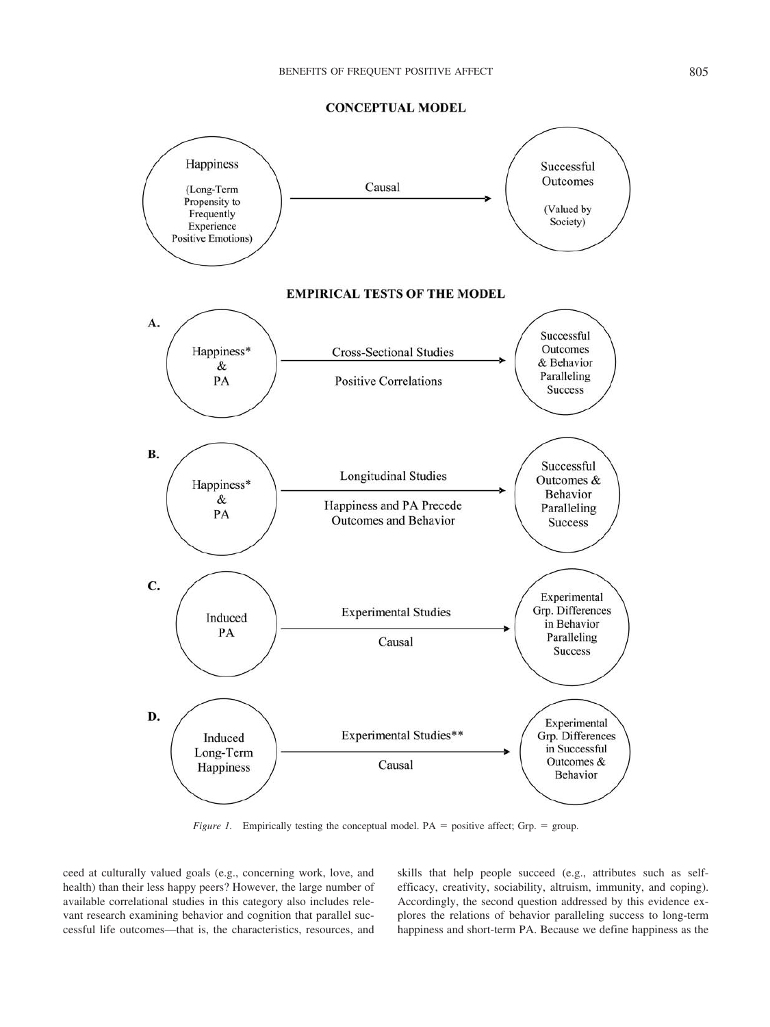**CONCEPTUAL MODEL**

Happiness (Long-Term Propensity to Frequently Experience Positive Emotions) → Causal → Successful Outcomes (Valued by Society)

**EMPIRICAL TESTS OF THE MODEL**

**A.** Happiness* & PA → Cross-Sectional Studies / Positive Correlations → Successful Outcomes & Behavior Paralleling Success

**B.** Happiness* & PA → Longitudinal Studies / Happiness and PA Precede Outcomes and Behavior → Successful Outcomes & Behavior Paralleling Success

**C.** Induced PA → Experimental Studies / Causal → Experimental Grp. Differences in Behavior Paralleling Success

**D.** Induced Long-Term Happiness → Experimental Studies** / Causal → Experimental Grp. Differences in Successful Outcomes & Behavior

*Figure 1.* Empirically testing the conceptual model. PA = positive affect; Grp. = group.

ceed at culturally valued goals (e.g., concerning work, love, and health) than their less happy peers? However, the large number of available correlational studies in this category also includes relevant research examining behavior and cognition that parallel successful life outcomes—that is, the characteristics, resources, and skills that help people succeed (e.g., attributes such as self-efficacy, creativity, sociability, altruism, immunity, and coping). Accordingly, the second question addressed by this evidence explores the relations of behavior paralleling success to long-term happiness and short-term PA. Because we define happiness as the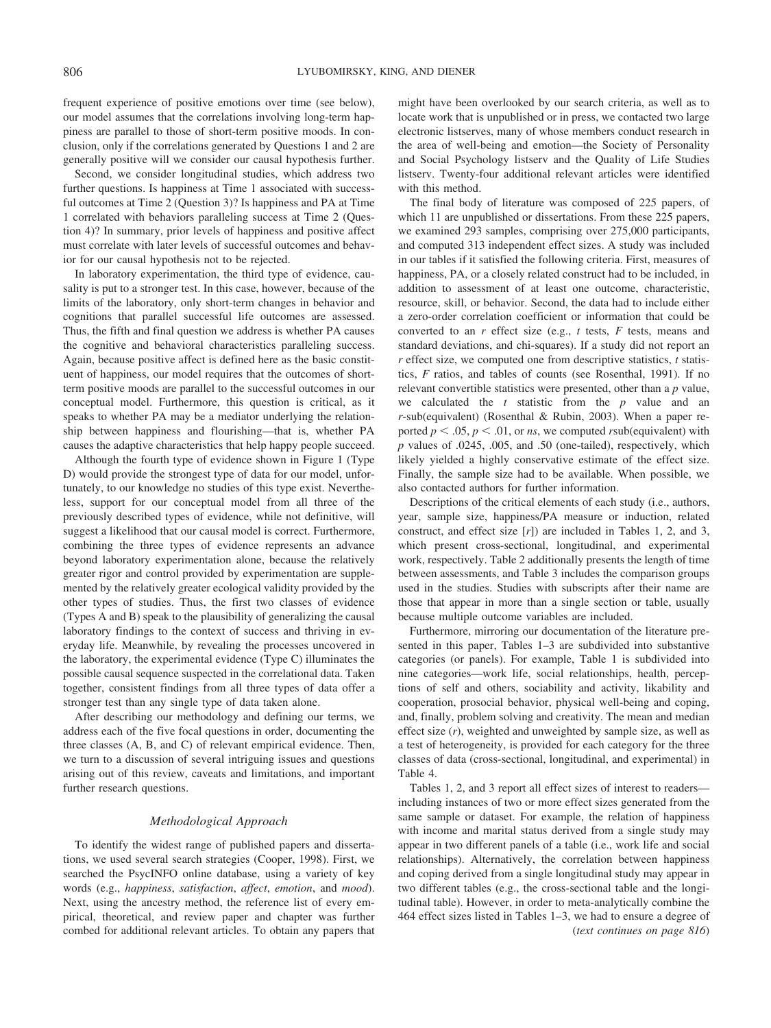frequent experience of positive emotions over time (see below), our model assumes that the correlations involving long-term happiness are parallel to those of short-term positive moods. In conclusion, only if the correlations generated by Questions 1 and 2 are generally positive will we consider our causal hypothesis further.

Second, we consider longitudinal studies, which address two further questions. Is happiness at Time 1 associated with successful outcomes at Time 2 (Question 3)? Is happiness and PA at Time 1 correlated with behaviors paralleling success at Time 2 (Question 4)? In summary, prior levels of happiness and positive affect must correlate with later levels of successful outcomes and behavior for our causal hypothesis not to be rejected.

In laboratory experimentation, the third type of evidence, causality is put to a stronger test. In this case, however, because of the limits of the laboratory, only short-term changes in behavior and cognitions that parallel successful life outcomes are assessed. Thus, the fifth and final question we address is whether PA causes the cognitive and behavioral characteristics paralleling success. Again, because positive affect is defined here as the basic constituent of happiness, our model requires that the outcomes of short-term positive moods are parallel to the successful outcomes in our conceptual model. Furthermore, this question is critical, as it speaks to whether PA may be a mediator underlying the relationship between happiness and flourishing—that is, whether PA causes the adaptive characteristics that help happy people succeed.

Although the fourth type of evidence shown in Figure 1 (Type D) would provide the strongest type of data for our model, unfortunately, to our knowledge no studies of this type exist. Nevertheless, support for our conceptual model from all three of the previously described types of evidence, while not definitive, will suggest a likelihood that our causal model is correct. Furthermore, combining the three types of evidence represents an advance beyond laboratory experimentation alone, because the relatively greater rigor and control provided by experimentation are supplemented by the relatively greater ecological validity provided by the other types of studies. Thus, the first two classes of evidence (Types A and B) speak to the plausibility of generalizing the causal laboratory findings to the context of success and thriving in everyday life. Meanwhile, by revealing the processes uncovered in the laboratory, the experimental evidence (Type C) illuminates the possible causal sequence suspected in the correlational data. Taken together, consistent findings from all three types of data offer a stronger test than any single type of data taken alone.

After describing our methodology and defining our terms, we address each of the five focal questions in order, documenting the three classes (A, B, and C) of relevant empirical evidence. Then, we turn to a discussion of several intriguing issues and questions arising out of this review, caveats and limitations, and important further research questions.

## *Methodological Approach*

To identify the widest range of published papers and dissertations, we used several search strategies (Cooper, 1998). First, we searched the PsycINFO online database, using a variety of key words (e.g., *happiness*, *satisfaction*, *affect*, *emotion*, and *mood*). Next, using the ancestry method, the reference list of every empirical, theoretical, and review paper and chapter was further combed for additional relevant articles. To obtain any papers that might have been overlooked by our search criteria, as well as to locate work that is unpublished or in press, we contacted two large electronic listserves, many of whose members conduct research in the area of well-being and emotion—the Society of Personality and Social Psychology listserv and the Quality of Life Studies listserv. Twenty-four additional relevant articles were identified with this method.

The final body of literature was composed of 225 papers, of which 11 are unpublished or dissertations. From these 225 papers, we examined 293 samples, comprising over 275,000 participants, and computed 313 independent effect sizes. A study was included in our tables if it satisfied the following criteria. First, measures of happiness, PA, or a closely related construct had to be included, in addition to assessment of at least one outcome, characteristic, resource, skill, or behavior. Second, the data had to include either a zero-order correlation coefficient or information that could be converted to an $r$ effect size (e.g., $t$ tests, $F$ tests, means and standard deviations, and chi-squares). If a study did not report an $r$ effect size, we computed one from descriptive statistics, $t$ statistics, $F$ ratios, and tables of counts (see Rosenthal, 1991). If no relevant convertible statistics were presented, other than a $p$ value, we calculated the $t$ statistic from the $p$ value and an $r$-sub(equivalent) (Rosenthal & Rubin, 2003). When a paper reported $p < .05$, $p < .01$, or *ns*, we computed $r$sub(equivalent) with $p$ values of .0245, .005, and .50 (one-tailed), respectively, which likely yielded a highly conservative estimate of the effect size. Finally, the sample size had to be available. When possible, we also contacted authors for further information.

Descriptions of the critical elements of each study (i.e., authors, year, sample size, happiness/PA measure or induction, related construct, and effect size [$r$]) are included in Tables 1, 2, and 3, which present cross-sectional, longitudinal, and experimental work, respectively. Table 2 additionally presents the length of time between assessments, and Table 3 includes the comparison groups used in the studies. Studies with subscripts after their name are those that appear in more than a single section or table, usually because multiple outcome variables are included.

Furthermore, mirroring our documentation of the literature presented in this paper, Tables 1–3 are subdivided into substantive categories (or panels). For example, Table 1 is subdivided into nine categories—work life, social relationships, health, perceptions of self and others, sociability and activity, likability and cooperation, prosocial behavior, physical well-being and coping, and, finally, problem solving and creativity. The mean and median effect size ($r$), weighted and unweighted by sample size, as well as a test of heterogeneity, is provided for each category for the three classes of data (cross-sectional, longitudinal, and experimental) in Table 4.

Tables 1, 2, and 3 report all effect sizes of interest to readers—including instances of two or more effect sizes generated from the same sample or dataset. For example, the relation of happiness with income and marital status derived from a single study may appear in two different panels of a table (i.e., work life and social relationships). Alternatively, the correlation between happiness and coping derived from a single longitudinal study may appear in two different tables (e.g., the cross-sectional table and the longitudinal table). However, in order to meta-analytically combine the 464 effect sizes listed in Tables 1–3, we had to ensure a degree of

(*text continues on page 816*)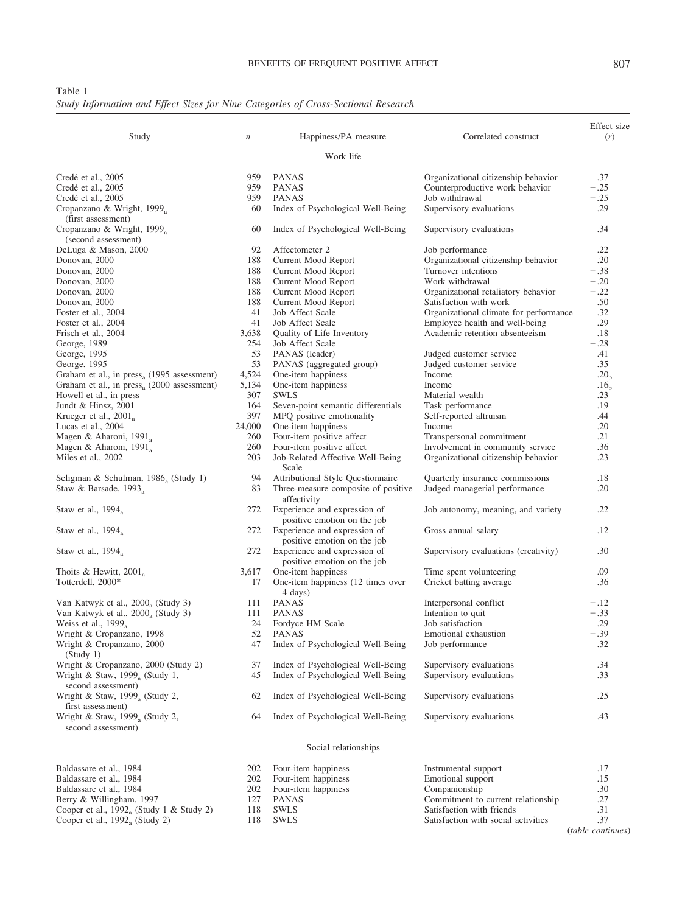Table 1
*Study Information and Effect Sizes for Nine Categories of Cross-Sectional Research*

| Study | $n$ | Happiness/PA measure | Correlated construct | Effect size ($r$) |
|---|---|---|---|---|
| Work life | | | | |
| Credé et al., 2005 | 959 | PANAS | Organizational citizenship behavior | .37 |
| Credé et al., 2005 | 959 | PANAS | Counterproductive work behavior | −.25 |
| Credé et al., 2005 | 959 | PANAS | Job withdrawal | −.25 |
| Cropanzano & Wright, 1999$_a$ (first assessment) | 60 | Index of Psychological Well-Being | Supervisory evaluations | .29 |
| Cropanzano & Wright, 1999$_a$ (second assessment) | 60 | Index of Psychological Well-Being | Supervisory evaluations | .34 |
| DeLuga & Mason, 2000 | 92 | Affectometer 2 | Job performance | .22 |
| Donovan, 2000 | 188 | Current Mood Report | Organizational citizenship behavior | .20 |
| Donovan, 2000 | 188 | Current Mood Report | Turnover intentions | −.38 |
| Donovan, 2000 | 188 | Current Mood Report | Work withdrawal | −.20 |
| Donovan, 2000 | 188 | Current Mood Report | Organizational retaliatory behavior | −.22 |
| Donovan, 2000 | 188 | Current Mood Report | Satisfaction with work | .50 |
| Foster et al., 2004 | 41 | Job Affect Scale | Organizational climate for performance | .32 |
| Foster et al., 2004 | 41 | Job Affect Scale | Employee health and well-being | .29 |
| Frisch et al., 2004 | 3,638 | Quality of Life Inventory | Academic retention absenteeism | .18 |
| George, 1989 | 254 | Job Affect Scale | | −.28 |
| George, 1995 | 53 | PANAS (leader) | Judged customer service | .41 |
| George, 1995 | 53 | PANAS (aggregated group) | Judged customer service | .35 |
| Graham et al., in press$_a$ (1995 assessment) | 4,524 | One-item happiness | Income | .20$_b$ |
| Graham et al., in press$_a$ (2000 assessment) | 5,134 | One-item happiness | Income | .16$_b$ |
| Howell et al., in press | 307 | SWLS | Material wealth | .23 |
| Jundt & Hinsz, 2001 | 164 | Seven-point semantic differentials | Task performance | .19 |
| Krueger et al., 2001$_a$ | 397 | MPQ positive emotionality | Self-reported altruism | .44 |
| Lucas et al., 2004 | 24,000 | One-item happiness | Income | .20 |
| Magen & Aharoni, 1991$_a$ | 260 | Four-item positive affect | Transpersonal commitment | .21 |
| Magen & Aharoni, 1991$_a$ | 260 | Four-item positive affect | Involvement in community service | .36 |
| Miles et al., 2002 | 203 | Job-Related Affective Well-Being Scale | Organizational citizenship behavior | .23 |
| Seligman & Schulman, 1986$_a$ (Study 1) | 94 | Attributional Style Questionnaire | Quarterly insurance commissions | .18 |
| Staw & Barsade, 1993$_a$ | 83 | Three-measure composite of positive affectivity | Judged managerial performance | .20 |
| Staw et al., 1994$_a$ | 272 | Experience and expression of positive emotion on the job | Job autonomy, meaning, and variety | .22 |
| Staw et al., 1994$_a$ | 272 | Experience and expression of positive emotion on the job | Gross annual salary | .12 |
| Staw et al., 1994$_a$ | 272 | Experience and expression of positive emotion on the job | Supervisory evaluations (creativity) | .30 |
| Thoits & Hewitt, 2001$_a$ | 3,617 | One-item happiness | Time spent volunteering | .09 |
| Totterdell, 2000* | 17 | One-item happiness (12 times over 4 days) | Cricket batting average | .36 |
| Van Katwyk et al., 2000$_a$ (Study 3) | 111 | PANAS | Interpersonal conflict | −.12 |
| Van Katwyk et al., 2000$_a$ (Study 3) | 111 | PANAS | Intention to quit | −.33 |
| Weiss et al., 1999$_a$ | 24 | Fordyce HM Scale | Job satisfaction | .29 |
| Wright & Cropanzano, 1998 | 52 | PANAS | Emotional exhaustion | −.39 |
| Wright & Cropanzano, 2000 (Study 1) | 47 | Index of Psychological Well-Being | Job performance | .32 |
| Wright & Cropanzano, 2000 (Study 2) | 37 | Index of Psychological Well-Being | Supervisory evaluations | .34 |
| Wright & Staw, 1999$_a$ (Study 1, second assessment) | 45 | Index of Psychological Well-Being | Supervisory evaluations | .33 |
| Wright & Staw, 1999$_a$ (Study 2, first assessment) | 62 | Index of Psychological Well-Being | Supervisory evaluations | .25 |
| Wright & Staw, 1999$_a$ (Study 2, second assessment) | 64 | Index of Psychological Well-Being | Supervisory evaluations | .43 |
| Social relationships | | | | |
| Baldassare et al., 1984 | 202 | Four-item happiness | Instrumental support | .17 |
| Baldassare et al., 1984 | 202 | Four-item happiness | Emotional support | .15 |
| Baldassare et al., 1984 | 202 | Four-item happiness | Companionship | .30 |
| Berry & Willingham, 1997 | 127 | PANAS | Commitment to current relationship | .27 |
| Cooper et al., 1992$_a$ (Study 1 & Study 2) | 118 | SWLS | Satisfaction with friends | .31 |
| Cooper et al., 1992$_a$ (Study 2) | 118 | SWLS | Satisfaction with social activities | .37 |

(*table continues*)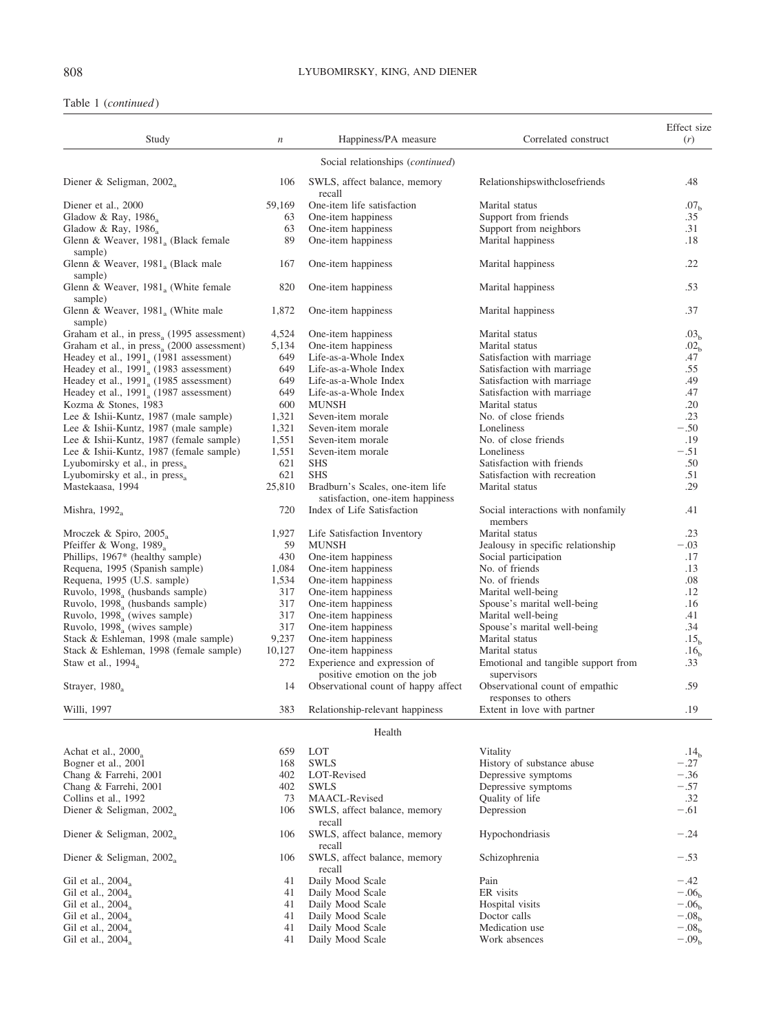Table 1 (*continued*)

| Study | $n$ | Happiness/PA measure | Correlated construct | Effect size ($r$) |
|---|---|---|---|---|
| | | Social relationships (*continued*) | | |
| Diener & Seligman, 2002$_a$ | 106 | SWLS, affect balance, memory recall | Relationshipswithclosefriends | .48 |
| Diener et al., 2000 | 59,169 | One-item life satisfaction | Marital status | .07$_b$ |
| Gladow & Ray, 1986$_a$ | 63 | One-item happiness | Support from friends | .35 |
| Gladow & Ray, 1986$_a$ | 63 | One-item happiness | Support from neighbors | .31 |
| Glenn & Weaver, 1981$_a$ (Black female sample) | 89 | One-item happiness | Marital happiness | .18 |
| Glenn & Weaver, 1981$_a$ (Black male sample) | 167 | One-item happiness | Marital happiness | .22 |
| Glenn & Weaver, 1981$_a$ (White female sample) | 820 | One-item happiness | Marital happiness | .53 |
| Glenn & Weaver, 1981$_a$ (White male sample) | 1,872 | One-item happiness | Marital happiness | .37 |
| Graham et al., in press$_a$ (1995 assessment) | 4,524 | One-item happiness | Marital status | .03$_b$ |
| Graham et al., in press$_a$ (2000 assessment) | 5,134 | One-item happiness | Marital status | .02$_b$ |
| Headey et al., 1991$_a$ (1981 assessment) | 649 | Life-as-a-Whole Index | Satisfaction with marriage | .47 |
| Headey et al., 1991$_a$ (1983 assessment) | 649 | Life-as-a-Whole Index | Satisfaction with marriage | .55 |
| Headey et al., 1991$_a$ (1985 assessment) | 649 | Life-as-a-Whole Index | Satisfaction with marriage | .49 |
| Headey et al., 1991$_a$ (1987 assessment) | 649 | Life-as-a-Whole Index | Satisfaction with marriage | .47 |
| Kozma & Stones, 1983 | 600 | MUNSH | Marital status | .20 |
| Lee & Ishii-Kuntz, 1987 (male sample) | 1,321 | Seven-item morale | No. of close friends | .23 |
| Lee & Ishii-Kuntz, 1987 (male sample) | 1,321 | Seven-item morale | Loneliness | −.50 |
| Lee & Ishii-Kuntz, 1987 (female sample) | 1,551 | Seven-item morale | No. of close friends | .19 |
| Lee & Ishii-Kuntz, 1987 (female sample) | 1,551 | Seven-item morale | Loneliness | −.51 |
| Lyubomirsky et al., in press$_a$ | 621 | SHS | Satisfaction with friends | .50 |
| Lyubomirsky et al., in press$_a$ | 621 | SHS | Satisfaction with recreation | .51 |
| Mastekaasa, 1994 | 25,810 | Bradburn's Scales, one-item life satisfaction, one-item happiness | Marital status | .29 |
| Mishra, 1992$_a$ | 720 | Index of Life Satisfaction | Social interactions with nonfamily members | .41 |
| Mroczek & Spiro, 2005$_a$ | 1,927 | Life Satisfaction Inventory | Marital status | .23 |
| Pfeiffer & Wong, 1989$_a$ | 59 | MUNSH | Jealousy in specific relationship | −.03 |
| Phillips, 1967* (healthy sample) | 430 | One-item happiness | Social participation | .17 |
| Requena, 1995 (Spanish sample) | 1,084 | One-item happiness | No. of friends | .13 |
| Requena, 1995 (U.S. sample) | 1,534 | One-item happiness | No. of friends | .08 |
| Ruvolo, 1998$_a$ (husbands sample) | 317 | One-item happiness | Marital well-being | .12 |
| Ruvolo, 1998$_a$ (husbands sample) | 317 | One-item happiness | Spouse's marital well-being | .16 |
| Ruvolo, 1998$_a$ (wives sample) | 317 | One-item happiness | Marital well-being | .41 |
| Ruvolo, 1998$_a$ (wives sample) | 317 | One-item happiness | Spouse's marital well-being | .34 |
| Stack & Eshleman, 1998 (male sample) | 9,237 | One-item happiness | Marital status | .15$_b$ |
| Stack & Eshleman, 1998 (female sample) | 10,127 | One-item happiness | Marital status | .16$_b$ |
| Staw et al., 1994$_a$ | 272 | Experience and expression of positive emotion on the job | Emotional and tangible support from supervisors | .33 |
| Strayer, 1980$_a$ | 14 | Observational count of happy affect | Observational count of empathic responses to others | .59 |
| Willi, 1997 | 383 | Relationship-relevant happiness | Extent in love with partner | .19 |
| | | Health | | |
| Achat et al., 2000$_a$ | 659 | LOT | Vitality | .14$_b$ |
| Bogner et al., 2001 | 168 | SWLS | History of substance abuse | −.27 |
| Chang & Farrehi, 2001 | 402 | LOT-Revised | Depressive symptoms | −.36 |
| Chang & Farrehi, 2001 | 402 | SWLS | Depressive symptoms | −.57 |
| Collins et al., 1992 | 73 | MAACL-Revised | Quality of life | .32 |
| Diener & Seligman, 2002$_a$ | 106 | SWLS, affect balance, memory recall | Depression | −.61 |
| Diener & Seligman, 2002$_a$ | 106 | SWLS, affect balance, memory recall | Hypochondriasis | −.24 |
| Diener & Seligman, 2002$_a$ | 106 | SWLS, affect balance, memory recall | Schizophrenia | −.53 |
| Gil et al., 2004$_a$ | 41 | Daily Mood Scale | Pain | −.42 |
| Gil et al., 2004$_a$ | 41 | Daily Mood Scale | ER visits | −.06$_b$ |
| Gil et al., 2004$_a$ | 41 | Daily Mood Scale | Hospital visits | −.06$_b$ |
| Gil et al., 2004$_a$ | 41 | Daily Mood Scale | Doctor calls | −.08$_b$ |
| Gil et al., 2004$_a$ | 41 | Daily Mood Scale | Medication use | −.08$_b$ |
| Gil et al., 2004$_a$ | 41 | Daily Mood Scale | Work absences | −.09$_b$ |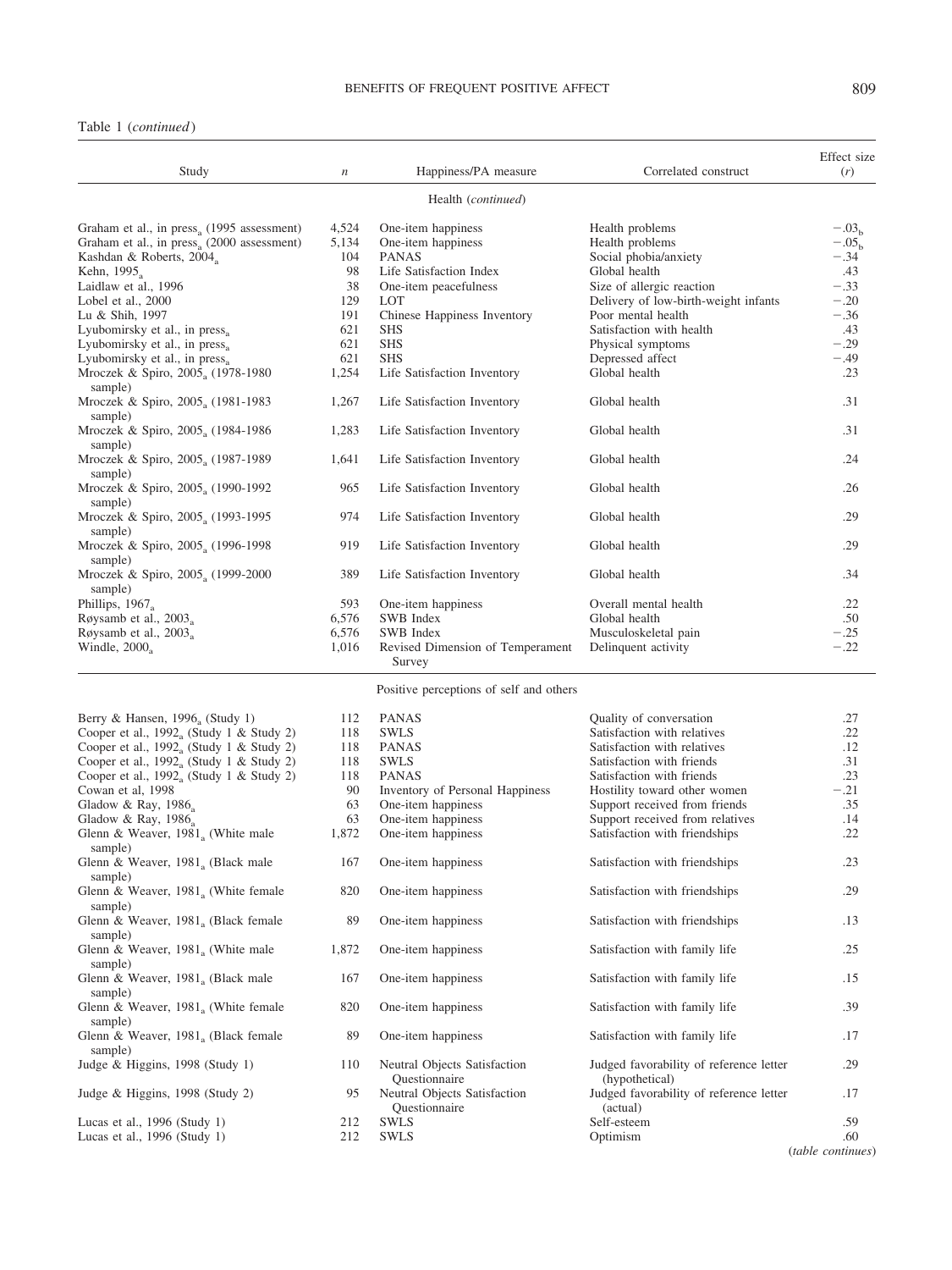Table 1 (*continued*)

| Study | *n* | Happiness/PA measure | Correlated construct | Effect size (*r*) |
|---|---|---|---|---|
| | | Health (*continued*) | | |
| Graham et al., in press$_a$ (1995 assessment) | 4,524 | One-item happiness | Health problems | $-.03_b$ |
| Graham et al., in press$_a$ (2000 assessment) | 5,134 | One-item happiness | Health problems | $-.05_b$ |
| Kashdan & Roberts, 2004$_a$ | 104 | PANAS | Social phobia/anxiety | −.34 |
| Kehn, 1995$_a$ | 98 | Life Satisfaction Index | Global health | .43 |
| Laidlaw et al., 1996 | 38 | One-item peacefulness | Size of allergic reaction | −.33 |
| Lobel et al., 2000 | 129 | LOT | Delivery of low-birth-weight infants | −.20 |
| Lu & Shih, 1997 | 191 | Chinese Happiness Inventory | Poor mental health | −.36 |
| Lyubomirsky et al., in press$_a$ | 621 | SHS | Satisfaction with health | .43 |
| Lyubomirsky et al., in press$_a$ | 621 | SHS | Physical symptoms | −.29 |
| Lyubomirsky et al., in press$_a$ | 621 | SHS | Depressed affect | −.49 |
| Mroczek & Spiro, 2005$_a$ (1978-1980 sample) | 1,254 | Life Satisfaction Inventory | Global health | .23 |
| Mroczek & Spiro, 2005$_a$ (1981-1983 sample) | 1,267 | Life Satisfaction Inventory | Global health | .31 |
| Mroczek & Spiro, 2005$_a$ (1984-1986 sample) | 1,283 | Life Satisfaction Inventory | Global health | .31 |
| Mroczek & Spiro, 2005$_a$ (1987-1989 sample) | 1,641 | Life Satisfaction Inventory | Global health | .24 |
| Mroczek & Spiro, 2005$_a$ (1990-1992 sample) | 965 | Life Satisfaction Inventory | Global health | .26 |
| Mroczek & Spiro, 2005$_a$ (1993-1995 sample) | 974 | Life Satisfaction Inventory | Global health | .29 |
| Mroczek & Spiro, 2005$_a$ (1996-1998 sample) | 919 | Life Satisfaction Inventory | Global health | .29 |
| Mroczek & Spiro, 2005$_a$ (1999-2000 sample) | 389 | Life Satisfaction Inventory | Global health | .34 |
| Phillips, 1967$_a$ | 593 | One-item happiness | Overall mental health | .22 |
| Røysamb et al., 2003$_a$ | 6,576 | SWB Index | Global health | .50 |
| Røysamb et al., 2003$_a$ | 6,576 | SWB Index | Musculoskeletal pain | −.25 |
| Windle, 2000$_a$ | 1,016 | Revised Dimension of Temperament Survey | Delinquent activity | −.22 |
| | | Positive perceptions of self and others | | |
| Berry & Hansen, 1996$_a$ (Study 1) | 112 | PANAS | Quality of conversation | .27 |
| Cooper et al., 1992$_a$ (Study 1 & Study 2) | 118 | SWLS | Satisfaction with relatives | .22 |
| Cooper et al., 1992$_a$ (Study 1 & Study 2) | 118 | PANAS | Satisfaction with relatives | .12 |
| Cooper et al., 1992$_a$ (Study 1 & Study 2) | 118 | SWLS | Satisfaction with friends | .31 |
| Cooper et al., 1992$_a$ (Study 1 & Study 2) | 118 | PANAS | Satisfaction with friends | .23 |
| Cowan et al, 1998 | 90 | Inventory of Personal Happiness | Hostility toward other women | −.21 |
| Gladow & Ray, 1986$_a$ | 63 | One-item happiness | Support received from friends | .35 |
| Gladow & Ray, 1986$_a$ | 63 | One-item happiness | Support received from relatives | .14 |
| Glenn & Weaver, 1981$_a$ (White male sample) | 1,872 | One-item happiness | Satisfaction with friendships | .22 |
| Glenn & Weaver, 1981$_a$ (Black male sample) | 167 | One-item happiness | Satisfaction with friendships | .23 |
| Glenn & Weaver, 1981$_a$ (White female sample) | 820 | One-item happiness | Satisfaction with friendships | .29 |
| Glenn & Weaver, 1981$_a$ (Black female sample) | 89 | One-item happiness | Satisfaction with friendships | .13 |
| Glenn & Weaver, 1981$_a$ (White male sample) | 1,872 | One-item happiness | Satisfaction with family life | .25 |
| Glenn & Weaver, 1981$_a$ (Black male sample) | 167 | One-item happiness | Satisfaction with family life | .15 |
| Glenn & Weaver, 1981$_a$ (White female sample) | 820 | One-item happiness | Satisfaction with family life | .39 |
| Glenn & Weaver, 1981$_a$ (Black female sample) | 89 | One-item happiness | Satisfaction with family life | .17 |
| Judge & Higgins, 1998 (Study 1) | 110 | Neutral Objects Satisfaction Questionnaire | Judged favorability of reference letter (hypothetical) | .29 |
| Judge & Higgins, 1998 (Study 2) | 95 | Neutral Objects Satisfaction Questionnaire | Judged favorability of reference letter (actual) | .17 |
| Lucas et al., 1996 (Study 1) | 212 | SWLS | Self-esteem | .59 |
| Lucas et al., 1996 (Study 1) | 212 | SWLS | Optimism | .60 |

(*table continues*)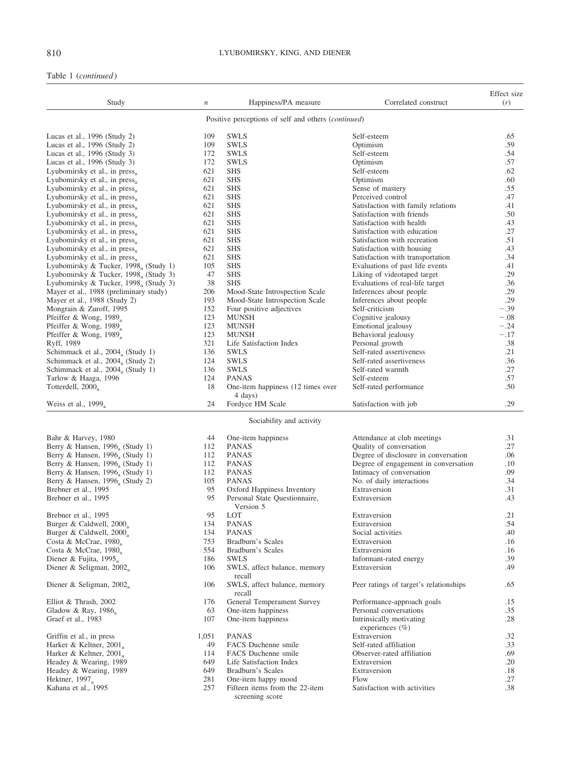Table 1 (*continued*)

| Study | *n* | Happiness/PA measure | Correlated construct | Effect size (*r*) |
|---|---|---|---|---|
| | | Positive perceptions of self and others (*continued*) | | |
| Lucas et al., 1996 (Study 2) | 109 | SWLS | Self-esteem | .65 |
| Lucas et al., 1996 (Study 2) | 109 | SWLS | Optimism | .59 |
| Lucas et al., 1996 (Study 3) | 172 | SWLS | Self-esteem | .54 |
| Lucas et al., 1996 (Study 3) | 172 | SWLS | Optimism | .57 |
| Lyubomirsky et al., in press$_a$ | 621 | SHS | Self-esteem | .62 |
| Lyubomirsky et al., in press$_a$ | 621 | SHS | Optimism | .60 |
| Lyubomirsky et al., in press$_a$ | 621 | SHS | Sense of mastery | .55 |
| Lyubomirsky et al., in press$_a$ | 621 | SHS | Perceived control | .47 |
| Lyubomirsky et al., in press$_a$ | 621 | SHS | Satisfaction with family relations | .41 |
| Lyubomirsky et al., in press$_a$ | 621 | SHS | Satisfaction with friends | .50 |
| Lyubomirsky et al., in press$_a$ | 621 | SHS | Satisfaction with health | .43 |
| Lyubomirsky et al., in press$_a$ | 621 | SHS | Satisfaction with education | .27 |
| Lyubomirsky et al., in press$_a$ | 621 | SHS | Satisfaction with recreation | .51 |
| Lyubomirsky et al., in press$_a$ | 621 | SHS | Satisfaction with housing | .43 |
| Lyubomirsky et al., in press$_a$ | 621 | SHS | Satisfaction with transportation | .34 |
| Lyubomirsky & Tucker, 1998$_a$ (Study 1) | 105 | SHS | Evaluations of past life events | .41 |
| Lyubomirsky & Tucker, 1998$_a$ (Study 3) | 47 | SHS | Liking of videotaped target | .29 |
| Lyubomirsky & Tucker, 1998$_a$ (Study 3) | 38 | SHS | Evaluations of real-life target | .36 |
| Mayer et al., 1988 (preliminary study) | 206 | Mood-State Introspection Scale | Inferences about people | .29 |
| Mayer et al., 1988 (Study 2) | 193 | Mood-State Introspection Scale | Inferences about people | .29 |
| Mongrain & Zuroff, 1995 | 152 | Four positive adjectives | Self-criticism | −.39 |
| Pfeiffer & Wong, 1989$_a$ | 123 | MUNSH | Cognitive jealousy | −.08 |
| Pfeiffer & Wong, 1989$_a$ | 123 | MUNSH | Emotional jealousy | −.24 |
| Pfeiffer & Wong, 1989$_a$ | 123 | MUNSH | Behavioral jealousy | −.17 |
| Ryff, 1989 | 321 | Life Satisfaction Index | Personal growth | .38 |
| Schimmack et al., 2004$_a$ (Study 1) | 136 | SWLS | Self-rated assertiveness | .21 |
| Schimmack et al., 2004$_a$ (Study 2) | 124 | SWLS | Self-rated assertiveness | .36 |
| Schimmack et al., 2004$_a$ (Study 1) | 136 | SWLS | Self-rated warmth | .27 |
| Tarlow & Haaga, 1996 | 124 | PANAS | Self-esteem | .57 |
| Totterdell, 2000$_a$ | 18 | One-item happiness (12 times over 4 days) | Self-rated performance | .50 |
| Weiss et al., 1999$_a$ | 24 | Fordyce HM Scale | Satisfaction with job | .29 |
| | | Sociability and activity | | |
| Bahr & Harvey, 1980 | 44 | One-item happiness | Attendance at club meetings | .31 |
| Berry & Hansen, 1996$_a$ (Study 1) | 112 | PANAS | Quality of conversation | .27 |
| Berry & Hansen, 1996$_a$ (Study 1) | 112 | PANAS | Degree of disclosure in conversation | .06 |
| Berry & Hansen, 1996$_a$ (Study 1) | 112 | PANAS | Degree of engagement in conversation | .10 |
| Berry & Hansen, 1996$_a$ (Study 1) | 112 | PANAS | Intimacy of conversation | .09 |
| Berry & Hansen, 1996$_a$ (Study 2) | 105 | PANAS | No. of daily interactions | .34 |
| Brebner et al., 1995 | 95 | Oxford Happiness Inventory | Extraversion | .31 |
| Brebner et al., 1995 | 95 | Personal State Questionnaire, Version 5 | Extraversion | .43 |
| Brebner et al., 1995 | 95 | LOT | Extraversion | .21 |
| Burger & Caldwell, 2000$_a$ | 134 | PANAS | Extraversion | .54 |
| Burger & Caldwell, 2000$_a$ | 134 | PANAS | Social activities | .40 |
| Costa & McCrae, 1980$_a$ | 753 | Bradburn's Scales | Extraversion | .16 |
| Costa & McCrae, 1980$_a$ | 554 | Bradburn's Scales | Extraversion | .16 |
| Diener & Fujita, 1995$_a$ | 186 | SWLS | Informant-rated energy | .39 |
| Diener & Seligman, 2002$_a$ | 106 | SWLS, affect balance, memory recall | Extraversion | .49 |
| Diener & Seligman, 2002$_a$ | 106 | SWLS, affect balance, memory recall | Peer ratings of target's relationships | .65 |
| Elliot & Thrash, 2002 | 176 | General Temperament Survey | Performance-approach goals | .15 |
| Gladow & Ray, 1986$_a$ | 63 | One-item happiness | Personal conversations | .35 |
| Graef et al., 1983 | 107 | One-item happiness | Intrinsically motivating experiences (%) | .28 |
| Griffin et al., in press | 1,051 | PANAS | Extraversion | .32 |
| Harker & Keltner, 2001$_a$ | 49 | FACS Duchenne smile | Self-rated affiliation | .33 |
| Harker & Keltner, 2001$_a$ | 114 | FACS Duchenne smile | Observer-rated affiliation | .69 |
| Headey & Wearing, 1989 | 649 | Life Satisfaction Index | Extraversion | .20 |
| Headey & Wearing, 1989 | 649 | Bradburn's Scales | Extraversion | .18 |
| Hektner, 1997$_a$ | 281 | One-item happy mood | Flow | .27 |
| Kahana et al., 1995 | 257 | Fifteen items from the 22-item screening score | Satisfaction with activities | .38 |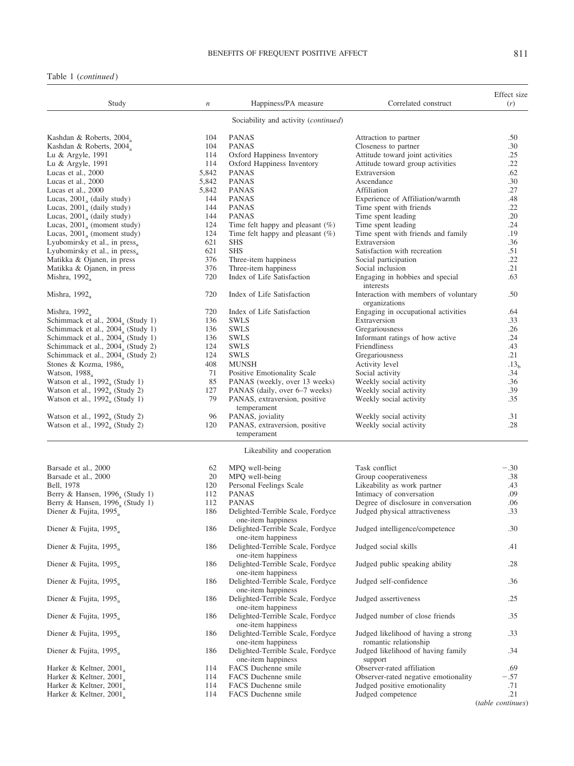Table 1 (*continued*)

| Study | *n* | Happiness/PA measure | Correlated construct | Effect size (*r*) |
|---|---|---|---|---|
| | | Sociability and activity (*continued*) | | |
| Kashdan & Roberts, 2004$_a$ | 104 | PANAS | Attraction to partner | .50 |
| Kashdan & Roberts, 2004$_a$ | 104 | PANAS | Closeness to partner | .30 |
| Lu & Argyle, 1991 | 114 | Oxford Happiness Inventory | Attitude toward joint activities | .25 |
| Lu & Argyle, 1991 | 114 | Oxford Happiness Inventory | Attitude toward group activities | .22 |
| Lucas et al., 2000 | 5,842 | PANAS | Extraversion | .62 |
| Lucas et al., 2000 | 5,842 | PANAS | Ascendance | .30 |
| Lucas et al., 2000 | 5,842 | PANAS | Affiliation | .27 |
| Lucas, 2001$_a$ (daily study) | 144 | PANAS | Experience of Affiliation/warmth | .48 |
| Lucas, 2001$_a$ (daily study) | 144 | PANAS | Time spent with friends | .22 |
| Lucas, 2001$_a$ (daily study) | 144 | PANAS | Time spent leading | .20 |
| Lucas, 2001$_a$ (moment study) | 124 | Time felt happy and pleasant (%) | Time spent leading | .24 |
| Lucas, 2001$_a$ (moment study) | 124 | Time felt happy and pleasant (%) | Time spent with friends and family | .19 |
| Lyubomirsky et al., in press$_a$ | 621 | SHS | Extraversion | .36 |
| Lyubomirsky et al., in press$_a$ | 621 | SHS | Satisfaction with recreation | .51 |
| Matikka & Ojanen, in press | 376 | Three-item happiness | Social participation | .22 |
| Matikka & Ojanen, in press | 376 | Three-item happiness | Social inclusion | .21 |
| Mishra, 1992$_a$ | 720 | Index of Life Satisfaction | Engaging in hobbies and special interests | .63 |
| Mishra, 1992$_a$ | 720 | Index of Life Satisfaction | Interaction with members of voluntary organizations | .50 |
| Mishra, 1992$_a$ | 720 | Index of Life Satisfaction | Engaging in occupational activities | .64 |
| Schimmack et al., 2004$_a$ (Study 1) | 136 | SWLS | Extraversion | .33 |
| Schimmack et al., 2004$_a$ (Study 1) | 136 | SWLS | Gregariousness | .26 |
| Schimmack et al., 2004$_a$ (Study 1) | 136 | SWLS | Informant ratings of how active | .24 |
| Schimmack et al., 2004$_a$ (Study 2) | 124 | SWLS | Friendliness | .43 |
| Schimmack et al., 2004$_a$ (Study 2) | 124 | SWLS | Gregariousness | .21 |
| Stones & Kozma, 1986$_a$ | 408 | MUNSH | Activity level | .13$_b$ |
| Watson, 1988$_a$ | 71 | Positive Emotionality Scale | Social activity | .34 |
| Watson et al., 1992$_a$ (Study 1) | 85 | PANAS (weekly, over 13 weeks) | Weekly social activity | .36 |
| Watson et al., 1992$_a$ (Study 2) | 127 | PANAS (daily, over 6–7 weeks) | Weekly social activity | .39 |
| Watson et al., 1992$_a$ (Study 1) | 79 | PANAS, extraversion, positive temperament | Weekly social activity | .35 |
| Watson et al., 1992$_a$ (Study 2) | 96 | PANAS, joviality | Weekly social activity | .31 |
| Watson et al., 1992$_a$ (Study 2) | 120 | PANAS, extraversion, positive temperament | Weekly social activity | .28 |
| | | Likeability and cooperation | | |
| Barsade et al., 2000 | 62 | MPQ well-being | Task conflict | −.30 |
| Barsade et al., 2000 | 20 | MPQ well-being | Group cooperativeness | .38 |
| Bell, 1978 | 120 | Personal Feelings Scale | Likeability as work partner | .43 |
| Berry & Hansen, 1996$_a$ (Study 1) | 112 | PANAS | Intimacy of conversation | .09 |
| Berry & Hansen, 1996$_a$ (Study 1) | 112 | PANAS | Degree of disclosure in conversation | .06 |
| Diener & Fujita, 1995$_a$ | 186 | Delighted-Terrible Scale, Fordyce one-item happiness | Judged physical attractiveness | .33 |
| Diener & Fujita, 1995$_a$ | 186 | Delighted-Terrible Scale, Fordyce one-item happiness | Judged intelligence/competence | .30 |
| Diener & Fujita, 1995$_a$ | 186 | Delighted-Terrible Scale, Fordyce one-item happiness | Judged social skills | .41 |
| Diener & Fujita, 1995$_a$ | 186 | Delighted-Terrible Scale, Fordyce one-item happiness | Judged public speaking ability | .28 |
| Diener & Fujita, 1995$_a$ | 186 | Delighted-Terrible Scale, Fordyce one-item happiness | Judged self-confidence | .36 |
| Diener & Fujita, 1995$_a$ | 186 | Delighted-Terrible Scale, Fordyce one-item happiness | Judged assertiveness | .25 |
| Diener & Fujita, 1995$_a$ | 186 | Delighted-Terrible Scale, Fordyce one-item happiness | Judged number of close friends | .35 |
| Diener & Fujita, 1995$_a$ | 186 | Delighted-Terrible Scale, Fordyce one-item happiness | Judged likelihood of having a strong romantic relationship | .33 |
| Diener & Fujita, 1995$_a$ | 186 | Delighted-Terrible Scale, Fordyce one-item happiness | Judged likelihood of having family support | .34 |
| Harker & Keltner, 2001$_a$ | 114 | FACS Duchenne smile | Observer-rated affiliation | .69 |
| Harker & Keltner, 2001$_a$ | 114 | FACS Duchenne smile | Observer-rated negative emotionality | −.57 |
| Harker & Keltner, 2001$_a$ | 114 | FACS Duchenne smile | Judged positive emotionality | .71 |
| Harker & Keltner, 2001$_a$ | 114 | FACS Duchenne smile | Judged competence | .21 |

(*table continues*)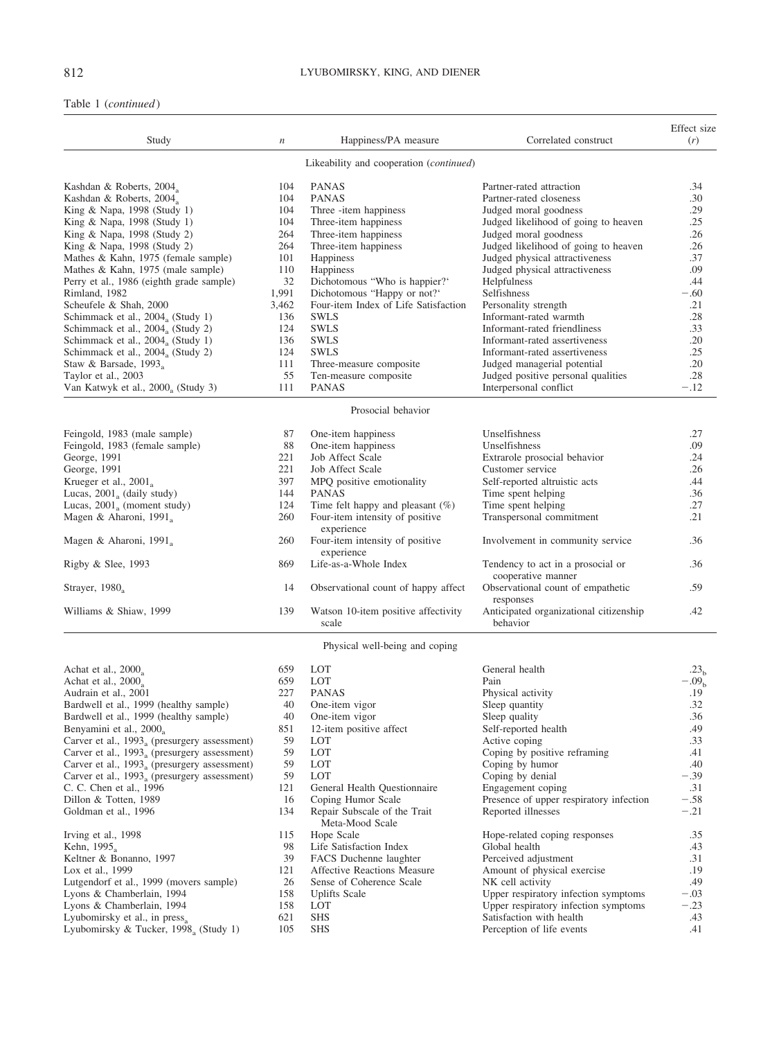Table 1 (*continued*)

| Study | $n$ | Happiness/PA measure | Correlated construct | Effect size ($r$) |
|---|---|---|---|---|
| | | Likeability and cooperation (*continued*) | | |
| Kashdan & Roberts, 2004$_a$ | 104 | PANAS | Partner-rated attraction | .34 |
| Kashdan & Roberts, 2004$_a$ | 104 | PANAS | Partner-rated closeness | .30 |
| King & Napa, 1998 (Study 1) | 104 | Three -item happiness | Judged moral goodness | .29 |
| King & Napa, 1998 (Study 1) | 104 | Three-item happiness | Judged likelihood of going to heaven | .25 |
| King & Napa, 1998 (Study 2) | 264 | Three-item happiness | Judged moral goodness | .26 |
| King & Napa, 1998 (Study 2) | 264 | Three-item happiness | Judged likelihood of going to heaven | .26 |
| Mathes & Kahn, 1975 (female sample) | 101 | Happiness | Judged physical attractiveness | .37 |
| Mathes & Kahn, 1975 (male sample) | 110 | Happiness | Judged physical attractiveness | .09 |
| Perry et al., 1986 (eighth grade sample) | 32 | Dichotomous "Who is happier?' | Helpfulness | .44 |
| Rimland, 1982 | 1,991 | Dichotomous "Happy or not?' | Selfishness | −.60 |
| Scheufele & Shah, 2000 | 3,462 | Four-item Index of Life Satisfaction | Personality strength | .21 |
| Schimmack et al., 2004$_a$ (Study 1) | 136 | SWLS | Informant-rated warmth | .28 |
| Schimmack et al., 2004$_a$ (Study 2) | 124 | SWLS | Informant-rated friendliness | .33 |
| Schimmack et al., 2004$_a$ (Study 1) | 136 | SWLS | Informant-rated assertiveness | .20 |
| Schimmack et al., 2004$_a$ (Study 2) | 124 | SWLS | Informant-rated assertiveness | .25 |
| Staw & Barsade, 1993$_a$ | 111 | Three-measure composite | Judged managerial potential | .20 |
| Taylor et al., 2003 | 55 | Ten-measure composite | Judged positive personal qualities | .28 |
| Van Katwyk et al., 2000$_a$ (Study 3) | 111 | PANAS | Interpersonal conflict | −.12 |
| | | Prosocial behavior | | |
| Feingold, 1983 (male sample) | 87 | One-item happiness | Unselfishness | .27 |
| Feingold, 1983 (female sample) | 88 | One-item happiness | Unselfishness | .09 |
| George, 1991 | 221 | Job Affect Scale | Extrarole prosocial behavior | .24 |
| George, 1991 | 221 | Job Affect Scale | Customer service | .26 |
| Krueger et al., 2001$_a$ | 397 | MPQ positive emotionality | Self-reported altruistic acts | .44 |
| Lucas, 2001$_a$ (daily study) | 144 | PANAS | Time spent helping | .36 |
| Lucas, 2001$_a$ (moment study) | 124 | Time felt happy and pleasant (%) | Time spent helping | .27 |
| Magen & Aharoni, 1991$_a$ | 260 | Four-item intensity of positive experience | Transpersonal commitment | .21 |
| Magen & Aharoni, 1991$_a$ | 260 | Four-item intensity of positive experience | Involvement in community service | .36 |
| Rigby & Slee, 1993 | 869 | Life-as-a-Whole Index | Tendency to act in a prosocial or cooperative manner | .36 |
| Strayer, 1980$_a$ | 14 | Observational count of happy affect | Observational count of empathetic responses | .59 |
| Williams & Shiaw, 1999 | 139 | Watson 10-item positive affectivity scale | Anticipated organizational citizenship behavior | .42 |
| | | Physical well-being and coping | | |
| Achat et al., 2000$_a$ | 659 | LOT | General health | .23$_b$ |
| Achat et al., 2000$_a$ | 659 | LOT | Pain | −.09$_b$ |
| Audrain et al., 2001 | 227 | PANAS | Physical activity | .19 |
| Bardwell et al., 1999 (healthy sample) | 40 | One-item vigor | Sleep quantity | .32 |
| Bardwell et al., 1999 (healthy sample) | 40 | One-item vigor | Sleep quality | .36 |
| Benyamini et al., 2000$_a$ | 851 | 12-item positive affect | Self-reported health | .49 |
| Carver et al., 1993$_a$ (presurgery assessment) | 59 | LOT | Active coping | .33 |
| Carver et al., 1993$_a$ (presurgery assessment) | 59 | LOT | Coping by positive reframing | .41 |
| Carver et al., 1993$_a$ (presurgery assessment) | 59 | LOT | Coping by humor | .40 |
| Carver et al., 1993$_a$ (presurgery assessment) | 59 | LOT | Coping by denial | −.39 |
| C. C. Chen et al., 1996 | 121 | General Health Questionnaire | Engagement coping | .31 |
| Dillon & Totten, 1989 | 16 | Coping Humor Scale | Presence of upper respiratory infection | −.58 |
| Goldman et al., 1996 | 134 | Repair Subscale of the Trait Meta-Mood Scale | Reported illnesses | −.21 |
| Irving et al., 1998 | 115 | Hope Scale | Hope-related coping responses | .35 |
| Kehn, 1995$_a$ | 98 | Life Satisfaction Index | Global health | .43 |
| Keltner & Bonanno, 1997 | 39 | FACS Duchenne laughter | Perceived adjustment | .31 |
| Lox et al., 1999 | 121 | Affective Reactions Measure | Amount of physical exercise | .19 |
| Lutgendorf et al., 1999 (movers sample) | 26 | Sense of Coherence Scale | NK cell activity | .49 |
| Lyons & Chamberlain, 1994 | 158 | Uplifts Scale | Upper respiratory infection symptoms | −.03 |
| Lyons & Chamberlain, 1994 | 158 | LOT | Upper respiratory infection symptoms | −.23 |
| Lyubomirsky et al., in press$_a$ | 621 | SHS | Satisfaction with health | .43 |
| Lyubomirsky & Tucker, 1998$_a$ (Study 1) | 105 | SHS | Perception of life events | .41 |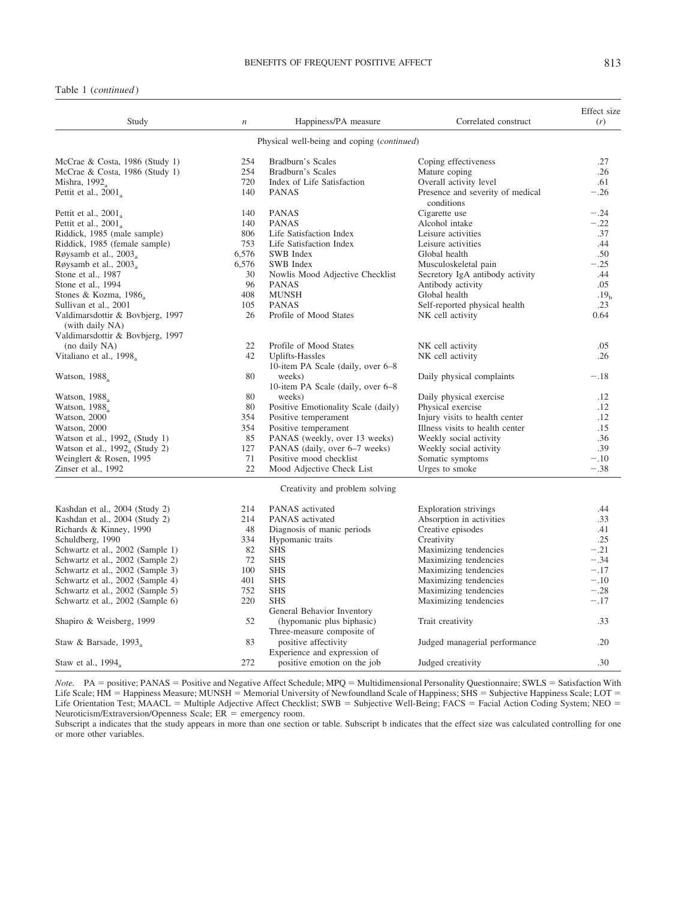Table 1 (*continued*)

| Study | *n* | Happiness/PA measure | Correlated construct | Effect size (*r*) |
|---|---|---|---|---|
| | | Physical well-being and coping (*continued*) | | |
| McCrae & Costa, 1986 (Study 1) | 254 | Bradburn's Scales | Coping effectiveness | .27 |
| McCrae & Costa, 1986 (Study 1) | 254 | Bradburn's Scales | Mature coping | .26 |
| Mishra, 1992$_a$ | 720 | Index of Life Satisfaction | Overall activity level | .61 |
| Pettit et al., 2001$_a$ | 140 | PANAS | Presence and severity of medical conditions | −.26 |
| Pettit et al., 2001$_a$ | 140 | PANAS | Cigarette use | −.24 |
| Pettit et al., 2001$_a$ | 140 | PANAS | Alcohol intake | −.22 |
| Riddick, 1985 (male sample) | 806 | Life Satisfaction Index | Leisure activities | .37 |
| Riddick, 1985 (female sample) | 753 | Life Satisfaction Index | Leisure activities | .44 |
| Røysamb et al., 2003$_a$ | 6,576 | SWB Index | Global health | .50 |
| Røysamb et al., 2003$_a$ | 6,576 | SWB Index | Musculoskeletal pain | −.25 |
| Stone et al., 1987 | 30 | Nowlis Mood Adjective Checklist | Secretory IgA antibody activity | .44 |
| Stone et al., 1994 | 96 | PANAS | Antibody activity | .05 |
| Stones & Kozma, 1986$_a$ | 408 | MUNSH | Global health | .19$_b$ |
| Sullivan et al., 2001 | 105 | PANAS | Self-reported physical health | .23 |
| Valdimarsdottir & Bovbjerg, 1997 (with daily NA) | 26 | Profile of Mood States | NK cell activity | 0.64 |
| Valdimarsdottir & Bovbjerg, 1997 (no daily NA) | 22 | Profile of Mood States | NK cell activity | .05 |
| Vitaliano et al., 1998$_a$ | 42 | Uplifts-Hassles | NK cell activity | .26 |
| Watson, 1988$_a$ | 80 | 10-item PA Scale (daily, over 6–8 weeks) | Daily physical complaints | −.18 |
| Watson, 1988$_a$ | 80 | 10-item PA Scale (daily, over 6–8 weeks) | Daily physical exercise | .12 |
| Watson, 1988$_a$ | 80 | Positive Emotionality Scale (daily) | Physical exercise | .12 |
| Watson, 2000 | 354 | Positive temperament | Injury visits to health center | .12 |
| Watson, 2000 | 354 | Positive temperament | Illness visits to health center | .15 |
| Watson et al., 1992$_a$ (Study 1) | 85 | PANAS (weekly, over 13 weeks) | Weekly social activity | .36 |
| Watson et al., 1992$_a$ (Study 2) | 127 | PANAS (daily, over 6–7 weeks) | Weekly social activity | .39 |
| Weinglert & Rosen, 1995 | 71 | Positive mood checklist | Somatic symptoms | −.10 |
| Zinser et al., 1992 | 22 | Mood Adjective Check List | Urges to smoke | −.38 |
| | | Creativity and problem solving | | |
| Kashdan et al., 2004 (Study 2) | 214 | PANAS activated | Exploration strivings | .44 |
| Kashdan et al., 2004 (Study 2) | 214 | PANAS activated | Absorption in activities | .33 |
| Richards & Kinney, 1990 | 48 | Diagnosis of manic periods | Creative episodes | .41 |
| Schuldberg, 1990 | 334 | Hypomanic traits | Creativity | .25 |
| Schwartz et al., 2002 (Sample 1) | 82 | SHS | Maximizing tendencies | −.21 |
| Schwartz et al., 2002 (Sample 2) | 72 | SHS | Maximizing tendencies | −.34 |
| Schwartz et al., 2002 (Sample 3) | 100 | SHS | Maximizing tendencies | −.17 |
| Schwartz et al., 2002 (Sample 4) | 401 | SHS | Maximizing tendencies | −.10 |
| Schwartz et al., 2002 (Sample 5) | 752 | SHS | Maximizing tendencies | −.28 |
| Schwartz et al., 2002 (Sample 6) | 220 | SHS | Maximizing tendencies | −.17 |
| Shapiro & Weisberg, 1999 | 52 | General Behavior Inventory (hypomanic plus biphasic) | Trait creativity | .33 |
| Staw & Barsade, 1993$_a$ | 83 | Three-measure composite of positive affectivity | Judged managerial performance | .20 |
| Staw et al., 1994$_a$ | 272 | Experience and expression of positive emotion on the job | Judged creativity | .30 |

*Note.* PA = positive; PANAS = Positive and Negative Affect Schedule; MPQ = Multidimensional Personality Questionnaire; SWLS = Satisfaction With Life Scale; HM = Happiness Measure; MUNSH = Memorial University of Newfoundland Scale of Happiness; SHS = Subjective Happiness Scale; LOT = Life Orientation Test; MAACL = Multiple Adjective Affect Checklist; SWB = Subjective Well-Being; FACS = Facial Action Coding System; NEO = Neuroticism/Extraversion/Openness Scale; ER = emergency room.

Subscript a indicates that the study appears in more than one section or table. Subscript b indicates that the effect size was calculated controlling for one or more other variables.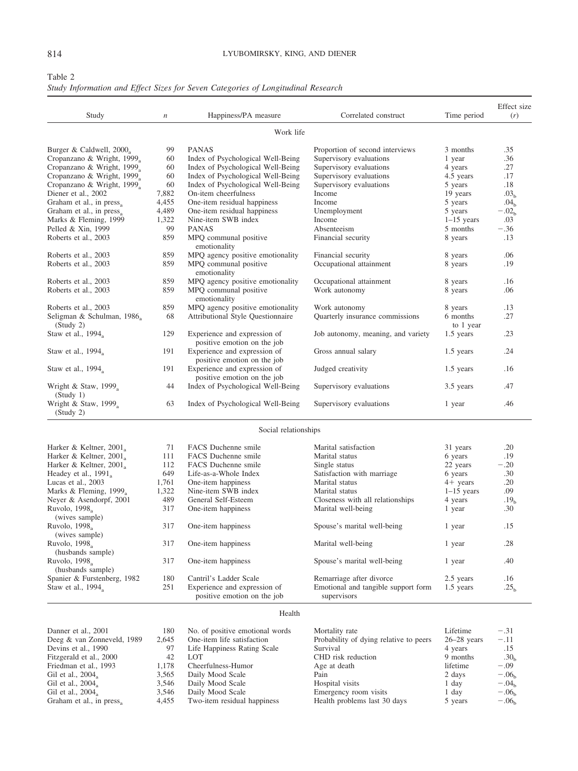Table 2
*Study Information and Effect Sizes for Seven Categories of Longitudinal Research*

| Study | $n$ | Happiness/PA measure | Correlated construct | Time period | Effect size ($r$) |
|---|---|---|---|---|---|
| | | Work life | | | |
| Burger & Caldwell, 2000$_a$ | 99 | PANAS | Proportion of second interviews | 3 months | .35 |
| Cropanzano & Wright, 1999$_a$ | 60 | Index of Psychological Well-Being | Supervisory evaluations | 1 year | .36 |
| Cropanzano & Wright, 1999$_a$ | 60 | Index of Psychological Well-Being | Supervisory evaluations | 4 years | .27 |
| Cropanzano & Wright, 1999$_a$ | 60 | Index of Psychological Well-Being | Supervisory evaluations | 4.5 years | .17 |
| Cropanzano & Wright, 1999$_a$ | 60 | Index of Psychological Well-Being | Supervisory evaluations | 5 years | .18 |
| Diener et al., 2002 | 7,882 | On-item cheerfulness | Income | 19 years | .03$_b$ |
| Graham et al., in press$_a$ | 4,455 | One-item residual happiness | Income | 5 years | .04$_b$ |
| Graham et al., in press$_a$ | 4,489 | One-item residual happiness | Unemployment | 5 years | −.02$_b$ |
| Marks & Fleming, 1999 | 1,322 | Nine-item SWB index | Income | 1–15 years | .03 |
| Pelled & Xin, 1999 | 99 | PANAS | Absenteeism | 5 months | −.36 |
| Roberts et al., 2003 | 859 | MPQ communal positive emotionality | Financial security | 8 years | .13 |
| Roberts et al., 2003 | 859 | MPQ agency positive emotionality | Financial security | 8 years | .06 |
| Roberts et al., 2003 | 859 | MPQ communal positive emotionality | Occupational attainment | 8 years | .19 |
| Roberts et al., 2003 | 859 | MPQ agency positive emotionality | Occupational attainment | 8 years | .16 |
| Roberts et al., 2003 | 859 | MPQ communal positive emotionality | Work autonomy | 8 years | .06 |
| Roberts et al., 2003 | 859 | MPQ agency positive emotionality | Work autonomy | 8 years | .13 |
| Seligman & Schulman, 1986$_a$ (Study 2) | 68 | Attributional Style Questionnaire | Quarterly insurance commissions | 6 months to 1 year | .27 |
| Staw et al., 1994$_a$ | 129 | Experience and expression of positive emotion on the job | Job autonomy, meaning, and variety | 1.5 years | .23 |
| Staw et al., 1994$_a$ | 191 | Experience and expression of positive emotion on the job | Gross annual salary | 1.5 years | .24 |
| Staw et al., 1994$_a$ | 191 | Experience and expression of positive emotion on the job | Judged creativity | 1.5 years | .16 |
| Wright & Staw, 1999$_a$ (Study 1) | 44 | Index of Psychological Well-Being | Supervisory evaluations | 3.5 years | .47 |
| Wright & Staw, 1999$_a$ (Study 2) | 63 | Index of Psychological Well-Being | Supervisory evaluations | 1 year | .46 |
| | | Social relationships | | | |
| Harker & Keltner, 2001$_a$ | 71 | FACS Duchenne smile | Marital satisfaction | 31 years | .20 |
| Harker & Keltner, 2001$_a$ | 111 | FACS Duchenne smile | Marital status | 6 years | .19 |
| Harker & Keltner, 2001$_a$ | 112 | FACS Duchenne smile | Single status | 22 years | −.20 |
| Headey et al., 1991$_a$ | 649 | Life-as-a-Whole Index | Satisfaction with marriage | 6 years | .30 |
| Lucas et al., 2003 | 1,761 | One-item happiness | Marital status | 4+ years | .20 |
| Marks & Fleming, 1999$_a$ | 1,322 | Nine-item SWB index | Marital status | 1–15 years | .09 |
| Neyer & Asendorpf, 2001 | 489 | General Self-Esteem | Closeness with all relationships | 4 years | .19$_b$ |
| Ruvolo, 1998$_a$ (wives sample) | 317 | One-item happiness | Marital well-being | 1 year | .30 |
| Ruvolo, 1998$_a$ (wives sample) | 317 | One-item happiness | Spouse's marital well-being | 1 year | .15 |
| Ruvolo, 1998$_a$ (husbands sample) | 317 | One-item happiness | Marital well-being | 1 year | .28 |
| Ruvolo, 1998$_a$ (husbands sample) | 317 | One-item happiness | Spouse's marital well-being | 1 year | .40 |
| Spanier & Furstenberg, 1982 | 180 | Cantril's Ladder Scale | Remarriage after divorce | 2.5 years | .16 |
| Staw et al., 1994$_a$ | 251 | Experience and expression of positive emotion on the job | Emotional and tangible support form supervisors | 1.5 years | .25$_b$ |
| | | Health | | | |
| Danner et al., 2001 | 180 | No. of positive emotional words | Mortality rate | Lifetime | −.31 |
| Deeg & van Zonneveld, 1989 | 2,645 | One-item life satisfaction | Probability of dying relative to peers | 26–28 years | −.11 |
| Devins et al., 1990 | 97 | Life Happiness Rating Scale | Survival | 4 years | .15 |
| Fitzgerald et al., 2000 | 42 | LOT | CHD risk reduction | 9 months | .30$_b$ |
| Friedman et al., 1993 | 1,178 | Cheerfulness-Humor | Age at death | lifetime | −.09 |
| Gil et al., 2004$_a$ | 3,565 | Daily Mood Scale | Pain | 2 days | −.06$_b$ |
| Gil et al., 2004$_a$ | 3,546 | Daily Mood Scale | Hospital visits | 1 day | −.04$_b$ |
| Gil et al., 2004$_a$ | 3,546 | Daily Mood Scale | Emergency room visits | 1 day | −.06$_b$ |
| Graham et al., in press$_a$ | 4,455 | Two-item residual happiness | Health problems last 30 days | 5 years | −.06$_b$ |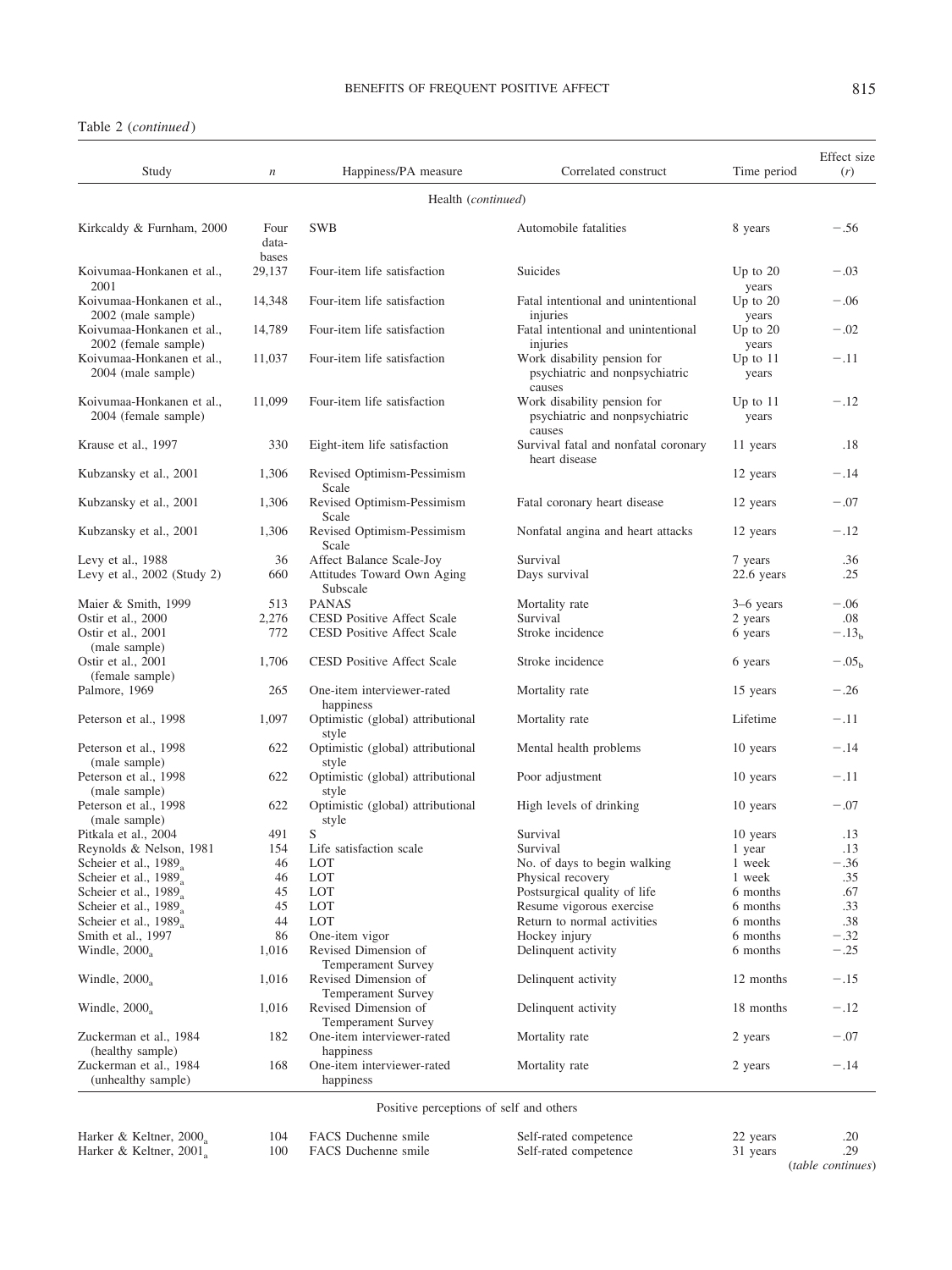Table 2 (*continued*)

| Study | $n$ | Happiness/PA measure | Correlated construct | Time period | Effect size ($r$) |
|---|---|---|---|---|---|
| | | Health (*continued*) | | | |
| Kirkcaldy & Furnham, 2000 | Four data-bases | SWB | Automobile fatalities | 8 years | −.56 |
| Koivumaa-Honkanen et al., 2001 | 29,137 | Four-item life satisfaction | Suicides | Up to 20 years | −.03 |
| Koivumaa-Honkanen et al., 2002 (male sample) | 14,348 | Four-item life satisfaction | Fatal intentional and unintentional injuries | Up to 20 years | −.06 |
| Koivumaa-Honkanen et al., 2002 (female sample) | 14,789 | Four-item life satisfaction | Fatal intentional and unintentional injuries | Up to 20 years | −.02 |
| Koivumaa-Honkanen et al., 2004 (male sample) | 11,037 | Four-item life satisfaction | Work disability pension for psychiatric and nonpsychiatric causes | Up to 11 years | −.11 |
| Koivumaa-Honkanen et al., 2004 (female sample) | 11,099 | Four-item life satisfaction | Work disability pension for psychiatric and nonpsychiatric causes | Up to 11 years | −.12 |
| Krause et al., 1997 | 330 | Eight-item life satisfaction | Survival fatal and nonfatal coronary heart disease | 11 years | .18 |
| Kubzansky et al., 2001 | 1,306 | Revised Optimism-Pessimism Scale | | 12 years | −.14 |
| Kubzansky et al., 2001 | 1,306 | Revised Optimism-Pessimism Scale | Fatal coronary heart disease | 12 years | −.07 |
| Kubzansky et al., 2001 | 1,306 | Revised Optimism-Pessimism Scale | Nonfatal angina and heart attacks | 12 years | −.12 |
| Levy et al., 1988 | 36 | Affect Balance Scale-Joy | Survival | 7 years | .36 |
| Levy et al., 2002 (Study 2) | 660 | Attitudes Toward Own Aging Subscale | Days survival | 22.6 years | .25 |
| Maier & Smith, 1999 | 513 | PANAS | Mortality rate | 3–6 years | −.06 |
| Ostir et al., 2000 | 2,276 | CESD Positive Affect Scale | Survival | 2 years | .08 |
| Ostir et al., 2001 (male sample) | 772 | CESD Positive Affect Scale | Stroke incidence | 6 years | $-.13_b$ |
| Ostir et al., 2001 (female sample) | 1,706 | CESD Positive Affect Scale | Stroke incidence | 6 years | $-.05_b$ |
| Palmore, 1969 | 265 | One-item interviewer-rated happiness | Mortality rate | 15 years | −.26 |
| Peterson et al., 1998 | 1,097 | Optimistic (global) attributional style | Mortality rate | Lifetime | −.11 |
| Peterson et al., 1998 (male sample) | 622 | Optimistic (global) attributional style | Mental health problems | 10 years | −.14 |
| Peterson et al., 1998 (male sample) | 622 | Optimistic (global) attributional style | Poor adjustment | 10 years | −.11 |
| Peterson et al., 1998 (male sample) | 622 | Optimistic (global) attributional style | High levels of drinking | 10 years | −.07 |
| Pitkala et al., 2004 | 491 | S | Survival | 10 years | .13 |
| Reynolds & Nelson, 1981 | 154 | Life satisfaction scale | Survival | 1 year | .13 |
| Scheier et al., $1989_a$ | 46 | LOT | No. of days to begin walking | 1 week | −.36 |
| Scheier et al., $1989_a$ | 46 | LOT | Physical recovery | 1 week | .35 |
| Scheier et al., $1989_a$ | 45 | LOT | Postsurgical quality of life | 6 months | .67 |
| Scheier et al., $1989_a$ | 45 | LOT | Resume vigorous exercise | 6 months | .33 |
| Scheier et al., $1989_a$ | 44 | LOT | Return to normal activities | 6 months | .38 |
| Smith et al., 1997 | 86 | One-item vigor | Hockey injury | 6 months | −.32 |
| Windle, $2000_a$ | 1,016 | Revised Dimension of Temperament Survey | Delinquent activity | 6 months | −.25 |
| Windle, $2000_a$ | 1,016 | Revised Dimension of Temperament Survey | Delinquent activity | 12 months | −.15 |
| Windle, $2000_a$ | 1,016 | Revised Dimension of Temperament Survey | Delinquent activity | 18 months | −.12 |
| Zuckerman et al., 1984 (healthy sample) | 182 | One-item interviewer-rated happiness | Mortality rate | 2 years | −.07 |
| Zuckerman et al., 1984 (unhealthy sample) | 168 | One-item interviewer-rated happiness | Mortality rate | 2 years | −.14 |
| | | Positive perceptions of self and others | | | |
| Harker & Keltner, $2000_a$ | 104 | FACS Duchenne smile | Self-rated competence | 22 years | .20 |
| Harker & Keltner, $2001_a$ | 100 | FACS Duchenne smile | Self-rated competence | 31 years | .29 |

(*table continues*)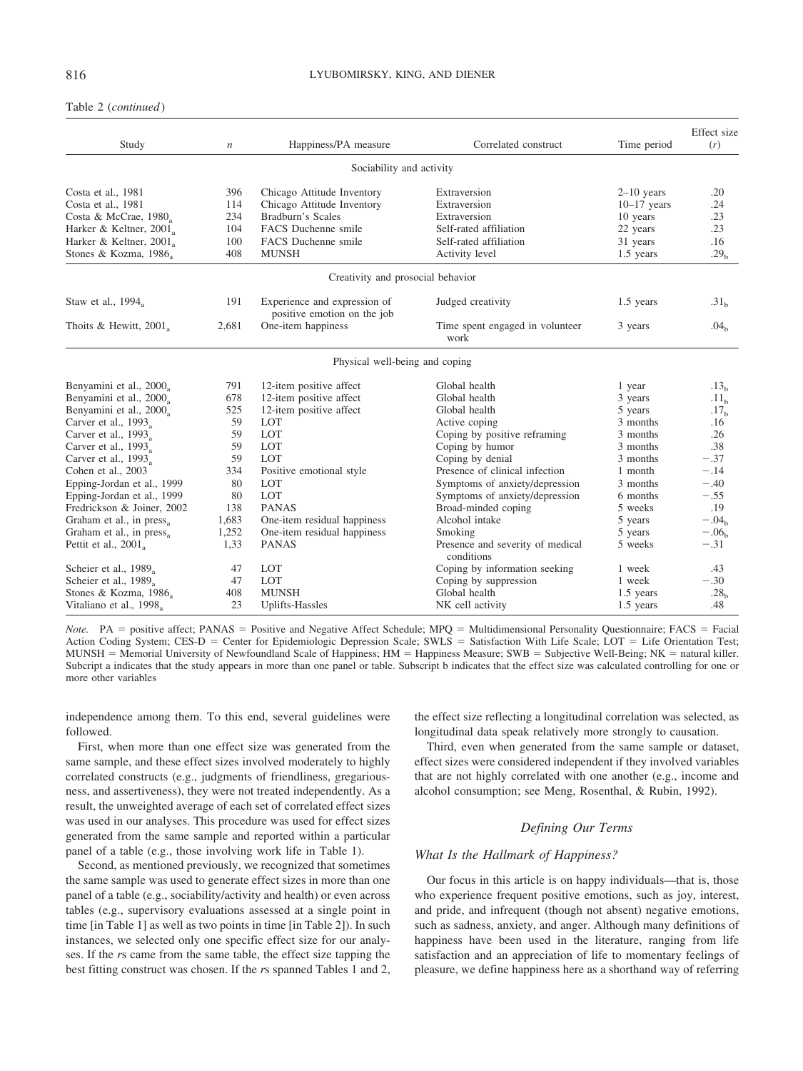Table 2 (*continued*)

| Study | $n$ | Happiness/PA measure | Correlated construct | Time period | Effect size ($r$) |
|---|---|---|---|---|---|
| Sociability and activity | | | | | |
| Costa et al., 1981 | 396 | Chicago Attitude Inventory | Extraversion | 2–10 years | .20 |
| Costa et al., 1981 | 114 | Chicago Attitude Inventory | Extraversion | 10–17 years | .24 |
| Costa & McCrae, $1980_a$ | 234 | Bradburn's Scales | Extraversion | 10 years | .23 |
| Harker & Keltner, $2001_a$ | 104 | FACS Duchenne smile | Self-rated affiliation | 22 years | .23 |
| Harker & Keltner, $2001_a$ | 100 | FACS Duchenne smile | Self-rated affiliation | 31 years | .16 |
| Stones & Kozma, $1986_a$ | 408 | MUNSH | Activity level | 1.5 years | $.29_b$ |
| Creativity and prosocial behavior | | | | | |
| Staw et al., $1994_a$ | 191 | Experience and expression of positive emotion on the job | Judged creativity | 1.5 years | $.31_b$ |
| Thoits & Hewitt, $2001_a$ | 2,681 | One-item happiness | Time spent engaged in volunteer work | 3 years | $.04_b$ |
| Physical well-being and coping | | | | | |
| Benyamini et al., $2000_a$ | 791 | 12-item positive affect | Global health | 1 year | $.13_b$ |
| Benyamini et al., $2000_a$ | 678 | 12-item positive affect | Global health | 3 years | $.11_b$ |
| Benyamini et al., $2000_a$ | 525 | 12-item positive affect | Global health | 5 years | $.17_b$ |
| Carver et al., $1993_a$ | 59 | LOT | Active coping | 3 months | .16 |
| Carver et al., $1993_a$ | 59 | LOT | Coping by positive reframing | 3 months | .26 |
| Carver et al., $1993_a$ | 59 | LOT | Coping by humor | 3 months | .38 |
| Carver et al., $1993_a$ | 59 | LOT | Coping by denial | 3 months | −.37 |
| Cohen et al., 2003 | 334 | Positive emotional style | Presence of clinical infection | 1 month | −.14 |
| Epping-Jordan et al., 1999 | 80 | LOT | Symptoms of anxiety/depression | 3 months | −.40 |
| Epping-Jordan et al., 1999 | 80 | LOT | Symptoms of anxiety/depression | 6 months | −.55 |
| Fredrickson & Joiner, 2002 | 138 | PANAS | Broad-minded coping | 5 weeks | .19 |
| Graham et al., in $\text{press}_a$ | 1,683 | One-item residual happiness | Alcohol intake | 5 years | $-.04_b$ |
| Graham et al., in $\text{press}_a$ | 1,252 | One-item residual happiness | Smoking | 5 years | $-.06_b$ |
| Pettit et al., $2001_a$ | 1,33 | PANAS | Presence and severity of medical conditions | 5 weeks | −.31 |
| Scheier et al., $1989_a$ | 47 | LOT | Coping by information seeking | 1 week | .43 |
| Scheier et al., $1989_a$ | 47 | LOT | Coping by suppression | 1 week | −.30 |
| Stones & Kozma, $1986_a$ | 408 | MUNSH | Global health | 1.5 years | $.28_b$ |
| Vitaliano et al., $1998_a$ | 23 | Uplifts-Hassles | NK cell activity | 1.5 years | .48 |

*Note.* PA = positive affect; PANAS = Positive and Negative Affect Schedule; MPQ = Multidimensional Personality Questionnaire; FACS = Facial Action Coding System; CES-D = Center for Epidemiologic Depression Scale; SWLS = Satisfaction With Life Scale; LOT = Life Orientation Test; MUNSH = Memorial University of Newfoundland Scale of Happiness; HM = Happiness Measure; SWB = Subjective Well-Being; NK = natural killer. Subcript a indicates that the study appears in more than one panel or table. Subscript b indicates that the effect size was calculated controlling for one or more other variables

independence among them. To this end, several guidelines were followed.

First, when more than one effect size was generated from the same sample, and these effect sizes involved moderately to highly correlated constructs (e.g., judgments of friendliness, gregariousness, and assertiveness), they were not treated independently. As a result, the unweighted average of each set of correlated effect sizes was used in our analyses. This procedure was used for effect sizes generated from the same sample and reported within a particular panel of a table (e.g., those involving work life in Table 1).

Second, as mentioned previously, we recognized that sometimes the same sample was used to generate effect sizes in more than one panel of a table (e.g., sociability/activity and health) or even across tables (e.g., supervisory evaluations assessed at a single point in time [in Table 1] as well as two points in time [in Table 2]). In such instances, we selected only one specific effect size for our analyses. If the *r*s came from the same table, the effect size tapping the best fitting construct was chosen. If the *r*s spanned Tables 1 and 2, the effect size reflecting a longitudinal correlation was selected, as longitudinal data speak relatively more strongly to causation.

Third, even when generated from the same sample or dataset, effect sizes were considered independent if they involved variables that are not highly correlated with one another (e.g., income and alcohol consumption; see Meng, Rosenthal, & Rubin, 1992).

## *Defining Our Terms*

### *What Is the Hallmark of Happiness?*

Our focus in this article is on happy individuals—that is, those who experience frequent positive emotions, such as joy, interest, and pride, and infrequent (though not absent) negative emotions, such as sadness, anxiety, and anger. Although many definitions of happiness have been used in the literature, ranging from life satisfaction and an appreciation of life to momentary feelings of pleasure, we define happiness here as a shorthand way of referring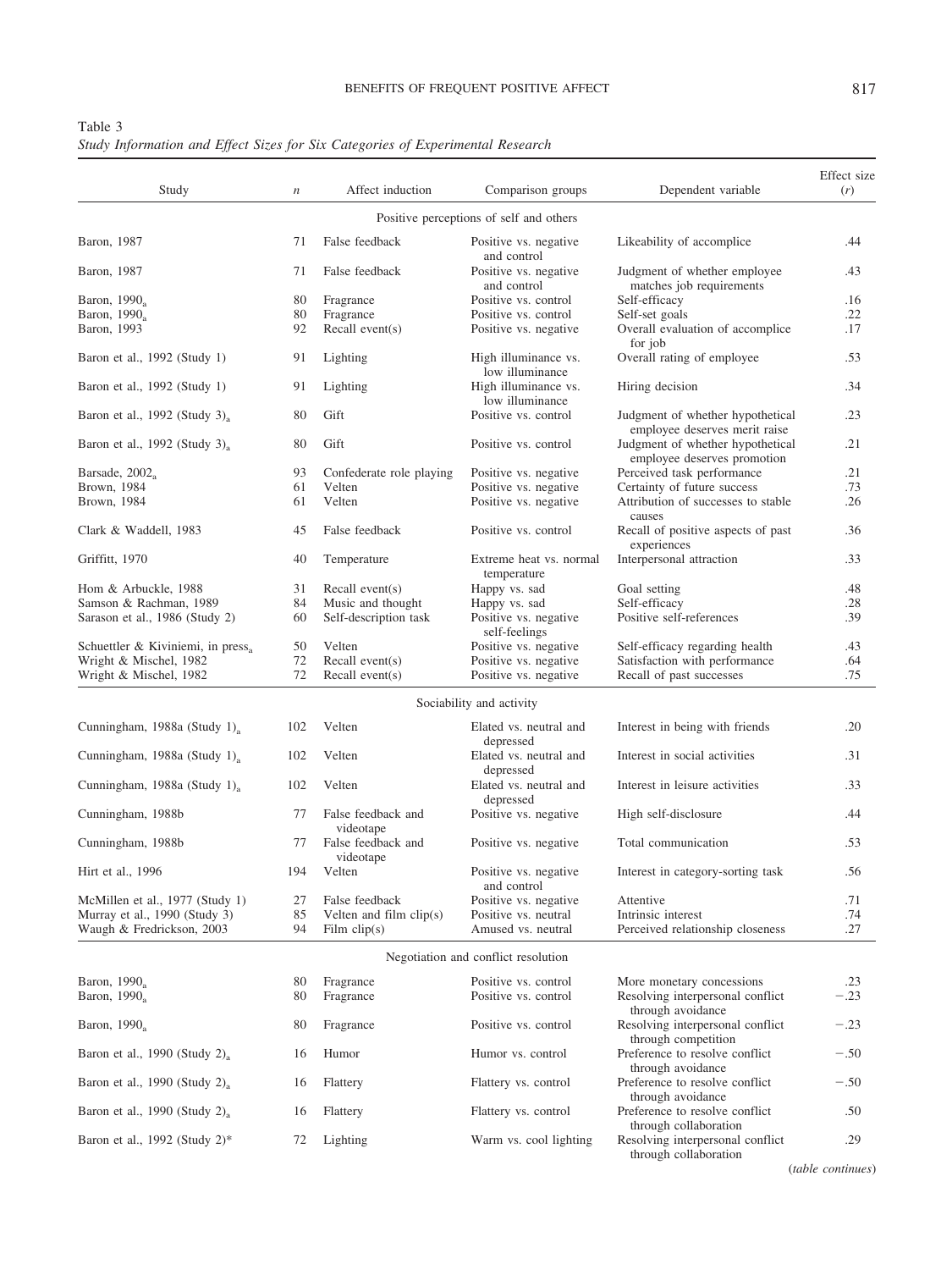Table 3
*Study Information and Effect Sizes for Six Categories of Experimental Research*

| Study | *n* | Affect induction | Comparison groups | Dependent variable | Effect size (*r*) |
|---|---|---|---|---|---|
| | | | Positive perceptions of self and others | | |
| Baron, 1987 | 71 | False feedback | Positive vs. negative and control | Likeability of accomplice | .44 |
| Baron, 1987 | 71 | False feedback | Positive vs. negative and control | Judgment of whether employee matches job requirements | .43 |
| Baron, 1990$_a$ | 80 | Fragrance | Positive vs. control | Self-efficacy | .16 |
| Baron, 1990$_a$ | 80 | Fragrance | Positive vs. control | Self-set goals | .22 |
| Baron, 1993 | 92 | Recall event(s) | Positive vs. negative | Overall evaluation of accomplice for job | .17 |
| Baron et al., 1992 (Study 1) | 91 | Lighting | High illuminance vs. low illuminance | Overall rating of employee | .53 |
| Baron et al., 1992 (Study 1) | 91 | Lighting | High illuminance vs. low illuminance | Hiring decision | .34 |
| Baron et al., 1992 (Study 3)$_a$ | 80 | Gift | Positive vs. control | Judgment of whether hypothetical employee deserves merit raise | .23 |
| Baron et al., 1992 (Study 3)$_a$ | 80 | Gift | Positive vs. control | Judgment of whether hypothetical employee deserves promotion | .21 |
| Barsade, 2002$_a$ | 93 | Confederate role playing | Positive vs. negative | Perceived task performance | .21 |
| Brown, 1984 | 61 | Velten | Positive vs. negative | Certainty of future success | .73 |
| Brown, 1984 | 61 | Velten | Positive vs. negative | Attribution of successes to stable causes | .26 |
| Clark & Waddell, 1983 | 45 | False feedback | Positive vs. control | Recall of positive aspects of past experiences | .36 |
| Griffitt, 1970 | 40 | Temperature | Extreme heat vs. normal temperature | Interpersonal attraction | .33 |
| Hom & Arbuckle, 1988 | 31 | Recall event(s) | Happy vs. sad | Goal setting | .48 |
| Samson & Rachman, 1989 | 84 | Music and thought | Happy vs. sad | Self-efficacy | .28 |
| Sarason et al., 1986 (Study 2) | 60 | Self-description task | Positive vs. negative self-feelings | Positive self-references | .39 |
| Schuettler & Kiviniemi, in press$_a$ | 50 | Velten | Positive vs. negative | Self-efficacy regarding health | .43 |
| Wright & Mischel, 1982 | 72 | Recall event(s) | Positive vs. negative | Satisfaction with performance | .64 |
| Wright & Mischel, 1982 | 72 | Recall event(s) | Positive vs. negative | Recall of past successes | .75 |
| | | | Sociability and activity | | |
| Cunningham, 1988a (Study 1)$_a$ | 102 | Velten | Elated vs. neutral and depressed | Interest in being with friends | .20 |
| Cunningham, 1988a (Study 1)$_a$ | 102 | Velten | Elated vs. neutral and depressed | Interest in social activities | .31 |
| Cunningham, 1988a (Study 1)$_a$ | 102 | Velten | Elated vs. neutral and depressed | Interest in leisure activities | .33 |
| Cunningham, 1988b | 77 | False feedback and videotape | Positive vs. negative | High self-disclosure | .44 |
| Cunningham, 1988b | 77 | False feedback and videotape | Positive vs. negative | Total communication | .53 |
| Hirt et al., 1996 | 194 | Velten | Positive vs. negative and control | Interest in category-sorting task | .56 |
| McMillen et al., 1977 (Study 1) | 27 | False feedback | Positive vs. negative | Attentive | .71 |
| Murray et al., 1990 (Study 3) | 85 | Velten and film clip(s) | Positive vs. neutral | Intrinsic interest | .74 |
| Waugh & Fredrickson, 2003 | 94 | Film clip(s) | Amused vs. neutral | Perceived relationship closeness | .27 |
| | | | Negotiation and conflict resolution | | |
| Baron, 1990$_a$ | 80 | Fragrance | Positive vs. control | More monetary concessions | .23 |
| Baron, 1990$_a$ | 80 | Fragrance | Positive vs. control | Resolving interpersonal conflict through avoidance | −.23 |
| Baron, 1990$_a$ | 80 | Fragrance | Positive vs. control | Resolving interpersonal conflict through competition | −.23 |
| Baron et al., 1990 (Study 2)$_a$ | 16 | Humor | Humor vs. control | Preference to resolve conflict through avoidance | −.50 |
| Baron et al., 1990 (Study 2)$_a$ | 16 | Flattery | Flattery vs. control | Preference to resolve conflict through avoidance | −.50 |
| Baron et al., 1990 (Study 2)$_a$ | 16 | Flattery | Flattery vs. control | Preference to resolve conflict through collaboration | .50 |
| Baron et al., 1992 (Study 2)* | 72 | Lighting | Warm vs. cool lighting | Resolving interpersonal conflict through collaboration | .29 |

(*table continues*)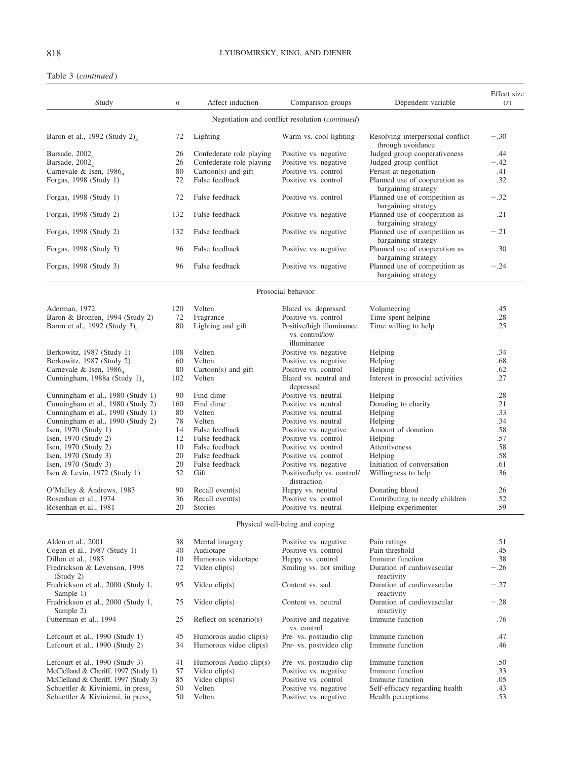Table 3 (*continued*)

| Study | $n$ | Affect induction | Comparison groups | Dependent variable | Effect size ($r$) |
|---|---|---|---|---|---|
| | | | Negotiation and conflict resolution (*continued*) | | |
| Baron et al., 1992 (Study 2)[a] | 72 | Lighting | Warm vs. cool lighting | Resolving interpersonal conflict through avoidance | −.30 |
| Barsade, 2002[a] | 26 | Confederate role playing | Positive vs. negative | Judged group cooperativeness | .44 |
| Barsade, 2002[a] | 26 | Confederate role playing | Positive vs. negative | Judged group conflict | −.42 |
| Carnevale & Isen, 1986[a] | 80 | Cartoon(s) and gift | Positive vs. control | Persist at negotiation | .41 |
| Forgas, 1998 (Study 1) | 72 | False feedback | Positive vs. control | Planned use of cooperation as bargaining strategy | .32 |
| Forgas, 1998 (Study 1) | 72 | False feedback | Positive vs. control | Planned use of competition as bargaining strategy | −.32 |
| Forgas, 1998 (Study 2) | 132 | False feedback | Positive vs. negative | Planned use of cooperation as bargaining strategy | .21 |
| Forgas, 1998 (Study 2) | 132 | False feedback | Positive vs. negative | Planned use of competition as bargaining strategy | −.21 |
| Forgas, 1998 (Study 3) | 96 | False feedback | Positive vs. negative | Planned use of cooperation as bargaining strategy | .30 |
| Forgas, 1998 (Study 3) | 96 | False feedback | Positive vs. negative | Planned use of competition as bargaining strategy | −.24 |
| | | | Prosocial behavior | | |
| Aderman, 1972 | 120 | Velten | Elated vs. depressed | Volunteering | .45 |
| Baron & Bronfen, 1994 (Study 2) | 72 | Fragrance | Positive vs. control | Time spent helping | .28 |
| Baron et al., 1992 (Study 3)[a] | 80 | Lighting and gift | Positive/high illuminance vs. control/low illuminance | Time willing to help | .25 |
| Berkowitz, 1987 (Study 1) | 108 | Velten | Positive vs. negative | Helping | .34 |
| Berkowitz, 1987 (Study 2) | 60 | Velten | Positive vs. negative | Helping | .68 |
| Carnevale & Isen, 1986[a] | 80 | Cartoon(s) and gift | Positive vs. control | Helping | .62 |
| Cunningham, 1988a (Study 1)[a] | 102 | Velten | Elated vs. neutral and depressed | Interest in prosocial activities | .27 |
| Cunningham et al., 1980 (Study 1) | 90 | Find dime | Positive vs. neutral | Helping | .28 |
| Cunningham et al., 1980 (Study 2) | 160 | Find dime | Positive vs. neutral | Donating to charity | .21 |
| Cunningham et al., 1990 (Study 1) | 80 | Velten | Positive vs. neutral | Helping | .33 |
| Cunningham et al., 1990 (Study 2) | 78 | Velten | Positive vs. neutral | Helping | .34 |
| Isen, 1970 (Study 1) | 14 | False feedback | Positive vs. negative | Amount of donation | .58 |
| Isen, 1970 (Study 2) | 12 | False feedback | Positive vs. control | Helping | .57 |
| Isen, 1970 (Study 2) | 10 | False feedback | Positive vs. control | Attentiveness | .58 |
| Isen, 1970 (Study 3) | 20 | False feedback | Positive vs. control | Helping | .58 |
| Isen, 1970 (Study 3) | 20 | False feedback | Positive vs. negative | Initiation of conversation | .61 |
| Isen & Levin, 1972 (Study 1) | 52 | Gift | Positive/help vs. control/distraction | Willingness to help | .36 |
| O'Malley & Andrews, 1983 | 90 | Recall event(s) | Happy vs. neutral | Donating blood | .26 |
| Rosenhan et al., 1974 | 36 | Recall event(s) | Positive vs. control | Contributing to needy children | .52 |
| Rosenhan et al., 1981 | 20 | Stories | Positive vs. neutral | Helping experimenter | .59 |
| | | | Physical well-being and coping | | |
| Alden et al., 2001 | 38 | Mental imagery | Positive vs. negative | Pain ratings | .51 |
| Cogan et al., 1987 (Study 1) | 40 | Audiotape | Positive vs. control | Pain threshold | .45 |
| Dillon et al., 1985 | 10 | Humorous videotape | Happy vs. control | Immune function | .38 |
| Fredrickson & Levenson, 1998 (Study 2) | 72 | Video clip(s) | Smiling vs. not smiling | Duration of cardiovascular reactivity | −.26 |
| Fredrickson et al., 2000 (Study 1, Sample 1) | 95 | Video clip(s) | Content vs. sad | Duration of cardiovascular reactivity | −.27 |
| Fredrickson et al., 2000 (Study 1, Sample 2) | 75 | Video clip(s) | Content vs. neutral | Duration of cardiovascular reactivity | −.28 |
| Futterman et al., 1994 | 25 | Reflect on scenario(s) | Positive and negative vs. control | Immune function | .76 |
| Lefcourt et al., 1990 (Study 1) | 45 | Humorous audio clip(s) | Pre- vs. postaudio clip | Immune function | .47 |
| Lefcourt et al., 1990 (Study 2) | 34 | Humorous video clip(s) | Pre- vs. postvideo clip | Immune function | .46 |
| Lefcourt et al., 1990 (Study 3) | 41 | Humorous Audio clip(s) | Pre- vs. postaudio clip | Immune function | .50 |
| McClelland & Cheriff, 1997 (Study 1) | 57 | Video clip(s) | Positive vs. negative | Immune function | .33 |
| McClelland & Cheriff, 1997 (Study 3) | 85 | Video clip(s) | Positive vs. control | Immune function | .05 |
| Schuettler & Kiviniemi, in press[a] | 50 | Velten | Positive vs. negative | Self-efficacy regarding health | .43 |
| Schuettler & Kiviniemi, in press[a] | 50 | Velten | Positive vs. negative | Health perceptions | .53 |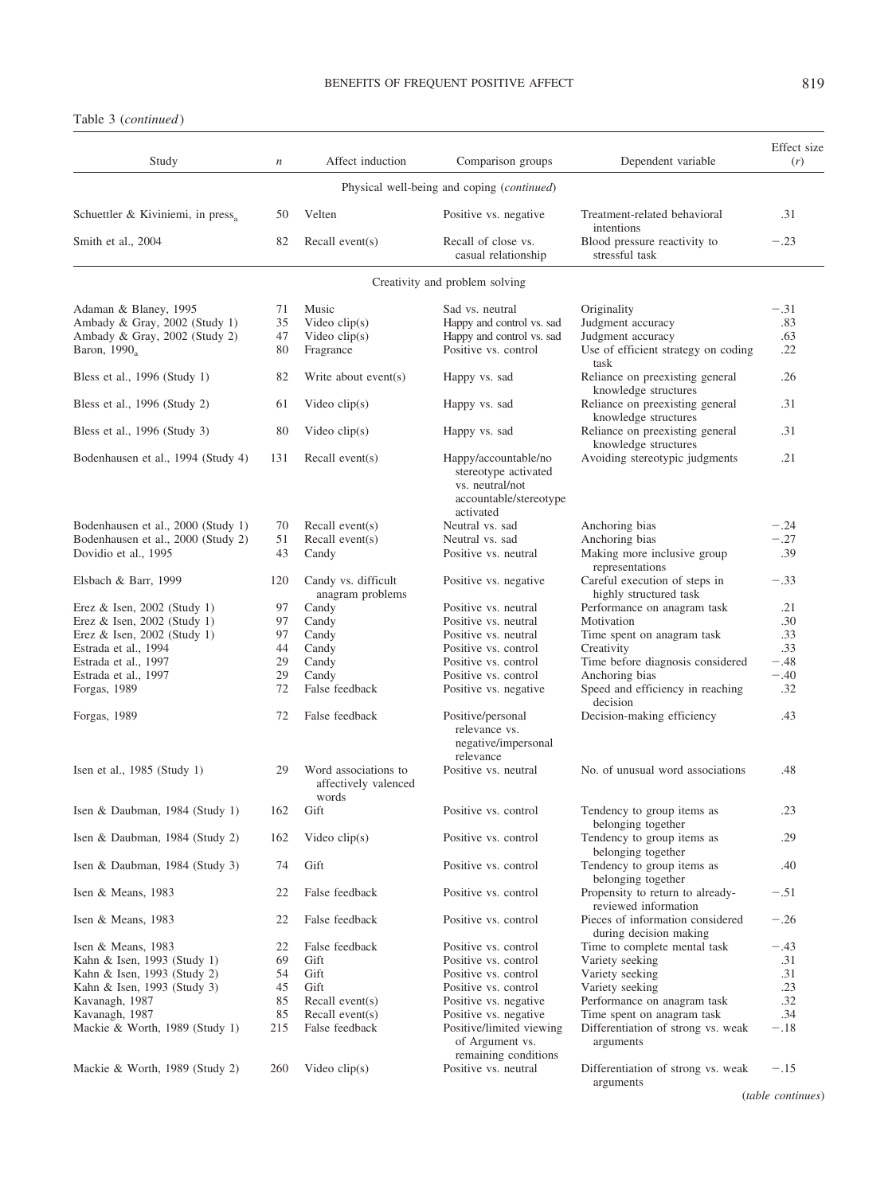Table 3 (*continued*)

| Study | *n* | Affect induction | Comparison groups | Dependent variable | Effect size (*r*) |
|---|---|---|---|---|---|
| | | | Physical well-being and coping (*continued*) | | |
| Schuettler & Kiviniemi, in press[a] | 50 | Velten | Positive vs. negative | Treatment-related behavioral intentions | .31 |
| Smith et al., 2004 | 82 | Recall event(s) | Recall of close vs. casual relationship | Blood pressure reactivity to stressful task | −.23 |
| | | | Creativity and problem solving | | |
| Adaman & Blaney, 1995 | 71 | Music | Sad vs. neutral | Originality | −.31 |
| Ambady & Gray, 2002 (Study 1) | 35 | Video clip(s) | Happy and control vs. sad | Judgment accuracy | .83 |
| Ambady & Gray, 2002 (Study 2) | 47 | Video clip(s) | Happy and control vs. sad | Judgment accuracy | .63 |
| Baron, 1990[a] | 80 | Fragrance | Positive vs. control | Use of efficient strategy on coding task | .22 |
| Bless et al., 1996 (Study 1) | 82 | Write about event(s) | Happy vs. sad | Reliance on preexisting general knowledge structures | .26 |
| Bless et al., 1996 (Study 2) | 61 | Video clip(s) | Happy vs. sad | Reliance on preexisting general knowledge structures | .31 |
| Bless et al., 1996 (Study 3) | 80 | Video clip(s) | Happy vs. sad | Reliance on preexisting general knowledge structures | .31 |
| Bodenhausen et al., 1994 (Study 4) | 131 | Recall event(s) | Happy/accountable/no stereotype activated vs. neutral/not accountable/stereotype activated | Avoiding stereotypic judgments | .21 |
| Bodenhausen et al., 2000 (Study 1) | 70 | Recall event(s) | Neutral vs. sad | Anchoring bias | −.24 |
| Bodenhausen et al., 2000 (Study 2) | 51 | Recall event(s) | Neutral vs. sad | Anchoring bias | −.27 |
| Dovidio et al., 1995 | 43 | Candy | Positive vs. neutral | Making more inclusive group representations | .39 |
| Elsbach & Barr, 1999 | 120 | Candy vs. difficult anagram problems | Positive vs. negative | Careful execution of steps in highly structured task | −.33 |
| Erez & Isen, 2002 (Study 1) | 97 | Candy | Positive vs. neutral | Performance on anagram task | .21 |
| Erez & Isen, 2002 (Study 1) | 97 | Candy | Positive vs. neutral | Motivation | .30 |
| Erez & Isen, 2002 (Study 1) | 97 | Candy | Positive vs. neutral | Time spent on anagram task | .33 |
| Estrada et al., 1994 | 44 | Candy | Positive vs. control | Creativity | .33 |
| Estrada et al., 1997 | 29 | Candy | Positive vs. control | Time before diagnosis considered | −.48 |
| Estrada et al., 1997 | 29 | Candy | Positive vs. control | Anchoring bias | −.40 |
| Forgas, 1989 | 72 | False feedback | Positive vs. negative | Speed and efficiency in reaching decision | .32 |
| Forgas, 1989 | 72 | False feedback | Positive/personal relevance vs. negative/impersonal relevance | Decision-making efficiency | .43 |
| Isen et al., 1985 (Study 1) | 29 | Word associations to affectively valenced words | Positive vs. neutral | No. of unusual word associations | .48 |
| Isen & Daubman, 1984 (Study 1) | 162 | Gift | Positive vs. control | Tendency to group items as belonging together | .23 |
| Isen & Daubman, 1984 (Study 2) | 162 | Video clip(s) | Positive vs. control | Tendency to group items as belonging together | .29 |
| Isen & Daubman, 1984 (Study 3) | 74 | Gift | Positive vs. control | Tendency to group items as belonging together | .40 |
| Isen & Means, 1983 | 22 | False feedback | Positive vs. control | Propensity to return to already-reviewed information | −.51 |
| Isen & Means, 1983 | 22 | False feedback | Positive vs. control | Pieces of information considered during decision making | −.26 |
| Isen & Means, 1983 | 22 | False feedback | Positive vs. control | Time to complete mental task | −.43 |
| Kahn & Isen, 1993 (Study 1) | 69 | Gift | Positive vs. control | Variety seeking | .31 |
| Kahn & Isen, 1993 (Study 2) | 54 | Gift | Positive vs. control | Variety seeking | .31 |
| Kahn & Isen, 1993 (Study 3) | 45 | Gift | Positive vs. control | Variety seeking | .23 |
| Kavanagh, 1987 | 85 | Recall event(s) | Positive vs. negative | Performance on anagram task | .32 |
| Kavanagh, 1987 | 85 | Recall event(s) | Positive vs. negative | Time spent on anagram task | .34 |
| Mackie & Worth, 1989 (Study 1) | 215 | False feedback | Positive/limited viewing of Argument vs. remaining conditions | Differentiation of strong vs. weak arguments | −.18 |
| Mackie & Worth, 1989 (Study 2) | 260 | Video clip(s) | Positive vs. neutral | Differentiation of strong vs. weak arguments | −.15 |

(*table continues*)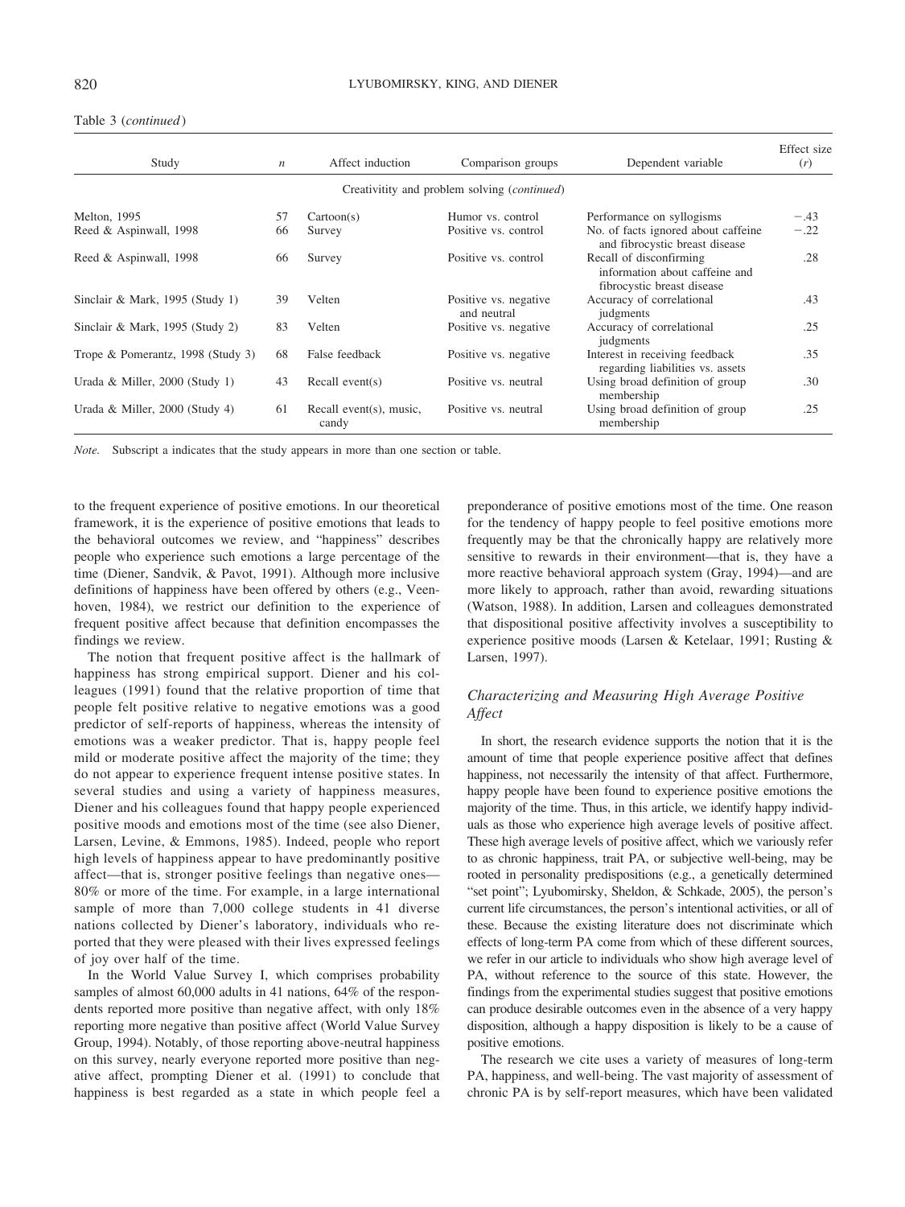Table 3 (*continued*)

| Study | *n* | Affect induction | Comparison groups | Dependent variable | Effect size (*r*) |
|---|---|---|---|---|---|
| | | Creativitity and problem solving (*continued*) | | | |
| Melton, 1995 | 57 | Cartoon(s) | Humor vs. control | Performance on syllogisms | −.43 |
| Reed & Aspinwall, 1998 | 66 | Survey | Positive vs. control | No. of facts ignored about caffeine and fibrocystic breast disease | −.22 |
| Reed & Aspinwall, 1998 | 66 | Survey | Positive vs. control | Recall of disconfirming information about caffeine and fibrocystic breast disease | .28 |
| Sinclair & Mark, 1995 (Study 1) | 39 | Velten | Positive vs. negative and neutral | Accuracy of correlational judgments | .43 |
| Sinclair & Mark, 1995 (Study 2) | 83 | Velten | Positive vs. negative | Accuracy of correlational judgments | .25 |
| Trope & Pomerantz, 1998 (Study 3) | 68 | False feedback | Positive vs. negative | Interest in receiving feedback regarding liabilities vs. assets | .35 |
| Urada & Miller, 2000 (Study 1) | 43 | Recall event(s) | Positive vs. neutral | Using broad definition of group membership | .30 |
| Urada & Miller, 2000 (Study 4) | 61 | Recall event(s), music, candy | Positive vs. neutral | Using broad definition of group membership | .25 |

*Note.* Subscript a indicates that the study appears in more than one section or table.

to the frequent experience of positive emotions. In our theoretical framework, it is the experience of positive emotions that leads to the behavioral outcomes we review, and "happiness" describes people who experience such emotions a large percentage of the time (Diener, Sandvik, & Pavot, 1991). Although more inclusive definitions of happiness have been offered by others (e.g., Veenhoven, 1984), we restrict our definition to the experience of frequent positive affect because that definition encompasses the findings we review.

The notion that frequent positive affect is the hallmark of happiness has strong empirical support. Diener and his colleagues (1991) found that the relative proportion of time that people felt positive relative to negative emotions was a good predictor of self-reports of happiness, whereas the intensity of emotions was a weaker predictor. That is, happy people feel mild or moderate positive affect the majority of the time; they do not appear to experience frequent intense positive states. In several studies and using a variety of happiness measures, Diener and his colleagues found that happy people experienced positive moods and emotions most of the time (see also Diener, Larsen, Levine, & Emmons, 1985). Indeed, people who report high levels of happiness appear to have predominantly positive affect—that is, stronger positive feelings than negative ones—80% or more of the time. For example, in a large international sample of more than 7,000 college students in 41 diverse nations collected by Diener's laboratory, individuals who reported that they were pleased with their lives expressed feelings of joy over half of the time.

In the World Value Survey I, which comprises probability samples of almost 60,000 adults in 41 nations, 64% of the respondents reported more positive than negative affect, with only 18% reporting more negative than positive affect (World Value Survey Group, 1994). Notably, of those reporting above-neutral happiness on this survey, nearly everyone reported more positive than negative affect, prompting Diener et al. (1991) to conclude that happiness is best regarded as a state in which people feel a preponderance of positive emotions most of the time. One reason for the tendency of happy people to feel positive emotions more frequently may be that the chronically happy are relatively more sensitive to rewards in their environment—that is, they have a more reactive behavioral approach system (Gray, 1994)—and are more likely to approach, rather than avoid, rewarding situations (Watson, 1988). In addition, Larsen and colleagues demonstrated that dispositional positive affectivity involves a susceptibility to experience positive moods (Larsen & Ketelaar, 1991; Rusting & Larsen, 1997).

### *Characterizing and Measuring High Average Positive Affect*

In short, the research evidence supports the notion that it is the amount of time that people experience positive affect that defines happiness, not necessarily the intensity of that affect. Furthermore, happy people have been found to experience positive emotions the majority of the time. Thus, in this article, we identify happy individuals as those who experience high average levels of positive affect. These high average levels of positive affect, which we variously refer to as chronic happiness, trait PA, or subjective well-being, may be rooted in personality predispositions (e.g., a genetically determined "set point"; Lyubomirsky, Sheldon, & Schkade, 2005), the person's current life circumstances, the person's intentional activities, or all of these. Because the existing literature does not discriminate which effects of long-term PA come from which of these different sources, we refer in our article to individuals who show high average level of PA, without reference to the source of this state. However, the findings from the experimental studies suggest that positive emotions can produce desirable outcomes even in the absence of a very happy disposition, although a happy disposition is likely to be a cause of positive emotions.

The research we cite uses a variety of measures of long-term PA, happiness, and well-being. The vast majority of assessment of chronic PA is by self-report measures, which have been validated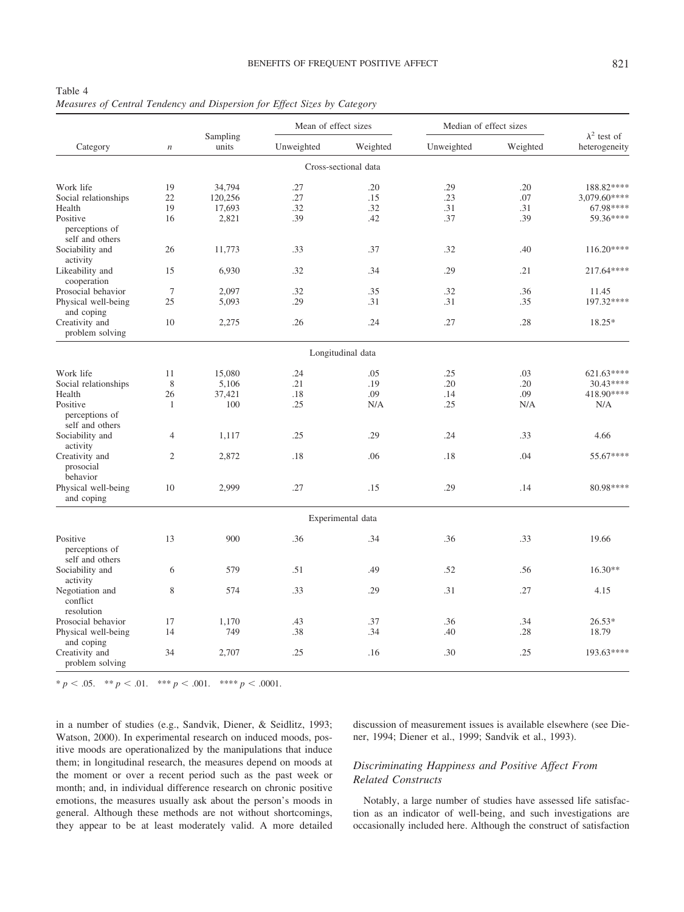Table 4
*Measures of Central Tendency and Dispersion for Effect Sizes by Category*

| Category | $n$ | Sampling units | Mean of effect sizes | | Median of effect sizes | | $\lambda^2$ test of heterogeneity |
|---|---|---|---|---|---|---|---|
| | | | Unweighted | Weighted | Unweighted | Weighted | |
| *Cross-sectional data* | | | | | | | |
| Work life | 19 | 34,794 | .27 | .20 | .29 | .20 | 188.82**** |
| Social relationships | 22 | 120,256 | .27 | .15 | .23 | .07 | 3,079.60**** |
| Health | 19 | 17,693 | .32 | .32 | .31 | .31 | 67.98**** |
| Positive perceptions of self and others | 16 | 2,821 | .39 | .42 | .37 | .39 | 59.36**** |
| Sociability and activity | 26 | 11,773 | .33 | .37 | .32 | .40 | 116.20**** |
| Likeability and cooperation | 15 | 6,930 | .32 | .34 | .29 | .21 | 217.64**** |
| Prosocial behavior | 7 | 2,097 | .32 | .35 | .32 | .36 | 11.45 |
| Physical well-being and coping | 25 | 5,093 | .29 | .31 | .31 | .35 | 197.32**** |
| Creativity and problem solving | 10 | 2,275 | .26 | .24 | .27 | .28 | 18.25* |
| *Longitudinal data* | | | | | | | |
| Work life | 11 | 15,080 | .24 | .05 | .25 | .03 | 621.63**** |
| Social relationships | 8 | 5,106 | .21 | .19 | .20 | .20 | 30.43**** |
| Health | 26 | 37,421 | .18 | .09 | .14 | .09 | 418.90**** |
| Positive perceptions of self and others | 1 | 100 | .25 | N/A | .25 | N/A | N/A |
| Sociability and activity | 4 | 1,117 | .25 | .29 | .24 | .33 | 4.66 |
| Creativity and prosocial behavior | 2 | 2,872 | .18 | .06 | .18 | .04 | 55.67**** |
| Physical well-being and coping | 10 | 2,999 | .27 | .15 | .29 | .14 | 80.98**** |
| *Experimental data* | | | | | | | |
| Positive perceptions of self and others | 13 | 900 | .36 | .34 | .36 | .33 | 19.66 |
| Sociability and activity | 6 | 579 | .51 | .49 | .52 | .56 | 16.30** |
| Negotiation and conflict resolution | 8 | 574 | .33 | .29 | .31 | .27 | 4.15 |
| Prosocial behavior | 17 | 1,170 | .43 | .37 | .36 | .34 | 26.53* |
| Physical well-being and coping | 14 | 749 | .38 | .34 | .40 | .28 | 18.79 |
| Creativity and problem solving | 34 | 2,707 | .25 | .16 | .30 | .25 | 193.63**** |

\* $p < .05$. \*\* $p < .01$. \*\*\* $p < .001$. \*\*\*\* $p < .0001$.

in a number of studies (e.g., Sandvik, Diener, & Seidlitz, 1993; Watson, 2000). In experimental research on induced moods, positive moods are operationalized by the manipulations that induce them; in longitudinal research, the measures depend on moods at the moment or over a recent period such as the past week or month; and, in individual difference research on chronic positive emotions, the measures usually ask about the person's moods in general. Although these methods are not without shortcomings, they appear to be at least moderately valid. A more detailed discussion of measurement issues is available elsewhere (see Diener, 1994; Diener et al., 1999; Sandvik et al., 1993).

### *Discriminating Happiness and Positive Affect From Related Constructs*

Notably, a large number of studies have assessed life satisfaction as an indicator of well-being, and such investigations are occasionally included here. Although the construct of satisfaction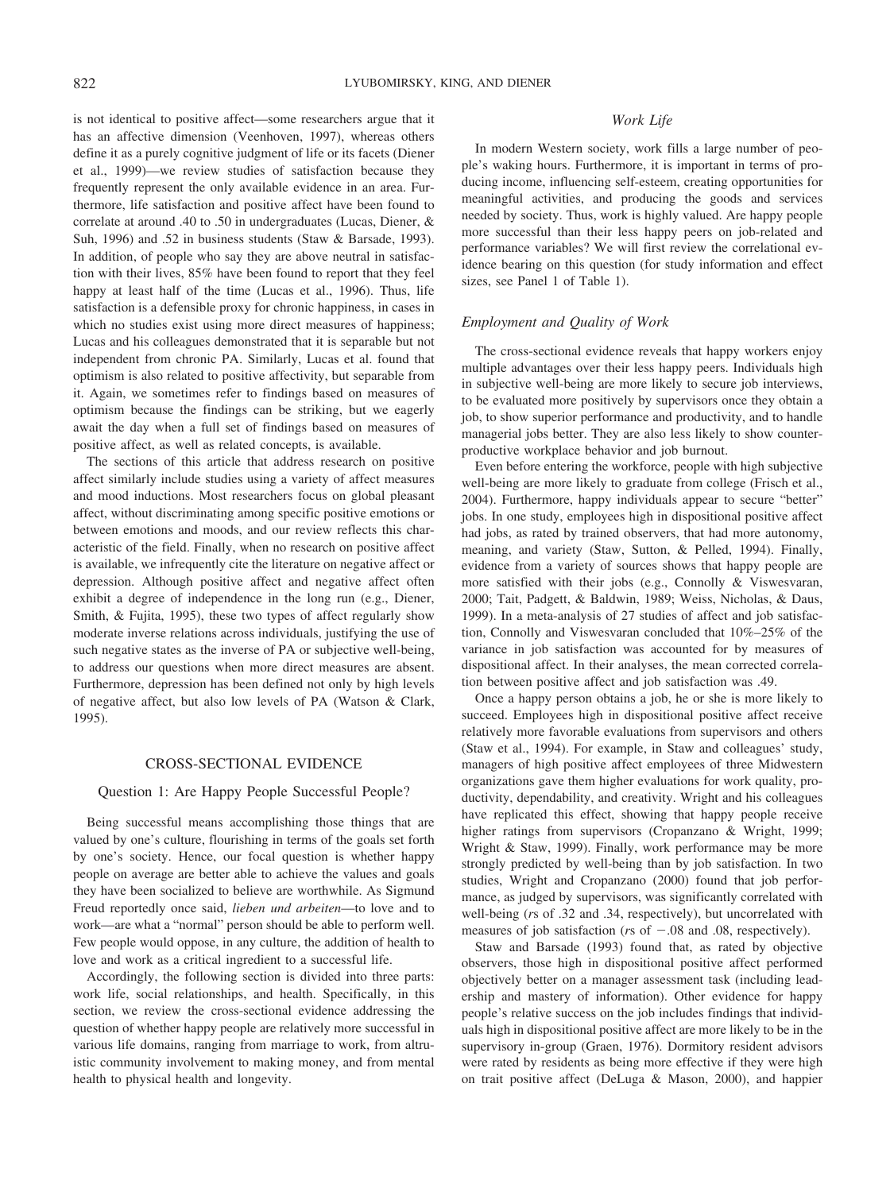is not identical to positive affect—some researchers argue that it has an affective dimension (Veenhoven, 1997), whereas others define it as a purely cognitive judgment of life or its facets (Diener et al., 1999)—we review studies of satisfaction because they frequently represent the only available evidence in an area. Furthermore, life satisfaction and positive affect have been found to correlate at around .40 to .50 in undergraduates (Lucas, Diener, & Suh, 1996) and .52 in business students (Staw & Barsade, 1993). In addition, of people who say they are above neutral in satisfaction with their lives, 85% have been found to report that they feel happy at least half of the time (Lucas et al., 1996). Thus, life satisfaction is a defensible proxy for chronic happiness, in cases in which no studies exist using more direct measures of happiness; Lucas and his colleagues demonstrated that it is separable but not independent from chronic PA. Similarly, Lucas et al. found that optimism is also related to positive affectivity, but separable from it. Again, we sometimes refer to findings based on measures of optimism because the findings can be striking, but we eagerly await the day when a full set of findings based on measures of positive affect, as well as related concepts, is available.

The sections of this article that address research on positive affect similarly include studies using a variety of affect measures and mood inductions. Most researchers focus on global pleasant affect, without discriminating among specific positive emotions or between emotions and moods, and our review reflects this characteristic of the field. Finally, when no research on positive affect is available, we infrequently cite the literature on negative affect or depression. Although positive affect and negative affect often exhibit a degree of independence in the long run (e.g., Diener, Smith, & Fujita, 1995), these two types of affect regularly show moderate inverse relations across individuals, justifying the use of such negative states as the inverse of PA or subjective well-being, to address our questions when more direct measures are absent. Furthermore, depression has been defined not only by high levels of negative affect, but also low levels of PA (Watson & Clark, 1995).

## CROSS-SECTIONAL EVIDENCE

### Question 1: Are Happy People Successful People?

Being successful means accomplishing those things that are valued by one's culture, flourishing in terms of the goals set forth by one's society. Hence, our focal question is whether happy people on average are better able to achieve the values and goals they have been socialized to believe are worthwhile. As Sigmund Freud reportedly once said, *lieben und arbeiten*—to love and to work—are what a "normal" person should be able to perform well. Few people would oppose, in any culture, the addition of health to love and work as a critical ingredient to a successful life.

Accordingly, the following section is divided into three parts: work life, social relationships, and health. Specifically, in this section, we review the cross-sectional evidence addressing the question of whether happy people are relatively more successful in various life domains, ranging from marriage to work, from altruistic community involvement to making money, and from mental health to physical health and longevity.

#### *Work Life*

In modern Western society, work fills a large number of people's waking hours. Furthermore, it is important in terms of producing income, influencing self-esteem, creating opportunities for meaningful activities, and producing the goods and services needed by society. Thus, work is highly valued. Are happy people more successful than their less happy peers on job-related and performance variables? We will first review the correlational evidence bearing on this question (for study information and effect sizes, see Panel 1 of Table 1).

#### *Employment and Quality of Work*

The cross-sectional evidence reveals that happy workers enjoy multiple advantages over their less happy peers. Individuals high in subjective well-being are more likely to secure job interviews, to be evaluated more positively by supervisors once they obtain a job, to show superior performance and productivity, and to handle managerial jobs better. They are also less likely to show counterproductive workplace behavior and job burnout.

Even before entering the workforce, people with high subjective well-being are more likely to graduate from college (Frisch et al., 2004). Furthermore, happy individuals appear to secure "better" jobs. In one study, employees high in dispositional positive affect had jobs, as rated by trained observers, that had more autonomy, meaning, and variety (Staw, Sutton, & Pelled, 1994). Finally, evidence from a variety of sources shows that happy people are more satisfied with their jobs (e.g., Connolly & Viswesvaran, 2000; Tait, Padgett, & Baldwin, 1989; Weiss, Nicholas, & Daus, 1999). In a meta-analysis of 27 studies of affect and job satisfaction, Connolly and Viswesvaran concluded that 10%–25% of the variance in job satisfaction was accounted for by measures of dispositional affect. In their analyses, the mean corrected correlation between positive affect and job satisfaction was .49.

Once a happy person obtains a job, he or she is more likely to succeed. Employees high in dispositional positive affect receive relatively more favorable evaluations from supervisors and others (Staw et al., 1994). For example, in Staw and colleagues' study, managers of high positive affect employees of three Midwestern organizations gave them higher evaluations for work quality, productivity, dependability, and creativity. Wright and his colleagues have replicated this effect, showing that happy people receive higher ratings from supervisors (Cropanzano & Wright, 1999; Wright & Staw, 1999). Finally, work performance may be more strongly predicted by well-being than by job satisfaction. In two studies, Wright and Cropanzano (2000) found that job performance, as judged by supervisors, was significantly correlated with well-being (*r*s of .32 and .34, respectively), but uncorrelated with measures of job satisfaction (*r*s of −.08 and .08, respectively).

Staw and Barsade (1993) found that, as rated by objective observers, those high in dispositional positive affect performed objectively better on a manager assessment task (including leadership and mastery of information). Other evidence for happy people's relative success on the job includes findings that individuals high in dispositional positive affect are more likely to be in the supervisory in-group (Graen, 1976). Dormitory resident advisors were rated by residents as being more effective if they were high on trait positive affect (DeLuga & Mason, 2000), and happier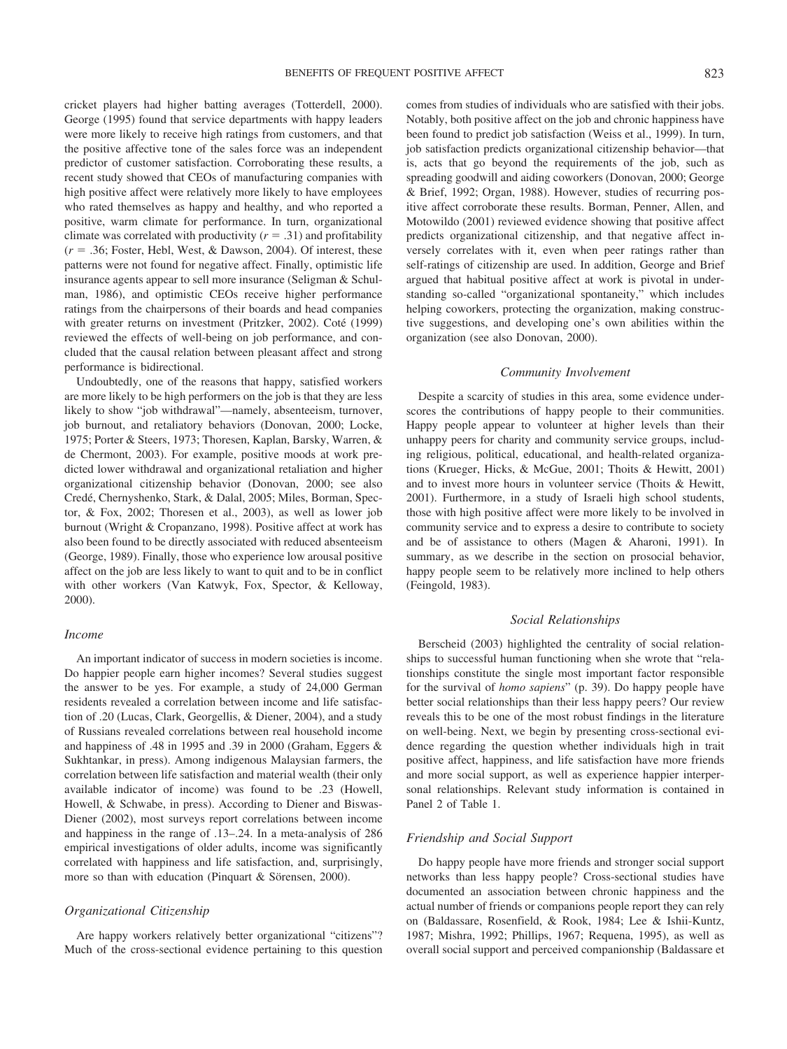cricket players had higher batting averages (Totterdell, 2000). George (1995) found that service departments with happy leaders were more likely to receive high ratings from customers, and that the positive affective tone of the sales force was an independent predictor of customer satisfaction. Corroborating these results, a recent study showed that CEOs of manufacturing companies with high positive affect were relatively more likely to have employees who rated themselves as happy and healthy, and who reported a positive, warm climate for performance. In turn, organizational climate was correlated with productivity ($r = .31$) and profitability ($r = .36$; Foster, Hebl, West, & Dawson, 2004). Of interest, these patterns were not found for negative affect. Finally, optimistic life insurance agents appear to sell more insurance (Seligman & Schulman, 1986), and optimistic CEOs receive higher performance ratings from the chairpersons of their boards and head companies with greater returns on investment (Pritzker, 2002). Coté (1999) reviewed the effects of well-being on job performance, and concluded that the causal relation between pleasant affect and strong performance is bidirectional.

Undoubtedly, one of the reasons that happy, satisfied workers are more likely to be high performers on the job is that they are less likely to show "job withdrawal"—namely, absenteeism, turnover, job burnout, and retaliatory behaviors (Donovan, 2000; Locke, 1975; Porter & Steers, 1973; Thoresen, Kaplan, Barsky, Warren, & de Chermont, 2003). For example, positive moods at work predicted lower withdrawal and organizational retaliation and higher organizational citizenship behavior (Donovan, 2000; see also Credé, Chernyshenko, Stark, & Dalal, 2005; Miles, Borman, Spector, & Fox, 2002; Thoresen et al., 2003), as well as lower job burnout (Wright & Cropanzano, 1998). Positive affect at work has also been found to be directly associated with reduced absenteeism (George, 1989). Finally, those who experience low arousal positive affect on the job are less likely to want to quit and to be in conflict with other workers (Van Katwyk, Fox, Spector, & Kelloway, 2000).

### *Income*

An important indicator of success in modern societies is income. Do happier people earn higher incomes? Several studies suggest the answer to be yes. For example, a study of 24,000 German residents revealed a correlation between income and life satisfaction of .20 (Lucas, Clark, Georgellis, & Diener, 2004), and a study of Russians revealed correlations between real household income and happiness of .48 in 1995 and .39 in 2000 (Graham, Eggers & Sukhtankar, in press). Among indigenous Malaysian farmers, the correlation between life satisfaction and material wealth (their only available indicator of income) was found to be .23 (Howell, Howell, & Schwabe, in press). According to Diener and Biswas-Diener (2002), most surveys report correlations between income and happiness in the range of .13–.24. In a meta-analysis of 286 empirical investigations of older adults, income was significantly correlated with happiness and life satisfaction, and, surprisingly, more so than with education (Pinquart & Sörensen, 2000).

### *Organizational Citizenship*

Are happy workers relatively better organizational "citizens"? Much of the cross-sectional evidence pertaining to this question comes from studies of individuals who are satisfied with their jobs. Notably, both positive affect on the job and chronic happiness have been found to predict job satisfaction (Weiss et al., 1999). In turn, job satisfaction predicts organizational citizenship behavior—that is, acts that go beyond the requirements of the job, such as spreading goodwill and aiding coworkers (Donovan, 2000; George & Brief, 1992; Organ, 1988). However, studies of recurring positive affect corroborate these results. Borman, Penner, Allen, and Motowildo (2001) reviewed evidence showing that positive affect predicts organizational citizenship, and that negative affect inversely correlates with it, even when peer ratings rather than self-ratings of citizenship are used. In addition, George and Brief argued that habitual positive affect at work is pivotal in understanding so-called "organizational spontaneity," which includes helping coworkers, protecting the organization, making constructive suggestions, and developing one's own abilities within the organization (see also Donovan, 2000).

### *Community Involvement*

Despite a scarcity of studies in this area, some evidence underscores the contributions of happy people to their communities. Happy people appear to volunteer at higher levels than their unhappy peers for charity and community service groups, including religious, political, educational, and health-related organizations (Krueger, Hicks, & McGue, 2001; Thoits & Hewitt, 2001) and to invest more hours in volunteer service (Thoits & Hewitt, 2001). Furthermore, in a study of Israeli high school students, those with high positive affect were more likely to be involved in community service and to express a desire to contribute to society and be of assistance to others (Magen & Aharoni, 1991). In summary, as we describe in the section on prosocial behavior, happy people seem to be relatively more inclined to help others (Feingold, 1983).

### *Social Relationships*

Berscheid (2003) highlighted the centrality of social relationships to successful human functioning when she wrote that "relationships constitute the single most important factor responsible for the survival of *homo sapiens*" (p. 39). Do happy people have better social relationships than their less happy peers? Our review reveals this to be one of the most robust findings in the literature on well-being. Next, we begin by presenting cross-sectional evidence regarding the question whether individuals high in trait positive affect, happiness, and life satisfaction have more friends and more social support, as well as experience happier interpersonal relationships. Relevant study information is contained in Panel 2 of Table 1.

### *Friendship and Social Support*

Do happy people have more friends and stronger social support networks than less happy people? Cross-sectional studies have documented an association between chronic happiness and the actual number of friends or companions people report they can rely on (Baldassare, Rosenfield, & Rook, 1984; Lee & Ishii-Kuntz, 1987; Mishra, 1992; Phillips, 1967; Requena, 1995), as well as overall social support and perceived companionship (Baldassare et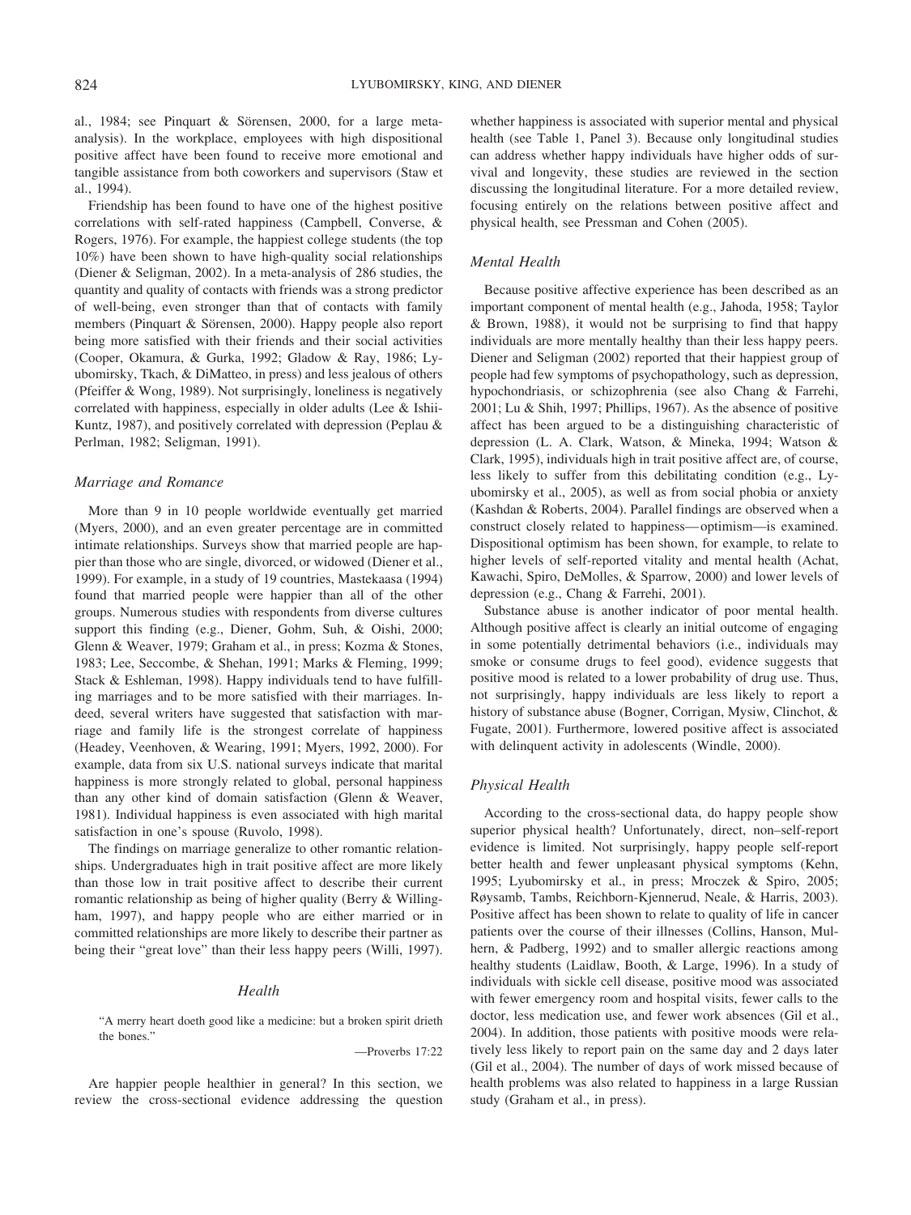al., 1984; see Pinquart & Sörensen, 2000, for a large meta-analysis). In the workplace, employees with high dispositional positive affect have been found to receive more emotional and tangible assistance from both coworkers and supervisors (Staw et al., 1994).

Friendship has been found to have one of the highest positive correlations with self-rated happiness (Campbell, Converse, & Rogers, 1976). For example, the happiest college students (the top 10%) have been shown to have high-quality social relationships (Diener & Seligman, 2002). In a meta-analysis of 286 studies, the quantity and quality of contacts with friends was a strong predictor of well-being, even stronger than that of contacts with family members (Pinquart & Sörensen, 2000). Happy people also report being more satisfied with their friends and their social activities (Cooper, Okamura, & Gurka, 1992; Gladow & Ray, 1986; Lyubomirsky, Tkach, & DiMatteo, in press) and less jealous of others (Pfeiffer & Wong, 1989). Not surprisingly, loneliness is negatively correlated with happiness, especially in older adults (Lee & Ishii-Kuntz, 1987), and positively correlated with depression (Peplau & Perlman, 1982; Seligman, 1991).

### *Marriage and Romance*

More than 9 in 10 people worldwide eventually get married (Myers, 2000), and an even greater percentage are in committed intimate relationships. Surveys show that married people are happier than those who are single, divorced, or widowed (Diener et al., 1999). For example, in a study of 19 countries, Mastekaasa (1994) found that married people were happier than all of the other groups. Numerous studies with respondents from diverse cultures support this finding (e.g., Diener, Gohm, Suh, & Oishi, 2000; Glenn & Weaver, 1979; Graham et al., in press; Kozma & Stones, 1983; Lee, Seccombe, & Shehan, 1991; Marks & Fleming, 1999; Stack & Eshleman, 1998). Happy individuals tend to have fulfilling marriages and to be more satisfied with their marriages. Indeed, several writers have suggested that satisfaction with marriage and family life is the strongest correlate of happiness (Headey, Veenhoven, & Wearing, 1991; Myers, 1992, 2000). For example, data from six U.S. national surveys indicate that marital happiness is more strongly related to global, personal happiness than any other kind of domain satisfaction (Glenn & Weaver, 1981). Individual happiness is even associated with high marital satisfaction in one's spouse (Ruvolo, 1998).

The findings on marriage generalize to other romantic relationships. Undergraduates high in trait positive affect are more likely than those low in trait positive affect to describe their current romantic relationship as being of higher quality (Berry & Willingham, 1997), and happy people who are either married or in committed relationships are more likely to describe their partner as being their "great love" than their less happy peers (Willi, 1997).

## *Health*

> "A merry heart doeth good like a medicine: but a broken spirit drieth the bones."
>
> —Proverbs 17:22

Are happier people healthier in general? In this section, we review the cross-sectional evidence addressing the question whether happiness is associated with superior mental and physical health (see Table 1, Panel 3). Because only longitudinal studies can address whether happy individuals have higher odds of survival and longevity, these studies are reviewed in the section discussing the longitudinal literature. For a more detailed review, focusing entirely on the relations between positive affect and physical health, see Pressman and Cohen (2005).

### *Mental Health*

Because positive affective experience has been described as an important component of mental health (e.g., Jahoda, 1958; Taylor & Brown, 1988), it would not be surprising to find that happy individuals are more mentally healthy than their less happy peers. Diener and Seligman (2002) reported that their happiest group of people had few symptoms of psychopathology, such as depression, hypochondriasis, or schizophrenia (see also Chang & Farrehi, 2001; Lu & Shih, 1997; Phillips, 1967). As the absence of positive affect has been argued to be a distinguishing characteristic of depression (L. A. Clark, Watson, & Mineka, 1994; Watson & Clark, 1995), individuals high in trait positive affect are, of course, less likely to suffer from this debilitating condition (e.g., Lyubomirsky et al., 2005), as well as from social phobia or anxiety (Kashdan & Roberts, 2004). Parallel findings are observed when a construct closely related to happiness—optimism—is examined. Dispositional optimism has been shown, for example, to relate to higher levels of self-reported vitality and mental health (Achat, Kawachi, Spiro, DeMolles, & Sparrow, 2000) and lower levels of depression (e.g., Chang & Farrehi, 2001).

Substance abuse is another indicator of poor mental health. Although positive affect is clearly an initial outcome of engaging in some potentially detrimental behaviors (i.e., individuals may smoke or consume drugs to feel good), evidence suggests that positive mood is related to a lower probability of drug use. Thus, not surprisingly, happy individuals are less likely to report a history of substance abuse (Bogner, Corrigan, Mysiw, Clinchot, & Fugate, 2001). Furthermore, lowered positive affect is associated with delinquent activity in adolescents (Windle, 2000).

### *Physical Health*

According to the cross-sectional data, do happy people show superior physical health? Unfortunately, direct, non–self-report evidence is limited. Not surprisingly, happy people self-report better health and fewer unpleasant physical symptoms (Kehn, 1995; Lyubomirsky et al., in press; Mroczek & Spiro, 2005; Røysamb, Tambs, Reichborn-Kjennerud, Neale, & Harris, 2003). Positive affect has been shown to relate to quality of life in cancer patients over the course of their illnesses (Collins, Hanson, Mulhern, & Padberg, 1992) and to smaller allergic reactions among healthy students (Laidlaw, Booth, & Large, 1996). In a study of individuals with sickle cell disease, positive mood was associated with fewer emergency room and hospital visits, fewer calls to the doctor, less medication use, and fewer work absences (Gil et al., 2004). In addition, those patients with positive moods were relatively less likely to report pain on the same day and 2 days later (Gil et al., 2004). The number of days of work missed because of health problems was also related to happiness in a large Russian study (Graham et al., in press).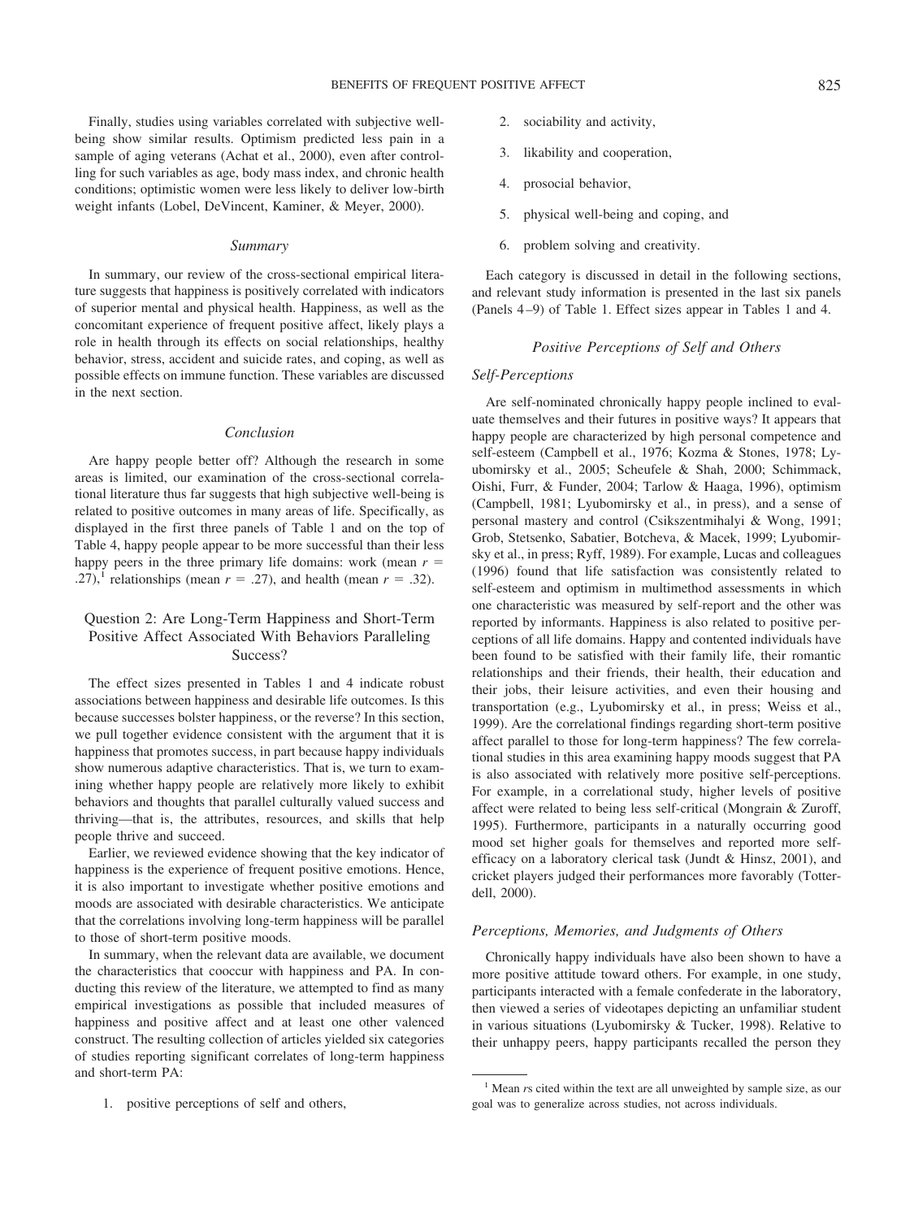Finally, studies using variables correlated with subjective well-being show similar results. Optimism predicted less pain in a sample of aging veterans (Achat et al., 2000), even after controlling for such variables as age, body mass index, and chronic health conditions; optimistic women were less likely to deliver low-birth weight infants (Lobel, DeVincent, Kaminer, & Meyer, 2000).

### *Summary*

In summary, our review of the cross-sectional empirical literature suggests that happiness is positively correlated with indicators of superior mental and physical health. Happiness, as well as the concomitant experience of frequent positive affect, likely plays a role in health through its effects on social relationships, healthy behavior, stress, accident and suicide rates, and coping, as well as possible effects on immune function. These variables are discussed in the next section.

### *Conclusion*

Are happy people better off? Although the research in some areas is limited, our examination of the cross-sectional correlational literature thus far suggests that high subjective well-being is related to positive outcomes in many areas of life. Specifically, as displayed in the first three panels of Table 1 and on the top of Table 4, happy people appear to be more successful than their less happy peers in the three primary life domains: work (mean $r$ = .27),[1] relationships (mean $r$ = .27), and health (mean $r$ = .32).

## Question 2: Are Long-Term Happiness and Short-Term Positive Affect Associated With Behaviors Paralleling Success?

The effect sizes presented in Tables 1 and 4 indicate robust associations between happiness and desirable life outcomes. Is this because successes bolster happiness, or the reverse? In this section, we pull together evidence consistent with the argument that it is happiness that promotes success, in part because happy individuals show numerous adaptive characteristics. That is, we turn to examining whether happy people are relatively more likely to exhibit behaviors and thoughts that parallel culturally valued success and thriving—that is, the attributes, resources, and skills that help people thrive and succeed.

Earlier, we reviewed evidence showing that the key indicator of happiness is the experience of frequent positive emotions. Hence, it is also important to investigate whether positive emotions and moods are associated with desirable characteristics. We anticipate that the correlations involving long-term happiness will be parallel to those of short-term positive moods.

In summary, when the relevant data are available, we document the characteristics that cooccur with happiness and PA. In conducting this review of the literature, we attempted to find as many empirical investigations as possible that included measures of happiness and positive affect and at least one other valenced construct. The resulting collection of articles yielded six categories of studies reporting significant correlates of long-term happiness and short-term PA:

1. positive perceptions of self and others,
2. sociability and activity,
3. likability and cooperation,
4. prosocial behavior,
5. physical well-being and coping, and
6. problem solving and creativity.

Each category is discussed in detail in the following sections, and relevant study information is presented in the last six panels (Panels 4–9) of Table 1. Effect sizes appear in Tables 1 and 4.

### *Positive Perceptions of Self and Others*

#### *Self-Perceptions*

Are self-nominated chronically happy people inclined to evaluate themselves and their futures in positive ways? It appears that happy people are characterized by high personal competence and self-esteem (Campbell et al., 1976; Kozma & Stones, 1978; Lyubomirsky et al., 2005; Scheufele & Shah, 2000; Schimmack, Oishi, Furr, & Funder, 2004; Tarlow & Haaga, 1996), optimism (Campbell, 1981; Lyubomirsky et al., in press), and a sense of personal mastery and control (Csikszentmihalyi & Wong, 1991; Grob, Stetsenko, Sabatier, Botcheva, & Macek, 1999; Lyubomirsky et al., in press; Ryff, 1989). For example, Lucas and colleagues (1996) found that life satisfaction was consistently related to self-esteem and optimism in multimethod assessments in which one characteristic was measured by self-report and the other was reported by informants. Happiness is also related to positive perceptions of all life domains. Happy and contented individuals have been found to be satisfied with their family life, their romantic relationships and their friends, their health, their education and their jobs, their leisure activities, and even their housing and transportation (e.g., Lyubomirsky et al., in press; Weiss et al., 1999). Are the correlational findings regarding short-term positive affect parallel to those for long-term happiness? The few correlational studies in this area examining happy moods suggest that PA is also associated with relatively more positive self-perceptions. For example, in a correlational study, higher levels of positive affect were related to being less self-critical (Mongrain & Zuroff, 1995). Furthermore, participants in a naturally occurring good mood set higher goals for themselves and reported more self-efficacy on a laboratory clerical task (Jundt & Hinsz, 2001), and cricket players judged their performances more favorably (Totterdell, 2000).

#### *Perceptions, Memories, and Judgments of Others*

Chronically happy individuals have also been shown to have a more positive attitude toward others. For example, in one study, participants interacted with a female confederate in the laboratory, then viewed a series of videotapes depicting an unfamiliar student in various situations (Lyubomirsky & Tucker, 1998). Relative to their unhappy peers, happy participants recalled the person they

[1] Mean $r$s cited within the text are all unweighted by sample size, as our goal was to generalize across studies, not across individuals.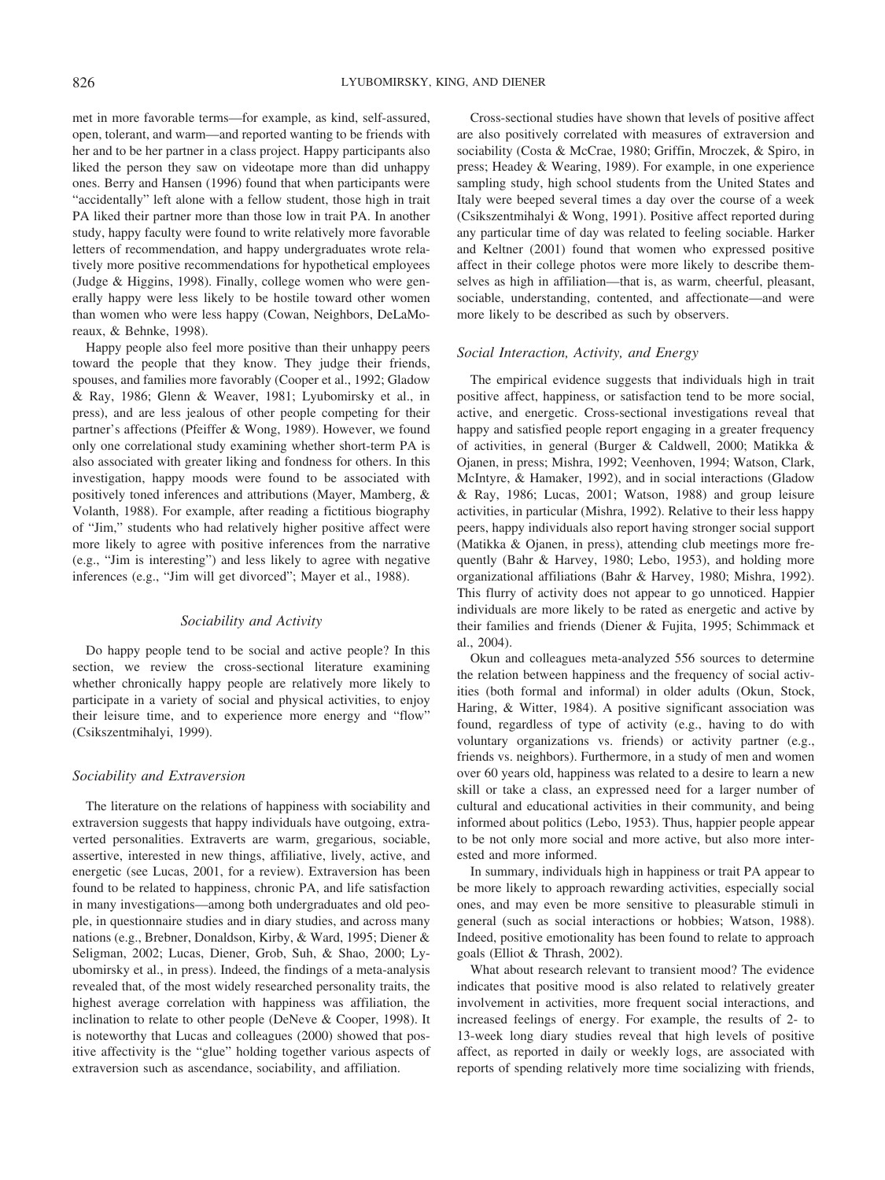met in more favorable terms—for example, as kind, self-assured, open, tolerant, and warm—and reported wanting to be friends with her and to be her partner in a class project. Happy participants also liked the person they saw on videotape more than did unhappy ones. Berry and Hansen (1996) found that when participants were "accidentally" left alone with a fellow student, those high in trait PA liked their partner more than those low in trait PA. In another study, happy faculty were found to write relatively more favorable letters of recommendation, and happy undergraduates wrote relatively more positive recommendations for hypothetical employees (Judge & Higgins, 1998). Finally, college women who were generally happy were less likely to be hostile toward other women than women who were less happy (Cowan, Neighbors, DeLaMoreaux, & Behnke, 1998).

Happy people also feel more positive than their unhappy peers toward the people that they know. They judge their friends, spouses, and families more favorably (Cooper et al., 1992; Gladow & Ray, 1986; Glenn & Weaver, 1981; Lyubomirsky et al., in press), and are less jealous of other people competing for their partner's affections (Pfeiffer & Wong, 1989). However, we found only one correlational study examining whether short-term PA is also associated with greater liking and fondness for others. In this investigation, happy moods were found to be associated with positively toned inferences and attributions (Mayer, Mamberg, & Volanth, 1988). For example, after reading a fictitious biography of "Jim," students who had relatively higher positive affect were more likely to agree with positive inferences from the narrative (e.g., "Jim is interesting") and less likely to agree with negative inferences (e.g., "Jim will get divorced"; Mayer et al., 1988).

### Sociability and Activity

Do happy people tend to be social and active people? In this section, we review the cross-sectional literature examining whether chronically happy people are relatively more likely to participate in a variety of social and physical activities, to enjoy their leisure time, and to experience more energy and "flow" (Csikszentmihalyi, 1999).

#### *Sociability and Extraversion*

The literature on the relations of happiness with sociability and extraversion suggests that happy individuals have outgoing, extraverted personalities. Extraverts are warm, gregarious, sociable, assertive, interested in new things, affiliative, lively, active, and energetic (see Lucas, 2001, for a review). Extraversion has been found to be related to happiness, chronic PA, and life satisfaction in many investigations—among both undergraduates and old people, in questionnaire studies and in diary studies, and across many nations (e.g., Brebner, Donaldson, Kirby, & Ward, 1995; Diener & Seligman, 2002; Lucas, Diener, Grob, Suh, & Shao, 2000; Lyubomirsky et al., in press). Indeed, the findings of a meta-analysis revealed that, of the most widely researched personality traits, the highest average correlation with happiness was affiliation, the inclination to relate to other people (DeNeve & Cooper, 1998). It is noteworthy that Lucas and colleagues (2000) showed that positive affectivity is the "glue" holding together various aspects of extraversion such as ascendance, sociability, and affiliation.

Cross-sectional studies have shown that levels of positive affect are also positively correlated with measures of extraversion and sociability (Costa & McCrae, 1980; Griffin, Mroczek, & Spiro, in press; Headey & Wearing, 1989). For example, in one experience sampling study, high school students from the United States and Italy were beeped several times a day over the course of a week (Csikszentmihalyi & Wong, 1991). Positive affect reported during any particular time of day was related to feeling sociable. Harker and Keltner (2001) found that women who expressed positive affect in their college photos were more likely to describe themselves as high in affiliation—that is, as warm, cheerful, pleasant, sociable, understanding, contented, and affectionate—and were more likely to be described as such by observers.

#### *Social Interaction, Activity, and Energy*

The empirical evidence suggests that individuals high in trait positive affect, happiness, or satisfaction tend to be more social, active, and energetic. Cross-sectional investigations reveal that happy and satisfied people report engaging in a greater frequency of activities, in general (Burger & Caldwell, 2000; Matikka & Ojanen, in press; Mishra, 1992; Veenhoven, 1994; Watson, Clark, McIntyre, & Hamaker, 1992), and in social interactions (Gladow & Ray, 1986; Lucas, 2001; Watson, 1988) and group leisure activities, in particular (Mishra, 1992). Relative to their less happy peers, happy individuals also report having stronger social support (Matikka & Ojanen, in press), attending club meetings more frequently (Bahr & Harvey, 1980; Lebo, 1953), and holding more organizational affiliations (Bahr & Harvey, 1980; Mishra, 1992). This flurry of activity does not appear to go unnoticed. Happier individuals are more likely to be rated as energetic and active by their families and friends (Diener & Fujita, 1995; Schimmack et al., 2004).

Okun and colleagues meta-analyzed 556 sources to determine the relation between happiness and the frequency of social activities (both formal and informal) in older adults (Okun, Stock, Haring, & Witter, 1984). A positive significant association was found, regardless of type of activity (e.g., having to do with voluntary organizations vs. friends) or activity partner (e.g., friends vs. neighbors). Furthermore, in a study of men and women over 60 years old, happiness was related to a desire to learn a new skill or take a class, an expressed need for a larger number of cultural and educational activities in their community, and being informed about politics (Lebo, 1953). Thus, happier people appear to be not only more social and more active, but also more interested and more informed.

In summary, individuals high in happiness or trait PA appear to be more likely to approach rewarding activities, especially social ones, and may even be more sensitive to pleasurable stimuli in general (such as social interactions or hobbies; Watson, 1988). Indeed, positive emotionality has been found to relate to approach goals (Elliot & Thrash, 2002).

What about research relevant to transient mood? The evidence indicates that positive mood is also related to relatively greater involvement in activities, more frequent social interactions, and increased feelings of energy. For example, the results of 2- to 13-week long diary studies reveal that high levels of positive affect, as reported in daily or weekly logs, are associated with reports of spending relatively more time socializing with friends,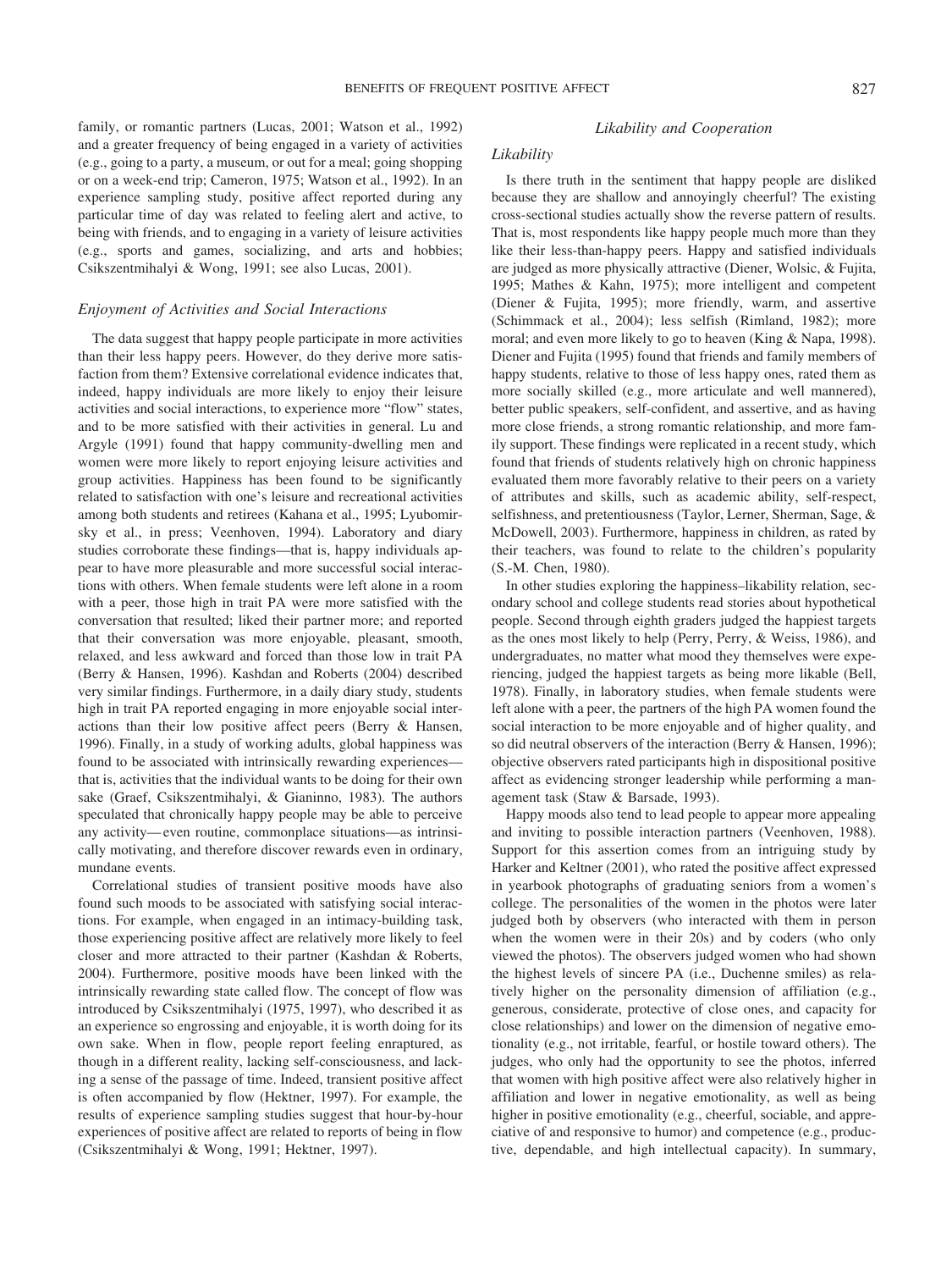family, or romantic partners (Lucas, 2001; Watson et al., 1992) and a greater frequency of being engaged in a variety of activities (e.g., going to a party, a museum, or out for a meal; going shopping or on a week-end trip; Cameron, 1975; Watson et al., 1992). In an experience sampling study, positive affect reported during any particular time of day was related to feeling alert and active, to being with friends, and to engaging in a variety of leisure activities (e.g., sports and games, socializing, and arts and hobbies; Csikszentmihalyi & Wong, 1991; see also Lucas, 2001).

### *Enjoyment of Activities and Social Interactions*

The data suggest that happy people participate in more activities than their less happy peers. However, do they derive more satisfaction from them? Extensive correlational evidence indicates that, indeed, happy individuals are more likely to enjoy their leisure activities and social interactions, to experience more "flow" states, and to be more satisfied with their activities in general. Lu and Argyle (1991) found that happy community-dwelling men and women were more likely to report enjoying leisure activities and group activities. Happiness has been found to be significantly related to satisfaction with one's leisure and recreational activities among both students and retirees (Kahana et al., 1995; Lyubomirsky et al., in press; Veenhoven, 1994). Laboratory and diary studies corroborate these findings—that is, happy individuals appear to have more pleasurable and more successful social interactions with others. When female students were left alone in a room with a peer, those high in trait PA were more satisfied with the conversation that resulted; liked their partner more; and reported that their conversation was more enjoyable, pleasant, smooth, relaxed, and less awkward and forced than those low in trait PA (Berry & Hansen, 1996). Kashdan and Roberts (2004) described very similar findings. Furthermore, in a daily diary study, students high in trait PA reported engaging in more enjoyable social interactions than their low positive affect peers (Berry & Hansen, 1996). Finally, in a study of working adults, global happiness was found to be associated with intrinsically rewarding experiences—that is, activities that the individual wants to be doing for their own sake (Graef, Csikszentmihalyi, & Gianinno, 1983). The authors speculated that chronically happy people may be able to perceive any activity—even routine, commonplace situations—as intrinsically motivating, and therefore discover rewards even in ordinary, mundane events.

Correlational studies of transient positive moods have also found such moods to be associated with satisfying social interactions. For example, when engaged in an intimacy-building task, those experiencing positive affect are relatively more likely to feel closer and more attracted to their partner (Kashdan & Roberts, 2004). Furthermore, positive moods have been linked with the intrinsically rewarding state called flow. The concept of flow was introduced by Csikszentmihalyi (1975, 1997), who described it as an experience so engrossing and enjoyable, it is worth doing for its own sake. When in flow, people report feeling enraptured, as though in a different reality, lacking self-consciousness, and lacking a sense of the passage of time. Indeed, transient positive affect is often accompanied by flow (Hektner, 1997). For example, the results of experience sampling studies suggest that hour-by-hour experiences of positive affect are related to reports of being in flow (Csikszentmihalyi & Wong, 1991; Hektner, 1997).

## *Likability and Cooperation*

### *Likability*

Is there truth in the sentiment that happy people are disliked because they are shallow and annoyingly cheerful? The existing cross-sectional studies actually show the reverse pattern of results. That is, most respondents like happy people much more than they like their less-than-happy peers. Happy and satisfied individuals are judged as more physically attractive (Diener, Wolsic, & Fujita, 1995; Mathes & Kahn, 1975); more intelligent and competent (Diener & Fujita, 1995); more friendly, warm, and assertive (Schimmack et al., 2004); less selfish (Rimland, 1982); more moral; and even more likely to go to heaven (King & Napa, 1998). Diener and Fujita (1995) found that friends and family members of happy students, relative to those of less happy ones, rated them as more socially skilled (e.g., more articulate and well mannered), better public speakers, self-confident, and assertive, and as having more close friends, a strong romantic relationship, and more family support. These findings were replicated in a recent study, which found that friends of students relatively high on chronic happiness evaluated them more favorably relative to their peers on a variety of attributes and skills, such as academic ability, self-respect, selfishness, and pretentiousness (Taylor, Lerner, Sherman, Sage, & McDowell, 2003). Furthermore, happiness in children, as rated by their teachers, was found to relate to the children's popularity (S.-M. Chen, 1980).

In other studies exploring the happiness–likability relation, secondary school and college students read stories about hypothetical people. Second through eighth graders judged the happiest targets as the ones most likely to help (Perry, Perry, & Weiss, 1986), and undergraduates, no matter what mood they themselves were experiencing, judged the happiest targets as being more likable (Bell, 1978). Finally, in laboratory studies, when female students were left alone with a peer, the partners of the high PA women found the social interaction to be more enjoyable and of higher quality, and so did neutral observers of the interaction (Berry & Hansen, 1996); objective observers rated participants high in dispositional positive affect as evidencing stronger leadership while performing a management task (Staw & Barsade, 1993).

Happy moods also tend to lead people to appear more appealing and inviting to possible interaction partners (Veenhoven, 1988). Support for this assertion comes from an intriguing study by Harker and Keltner (2001), who rated the positive affect expressed in yearbook photographs of graduating seniors from a women's college. The personalities of the women in the photos were later judged both by observers (who interacted with them in person when the women were in their 20s) and by coders (who only viewed the photos). The observers judged women who had shown the highest levels of sincere PA (i.e., Duchenne smiles) as relatively higher on the personality dimension of affiliation (e.g., generous, considerate, protective of close ones, and capacity for close relationships) and lower on the dimension of negative emotionality (e.g., not irritable, fearful, or hostile toward others). The judges, who only had the opportunity to see the photos, inferred that women with high positive affect were also relatively higher in affiliation and lower in negative emotionality, as well as being higher in positive emotionality (e.g., cheerful, sociable, and appreciative of and responsive to humor) and competence (e.g., productive, dependable, and high intellectual capacity). In summary,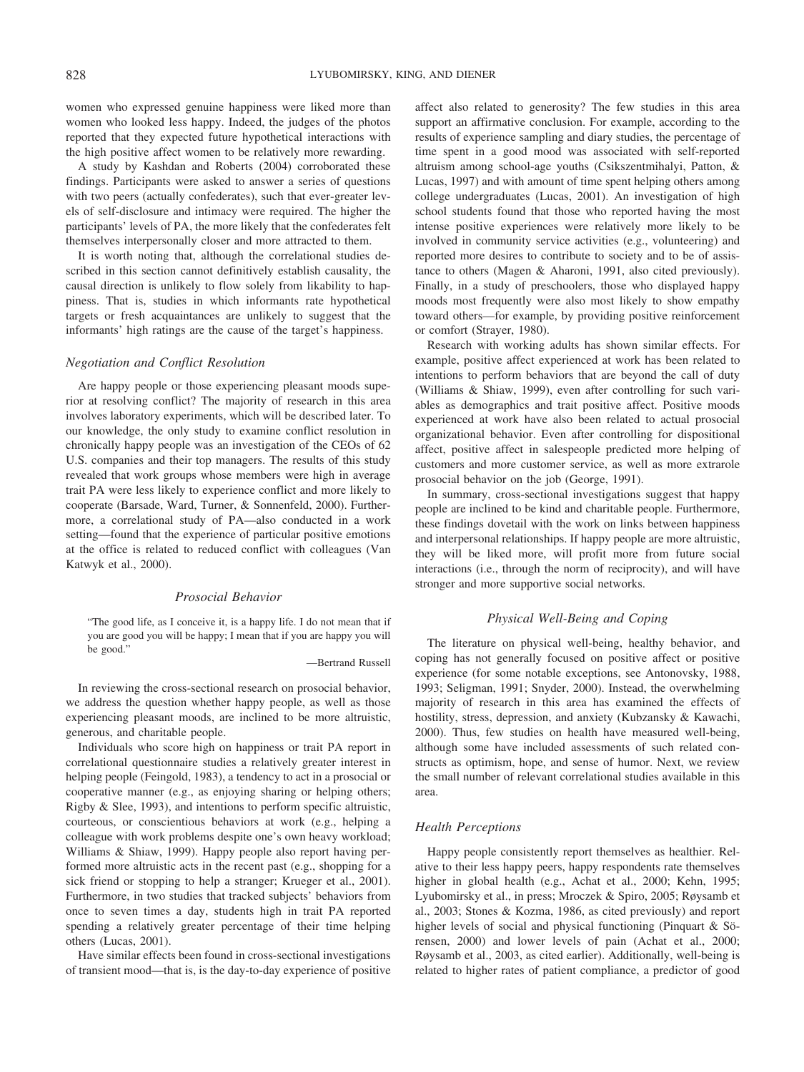women who expressed genuine happiness were liked more than women who looked less happy. Indeed, the judges of the photos reported that they expected future hypothetical interactions with the high positive affect women to be relatively more rewarding.

A study by Kashdan and Roberts (2004) corroborated these findings. Participants were asked to answer a series of questions with two peers (actually confederates), such that ever-greater levels of self-disclosure and intimacy were required. The higher the participants' levels of PA, the more likely that the confederates felt themselves interpersonally closer and more attracted to them.

It is worth noting that, although the correlational studies described in this section cannot definitively establish causality, the causal direction is unlikely to flow solely from likability to happiness. That is, studies in which informants rate hypothetical targets or fresh acquaintances are unlikely to suggest that the informants' high ratings are the cause of the target's happiness.

### *Negotiation and Conflict Resolution*

Are happy people or those experiencing pleasant moods superior at resolving conflict? The majority of research in this area involves laboratory experiments, which will be described later. To our knowledge, the only study to examine conflict resolution in chronically happy people was an investigation of the CEOs of 62 U.S. companies and their top managers. The results of this study revealed that work groups whose members were high in average trait PA were less likely to experience conflict and more likely to cooperate (Barsade, Ward, Turner, & Sonnenfeld, 2000). Furthermore, a correlational study of PA—also conducted in a work setting—found that the experience of particular positive emotions at the office is related to reduced conflict with colleagues (Van Katwyk et al., 2000).

## *Prosocial Behavior*

> "The good life, as I conceive it, is a happy life. I do not mean that if you are good you will be happy; I mean that if you are happy you will be good."
>
> —Bertrand Russell

In reviewing the cross-sectional research on prosocial behavior, we address the question whether happy people, as well as those experiencing pleasant moods, are inclined to be more altruistic, generous, and charitable people.

Individuals who score high on happiness or trait PA report in correlational questionnaire studies a relatively greater interest in helping people (Feingold, 1983), a tendency to act in a prosocial or cooperative manner (e.g., as enjoying sharing or helping others; Rigby & Slee, 1993), and intentions to perform specific altruistic, courteous, or conscientious behaviors at work (e.g., helping a colleague with work problems despite one's own heavy workload; Williams & Shiaw, 1999). Happy people also report having performed more altruistic acts in the recent past (e.g., shopping for a sick friend or stopping to help a stranger; Krueger et al., 2001). Furthermore, in two studies that tracked subjects' behaviors from once to seven times a day, students high in trait PA reported spending a relatively greater percentage of their time helping others (Lucas, 2001).

Have similar effects been found in cross-sectional investigations of transient mood—that is, is the day-to-day experience of positive affect also related to generosity? The few studies in this area support an affirmative conclusion. For example, according to the results of experience sampling and diary studies, the percentage of time spent in a good mood was associated with self-reported altruism among school-age youths (Csikszentmihalyi, Patton, & Lucas, 1997) and with amount of time spent helping others among college undergraduates (Lucas, 2001). An investigation of high school students found that those who reported having the most intense positive experiences were relatively more likely to be involved in community service activities (e.g., volunteering) and reported more desires to contribute to society and to be of assistance to others (Magen & Aharoni, 1991, also cited previously). Finally, in a study of preschoolers, those who displayed happy moods most frequently were also most likely to show empathy toward others—for example, by providing positive reinforcement or comfort (Strayer, 1980).

Research with working adults has shown similar effects. For example, positive affect experienced at work has been related to intentions to perform behaviors that are beyond the call of duty (Williams & Shiaw, 1999), even after controlling for such variables as demographics and trait positive affect. Positive moods experienced at work have also been related to actual prosocial organizational behavior. Even after controlling for dispositional affect, positive affect in salespeople predicted more helping of customers and more customer service, as well as more extrarole prosocial behavior on the job (George, 1991).

In summary, cross-sectional investigations suggest that happy people are inclined to be kind and charitable people. Furthermore, these findings dovetail with the work on links between happiness and interpersonal relationships. If happy people are more altruistic, they will be liked more, will profit more from future social interactions (i.e., through the norm of reciprocity), and will have stronger and more supportive social networks.

## *Physical Well-Being and Coping*

The literature on physical well-being, healthy behavior, and coping has not generally focused on positive affect or positive experience (for some notable exceptions, see Antonovsky, 1988, 1993; Seligman, 1991; Snyder, 2000). Instead, the overwhelming majority of research in this area has examined the effects of hostility, stress, depression, and anxiety (Kubzansky & Kawachi, 2000). Thus, few studies on health have measured well-being, although some have included assessments of such related constructs as optimism, hope, and sense of humor. Next, we review the small number of relevant correlational studies available in this area.

### *Health Perceptions*

Happy people consistently report themselves as healthier. Relative to their less happy peers, happy respondents rate themselves higher in global health (e.g., Achat et al., 2000; Kehn, 1995; Lyubomirsky et al., in press; Mroczek & Spiro, 2005; Røysamb et al., 2003; Stones & Kozma, 1986, as cited previously) and report higher levels of social and physical functioning (Pinquart & Sörensen, 2000) and lower levels of pain (Achat et al., 2000; Røysamb et al., 2003, as cited earlier). Additionally, well-being is related to higher rates of patient compliance, a predictor of good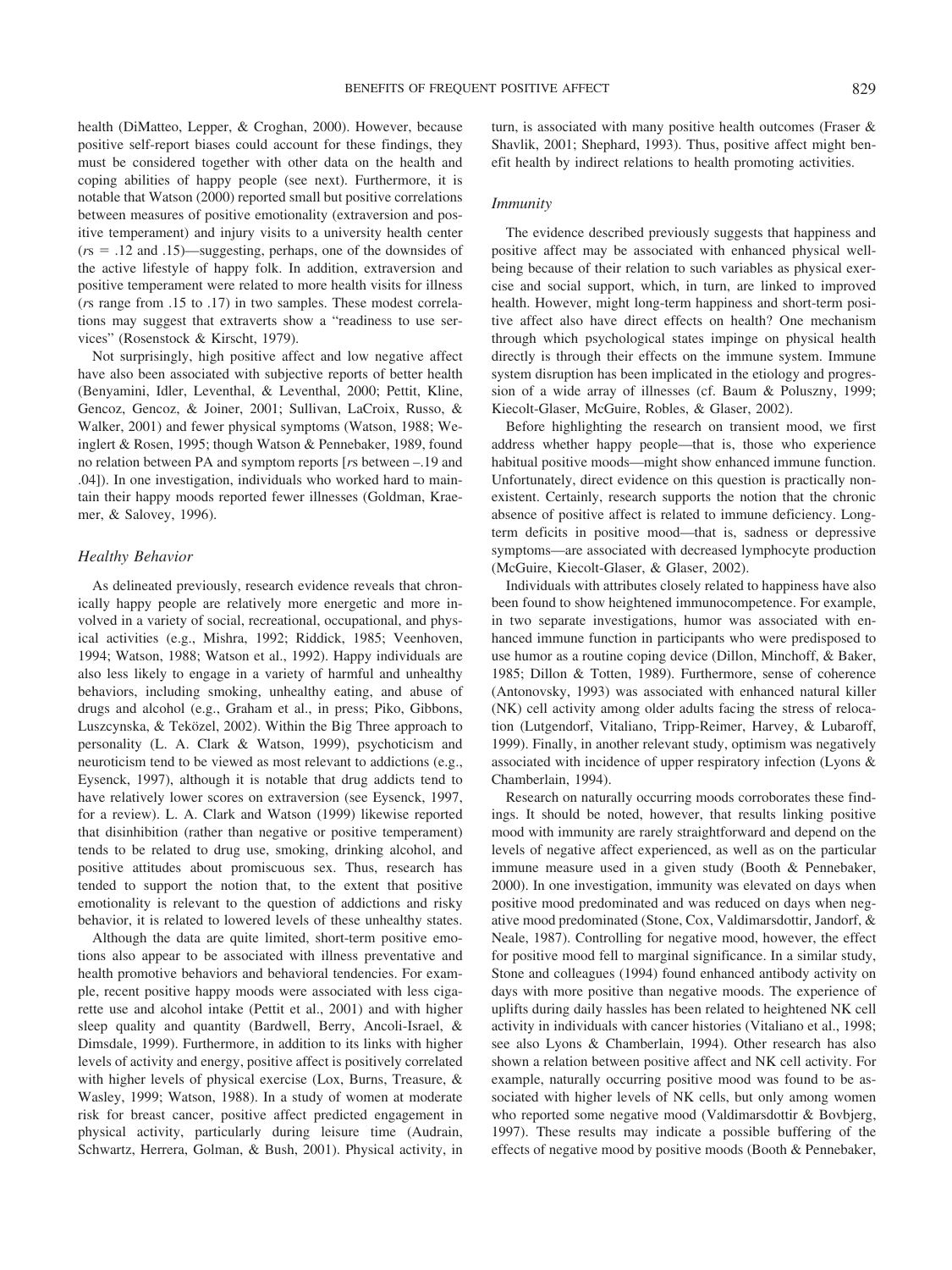health (DiMatteo, Lepper, & Croghan, 2000). However, because positive self-report biases could account for these findings, they must be considered together with other data on the health and coping abilities of happy people (see next). Furthermore, it is notable that Watson (2000) reported small but positive correlations between measures of positive emotionality (extraversion and positive temperament) and injury visits to a university health center (*r*s = .12 and .15)—suggesting, perhaps, one of the downsides of the active lifestyle of happy folk. In addition, extraversion and positive temperament were related to more health visits for illness (*r*s range from .15 to .17) in two samples. These modest correlations may suggest that extraverts show a "readiness to use services" (Rosenstock & Kirscht, 1979).

Not surprisingly, high positive affect and low negative affect have also been associated with subjective reports of better health (Benyamini, Idler, Leventhal, & Leventhal, 2000; Pettit, Kline, Gencoz, Gencoz, & Joiner, 2001; Sullivan, LaCroix, Russo, & Walker, 2001) and fewer physical symptoms (Watson, 1988; Weinglert & Rosen, 1995; though Watson & Pennebaker, 1989, found no relation between PA and symptom reports [*r*s between –.19 and .04]). In one investigation, individuals who worked hard to maintain their happy moods reported fewer illnesses (Goldman, Kraemer, & Salovey, 1996).

### *Healthy Behavior*

As delineated previously, research evidence reveals that chronically happy people are relatively more energetic and more involved in a variety of social, recreational, occupational, and physical activities (e.g., Mishra, 1992; Riddick, 1985; Veenhoven, 1994; Watson, 1988; Watson et al., 1992). Happy individuals are also less likely to engage in a variety of harmful and unhealthy behaviors, including smoking, unhealthy eating, and abuse of drugs and alcohol (e.g., Graham et al., in press; Piko, Gibbons, Luszczynska, & Teközel, 2002). Within the Big Three approach to personality (L. A. Clark & Watson, 1999), psychoticism and neuroticism tend to be viewed as most relevant to addictions (e.g., Eysenck, 1997), although it is notable that drug addicts tend to have relatively lower scores on extraversion (see Eysenck, 1997, for a review). L. A. Clark and Watson (1999) likewise reported that disinhibition (rather than negative or positive temperament) tends to be related to drug use, smoking, drinking alcohol, and positive attitudes about promiscuous sex. Thus, research has tended to support the notion that, to the extent that positive emotionality is relevant to the question of addictions and risky behavior, it is related to lowered levels of these unhealthy states.

Although the data are quite limited, short-term positive emotions also appear to be associated with illness preventative and health promotive behaviors and behavioral tendencies. For example, recent positive happy moods were associated with less cigarette use and alcohol intake (Pettit et al., 2001) and with higher sleep quality and quantity (Bardwell, Berry, Ancoli-Israel, & Dimsdale, 1999). Furthermore, in addition to its links with higher levels of activity and energy, positive affect is positively correlated with higher levels of physical exercise (Lox, Burns, Treasure, & Wasley, 1999; Watson, 1988). In a study of women at moderate risk for breast cancer, positive affect predicted engagement in physical activity, particularly during leisure time (Audrain, Schwartz, Herrera, Golman, & Bush, 2001). Physical activity, in turn, is associated with many positive health outcomes (Fraser & Shavlik, 2001; Shephard, 1993). Thus, positive affect might benefit health by indirect relations to health promoting activities.

### *Immunity*

The evidence described previously suggests that happiness and positive affect may be associated with enhanced physical well-being because of their relation to such variables as physical exercise and social support, which, in turn, are linked to improved health. However, might long-term happiness and short-term positive affect also have direct effects on health? One mechanism through which psychological states impinge on physical health directly is through their effects on the immune system. Immune system disruption has been implicated in the etiology and progression of a wide array of illnesses (cf. Baum & Poluszny, 1999; Kiecolt-Glaser, McGuire, Robles, & Glaser, 2002).

Before highlighting the research on transient mood, we first address whether happy people—that is, those who experience habitual positive moods—might show enhanced immune function. Unfortunately, direct evidence on this question is practically nonexistent. Certainly, research supports the notion that the chronic absence of positive affect is related to immune deficiency. Long-term deficits in positive mood—that is, sadness or depressive symptoms—are associated with decreased lymphocyte production (McGuire, Kiecolt-Glaser, & Glaser, 2002).

Individuals with attributes closely related to happiness have also been found to show heightened immunocompetence. For example, in two separate investigations, humor was associated with enhanced immune function in participants who were predisposed to use humor as a routine coping device (Dillon, Minchoff, & Baker, 1985; Dillon & Totten, 1989). Furthermore, sense of coherence (Antonovsky, 1993) was associated with enhanced natural killer (NK) cell activity among older adults facing the stress of relocation (Lutgendorf, Vitaliano, Tripp-Reimer, Harvey, & Lubaroff, 1999). Finally, in another relevant study, optimism was negatively associated with incidence of upper respiratory infection (Lyons & Chamberlain, 1994).

Research on naturally occurring moods corroborates these findings. It should be noted, however, that results linking positive mood with immunity are rarely straightforward and depend on the levels of negative affect experienced, as well as on the particular immune measure used in a given study (Booth & Pennebaker, 2000). In one investigation, immunity was elevated on days when positive mood predominated and was reduced on days when negative mood predominated (Stone, Cox, Valdimarsdottir, Jandorf, & Neale, 1987). Controlling for negative mood, however, the effect for positive mood fell to marginal significance. In a similar study, Stone and colleagues (1994) found enhanced antibody activity on days with more positive than negative moods. The experience of uplifts during daily hassles has been related to heightened NK cell activity in individuals with cancer histories (Vitaliano et al., 1998; see also Lyons & Chamberlain, 1994). Other research has also shown a relation between positive affect and NK cell activity. For example, naturally occurring positive mood was found to be associated with higher levels of NK cells, but only among women who reported some negative mood (Valdimarsdottir & Bovbjerg, 1997). These results may indicate a possible buffering of the effects of negative mood by positive moods (Booth & Pennebaker,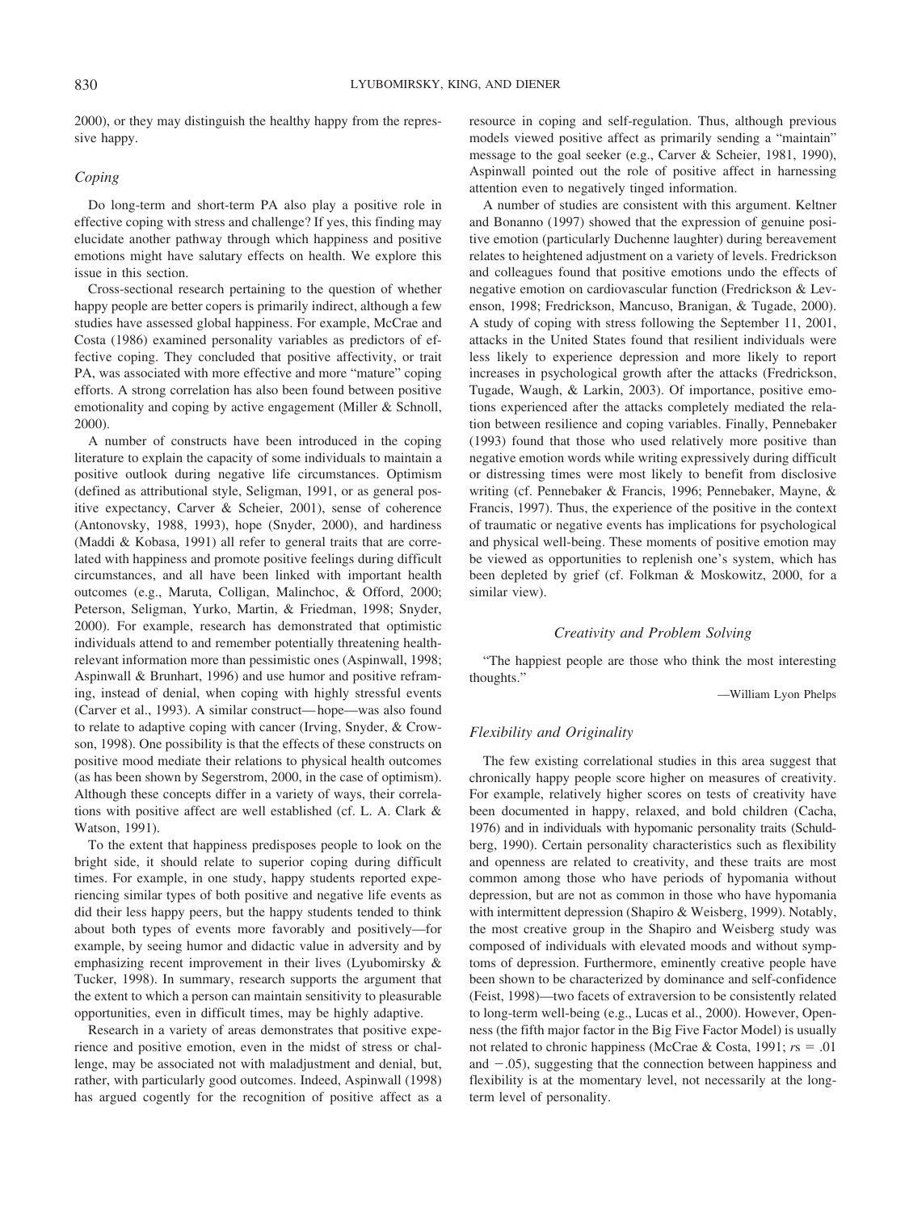2000), or they may distinguish the healthy happy from the repressive happy.

### Coping

Do long-term and short-term PA also play a positive role in effective coping with stress and challenge? If yes, this finding may elucidate another pathway through which happiness and positive emotions might have salutary effects on health. We explore this issue in this section.

Cross-sectional research pertaining to the question of whether happy people are better copers is primarily indirect, although a few studies have assessed global happiness. For example, McCrae and Costa (1986) examined personality variables as predictors of effective coping. They concluded that positive affectivity, or trait PA, was associated with more effective and more "mature" coping efforts. A strong correlation has also been found between positive emotionality and coping by active engagement (Miller & Schnoll, 2000).

A number of constructs have been introduced in the coping literature to explain the capacity of some individuals to maintain a positive outlook during negative life circumstances. Optimism (defined as attributional style, Seligman, 1991, or as general positive expectancy, Carver & Scheier, 2001), sense of coherence (Antonovsky, 1988, 1993), hope (Snyder, 2000), and hardiness (Maddi & Kobasa, 1991) all refer to general traits that are correlated with happiness and promote positive feelings during difficult circumstances, and all have been linked with important health outcomes (e.g., Maruta, Colligan, Malinchoc, & Offord, 2000; Peterson, Seligman, Yurko, Martin, & Friedman, 1998; Snyder, 2000). For example, research has demonstrated that optimistic individuals attend to and remember potentially threatening health-relevant information more than pessimistic ones (Aspinwall, 1998; Aspinwall & Brunhart, 1996) and use humor and positive reframing, instead of denial, when coping with highly stressful events (Carver et al., 1993). A similar construct—hope—was also found to relate to adaptive coping with cancer (Irving, Snyder, & Crowson, 1998). One possibility is that the effects of these constructs on positive mood mediate their relations to physical health outcomes (as has been shown by Segerstrom, 2000, in the case of optimism). Although these concepts differ in a variety of ways, their correlations with positive affect are well established (cf. L. A. Clark & Watson, 1991).

To the extent that happiness predisposes people to look on the bright side, it should relate to superior coping during difficult times. For example, in one study, happy students reported experiencing similar types of both positive and negative life events as did their less happy peers, but the happy students tended to think about both types of events more favorably and positively—for example, by seeing humor and didactic value in adversity and by emphasizing recent improvement in their lives (Lyubomirsky & Tucker, 1998). In summary, research supports the argument that the extent to which a person can maintain sensitivity to pleasurable opportunities, even in difficult times, may be highly adaptive.

Research in a variety of areas demonstrates that positive experience and positive emotion, even in the midst of stress or challenge, may be associated not with maladjustment and denial, but, rather, with particularly good outcomes. Indeed, Aspinwall (1998) has argued cogently for the recognition of positive affect as a resource in coping and self-regulation. Thus, although previous models viewed positive affect as primarily sending a "maintain" message to the goal seeker (e.g., Carver & Scheier, 1981, 1990), Aspinwall pointed out the role of positive affect in harnessing attention even to negatively tinged information.

A number of studies are consistent with this argument. Keltner and Bonanno (1997) showed that the expression of genuine positive emotion (particularly Duchenne laughter) during bereavement relates to heightened adjustment on a variety of levels. Fredrickson and colleagues found that positive emotions undo the effects of negative emotion on cardiovascular function (Fredrickson & Levenson, 1998; Fredrickson, Mancuso, Branigan, & Tugade, 2000). A study of coping with stress following the September 11, 2001, attacks in the United States found that resilient individuals were less likely to experience depression and more likely to report increases in psychological growth after the attacks (Fredrickson, Tugade, Waugh, & Larkin, 2003). Of importance, positive emotions experienced after the attacks completely mediated the relation between resilience and coping variables. Finally, Pennebaker (1993) found that those who used relatively more positive than negative emotion words while writing expressively during difficult or distressing times were most likely to benefit from disclosive writing (cf. Pennebaker & Francis, 1996; Pennebaker, Mayne, & Francis, 1997). Thus, the experience of the positive in the context of traumatic or negative events has implications for psychological and physical well-being. These moments of positive emotion may be viewed as opportunities to replenish one's system, which has been depleted by grief (cf. Folkman & Moskowitz, 2000, for a similar view).

## Creativity and Problem Solving

"The happiest people are those who think the most interesting thoughts."

—William Lyon Phelps

### Flexibility and Originality

The few existing correlational studies in this area suggest that chronically happy people score higher on measures of creativity. For example, relatively higher scores on tests of creativity have been documented in happy, relaxed, and bold children (Cacha, 1976) and in individuals with hypomanic personality traits (Schuldberg, 1990). Certain personality characteristics such as flexibility and openness are related to creativity, and these traits are most common among those who have periods of hypomania without depression, but are not as common in those who have hypomania with intermittent depression (Shapiro & Weisberg, 1999). Notably, the most creative group in the Shapiro and Weisberg study was composed of individuals with elevated moods and without symptoms of depression. Furthermore, eminently creative people have been shown to be characterized by dominance and self-confidence (Feist, 1998)—two facets of extraversion to be consistently related to long-term well-being (e.g., Lucas et al., 2000). However, Openness (the fifth major factor in the Big Five Factor Model) is usually not related to chronic happiness (McCrae & Costa, 1991; $rs = .01$ and $-.05$), suggesting that the connection between happiness and flexibility is at the momentary level, not necessarily at the long-term level of personality.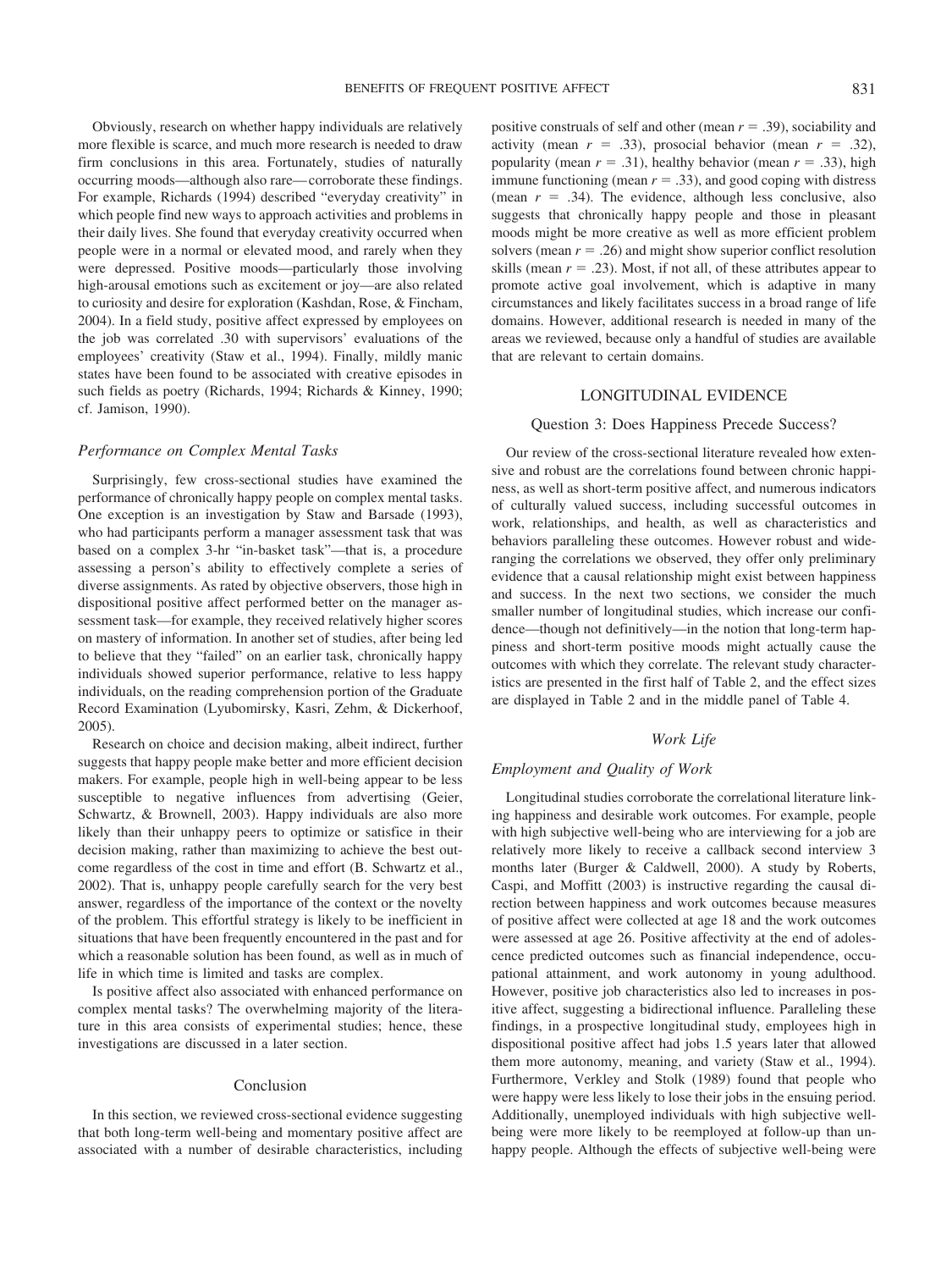Obviously, research on whether happy individuals are relatively more flexible is scarce, and much more research is needed to draw firm conclusions in this area. Fortunately, studies of naturally occurring moods—although also rare—corroborate these findings. For example, Richards (1994) described "everyday creativity" in which people find new ways to approach activities and problems in their daily lives. She found that everyday creativity occurred when people were in a normal or elevated mood, and rarely when they were depressed. Positive moods—particularly those involving high-arousal emotions such as excitement or joy—are also related to curiosity and desire for exploration (Kashdan, Rose, & Fincham, 2004). In a field study, positive affect expressed by employees on the job was correlated .30 with supervisors' evaluations of the employees' creativity (Staw et al., 1994). Finally, mildly manic states have been found to be associated with creative episodes in such fields as poetry (Richards, 1994; Richards & Kinney, 1990; cf. Jamison, 1990).

### *Performance on Complex Mental Tasks*

Surprisingly, few cross-sectional studies have examined the performance of chronically happy people on complex mental tasks. One exception is an investigation by Staw and Barsade (1993), who had participants perform a manager assessment task that was based on a complex 3-hr "in-basket task"—that is, a procedure assessing a person's ability to effectively complete a series of diverse assignments. As rated by objective observers, those high in dispositional positive affect performed better on the manager assessment task—for example, they received relatively higher scores on mastery of information. In another set of studies, after being led to believe that they "failed" on an earlier task, chronically happy individuals showed superior performance, relative to less happy individuals, on the reading comprehension portion of the Graduate Record Examination (Lyubomirsky, Kasri, Zehm, & Dickerhoof, 2005).

Research on choice and decision making, albeit indirect, further suggests that happy people make better and more efficient decision makers. For example, people high in well-being appear to be less susceptible to negative influences from advertising (Geier, Schwartz, & Brownell, 2003). Happy individuals are also more likely than their unhappy peers to optimize or satisfice in their decision making, rather than maximizing to achieve the best outcome regardless of the cost in time and effort (B. Schwartz et al., 2002). That is, unhappy people carefully search for the very best answer, regardless of the importance of the context or the novelty of the problem. This effortful strategy is likely to be inefficient in situations that have been frequently encountered in the past and for which a reasonable solution has been found, as well as in much of life in which time is limited and tasks are complex.

Is positive affect also associated with enhanced performance on complex mental tasks? The overwhelming majority of the literature in this area consists of experimental studies; hence, these investigations are discussed in a later section.

## Conclusion

In this section, we reviewed cross-sectional evidence suggesting that both long-term well-being and momentary positive affect are associated with a number of desirable characteristics, including positive construals of self and other (mean $r = .39$), sociability and activity (mean $r = .33$), prosocial behavior (mean $r = .32$), popularity (mean $r = .31$), healthy behavior (mean $r = .33$), high immune functioning (mean $r = .33$), and good coping with distress (mean $r = .34$). The evidence, although less conclusive, also suggests that chronically happy people and those in pleasant moods might be more creative as well as more efficient problem solvers (mean $r = .26$) and might show superior conflict resolution skills (mean $r = .23$). Most, if not all, of these attributes appear to promote active goal involvement, which is adaptive in many circumstances and likely facilitates success in a broad range of life domains. However, additional research is needed in many of the areas we reviewed, because only a handful of studies are available that are relevant to certain domains.

## LONGITUDINAL EVIDENCE

### Question 3: Does Happiness Precede Success?

Our review of the cross-sectional literature revealed how extensive and robust are the correlations found between chronic happiness, as well as short-term positive affect, and numerous indicators of culturally valued success, including successful outcomes in work, relationships, and health, as well as characteristics and behaviors paralleling these outcomes. However robust and wide-ranging the correlations we observed, they offer only preliminary evidence that a causal relationship might exist between happiness and success. In the next two sections, we consider the much smaller number of longitudinal studies, which increase our confidence—though not definitively—in the notion that long-term happiness and short-term positive moods might actually cause the outcomes with which they correlate. The relevant study characteristics are presented in the first half of Table 2, and the effect sizes are displayed in Table 2 and in the middle panel of Table 4.

### *Work Life*

### *Employment and Quality of Work*

Longitudinal studies corroborate the correlational literature linking happiness and desirable work outcomes. For example, people with high subjective well-being who are interviewing for a job are relatively more likely to receive a callback second interview 3 months later (Burger & Caldwell, 2000). A study by Roberts, Caspi, and Moffitt (2003) is instructive regarding the causal direction between happiness and work outcomes because measures of positive affect were collected at age 18 and the work outcomes were assessed at age 26. Positive affectivity at the end of adolescence predicted outcomes such as financial independence, occupational attainment, and work autonomy in young adulthood. However, positive job characteristics also led to increases in positive affect, suggesting a bidirectional influence. Paralleling these findings, in a prospective longitudinal study, employees high in dispositional positive affect had jobs 1.5 years later that allowed them more autonomy, meaning, and variety (Staw et al., 1994). Furthermore, Verkley and Stolk (1989) found that people who were happy were less likely to lose their jobs in the ensuing period. Additionally, unemployed individuals with high subjective well-being were more likely to be reemployed at follow-up than unhappy people. Although the effects of subjective well-being were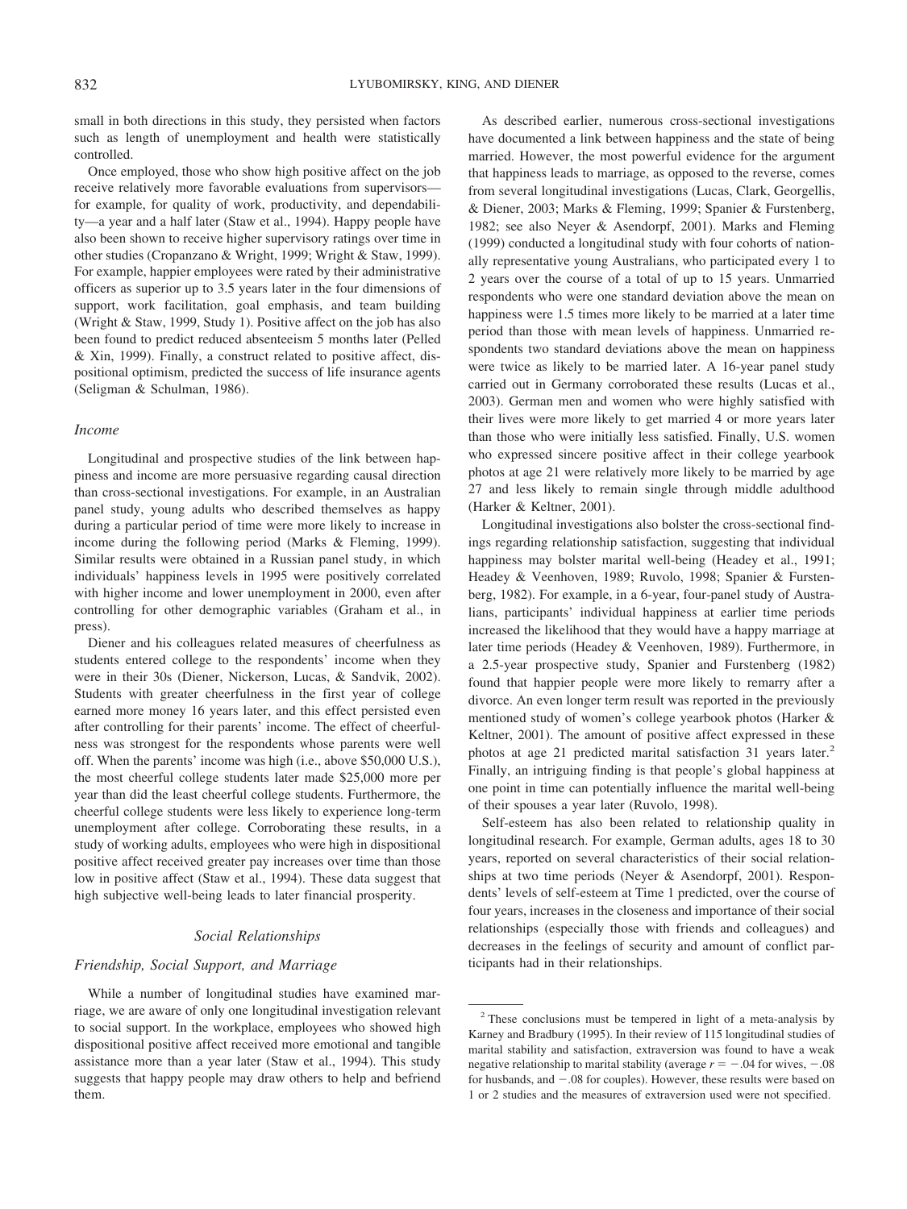small in both directions in this study, they persisted when factors such as length of unemployment and health were statistically controlled.

Once employed, those who show high positive affect on the job receive relatively more favorable evaluations from supervisors—for example, for quality of work, productivity, and dependability—a year and a half later (Staw et al., 1994). Happy people have also been shown to receive higher supervisory ratings over time in other studies (Cropanzano & Wright, 1999; Wright & Staw, 1999). For example, happier employees were rated by their administrative officers as superior up to 3.5 years later in the four dimensions of support, work facilitation, goal emphasis, and team building (Wright & Staw, 1999, Study 1). Positive affect on the job has also been found to predict reduced absenteeism 5 months later (Pelled & Xin, 1999). Finally, a construct related to positive affect, dispositional optimism, predicted the success of life insurance agents (Seligman & Schulman, 1986).

### *Income*

Longitudinal and prospective studies of the link between happiness and income are more persuasive regarding causal direction than cross-sectional investigations. For example, in an Australian panel study, young adults who described themselves as happy during a particular period of time were more likely to increase in income during the following period (Marks & Fleming, 1999). Similar results were obtained in a Russian panel study, in which individuals' happiness levels in 1995 were positively correlated with higher income and lower unemployment in 2000, even after controlling for other demographic variables (Graham et al., in press).

Diener and his colleagues related measures of cheerfulness as students entered college to the respondents' income when they were in their 30s (Diener, Nickerson, Lucas, & Sandvik, 2002). Students with greater cheerfulness in the first year of college earned more money 16 years later, and this effect persisted even after controlling for their parents' income. The effect of cheerfulness was strongest for the respondents whose parents were well off. When the parents' income was high (i.e., above $50,000 U.S.), the most cheerful college students later made $25,000 more per year than did the least cheerful college students. Furthermore, the cheerful college students were less likely to experience long-term unemployment after college. Corroborating these results, in a study of working adults, employees who were high in dispositional positive affect received greater pay increases over time than those low in positive affect (Staw et al., 1994). These data suggest that high subjective well-being leads to later financial prosperity.

## *Social Relationships*

### *Friendship, Social Support, and Marriage*

While a number of longitudinal studies have examined marriage, we are aware of only one longitudinal investigation relevant to social support. In the workplace, employees who showed high dispositional positive affect received more emotional and tangible assistance more than a year later (Staw et al., 1994). This study suggests that happy people may draw others to help and befriend them.

As described earlier, numerous cross-sectional investigations have documented a link between happiness and the state of being married. However, the most powerful evidence for the argument that happiness leads to marriage, as opposed to the reverse, comes from several longitudinal investigations (Lucas, Clark, Georgellis, & Diener, 2003; Marks & Fleming, 1999; Spanier & Furstenberg, 1982; see also Neyer & Asendorpf, 2001). Marks and Fleming (1999) conducted a longitudinal study with four cohorts of nationally representative young Australians, who participated every 1 to 2 years over the course of a total of up to 15 years. Unmarried respondents who were one standard deviation above the mean on happiness were 1.5 times more likely to be married at a later time period than those with mean levels of happiness. Unmarried respondents two standard deviations above the mean on happiness were twice as likely to be married later. A 16-year panel study carried out in Germany corroborated these results (Lucas et al., 2003). German men and women who were highly satisfied with their lives were more likely to get married 4 or more years later than those who were initially less satisfied. Finally, U.S. women who expressed sincere positive affect in their college yearbook photos at age 21 were relatively more likely to be married by age 27 and less likely to remain single through middle adulthood (Harker & Keltner, 2001).

Longitudinal investigations also bolster the cross-sectional findings regarding relationship satisfaction, suggesting that individual happiness may bolster marital well-being (Headey et al., 1991; Headey & Veenhoven, 1989; Ruvolo, 1998; Spanier & Furstenberg, 1982). For example, in a 6-year, four-panel study of Australians, participants' individual happiness at earlier time periods increased the likelihood that they would have a happy marriage at later time periods (Headey & Veenhoven, 1989). Furthermore, in a 2.5-year prospective study, Spanier and Furstenberg (1982) found that happier people were more likely to remarry after a divorce. An even longer term result was reported in the previously mentioned study of women's college yearbook photos (Harker & Keltner, 2001). The amount of positive affect expressed in these photos at age 21 predicted marital satisfaction 31 years later.[2] Finally, an intriguing finding is that people's global happiness at one point in time can potentially influence the marital well-being of their spouses a year later (Ruvolo, 1998).

Self-esteem has also been related to relationship quality in longitudinal research. For example, German adults, ages 18 to 30 years, reported on several characteristics of their social relationships at two time periods (Neyer & Asendorpf, 2001). Respondents' levels of self-esteem at Time 1 predicted, over the course of four years, increases in the closeness and importance of their social relationships (especially those with friends and colleagues) and decreases in the feelings of security and amount of conflict participants had in their relationships.

[2] These conclusions must be tempered in light of a meta-analysis by Karney and Bradbury (1995). In their review of 115 longitudinal studies of marital stability and satisfaction, extraversion was found to have a weak negative relationship to marital stability (average $r = -.04$ for wives, $-.08$ for husbands, and $-.08$ for couples). However, these results were based on 1 or 2 studies and the measures of extraversion used were not specified.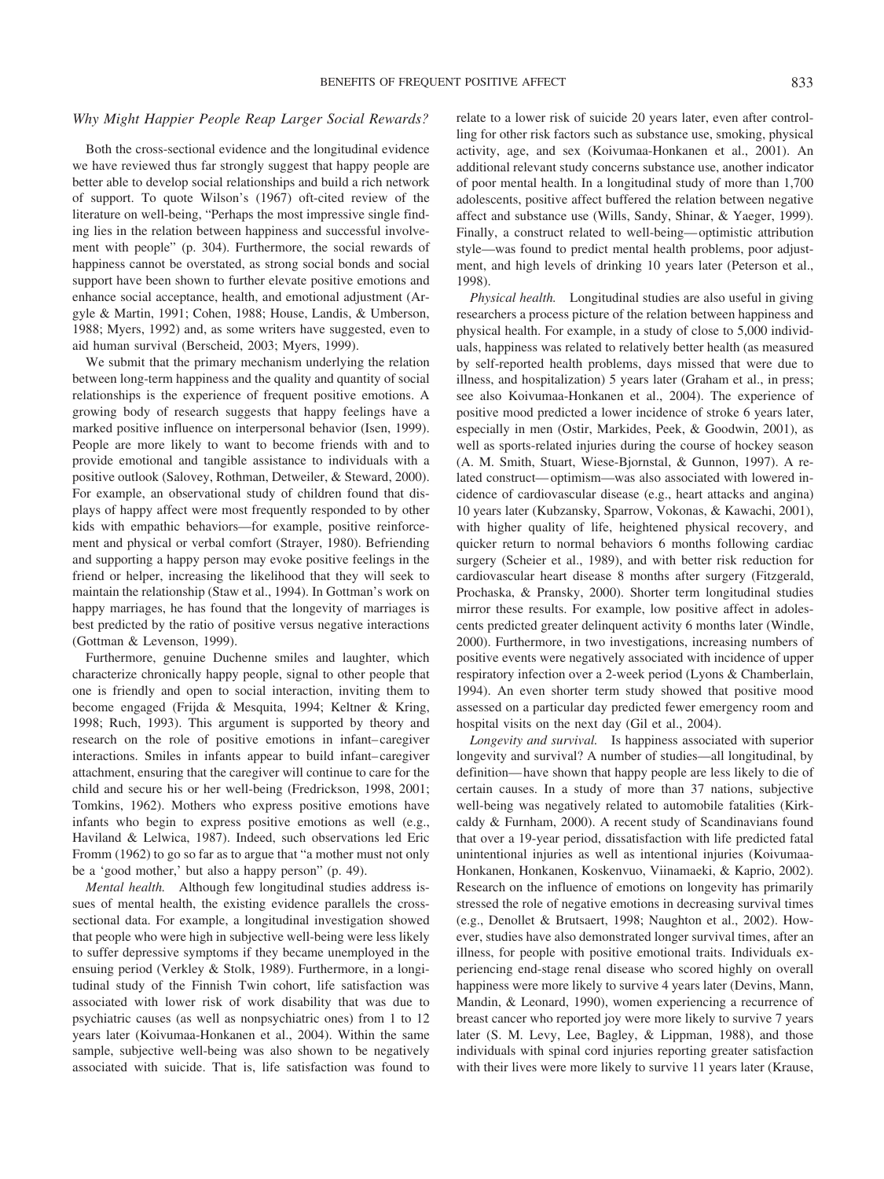### *Why Might Happier People Reap Larger Social Rewards?*

Both the cross-sectional evidence and the longitudinal evidence we have reviewed thus far strongly suggest that happy people are better able to develop social relationships and build a rich network of support. To quote Wilson's (1967) oft-cited review of the literature on well-being, "Perhaps the most impressive single finding lies in the relation between happiness and successful involvement with people" (p. 304). Furthermore, the social rewards of happiness cannot be overstated, as strong social bonds and social support have been shown to further elevate positive emotions and enhance social acceptance, health, and emotional adjustment (Argyle & Martin, 1991; Cohen, 1988; House, Landis, & Umberson, 1988; Myers, 1992) and, as some writers have suggested, even to aid human survival (Berscheid, 2003; Myers, 1999).

We submit that the primary mechanism underlying the relation between long-term happiness and the quality and quantity of social relationships is the experience of frequent positive emotions. A growing body of research suggests that happy feelings have a marked positive influence on interpersonal behavior (Isen, 1999). People are more likely to want to become friends with and to provide emotional and tangible assistance to individuals with a positive outlook (Salovey, Rothman, Detweiler, & Steward, 2000). For example, an observational study of children found that displays of happy affect were most frequently responded to by other kids with empathic behaviors—for example, positive reinforcement and physical or verbal comfort (Strayer, 1980). Befriending and supporting a happy person may evoke positive feelings in the friend or helper, increasing the likelihood that they will seek to maintain the relationship (Staw et al., 1994). In Gottman's work on happy marriages, he has found that the longevity of marriages is best predicted by the ratio of positive versus negative interactions (Gottman & Levenson, 1999).

Furthermore, genuine Duchenne smiles and laughter, which characterize chronically happy people, signal to other people that one is friendly and open to social interaction, inviting them to become engaged (Frijda & Mesquita, 1994; Keltner & Kring, 1998; Ruch, 1993). This argument is supported by theory and research on the role of positive emotions in infant–caregiver interactions. Smiles in infants appear to build infant–caregiver attachment, ensuring that the caregiver will continue to care for the child and secure his or her well-being (Fredrickson, 1998, 2001; Tomkins, 1962). Mothers who express positive emotions have infants who begin to express positive emotions as well (e.g., Haviland & Lelwica, 1987). Indeed, such observations led Eric Fromm (1962) to go so far as to argue that "a mother must not only be a 'good mother,' but also a happy person" (p. 49).

*Mental health.* Although few longitudinal studies address issues of mental health, the existing evidence parallels the cross-sectional data. For example, a longitudinal investigation showed that people who were high in subjective well-being were less likely to suffer depressive symptoms if they became unemployed in the ensuing period (Verkley & Stolk, 1989). Furthermore, in a longitudinal study of the Finnish Twin cohort, life satisfaction was associated with lower risk of work disability that was due to psychiatric causes (as well as nonpsychiatric ones) from 1 to 12 years later (Koivumaa-Honkanen et al., 2004). Within the same sample, subjective well-being was also shown to be negatively associated with suicide. That is, life satisfaction was found to relate to a lower risk of suicide 20 years later, even after controlling for other risk factors such as substance use, smoking, physical activity, age, and sex (Koivumaa-Honkanen et al., 2001). An additional relevant study concerns substance use, another indicator of poor mental health. In a longitudinal study of more than 1,700 adolescents, positive affect buffered the relation between negative affect and substance use (Wills, Sandy, Shinar, & Yaeger, 1999). Finally, a construct related to well-being—optimistic attribution style—was found to predict mental health problems, poor adjustment, and high levels of drinking 10 years later (Peterson et al., 1998).

*Physical health.* Longitudinal studies are also useful in giving researchers a process picture of the relation between happiness and physical health. For example, in a study of close to 5,000 individuals, happiness was related to relatively better health (as measured by self-reported health problems, days missed that were due to illness, and hospitalization) 5 years later (Graham et al., in press; see also Koivumaa-Honkanen et al., 2004). The experience of positive mood predicted a lower incidence of stroke 6 years later, especially in men (Ostir, Markides, Peek, & Goodwin, 2001), as well as sports-related injuries during the course of hockey season (A. M. Smith, Stuart, Wiese-Bjornstal, & Gunnon, 1997). A related construct—optimism—was also associated with lowered incidence of cardiovascular disease (e.g., heart attacks and angina) 10 years later (Kubzansky, Sparrow, Vokonas, & Kawachi, 2001), with higher quality of life, heightened physical recovery, and quicker return to normal behaviors 6 months following cardiac surgery (Scheier et al., 1989), and with better risk reduction for cardiovascular heart disease 8 months after surgery (Fitzgerald, Prochaska, & Pransky, 2000). Shorter term longitudinal studies mirror these results. For example, low positive affect in adolescents predicted greater delinquent activity 6 months later (Windle, 2000). Furthermore, in two investigations, increasing numbers of positive events were negatively associated with incidence of upper respiratory infection over a 2-week period (Lyons & Chamberlain, 1994). An even shorter term study showed that positive mood assessed on a particular day predicted fewer emergency room and hospital visits on the next day (Gil et al., 2004).

*Longevity and survival.* Is happiness associated with superior longevity and survival? A number of studies—all longitudinal, by definition—have shown that happy people are less likely to die of certain causes. In a study of more than 37 nations, subjective well-being was negatively related to automobile fatalities (Kirkcaldy & Furnham, 2000). A recent study of Scandinavians found that over a 19-year period, dissatisfaction with life predicted fatal unintentional injuries as well as intentional injuries (Koivumaa-Honkanen, Honkanen, Koskenvuo, Viinamaeki, & Kaprio, 2002). Research on the influence of emotions on longevity has primarily stressed the role of negative emotions in decreasing survival times (e.g., Denollet & Brutsaert, 1998; Naughton et al., 2002). However, studies have also demonstrated longer survival times, after an illness, for people with positive emotional traits. Individuals experiencing end-stage renal disease who scored highly on overall happiness were more likely to survive 4 years later (Devins, Mann, Mandin, & Leonard, 1990), women experiencing a recurrence of breast cancer who reported joy were more likely to survive 7 years later (S. M. Levy, Lee, Bagley, & Lippman, 1988), and those individuals with spinal cord injuries reporting greater satisfaction with their lives were more likely to survive 11 years later (Krause,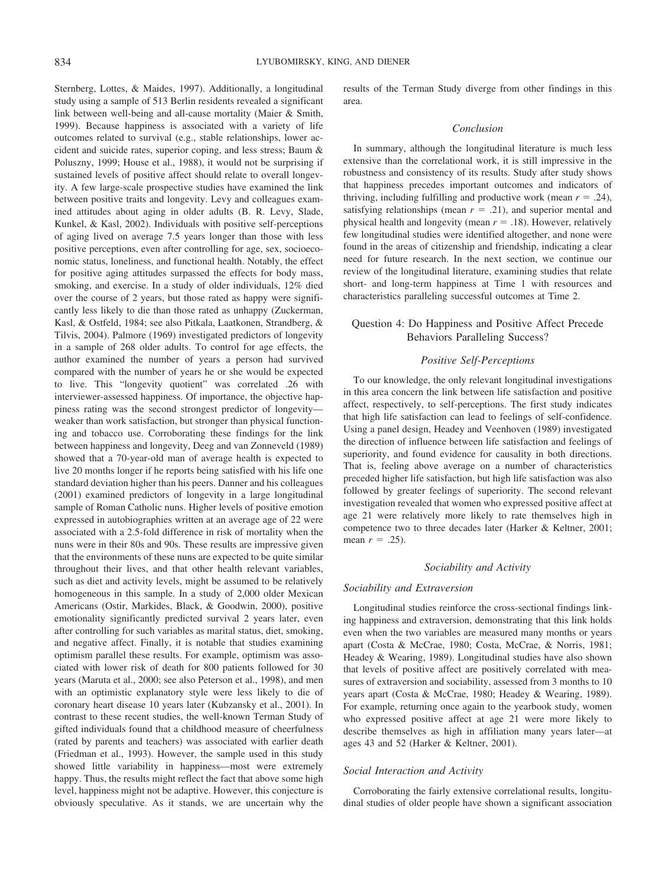Sternberg, Lottes, & Maides, 1997). Additionally, a longitudinal study using a sample of 513 Berlin residents revealed a significant link between well-being and all-cause mortality (Maier & Smith, 1999). Because happiness is associated with a variety of life outcomes related to survival (e.g., stable relationships, lower accident and suicide rates, superior coping, and less stress; Baum & Poluszny, 1999; House et al., 1988), it would not be surprising if sustained levels of positive affect should relate to overall longevity. A few large-scale prospective studies have examined the link between positive traits and longevity. Levy and colleagues examined attitudes about aging in older adults (B. R. Levy, Slade, Kunkel, & Kasl, 2002). Individuals with positive self-perceptions of aging lived on average 7.5 years longer than those with less positive perceptions, even after controlling for age, sex, socioeconomic status, loneliness, and functional health. Notably, the effect for positive aging attitudes surpassed the effects for body mass, smoking, and exercise. In a study of older individuals, 12% died over the course of 2 years, but those rated as happy were significantly less likely to die than those rated as unhappy (Zuckerman, Kasl, & Ostfeld, 1984; see also Pitkala, Laatkonen, Strandberg, & Tilvis, 2004). Palmore (1969) investigated predictors of longevity in a sample of 268 older adults. To control for age effects, the author examined the number of years a person had survived compared with the number of years he or she would be expected to live. This "longevity quotient" was correlated .26 with interviewer-assessed happiness. Of importance, the objective happiness rating was the second strongest predictor of longevity—weaker than work satisfaction, but stronger than physical functioning and tobacco use. Corroborating these findings for the link between happiness and longevity, Deeg and van Zonneveld (1989) showed that a 70-year-old man of average health is expected to live 20 months longer if he reports being satisfied with his life one standard deviation higher than his peers. Danner and his colleagues (2001) examined predictors of longevity in a large longitudinal sample of Roman Catholic nuns. Higher levels of positive emotion expressed in autobiographies written at an average age of 22 were associated with a 2.5-fold difference in risk of mortality when the nuns were in their 80s and 90s. These results are impressive given that the environments of these nuns are expected to be quite similar throughout their lives, and that other health relevant variables, such as diet and activity levels, might be assumed to be relatively homogeneous in this sample. In a study of 2,000 older Mexican Americans (Ostir, Markides, Black, & Goodwin, 2000), positive emotionality significantly predicted survival 2 years later, even after controlling for such variables as marital status, diet, smoking, and negative affect. Finally, it is notable that studies examining optimism parallel these results. For example, optimism was associated with lower risk of death for 800 patients followed for 30 years (Maruta et al., 2000; see also Peterson et al., 1998), and men with an optimistic explanatory style were less likely to die of coronary heart disease 10 years later (Kubzansky et al., 2001). In contrast to these recent studies, the well-known Terman Study of gifted individuals found that a childhood measure of cheerfulness (rated by parents and teachers) was associated with earlier death (Friedman et al., 1993). However, the sample used in this study showed little variability in happiness—most were extremely happy. Thus, the results might reflect the fact that above some high level, happiness might not be adaptive. However, this conjecture is obviously speculative. As it stands, we are uncertain why the results of the Terman Study diverge from other findings in this area.

### *Conclusion*

In summary, although the longitudinal literature is much less extensive than the correlational work, it is still impressive in the robustness and consistency of its results. Study after study shows that happiness precedes important outcomes and indicators of thriving, including fulfilling and productive work (mean $r = .24$), satisfying relationships (mean $r = .21$), and superior mental and physical health and longevity (mean $r = .18$). However, relatively few longitudinal studies were identified altogether, and none were found in the areas of citizenship and friendship, indicating a clear need for future research. In the next section, we continue our review of the longitudinal literature, examining studies that relate short- and long-term happiness at Time 1 with resources and characteristics paralleling successful outcomes at Time 2.

## Question 4: Do Happiness and Positive Affect Precede Behaviors Paralleling Success?

### *Positive Self-Perceptions*

To our knowledge, the only relevant longitudinal investigations in this area concern the link between life satisfaction and positive affect, respectively, to self-perceptions. The first study indicates that high life satisfaction can lead to feelings of self-confidence. Using a panel design, Headey and Veenhoven (1989) investigated the direction of influence between life satisfaction and feelings of superiority, and found evidence for causality in both directions. That is, feeling above average on a number of characteristics preceded higher life satisfaction, but high life satisfaction was also followed by greater feelings of superiority. The second relevant investigation revealed that women who expressed positive affect at age 21 were relatively more likely to rate themselves as high in competence two to three decades later (Harker & Keltner, 2001; mean $r = .25$).

### *Sociability and Activity*

#### *Sociability and Extraversion*

Longitudinal studies reinforce the cross-sectional findings linking happiness and extraversion, demonstrating that this link holds even when the two variables are measured many months or years apart (Costa & McCrae, 1980; Costa, McCrae, & Norris, 1981; Headey & Wearing, 1989). Longitudinal studies have also shown that levels of positive affect are positively correlated with measures of extraversion and sociability, assessed from 3 months to 10 years apart (Costa & McCrae, 1980; Headey & Wearing, 1989). For example, returning once again to the yearbook study, women who expressed positive affect at age 21 were more likely to describe themselves as high in affiliation many years later—at ages 43 and 52 (Harker & Keltner, 2001).

#### *Social Interaction and Activity*

Corroborating the fairly extensive correlational results, longitudinal studies of older people have shown a significant association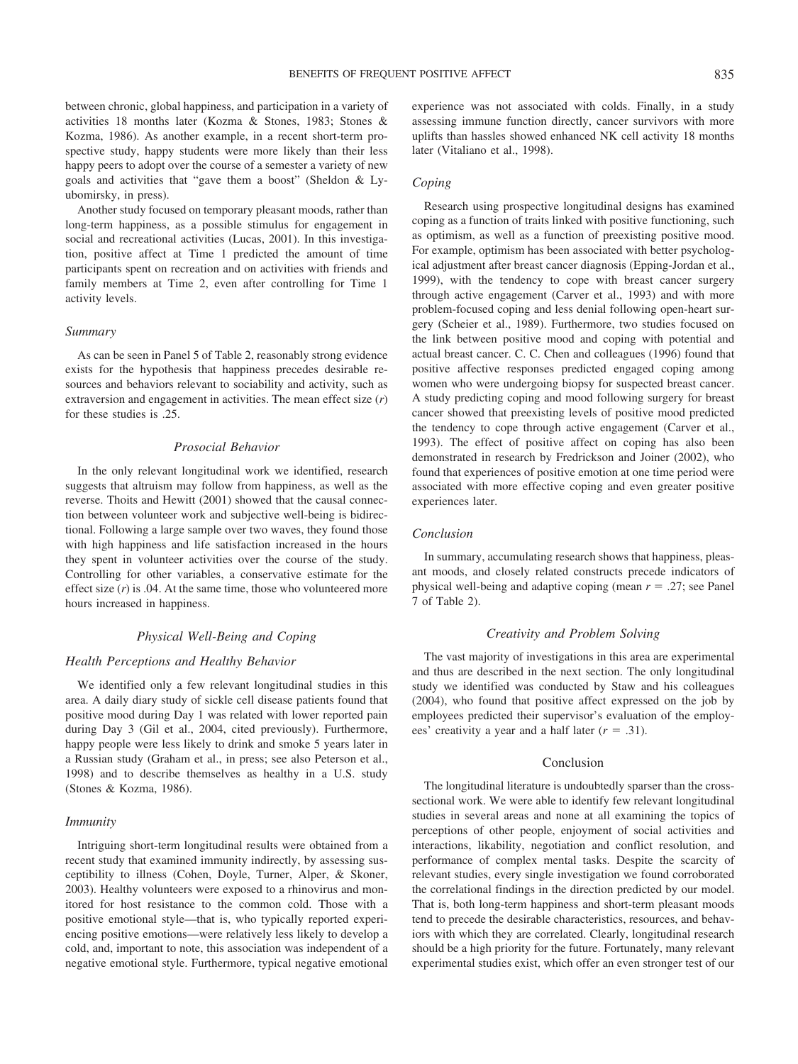between chronic, global happiness, and participation in a variety of activities 18 months later (Kozma & Stones, 1983; Stones & Kozma, 1986). As another example, in a recent short-term prospective study, happy students were more likely than their less happy peers to adopt over the course of a semester a variety of new goals and activities that "gave them a boost" (Sheldon & Lyubomirsky, in press).

Another study focused on temporary pleasant moods, rather than long-term happiness, as a possible stimulus for engagement in social and recreational activities (Lucas, 2001). In this investigation, positive affect at Time 1 predicted the amount of time participants spent on recreation and on activities with friends and family members at Time 2, even after controlling for Time 1 activity levels.

### *Summary*

As can be seen in Panel 5 of Table 2, reasonably strong evidence exists for the hypothesis that happiness precedes desirable resources and behaviors relevant to sociability and activity, such as extraversion and engagement in activities. The mean effect size ($r$) for these studies is .25.

## *Prosocial Behavior*

In the only relevant longitudinal work we identified, research suggests that altruism may follow from happiness, as well as the reverse. Thoits and Hewitt (2001) showed that the causal connection between volunteer work and subjective well-being is bidirectional. Following a large sample over two waves, they found those with high happiness and life satisfaction increased in the hours they spent in volunteer activities over the course of the study. Controlling for other variables, a conservative estimate for the effect size ($r$) is .04. At the same time, those who volunteered more hours increased in happiness.

## *Physical Well-Being and Coping*

### *Health Perceptions and Healthy Behavior*

We identified only a few relevant longitudinal studies in this area. A daily diary study of sickle cell disease patients found that positive mood during Day 1 was related with lower reported pain during Day 3 (Gil et al., 2004, cited previously). Furthermore, happy people were less likely to drink and smoke 5 years later in a Russian study (Graham et al., in press; see also Peterson et al., 1998) and to describe themselves as healthy in a U.S. study (Stones & Kozma, 1986).

### *Immunity*

Intriguing short-term longitudinal results were obtained from a recent study that examined immunity indirectly, by assessing susceptibility to illness (Cohen, Doyle, Turner, Alper, & Skoner, 2003). Healthy volunteers were exposed to a rhinovirus and monitored for host resistance to the common cold. Those with a positive emotional style—that is, who typically reported experiencing positive emotions—were relatively less likely to develop a cold, and, important to note, this association was independent of a negative emotional style. Furthermore, typical negative emotional experience was not associated with colds. Finally, in a study assessing immune function directly, cancer survivors with more uplifts than hassles showed enhanced NK cell activity 18 months later (Vitaliano et al., 1998).

### *Coping*

Research using prospective longitudinal designs has examined coping as a function of traits linked with positive functioning, such as optimism, as well as a function of preexisting positive mood. For example, optimism has been associated with better psychological adjustment after breast cancer diagnosis (Epping-Jordan et al., 1999), with the tendency to cope with breast cancer surgery through active engagement (Carver et al., 1993) and with more problem-focused coping and less denial following open-heart surgery (Scheier et al., 1989). Furthermore, two studies focused on the link between positive mood and coping with potential and actual breast cancer. C. C. Chen and colleagues (1996) found that positive affective responses predicted engaged coping among women who were undergoing biopsy for suspected breast cancer. A study predicting coping and mood following surgery for breast cancer showed that preexisting levels of positive mood predicted the tendency to cope through active engagement (Carver et al., 1993). The effect of positive affect on coping has also been demonstrated in research by Fredrickson and Joiner (2002), who found that experiences of positive emotion at one time period were associated with more effective coping and even greater positive experiences later.

### *Conclusion*

In summary, accumulating research shows that happiness, pleasant moods, and closely related constructs precede indicators of physical well-being and adaptive coping (mean $r = .27$; see Panel 7 of Table 2).

## *Creativity and Problem Solving*

The vast majority of investigations in this area are experimental and thus are described in the next section. The only longitudinal study we identified was conducted by Staw and his colleagues (2004), who found that positive affect expressed on the job by employees predicted their supervisor's evaluation of the employees' creativity a year and a half later ($r = .31$).

## Conclusion

The longitudinal literature is undoubtedly sparser than the cross-sectional work. We were able to identify few relevant longitudinal studies in several areas and none at all examining the topics of perceptions of other people, enjoyment of social activities and interactions, likability, negotiation and conflict resolution, and performance of complex mental tasks. Despite the scarcity of relevant studies, every single investigation we found corroborated the correlational findings in the direction predicted by our model. That is, both long-term happiness and short-term pleasant moods tend to precede the desirable characteristics, resources, and behaviors with which they are correlated. Clearly, longitudinal research should be a high priority for the future. Fortunately, many relevant experimental studies exist, which offer an even stronger test of our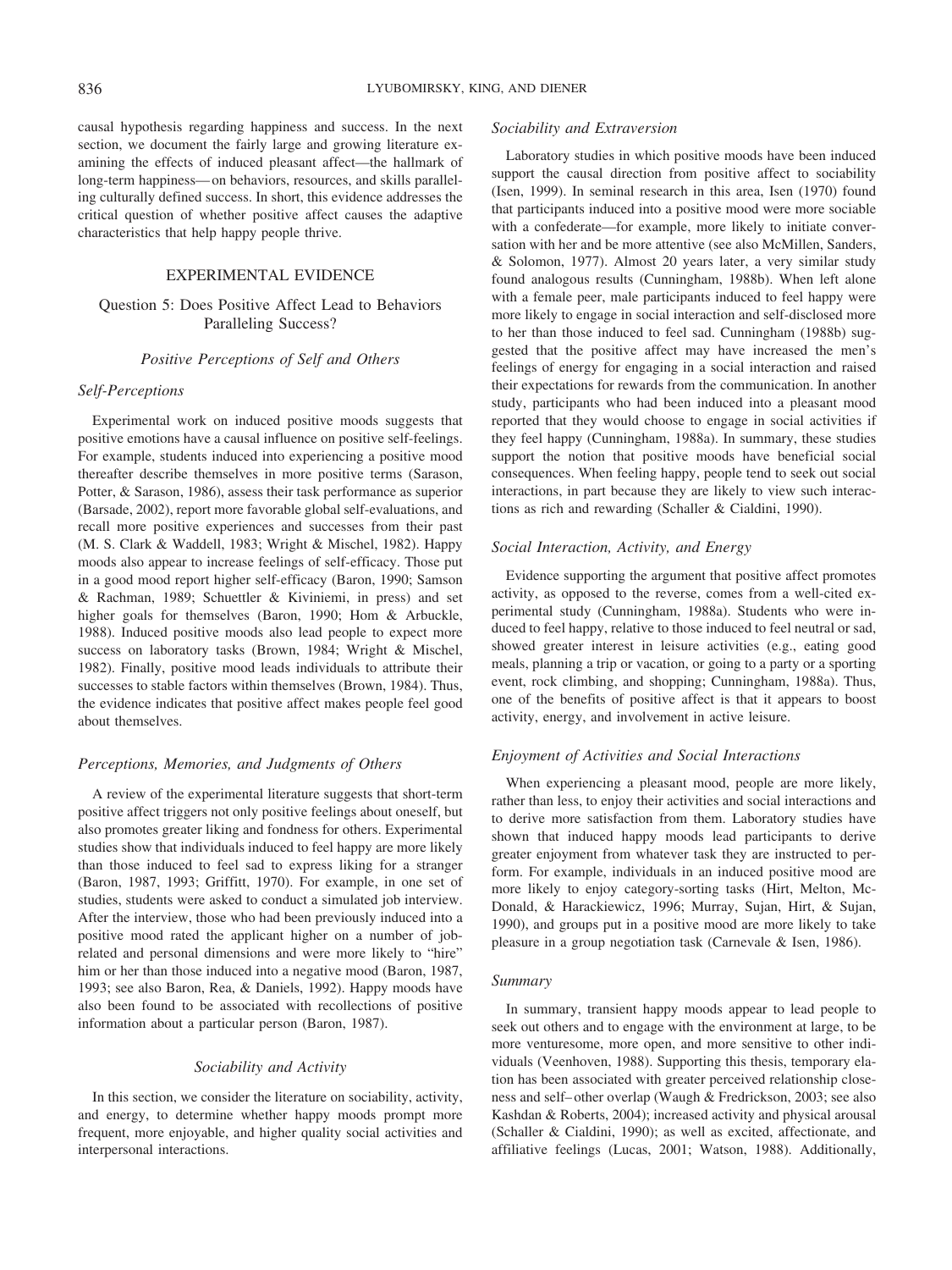causal hypothesis regarding happiness and success. In the next section, we document the fairly large and growing literature examining the effects of induced pleasant affect—the hallmark of long-term happiness—on behaviors, resources, and skills paralleling culturally defined success. In short, this evidence addresses the critical question of whether positive affect causes the adaptive characteristics that help happy people thrive.

## EXPERIMENTAL EVIDENCE

### Question 5: Does Positive Affect Lead to Behaviors Paralleling Success?

#### Positive Perceptions of Self and Others

##### *Self-Perceptions*

Experimental work on induced positive moods suggests that positive emotions have a causal influence on positive self-feelings. For example, students induced into experiencing a positive mood thereafter describe themselves in more positive terms (Sarason, Potter, & Sarason, 1986), assess their task performance as superior (Barsade, 2002), report more favorable global self-evaluations, and recall more positive experiences and successes from their past (M. S. Clark & Waddell, 1983; Wright & Mischel, 1982). Happy moods also appear to increase feelings of self-efficacy. Those put in a good mood report higher self-efficacy (Baron, 1990; Samson & Rachman, 1989; Schuettler & Kiviniemi, in press) and set higher goals for themselves (Baron, 1990; Hom & Arbuckle, 1988). Induced positive moods also lead people to expect more success on laboratory tasks (Brown, 1984; Wright & Mischel, 1982). Finally, positive mood leads individuals to attribute their successes to stable factors within themselves (Brown, 1984). Thus, the evidence indicates that positive affect makes people feel good about themselves.

##### *Perceptions, Memories, and Judgments of Others*

A review of the experimental literature suggests that short-term positive affect triggers not only positive feelings about oneself, but also promotes greater liking and fondness for others. Experimental studies show that individuals induced to feel happy are more likely than those induced to feel sad to express liking for a stranger (Baron, 1987, 1993; Griffitt, 1970). For example, in one set of studies, students were asked to conduct a simulated job interview. After the interview, those who had been previously induced into a positive mood rated the applicant higher on a number of job-related and personal dimensions and were more likely to "hire" him or her than those induced into a negative mood (Baron, 1987, 1993; see also Baron, Rea, & Daniels, 1992). Happy moods have also been found to be associated with recollections of positive information about a particular person (Baron, 1987).

#### Sociability and Activity

In this section, we consider the literature on sociability, activity, and energy, to determine whether happy moods prompt more frequent, more enjoyable, and higher quality social activities and interpersonal interactions.

##### *Sociability and Extraversion*

Laboratory studies in which positive moods have been induced support the causal direction from positive affect to sociability (Isen, 1999). In seminal research in this area, Isen (1970) found that participants induced into a positive mood were more sociable with a confederate—for example, more likely to initiate conversation with her and be more attentive (see also McMillen, Sanders, & Solomon, 1977). Almost 20 years later, a very similar study found analogous results (Cunningham, 1988b). When left alone with a female peer, male participants induced to feel happy were more likely to engage in social interaction and self-disclosed more to her than those induced to feel sad. Cunningham (1988b) suggested that the positive affect may have increased the men's feelings of energy for engaging in a social interaction and raised their expectations for rewards from the communication. In another study, participants who had been induced into a pleasant mood reported that they would choose to engage in social activities if they feel happy (Cunningham, 1988a). In summary, these studies support the notion that positive moods have beneficial social consequences. When feeling happy, people tend to seek out social interactions, in part because they are likely to view such interactions as rich and rewarding (Schaller & Cialdini, 1990).

##### *Social Interaction, Activity, and Energy*

Evidence supporting the argument that positive affect promotes activity, as opposed to the reverse, comes from a well-cited experimental study (Cunningham, 1988a). Students who were induced to feel happy, relative to those induced to feel neutral or sad, showed greater interest in leisure activities (e.g., eating good meals, planning a trip or vacation, or going to a party or a sporting event, rock climbing, and shopping; Cunningham, 1988a). Thus, one of the benefits of positive affect is that it appears to boost activity, energy, and involvement in active leisure.

##### *Enjoyment of Activities and Social Interactions*

When experiencing a pleasant mood, people are more likely, rather than less, to enjoy their activities and social interactions and to derive more satisfaction from them. Laboratory studies have shown that induced happy moods lead participants to derive greater enjoyment from whatever task they are instructed to perform. For example, individuals in an induced positive mood are more likely to enjoy category-sorting tasks (Hirt, Melton, McDonald, & Harackiewicz, 1996; Murray, Sujan, Hirt, & Sujan, 1990), and groups put in a positive mood are more likely to take pleasure in a group negotiation task (Carnevale & Isen, 1986).

##### *Summary*

In summary, transient happy moods appear to lead people to seek out others and to engage with the environment at large, to be more venturesome, more open, and more sensitive to other individuals (Veenhoven, 1988). Supporting this thesis, temporary elation has been associated with greater perceived relationship closeness and self–other overlap (Waugh & Fredrickson, 2003; see also Kashdan & Roberts, 2004); increased activity and physical arousal (Schaller & Cialdini, 1990); as well as excited, affectionate, and affiliative feelings (Lucas, 2001; Watson, 1988). Additionally,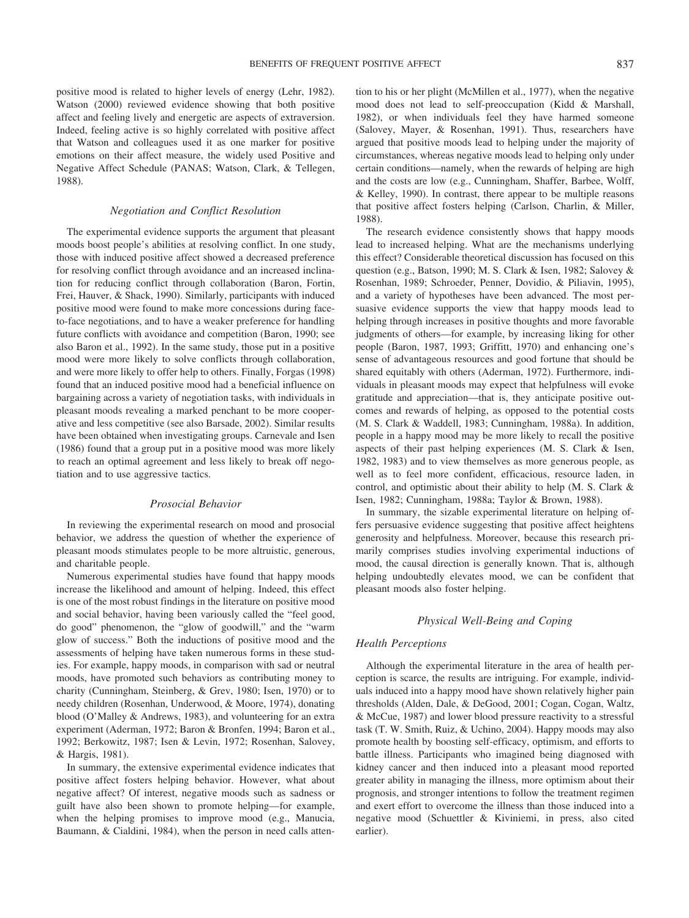positive mood is related to higher levels of energy (Lehr, 1982). Watson (2000) reviewed evidence showing that both positive affect and feeling lively and energetic are aspects of extraversion. Indeed, feeling active is so highly correlated with positive affect that Watson and colleagues used it as one marker for positive emotions on their affect measure, the widely used Positive and Negative Affect Schedule (PANAS; Watson, Clark, & Tellegen, 1988).

### *Negotiation and Conflict Resolution*

The experimental evidence supports the argument that pleasant moods boost people's abilities at resolving conflict. In one study, those with induced positive affect showed a decreased preference for resolving conflict through avoidance and an increased inclination for reducing conflict through collaboration (Baron, Fortin, Frei, Hauver, & Shack, 1990). Similarly, participants with induced positive mood were found to make more concessions during face-to-face negotiations, and to have a weaker preference for handling future conflicts with avoidance and competition (Baron, 1990; see also Baron et al., 1992). In the same study, those put in a positive mood were more likely to solve conflicts through collaboration, and were more likely to offer help to others. Finally, Forgas (1998) found that an induced positive mood had a beneficial influence on bargaining across a variety of negotiation tasks, with individuals in pleasant moods revealing a marked penchant to be more cooperative and less competitive (see also Barsade, 2002). Similar results have been obtained when investigating groups. Carnevale and Isen (1986) found that a group put in a positive mood was more likely to reach an optimal agreement and less likely to break off negotiation and to use aggressive tactics.

### *Prosocial Behavior*

In reviewing the experimental research on mood and prosocial behavior, we address the question of whether the experience of pleasant moods stimulates people to be more altruistic, generous, and charitable people.

Numerous experimental studies have found that happy moods increase the likelihood and amount of helping. Indeed, this effect is one of the most robust findings in the literature on positive mood and social behavior, having been variously called the "feel good, do good" phenomenon, the "glow of goodwill," and the "warm glow of success." Both the inductions of positive mood and the assessments of helping have taken numerous forms in these studies. For example, happy moods, in comparison with sad or neutral moods, have promoted such behaviors as contributing money to charity (Cunningham, Steinberg, & Grev, 1980; Isen, 1970) or to needy children (Rosenhan, Underwood, & Moore, 1974), donating blood (O'Malley & Andrews, 1983), and volunteering for an extra experiment (Aderman, 1972; Baron & Bronfen, 1994; Baron et al., 1992; Berkowitz, 1987; Isen & Levin, 1972; Rosenhan, Salovey, & Hargis, 1981).

In summary, the extensive experimental evidence indicates that positive affect fosters helping behavior. However, what about negative affect? Of interest, negative moods such as sadness or guilt have also been shown to promote helping—for example, when the helping promises to improve mood (e.g., Manucia, Baumann, & Cialdini, 1984), when the person in need calls attention to his or her plight (McMillen et al., 1977), when the negative mood does not lead to self-preoccupation (Kidd & Marshall, 1982), or when individuals feel they have harmed someone (Salovey, Mayer, & Rosenhan, 1991). Thus, researchers have argued that positive moods lead to helping under the majority of circumstances, whereas negative moods lead to helping only under certain conditions—namely, when the rewards of helping are high and the costs are low (e.g., Cunningham, Shaffer, Barbee, Wolff, & Kelley, 1990). In contrast, there appear to be multiple reasons that positive affect fosters helping (Carlson, Charlin, & Miller, 1988).

The research evidence consistently shows that happy moods lead to increased helping. What are the mechanisms underlying this effect? Considerable theoretical discussion has focused on this question (e.g., Batson, 1990; M. S. Clark & Isen, 1982; Salovey & Rosenhan, 1989; Schroeder, Penner, Dovidio, & Piliavin, 1995), and a variety of hypotheses have been advanced. The most persuasive evidence supports the view that happy moods lead to helping through increases in positive thoughts and more favorable judgments of others—for example, by increasing liking for other people (Baron, 1987, 1993; Griffitt, 1970) and enhancing one's sense of advantageous resources and good fortune that should be shared equitably with others (Aderman, 1972). Furthermore, individuals in pleasant moods may expect that helpfulness will evoke gratitude and appreciation—that is, they anticipate positive outcomes and rewards of helping, as opposed to the potential costs (M. S. Clark & Waddell, 1983; Cunningham, 1988a). In addition, people in a happy mood may be more likely to recall the positive aspects of their past helping experiences (M. S. Clark & Isen, 1982, 1983) and to view themselves as more generous people, as well as to feel more confident, efficacious, resource laden, in control, and optimistic about their ability to help (M. S. Clark & Isen, 1982; Cunningham, 1988a; Taylor & Brown, 1988).

In summary, the sizable experimental literature on helping offers persuasive evidence suggesting that positive affect heightens generosity and helpfulness. Moreover, because this research primarily comprises studies involving experimental inductions of mood, the causal direction is generally known. That is, although helping undoubtedly elevates mood, we can be confident that pleasant moods also foster helping.

### *Physical Well-Being and Coping*

#### *Health Perceptions*

Although the experimental literature in the area of health perception is scarce, the results are intriguing. For example, individuals induced into a happy mood have shown relatively higher pain thresholds (Alden, Dale, & DeGood, 2001; Cogan, Cogan, Waltz, & McCue, 1987) and lower blood pressure reactivity to a stressful task (T. W. Smith, Ruiz, & Uchino, 2004). Happy moods may also promote health by boosting self-efficacy, optimism, and efforts to battle illness. Participants who imagined being diagnosed with kidney cancer and then induced into a pleasant mood reported greater ability in managing the illness, more optimism about their prognosis, and stronger intentions to follow the treatment regimen and exert effort to overcome the illness than those induced into a negative mood (Schuettler & Kiviniemi, in press, also cited earlier).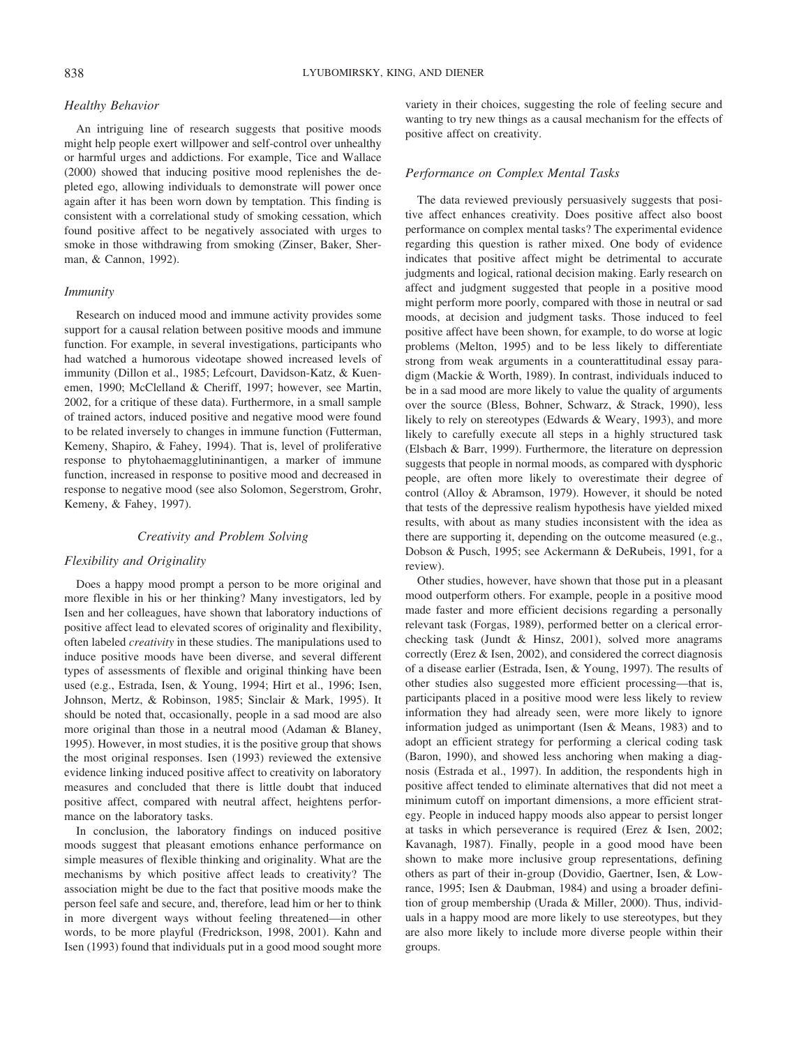### *Healthy Behavior*

An intriguing line of research suggests that positive moods might help people exert willpower and self-control over unhealthy or harmful urges and addictions. For example, Tice and Wallace (2000) showed that inducing positive mood replenishes the depleted ego, allowing individuals to demonstrate will power once again after it has been worn down by temptation. This finding is consistent with a correlational study of smoking cessation, which found positive affect to be negatively associated with urges to smoke in those withdrawing from smoking (Zinser, Baker, Sherman, & Cannon, 1992).

### *Immunity*

Research on induced mood and immune activity provides some support for a causal relation between positive moods and immune function. For example, in several investigations, participants who had watched a humorous videotape showed increased levels of immunity (Dillon et al., 1985; Lefcourt, Davidson-Katz, & Kuenemen, 1990; McClelland & Cheriff, 1997; however, see Martin, 2002, for a critique of these data). Furthermore, in a small sample of trained actors, induced positive and negative mood were found to be related inversely to changes in immune function (Futterman, Kemeny, Shapiro, & Fahey, 1994). That is, level of proliferative response to phytohaemagglutininantigen, a marker of immune function, increased in response to positive mood and decreased in response to negative mood (see also Solomon, Segerstrom, Grohr, Kemeny, & Fahey, 1997).

## *Creativity and Problem Solving*

### *Flexibility and Originality*

Does a happy mood prompt a person to be more original and more flexible in his or her thinking? Many investigators, led by Isen and her colleagues, have shown that laboratory inductions of positive affect lead to elevated scores of originality and flexibility, often labeled *creativity* in these studies. The manipulations used to induce positive moods have been diverse, and several different types of assessments of flexible and original thinking have been used (e.g., Estrada, Isen, & Young, 1994; Hirt et al., 1996; Isen, Johnson, Mertz, & Robinson, 1985; Sinclair & Mark, 1995). It should be noted that, occasionally, people in a sad mood are also more original than those in a neutral mood (Adaman & Blaney, 1995). However, in most studies, it is the positive group that shows the most original responses. Isen (1993) reviewed the extensive evidence linking induced positive affect to creativity on laboratory measures and concluded that there is little doubt that induced positive affect, compared with neutral affect, heightens performance on the laboratory tasks.

In conclusion, the laboratory findings on induced positive moods suggest that pleasant emotions enhance performance on simple measures of flexible thinking and originality. What are the mechanisms by which positive affect leads to creativity? The association might be due to the fact that positive moods make the person feel safe and secure, and, therefore, lead him or her to think in more divergent ways without feeling threatened—in other words, to be more playful (Fredrickson, 1998, 2001). Kahn and Isen (1993) found that individuals put in a good mood sought more variety in their choices, suggesting the role of feeling secure and wanting to try new things as a causal mechanism for the effects of positive affect on creativity.

### *Performance on Complex Mental Tasks*

The data reviewed previously persuasively suggests that positive affect enhances creativity. Does positive affect also boost performance on complex mental tasks? The experimental evidence regarding this question is rather mixed. One body of evidence indicates that positive affect might be detrimental to accurate judgments and logical, rational decision making. Early research on affect and judgment suggested that people in a positive mood might perform more poorly, compared with those in neutral or sad moods, at decision and judgment tasks. Those induced to feel positive affect have been shown, for example, to do worse at logic problems (Melton, 1995) and to be less likely to differentiate strong from weak arguments in a counterattitudinal essay paradigm (Mackie & Worth, 1989). In contrast, individuals induced to be in a sad mood are more likely to value the quality of arguments over the source (Bless, Bohner, Schwarz, & Strack, 1990), less likely to rely on stereotypes (Edwards & Weary, 1993), and more likely to carefully execute all steps in a highly structured task (Elsbach & Barr, 1999). Furthermore, the literature on depression suggests that people in normal moods, as compared with dysphoric people, are often more likely to overestimate their degree of control (Alloy & Abramson, 1979). However, it should be noted that tests of the depressive realism hypothesis have yielded mixed results, with about as many studies inconsistent with the idea as there are supporting it, depending on the outcome measured (e.g., Dobson & Pusch, 1995; see Ackermann & DeRubeis, 1991, for a review).

Other studies, however, have shown that those put in a pleasant mood outperform others. For example, people in a positive mood made faster and more efficient decisions regarding a personally relevant task (Forgas, 1989), performed better on a clerical error-checking task (Jundt & Hinsz, 2001), solved more anagrams correctly (Erez & Isen, 2002), and considered the correct diagnosis of a disease earlier (Estrada, Isen, & Young, 1997). The results of other studies also suggested more efficient processing—that is, participants placed in a positive mood were less likely to review information they had already seen, were more likely to ignore information judged as unimportant (Isen & Means, 1983) and to adopt an efficient strategy for performing a clerical coding task (Baron, 1990), and showed less anchoring when making a diagnosis (Estrada et al., 1997). In addition, the respondents high in positive affect tended to eliminate alternatives that did not meet a minimum cutoff on important dimensions, a more efficient strategy. People in induced happy moods also appear to persist longer at tasks in which perseverance is required (Erez & Isen, 2002; Kavanagh, 1987). Finally, people in a good mood have been shown to make more inclusive group representations, defining others as part of their in-group (Dovidio, Gaertner, Isen, & Lowrance, 1995; Isen & Daubman, 1984) and using a broader definition of group membership (Urada & Miller, 2000). Thus, individuals in a happy mood are more likely to use stereotypes, but they are also more likely to include more diverse people within their groups.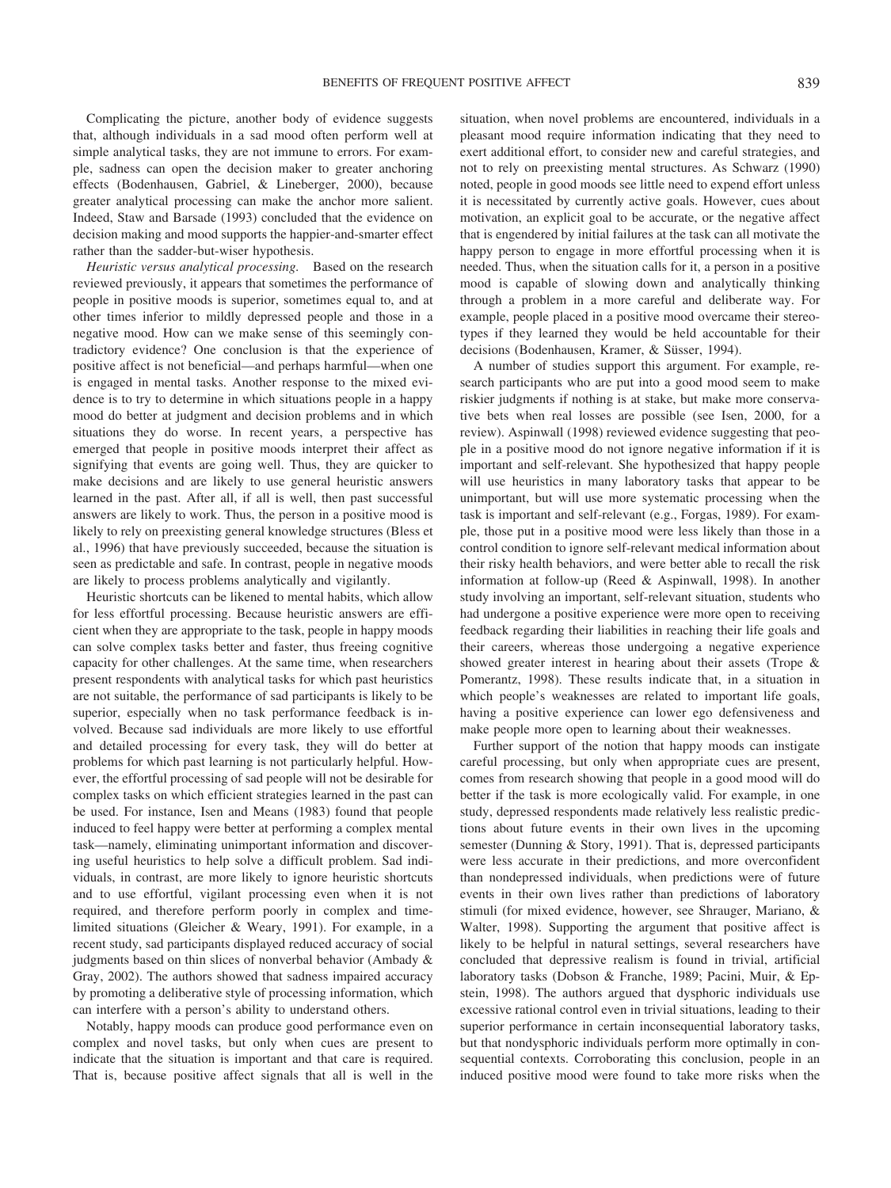Complicating the picture, another body of evidence suggests that, although individuals in a sad mood often perform well at simple analytical tasks, they are not immune to errors. For example, sadness can open the decision maker to greater anchoring effects (Bodenhausen, Gabriel, & Lineberger, 2000), because greater analytical processing can make the anchor more salient. Indeed, Staw and Barsade (1993) concluded that the evidence on decision making and mood supports the happier-and-smarter effect rather than the sadder-but-wiser hypothesis.

*Heuristic versus analytical processing.* Based on the research reviewed previously, it appears that sometimes the performance of people in positive moods is superior, sometimes equal to, and at other times inferior to mildly depressed people and those in a negative mood. How can we make sense of this seemingly contradictory evidence? One conclusion is that the experience of positive affect is not beneficial—and perhaps harmful—when one is engaged in mental tasks. Another response to the mixed evidence is to try to determine in which situations people in a happy mood do better at judgment and decision problems and in which situations they do worse. In recent years, a perspective has emerged that people in positive moods interpret their affect as signifying that events are going well. Thus, they are quicker to make decisions and are likely to use general heuristic answers learned in the past. After all, if all is well, then past successful answers are likely to work. Thus, the person in a positive mood is likely to rely on preexisting general knowledge structures (Bless et al., 1996) that have previously succeeded, because the situation is seen as predictable and safe. In contrast, people in negative moods are likely to process problems analytically and vigilantly.

Heuristic shortcuts can be likened to mental habits, which allow for less effortful processing. Because heuristic answers are efficient when they are appropriate to the task, people in happy moods can solve complex tasks better and faster, thus freeing cognitive capacity for other challenges. At the same time, when researchers present respondents with analytical tasks for which past heuristics are not suitable, the performance of sad participants is likely to be superior, especially when no task performance feedback is involved. Because sad individuals are more likely to use effortful and detailed processing for every task, they will do better at problems for which past learning is not particularly helpful. However, the effortful processing of sad people will not be desirable for complex tasks on which efficient strategies learned in the past can be used. For instance, Isen and Means (1983) found that people induced to feel happy were better at performing a complex mental task—namely, eliminating unimportant information and discovering useful heuristics to help solve a difficult problem. Sad individuals, in contrast, are more likely to ignore heuristic shortcuts and to use effortful, vigilant processing even when it is not required, and therefore perform poorly in complex and time-limited situations (Gleicher & Weary, 1991). For example, in a recent study, sad participants displayed reduced accuracy of social judgments based on thin slices of nonverbal behavior (Ambady & Gray, 2002). The authors showed that sadness impaired accuracy by promoting a deliberative style of processing information, which can interfere with a person's ability to understand others.

Notably, happy moods can produce good performance even on complex and novel tasks, but only when cues are present to indicate that the situation is important and that care is required. That is, because positive affect signals that all is well in the situation, when novel problems are encountered, individuals in a pleasant mood require information indicating that they need to exert additional effort, to consider new and careful strategies, and not to rely on preexisting mental structures. As Schwarz (1990) noted, people in good moods see little need to expend effort unless it is necessitated by currently active goals. However, cues about motivation, an explicit goal to be accurate, or the negative affect that is engendered by initial failures at the task can all motivate the happy person to engage in more effortful processing when it is needed. Thus, when the situation calls for it, a person in a positive mood is capable of slowing down and analytically thinking through a problem in a more careful and deliberate way. For example, people placed in a positive mood overcame their stereotypes if they learned they would be held accountable for their decisions (Bodenhausen, Kramer, & Süsser, 1994).

A number of studies support this argument. For example, research participants who are put into a good mood seem to make riskier judgments if nothing is at stake, but make more conservative bets when real losses are possible (see Isen, 2000, for a review). Aspinwall (1998) reviewed evidence suggesting that people in a positive mood do not ignore negative information if it is important and self-relevant. She hypothesized that happy people will use heuristics in many laboratory tasks that appear to be unimportant, but will use more systematic processing when the task is important and self-relevant (e.g., Forgas, 1989). For example, those put in a positive mood were less likely than those in a control condition to ignore self-relevant medical information about their risky health behaviors, and were better able to recall the risk information at follow-up (Reed & Aspinwall, 1998). In another study involving an important, self-relevant situation, students who had undergone a positive experience were more open to receiving feedback regarding their liabilities in reaching their life goals and their careers, whereas those undergoing a negative experience showed greater interest in hearing about their assets (Trope & Pomerantz, 1998). These results indicate that, in a situation in which people's weaknesses are related to important life goals, having a positive experience can lower ego defensiveness and make people more open to learning about their weaknesses.

Further support of the notion that happy moods can instigate careful processing, but only when appropriate cues are present, comes from research showing that people in a good mood will do better if the task is more ecologically valid. For example, in one study, depressed respondents made relatively less realistic predictions about future events in their own lives in the upcoming semester (Dunning & Story, 1991). That is, depressed participants were less accurate in their predictions, and more overconfident than nondepressed individuals, when predictions were of future events in their own lives rather than predictions of laboratory stimuli (for mixed evidence, however, see Shrauger, Mariano, & Walter, 1998). Supporting the argument that positive affect is likely to be helpful in natural settings, several researchers have concluded that depressive realism is found in trivial, artificial laboratory tasks (Dobson & Franche, 1989; Pacini, Muir, & Epstein, 1998). The authors argued that dysphoric individuals use excessive rational control even in trivial situations, leading to their superior performance in certain inconsequential laboratory tasks, but that nondysphoric individuals perform more optimally in consequential contexts. Corroborating this conclusion, people in an induced positive mood were found to take more risks when the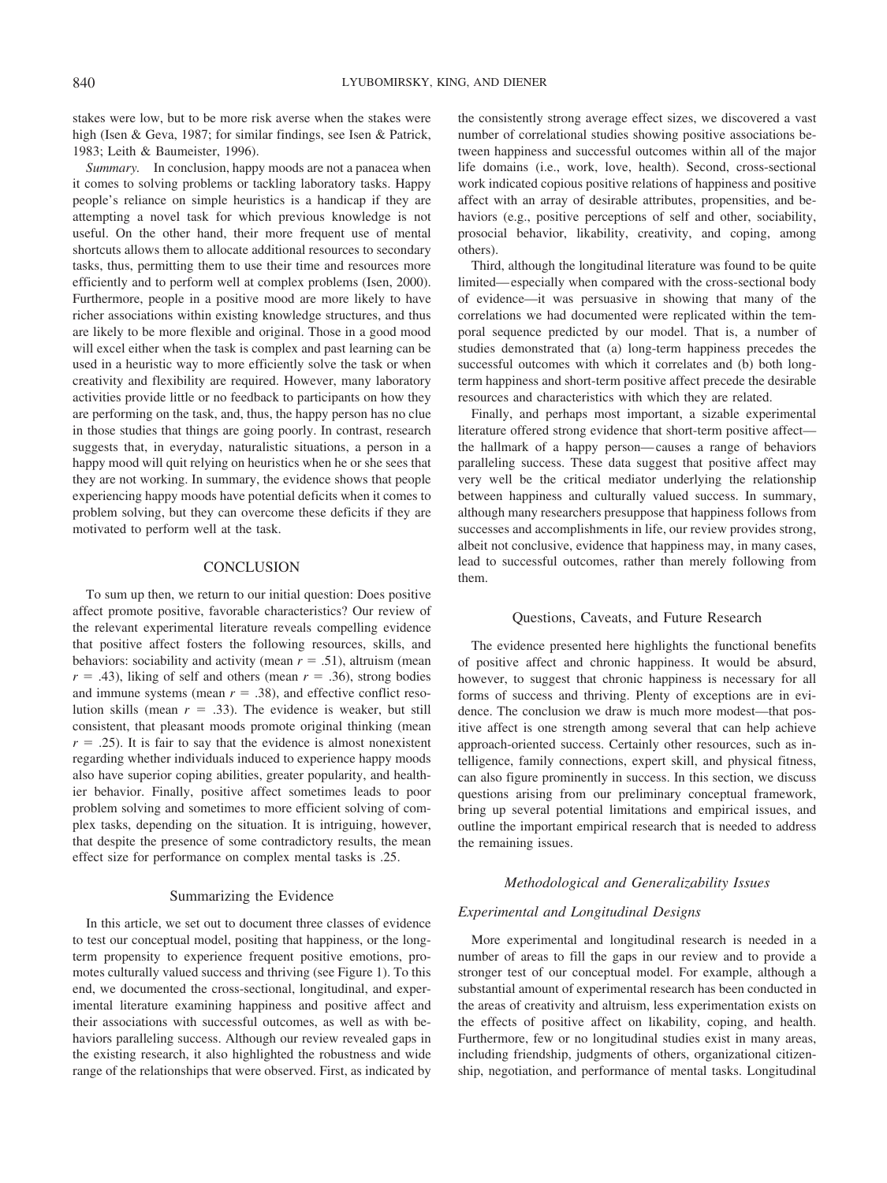stakes were low, but to be more risk averse when the stakes were high (Isen & Geva, 1987; for similar findings, see Isen & Patrick, 1983; Leith & Baumeister, 1996).

*Summary.* In conclusion, happy moods are not a panacea when it comes to solving problems or tackling laboratory tasks. Happy people's reliance on simple heuristics is a handicap if they are attempting a novel task for which previous knowledge is not useful. On the other hand, their more frequent use of mental shortcuts allows them to allocate additional resources to secondary tasks, thus, permitting them to use their time and resources more efficiently and to perform well at complex problems (Isen, 2000). Furthermore, people in a positive mood are more likely to have richer associations within existing knowledge structures, and thus are likely to be more flexible and original. Those in a good mood will excel either when the task is complex and past learning can be used in a heuristic way to more efficiently solve the task or when creativity and flexibility are required. However, many laboratory activities provide little or no feedback to participants on how they are performing on the task, and, thus, the happy person has no clue in those studies that things are going poorly. In contrast, research suggests that, in everyday, naturalistic situations, a person in a happy mood will quit relying on heuristics when he or she sees that they are not working. In summary, the evidence shows that people experiencing happy moods have potential deficits when it comes to problem solving, but they can overcome these deficits if they are motivated to perform well at the task.

## CONCLUSION

To sum up then, we return to our initial question: Does positive affect promote positive, favorable characteristics? Our review of the relevant experimental literature reveals compelling evidence that positive affect fosters the following resources, skills, and behaviors: sociability and activity (mean $r = .51$), altruism (mean $r = .43$), liking of self and others (mean $r = .36$), strong bodies and immune systems (mean $r = .38$), and effective conflict resolution skills (mean $r = .33$). The evidence is weaker, but still consistent, that pleasant moods promote original thinking (mean $r = .25$). It is fair to say that the evidence is almost nonexistent regarding whether individuals induced to experience happy moods also have superior coping abilities, greater popularity, and healthier behavior. Finally, positive affect sometimes leads to poor problem solving and sometimes to more efficient solving of complex tasks, depending on the situation. It is intriguing, however, that despite the presence of some contradictory results, the mean effect size for performance on complex mental tasks is .25.

### Summarizing the Evidence

In this article, we set out to document three classes of evidence to test our conceptual model, positing that happiness, or the long-term propensity to experience frequent positive emotions, promotes culturally valued success and thriving (see Figure 1). To this end, we documented the cross-sectional, longitudinal, and experimental literature examining happiness and positive affect and their associations with successful outcomes, as well as with behaviors paralleling success. Although our review revealed gaps in the existing research, it also highlighted the robustness and wide range of the relationships that were observed. First, as indicated by the consistently strong average effect sizes, we discovered a vast number of correlational studies showing positive associations between happiness and successful outcomes within all of the major life domains (i.e., work, love, health). Second, cross-sectional work indicated copious positive relations of happiness and positive affect with an array of desirable attributes, propensities, and behaviors (e.g., positive perceptions of self and other, sociability, prosocial behavior, likability, creativity, and coping, among others).

Third, although the longitudinal literature was found to be quite limited—especially when compared with the cross-sectional body of evidence—it was persuasive in showing that many of the correlations we had documented were replicated within the temporal sequence predicted by our model. That is, a number of studies demonstrated that (a) long-term happiness precedes the successful outcomes with which it correlates and (b) both long-term happiness and short-term positive affect precede the desirable resources and characteristics with which they are related.

Finally, and perhaps most important, a sizable experimental literature offered strong evidence that short-term positive affect—the hallmark of a happy person—causes a range of behaviors paralleling success. These data suggest that positive affect may very well be the critical mediator underlying the relationship between happiness and culturally valued success. In summary, although many researchers presuppose that happiness follows from successes and accomplishments in life, our review provides strong, albeit not conclusive, evidence that happiness may, in many cases, lead to successful outcomes, rather than merely following from them.

### Questions, Caveats, and Future Research

The evidence presented here highlights the functional benefits of positive affect and chronic happiness. It would be absurd, however, to suggest that chronic happiness is necessary for all forms of success and thriving. Plenty of exceptions are in evidence. The conclusion we draw is much more modest—that positive affect is one strength among several that can help achieve approach-oriented success. Certainly other resources, such as intelligence, family connections, expert skill, and physical fitness, can also figure prominently in success. In this section, we discuss questions arising from our preliminary conceptual framework, bring up several potential limitations and empirical issues, and outline the important empirical research that is needed to address the remaining issues.

#### *Methodological and Generalizability Issues*

#### *Experimental and Longitudinal Designs*

More experimental and longitudinal research is needed in a number of areas to fill the gaps in our review and to provide a stronger test of our conceptual model. For example, although a substantial amount of experimental research has been conducted in the areas of creativity and altruism, less experimentation exists on the effects of positive affect on likability, coping, and health. Furthermore, few or no longitudinal studies exist in many areas, including friendship, judgments of others, organizational citizenship, negotiation, and performance of mental tasks. Longitudinal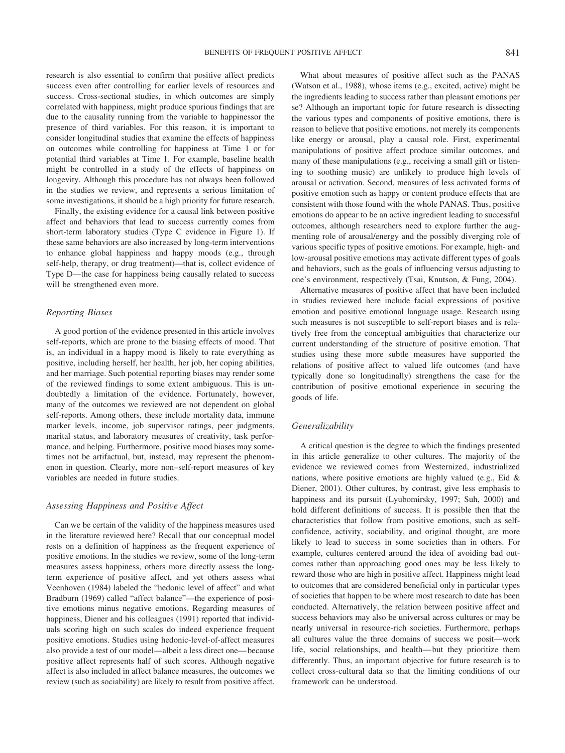research is also essential to confirm that positive affect predicts success even after controlling for earlier levels of resources and success. Cross-sectional studies, in which outcomes are simply correlated with happiness, might produce spurious findings that are due to the causality running from the variable to happinessor the presence of third variables. For this reason, it is important to consider longitudinal studies that examine the effects of happiness on outcomes while controlling for happiness at Time 1 or for potential third variables at Time 1. For example, baseline health might be controlled in a study of the effects of happiness on longevity. Although this procedure has not always been followed in the studies we review, and represents a serious limitation of some investigations, it should be a high priority for future research.

Finally, the existing evidence for a causal link between positive affect and behaviors that lead to success currently comes from short-term laboratory studies (Type C evidence in Figure 1). If these same behaviors are also increased by long-term interventions to enhance global happiness and happy moods (e.g., through self-help, therapy, or drug treatment)—that is, collect evidence of Type D—the case for happiness being causally related to success will be strengthened even more.

### *Reporting Biases*

A good portion of the evidence presented in this article involves self-reports, which are prone to the biasing effects of mood. That is, an individual in a happy mood is likely to rate everything as positive, including herself, her health, her job, her coping abilities, and her marriage. Such potential reporting biases may render some of the reviewed findings to some extent ambiguous. This is undoubtedly a limitation of the evidence. Fortunately, however, many of the outcomes we reviewed are not dependent on global self-reports. Among others, these include mortality data, immune marker levels, income, job supervisor ratings, peer judgments, marital status, and laboratory measures of creativity, task performance, and helping. Furthermore, positive mood biases may sometimes not be artifactual, but, instead, may represent the phenomenon in question. Clearly, more non–self-report measures of key variables are needed in future studies.

### *Assessing Happiness and Positive Affect*

Can we be certain of the validity of the happiness measures used in the literature reviewed here? Recall that our conceptual model rests on a definition of happiness as the frequent experience of positive emotions. In the studies we review, some of the long-term measures assess happiness, others more directly assess the long-term experience of positive affect, and yet others assess what Veenhoven (1984) labeled the "hedonic level of affect" and what Bradburn (1969) called "affect balance"—the experience of positive emotions minus negative emotions. Regarding measures of happiness, Diener and his colleagues (1991) reported that individuals scoring high on such scales do indeed experience frequent positive emotions. Studies using hedonic-level-of-affect measures also provide a test of our model—albeit a less direct one—because positive affect represents half of such scores. Although negative affect is also included in affect balance measures, the outcomes we review (such as sociability) are likely to result from positive affect.

What about measures of positive affect such as the PANAS (Watson et al., 1988), whose items (e.g., excited, active) might be the ingredients leading to success rather than pleasant emotions per se? Although an important topic for future research is dissecting the various types and components of positive emotions, there is reason to believe that positive emotions, not merely its components like energy or arousal, play a causal role. First, experimental manipulations of positive affect produce similar outcomes, and many of these manipulations (e.g., receiving a small gift or listening to soothing music) are unlikely to produce high levels of arousal or activation. Second, measures of less activated forms of positive emotion such as happy or content produce effects that are consistent with those found with the whole PANAS. Thus, positive emotions do appear to be an active ingredient leading to successful outcomes, although researchers need to explore further the augmenting role of arousal/energy and the possibly diverging role of various specific types of positive emotions. For example, high- and low-arousal positive emotions may activate different types of goals and behaviors, such as the goals of influencing versus adjusting to one's environment, respectively (Tsai, Knutson, & Fung, 2004).

Alternative measures of positive affect that have been included in studies reviewed here include facial expressions of positive emotion and positive emotional language usage. Research using such measures is not susceptible to self-report biases and is relatively free from the conceptual ambiguities that characterize our current understanding of the structure of positive emotion. That studies using these more subtle measures have supported the relations of positive affect to valued life outcomes (and have typically done so longitudinally) strengthens the case for the contribution of positive emotional experience in securing the goods of life.

### *Generalizability*

A critical question is the degree to which the findings presented in this article generalize to other cultures. The majority of the evidence we reviewed comes from Westernized, industrialized nations, where positive emotions are highly valued (e.g., Eid & Diener, 2001). Other cultures, by contrast, give less emphasis to happiness and its pursuit (Lyubomirsky, 1997; Suh, 2000) and hold different definitions of success. It is possible then that the characteristics that follow from positive emotions, such as self-confidence, activity, sociability, and original thought, are more likely to lead to success in some societies than in others. For example, cultures centered around the idea of avoiding bad outcomes rather than approaching good ones may be less likely to reward those who are high in positive affect. Happiness might lead to outcomes that are considered beneficial only in particular types of societies that happen to be where most research to date has been conducted. Alternatively, the relation between positive affect and success behaviors may also be universal across cultures or may be nearly universal in resource-rich societies. Furthermore, perhaps all cultures value the three domains of success we posit—work life, social relationships, and health—but they prioritize them differently. Thus, an important objective for future research is to collect cross-cultural data so that the limiting conditions of our framework can be understood.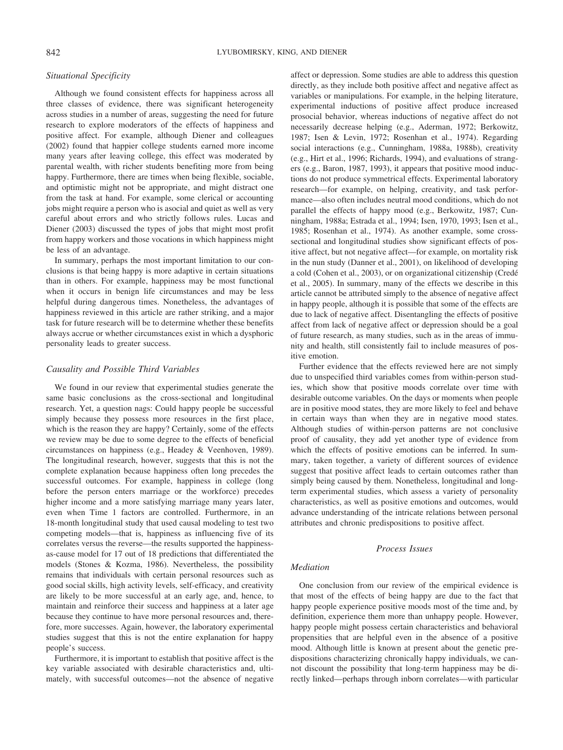### *Situational Specificity*

Although we found consistent effects for happiness across all three classes of evidence, there was significant heterogeneity across studies in a number of areas, suggesting the need for future research to explore moderators of the effects of happiness and positive affect. For example, although Diener and colleagues (2002) found that happier college students earned more income many years after leaving college, this effect was moderated by parental wealth, with richer students benefiting more from being happy. Furthermore, there are times when being flexible, sociable, and optimistic might not be appropriate, and might distract one from the task at hand. For example, some clerical or accounting jobs might require a person who is asocial and quiet as well as very careful about errors and who strictly follows rules. Lucas and Diener (2003) discussed the types of jobs that might most profit from happy workers and those vocations in which happiness might be less of an advantage.

In summary, perhaps the most important limitation to our conclusions is that being happy is more adaptive in certain situations than in others. For example, happiness may be most functional when it occurs in benign life circumstances and may be less helpful during dangerous times. Nonetheless, the advantages of happiness reviewed in this article are rather striking, and a major task for future research will be to determine whether these benefits always accrue or whether circumstances exist in which a dysphoric personality leads to greater success.

### *Causality and Possible Third Variables*

We found in our review that experimental studies generate the same basic conclusions as the cross-sectional and longitudinal research. Yet, a question nags: Could happy people be successful simply because they possess more resources in the first place, which is the reason they are happy? Certainly, some of the effects we review may be due to some degree to the effects of beneficial circumstances on happiness (e.g., Headey & Veenhoven, 1989). The longitudinal research, however, suggests that this is not the complete explanation because happiness often long precedes the successful outcomes. For example, happiness in college (long before the person enters marriage or the workforce) precedes higher income and a more satisfying marriage many years later, even when Time 1 factors are controlled. Furthermore, in an 18-month longitudinal study that used causal modeling to test two competing models—that is, happiness as influencing five of its correlates versus the reverse—the results supported the happiness-as-cause model for 17 out of 18 predictions that differentiated the models (Stones & Kozma, 1986). Nevertheless, the possibility remains that individuals with certain personal resources such as good social skills, high activity levels, self-efficacy, and creativity are likely to be more successful at an early age, and, hence, to maintain and reinforce their success and happiness at a later age because they continue to have more personal resources and, therefore, more successes. Again, however, the laboratory experimental studies suggest that this is not the entire explanation for happy people's success.

Furthermore, it is important to establish that positive affect is the key variable associated with desirable characteristics and, ultimately, with successful outcomes—not the absence of negative affect or depression. Some studies are able to address this question directly, as they include both positive affect and negative affect as variables or manipulations. For example, in the helping literature, experimental inductions of positive affect produce increased prosocial behavior, whereas inductions of negative affect do not necessarily decrease helping (e.g., Aderman, 1972; Berkowitz, 1987; Isen & Levin, 1972; Rosenhan et al., 1974). Regarding social interactions (e.g., Cunningham, 1988a, 1988b), creativity (e.g., Hirt et al., 1996; Richards, 1994), and evaluations of strangers (e.g., Baron, 1987, 1993), it appears that positive mood inductions do not produce symmetrical effects. Experimental laboratory research—for example, on helping, creativity, and task performance—also often includes neutral mood conditions, which do not parallel the effects of happy mood (e.g., Berkowitz, 1987; Cunningham, 1988a; Estrada et al., 1994; Isen, 1970, 1993; Isen et al., 1985; Rosenhan et al., 1974). As another example, some cross-sectional and longitudinal studies show significant effects of positive affect, but not negative affect—for example, on mortality risk in the nun study (Danner et al., 2001), on likelihood of developing a cold (Cohen et al., 2003), or on organizational citizenship (Credé et al., 2005). In summary, many of the effects we describe in this article cannot be attributed simply to the absence of negative affect in happy people, although it is possible that some of the effects are due to lack of negative affect. Disentangling the effects of positive affect from lack of negative affect or depression should be a goal of future research, as many studies, such as in the areas of immunity and health, still consistently fail to include measures of positive emotion.

Further evidence that the effects reviewed here are not simply due to unspecified third variables comes from within-person studies, which show that positive moods correlate over time with desirable outcome variables. On the days or moments when people are in positive mood states, they are more likely to feel and behave in certain ways than when they are in negative mood states. Although studies of within-person patterns are not conclusive proof of causality, they add yet another type of evidence from which the effects of positive emotions can be inferred. In summary, taken together, a variety of different sources of evidence suggest that positive affect leads to certain outcomes rather than simply being caused by them. Nonetheless, longitudinal and long-term experimental studies, which assess a variety of personality characteristics, as well as positive emotions and outcomes, would advance understanding of the intricate relations between personal attributes and chronic predispositions to positive affect.

## *Process Issues*

### *Mediation*

One conclusion from our review of the empirical evidence is that most of the effects of being happy are due to the fact that happy people experience positive moods most of the time and, by definition, experience them more than unhappy people. However, happy people might possess certain characteristics and behavioral propensities that are helpful even in the absence of a positive mood. Although little is known at present about the genetic predispositions characterizing chronically happy individuals, we cannot discount the possibility that long-term happiness may be directly linked—perhaps through inborn correlates—with particular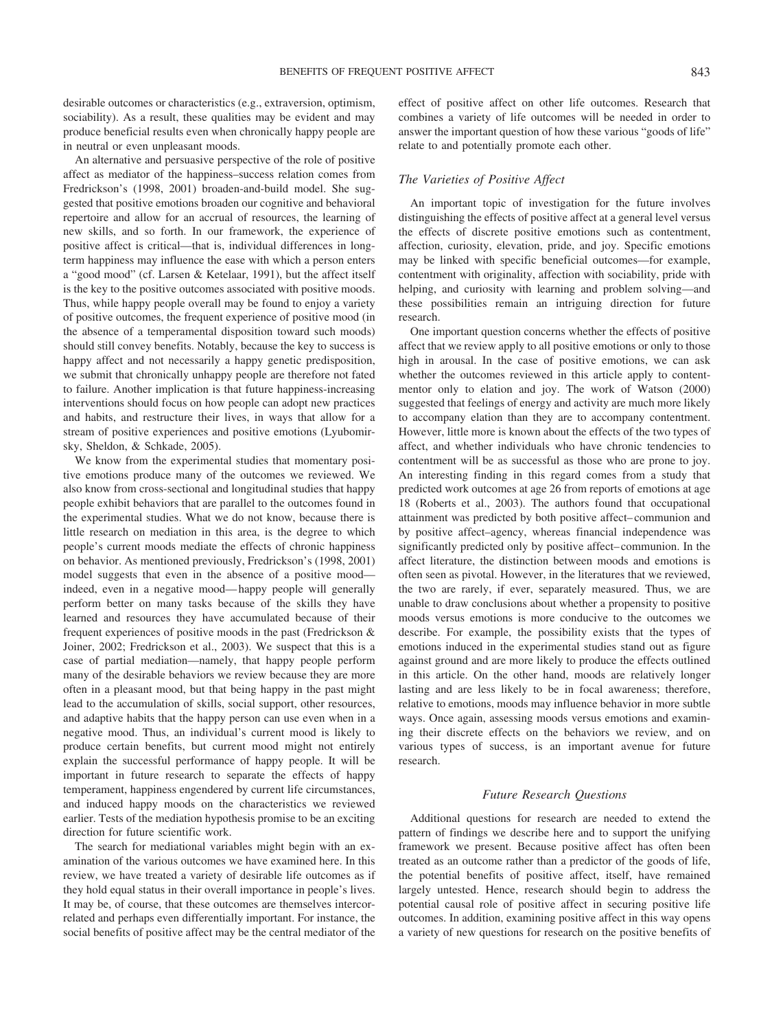desirable outcomes or characteristics (e.g., extraversion, optimism, sociability). As a result, these qualities may be evident and may produce beneficial results even when chronically happy people are in neutral or even unpleasant moods.

An alternative and persuasive perspective of the role of positive affect as mediator of the happiness–success relation comes from Fredrickson's (1998, 2001) broaden-and-build model. She suggested that positive emotions broaden our cognitive and behavioral repertoire and allow for an accrual of resources, the learning of new skills, and so forth. In our framework, the experience of positive affect is critical—that is, individual differences in long-term happiness may influence the ease with which a person enters a "good mood" (cf. Larsen & Ketelaar, 1991), but the affect itself is the key to the positive outcomes associated with positive moods. Thus, while happy people overall may be found to enjoy a variety of positive outcomes, the frequent experience of positive mood (in the absence of a temperamental disposition toward such moods) should still convey benefits. Notably, because the key to success is happy affect and not necessarily a happy genetic predisposition, we submit that chronically unhappy people are therefore not fated to failure. Another implication is that future happiness-increasing interventions should focus on how people can adopt new practices and habits, and restructure their lives, in ways that allow for a stream of positive experiences and positive emotions (Lyubomirsky, Sheldon, & Schkade, 2005).

We know from the experimental studies that momentary positive emotions produce many of the outcomes we reviewed. We also know from cross-sectional and longitudinal studies that happy people exhibit behaviors that are parallel to the outcomes found in the experimental studies. What we do not know, because there is little research on mediation in this area, is the degree to which people's current moods mediate the effects of chronic happiness on behavior. As mentioned previously, Fredrickson's (1998, 2001) model suggests that even in the absence of a positive mood—indeed, even in a negative mood—happy people will generally perform better on many tasks because of the skills they have learned and resources they have accumulated because of their frequent experiences of positive moods in the past (Fredrickson & Joiner, 2002; Fredrickson et al., 2003). We suspect that this is a case of partial mediation—namely, that happy people perform many of the desirable behaviors we review because they are more often in a pleasant mood, but that being happy in the past might lead to the accumulation of skills, social support, other resources, and adaptive habits that the happy person can use even when in a negative mood. Thus, an individual's current mood is likely to produce certain benefits, but current mood might not entirely explain the successful performance of happy people. It will be important in future research to separate the effects of happy temperament, happiness engendered by current life circumstances, and induced happy moods on the characteristics we reviewed earlier. Tests of the mediation hypothesis promise to be an exciting direction for future scientific work.

The search for mediational variables might begin with an examination of the various outcomes we have examined here. In this review, we have treated a variety of desirable life outcomes as if they hold equal status in their overall importance in people's lives. It may be, of course, that these outcomes are themselves intercorrelated and perhaps even differentially important. For instance, the social benefits of positive affect may be the central mediator of the effect of positive affect on other life outcomes. Research that combines a variety of life outcomes will be needed in order to answer the important question of how these various "goods of life" relate to and potentially promote each other.

### *The Varieties of Positive Affect*

An important topic of investigation for the future involves distinguishing the effects of positive affect at a general level versus the effects of discrete positive emotions such as contentment, affection, curiosity, elevation, pride, and joy. Specific emotions may be linked with specific beneficial outcomes—for example, contentment with originality, affection with sociability, pride with helping, and curiosity with learning and problem solving—and these possibilities remain an intriguing direction for future research.

One important question concerns whether the effects of positive affect that we review apply to all positive emotions or only to those high in arousal. In the case of positive emotions, we can ask whether the outcomes reviewed in this article apply to contentment or only to elation and joy. The work of Watson (2000) suggested that feelings of energy and activity are much more likely to accompany elation than they are to accompany contentment. However, little more is known about the effects of the two types of affect, and whether individuals who have chronic tendencies to contentment will be as successful as those who are prone to joy. An interesting finding in this regard comes from a study that predicted work outcomes at age 26 from reports of emotions at age 18 (Roberts et al., 2003). The authors found that occupational attainment was predicted by both positive affect–communion and by positive affect–agency, whereas financial independence was significantly predicted only by positive affect–communion. In the affect literature, the distinction between moods and emotions is often seen as pivotal. However, in the literatures that we reviewed, the two are rarely, if ever, separately measured. Thus, we are unable to draw conclusions about whether a propensity to positive moods versus emotions is more conducive to the outcomes we describe. For example, the possibility exists that the types of emotions induced in the experimental studies stand out as figure against ground and are more likely to produce the effects outlined in this article. On the other hand, moods are relatively longer lasting and are less likely to be in focal awareness; therefore, relative to emotions, moods may influence behavior in more subtle ways. Once again, assessing moods versus emotions and examining their discrete effects on the behaviors we review, and on various types of success, is an important avenue for future research.

### *Future Research Questions*

Additional questions for research are needed to extend the pattern of findings we describe here and to support the unifying framework we present. Because positive affect has often been treated as an outcome rather than a predictor of the goods of life, the potential benefits of positive affect, itself, have remained largely untested. Hence, research should begin to address the potential causal role of positive affect in securing positive life outcomes. In addition, examining positive affect in this way opens a variety of new questions for research on the positive benefits of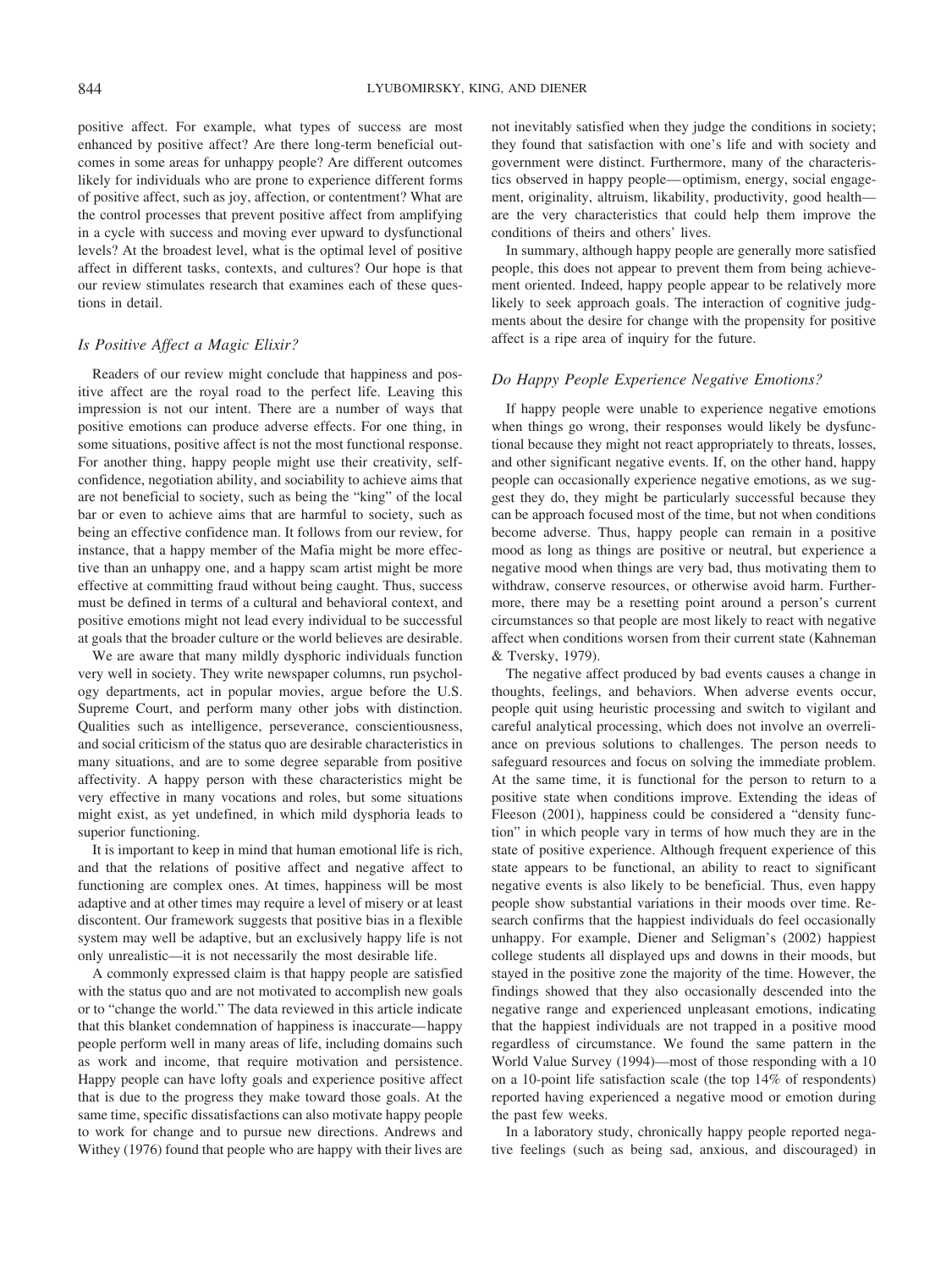positive affect. For example, what types of success are most enhanced by positive affect? Are there long-term beneficial outcomes in some areas for unhappy people? Are different outcomes likely for individuals who are prone to experience different forms of positive affect, such as joy, affection, or contentment? What are the control processes that prevent positive affect from amplifying in a cycle with success and moving ever upward to dysfunctional levels? At the broadest level, what is the optimal level of positive affect in different tasks, contexts, and cultures? Our hope is that our review stimulates research that examines each of these questions in detail.

### *Is Positive Affect a Magic Elixir?*

Readers of our review might conclude that happiness and positive affect are the royal road to the perfect life. Leaving this impression is not our intent. There are a number of ways that positive emotions can produce adverse effects. For one thing, in some situations, positive affect is not the most functional response. For another thing, happy people might use their creativity, self-confidence, negotiation ability, and sociability to achieve aims that are not beneficial to society, such as being the "king" of the local bar or even to achieve aims that are harmful to society, such as being an effective confidence man. It follows from our review, for instance, that a happy member of the Mafia might be more effective than an unhappy one, and a happy scam artist might be more effective at committing fraud without being caught. Thus, success must be defined in terms of a cultural and behavioral context, and positive emotions might not lead every individual to be successful at goals that the broader culture or the world believes are desirable.

We are aware that many mildly dysphoric individuals function very well in society. They write newspaper columns, run psychology departments, act in popular movies, argue before the U.S. Supreme Court, and perform many other jobs with distinction. Qualities such as intelligence, perseverance, conscientiousness, and social criticism of the status quo are desirable characteristics in many situations, and are to some degree separable from positive affectivity. A happy person with these characteristics might be very effective in many vocations and roles, but some situations might exist, as yet undefined, in which mild dysphoria leads to superior functioning.

It is important to keep in mind that human emotional life is rich, and that the relations of positive affect and negative affect to functioning are complex ones. At times, happiness will be most adaptive and at other times may require a level of misery or at least discontent. Our framework suggests that positive bias in a flexible system may well be adaptive, but an exclusively happy life is not only unrealistic—it is not necessarily the most desirable life.

A commonly expressed claim is that happy people are satisfied with the status quo and are not motivated to accomplish new goals or to "change the world." The data reviewed in this article indicate that this blanket condemnation of happiness is inaccurate—happy people perform well in many areas of life, including domains such as work and income, that require motivation and persistence. Happy people can have lofty goals and experience positive affect that is due to the progress they make toward those goals. At the same time, specific dissatisfactions can also motivate happy people to work for change and to pursue new directions. Andrews and Withey (1976) found that people who are happy with their lives are not inevitably satisfied when they judge the conditions in society; they found that satisfaction with one's life and with society and government were distinct. Furthermore, many of the characteristics observed in happy people—optimism, energy, social engagement, originality, altruism, likability, productivity, good health—are the very characteristics that could help them improve the conditions of theirs and others' lives.

In summary, although happy people are generally more satisfied people, this does not appear to prevent them from being achievement oriented. Indeed, happy people appear to be relatively more likely to seek approach goals. The interaction of cognitive judgments about the desire for change with the propensity for positive affect is a ripe area of inquiry for the future.

### *Do Happy People Experience Negative Emotions?*

If happy people were unable to experience negative emotions when things go wrong, their responses would likely be dysfunctional because they might not react appropriately to threats, losses, and other significant negative events. If, on the other hand, happy people can occasionally experience negative emotions, as we suggest they do, they might be particularly successful because they can be approach focused most of the time, but not when conditions become adverse. Thus, happy people can remain in a positive mood as long as things are positive or neutral, but experience a negative mood when things are very bad, thus motivating them to withdraw, conserve resources, or otherwise avoid harm. Furthermore, there may be a resetting point around a person's current circumstances so that people are most likely to react with negative affect when conditions worsen from their current state (Kahneman & Tversky, 1979).

The negative affect produced by bad events causes a change in thoughts, feelings, and behaviors. When adverse events occur, people quit using heuristic processing and switch to vigilant and careful analytical processing, which does not involve an overreliance on previous solutions to challenges. The person needs to safeguard resources and focus on solving the immediate problem. At the same time, it is functional for the person to return to a positive state when conditions improve. Extending the ideas of Fleeson (2001), happiness could be considered a "density function" in which people vary in terms of how much they are in the state of positive experience. Although frequent experience of this state appears to be functional, an ability to react to significant negative events is also likely to be beneficial. Thus, even happy people show substantial variations in their moods over time. Research confirms that the happiest individuals do feel occasionally unhappy. For example, Diener and Seligman's (2002) happiest college students all displayed ups and downs in their moods, but stayed in the positive zone the majority of the time. However, the findings showed that they also occasionally descended into the negative range and experienced unpleasant emotions, indicating that the happiest individuals are not trapped in a positive mood regardless of circumstance. We found the same pattern in the World Value Survey (1994)—most of those responding with a 10 on a 10-point life satisfaction scale (the top 14% of respondents) reported having experienced a negative mood or emotion during the past few weeks.

In a laboratory study, chronically happy people reported negative feelings (such as being sad, anxious, and discouraged) in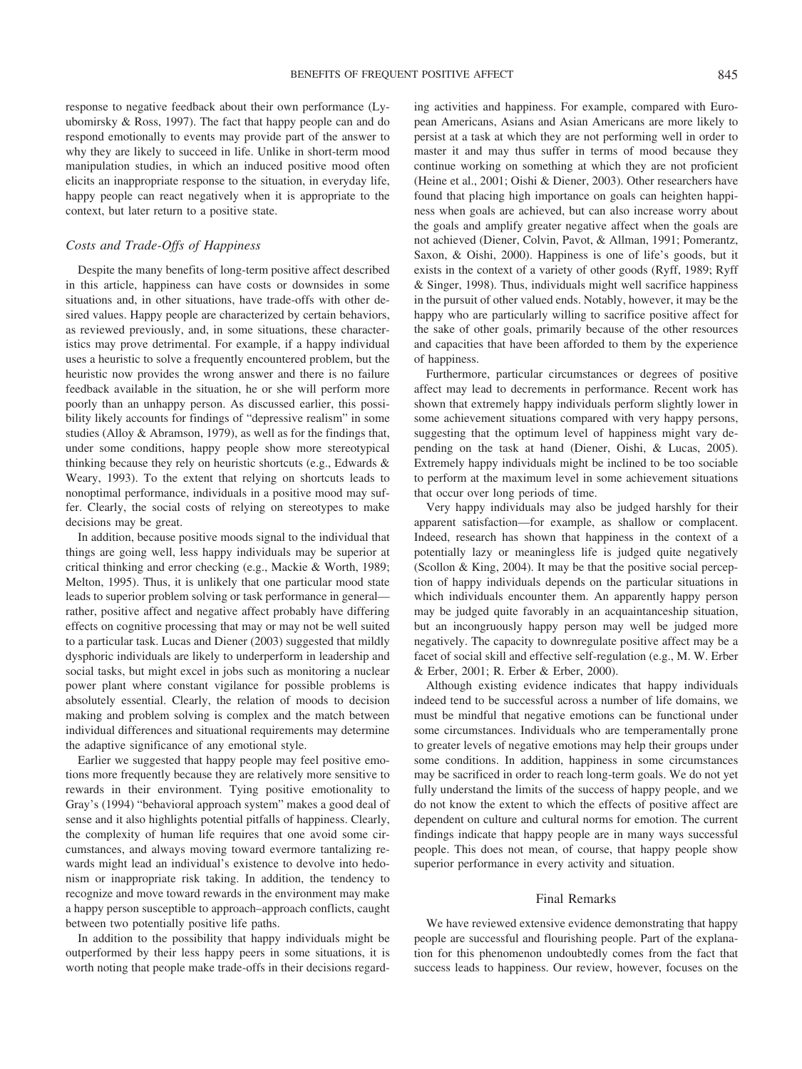response to negative feedback about their own performance (Lyubomirsky & Ross, 1997). The fact that happy people can and do respond emotionally to events may provide part of the answer to why they are likely to succeed in life. Unlike in short-term mood manipulation studies, in which an induced positive mood often elicits an inappropriate response to the situation, in everyday life, happy people can react negatively when it is appropriate to the context, but later return to a positive state.

### *Costs and Trade-Offs of Happiness*

Despite the many benefits of long-term positive affect described in this article, happiness can have costs or downsides in some situations and, in other situations, have trade-offs with other desired values. Happy people are characterized by certain behaviors, as reviewed previously, and, in some situations, these characteristics may prove detrimental. For example, if a happy individual uses a heuristic to solve a frequently encountered problem, but the heuristic now provides the wrong answer and there is no failure feedback available in the situation, he or she will perform more poorly than an unhappy person. As discussed earlier, this possibility likely accounts for findings of "depressive realism" in some studies (Alloy & Abramson, 1979), as well as for the findings that, under some conditions, happy people show more stereotypical thinking because they rely on heuristic shortcuts (e.g., Edwards & Weary, 1993). To the extent that relying on shortcuts leads to nonoptimal performance, individuals in a positive mood may suffer. Clearly, the social costs of relying on stereotypes to make decisions may be great.

In addition, because positive moods signal to the individual that things are going well, less happy individuals may be superior at critical thinking and error checking (e.g., Mackie & Worth, 1989; Melton, 1995). Thus, it is unlikely that one particular mood state leads to superior problem solving or task performance in general—rather, positive affect and negative affect probably have differing effects on cognitive processing that may or may not be well suited to a particular task. Lucas and Diener (2003) suggested that mildly dysphoric individuals are likely to underperform in leadership and social tasks, but might excel in jobs such as monitoring a nuclear power plant where constant vigilance for possible problems is absolutely essential. Clearly, the relation of moods to decision making and problem solving is complex and the match between individual differences and situational requirements may determine the adaptive significance of any emotional style.

Earlier we suggested that happy people may feel positive emotions more frequently because they are relatively more sensitive to rewards in their environment. Tying positive emotionality to Gray's (1994) "behavioral approach system" makes a good deal of sense and it also highlights potential pitfalls of happiness. Clearly, the complexity of human life requires that one avoid some circumstances, and always moving toward evermore tantalizing rewards might lead an individual's existence to devolve into hedonism or inappropriate risk taking. In addition, the tendency to recognize and move toward rewards in the environment may make a happy person susceptible to approach–approach conflicts, caught between two potentially positive life paths.

In addition to the possibility that happy individuals might be outperformed by their less happy peers in some situations, it is worth noting that people make trade-offs in their decisions regarding activities and happiness. For example, compared with European Americans, Asians and Asian Americans are more likely to persist at a task at which they are not performing well in order to master it and may thus suffer in terms of mood because they continue working on something at which they are not proficient (Heine et al., 2001; Oishi & Diener, 2003). Other researchers have found that placing high importance on goals can heighten happiness when goals are achieved, but can also increase worry about the goals and amplify greater negative affect when the goals are not achieved (Diener, Colvin, Pavot, & Allman, 1991; Pomerantz, Saxon, & Oishi, 2000). Happiness is one of life's goods, but it exists in the context of a variety of other goods (Ryff, 1989; Ryff & Singer, 1998). Thus, individuals might well sacrifice happiness in the pursuit of other valued ends. Notably, however, it may be the happy who are particularly willing to sacrifice positive affect for the sake of other goals, primarily because of the other resources and capacities that have been afforded to them by the experience of happiness.

Furthermore, particular circumstances or degrees of positive affect may lead to decrements in performance. Recent work has shown that extremely happy individuals perform slightly lower in some achievement situations compared with very happy persons, suggesting that the optimum level of happiness might vary depending on the task at hand (Diener, Oishi, & Lucas, 2005). Extremely happy individuals might be inclined to be too sociable to perform at the maximum level in some achievement situations that occur over long periods of time.

Very happy individuals may also be judged harshly for their apparent satisfaction—for example, as shallow or complacent. Indeed, research has shown that happiness in the context of a potentially lazy or meaningless life is judged quite negatively (Scollon & King, 2004). It may be that the positive social perception of happy individuals depends on the particular situations in which individuals encounter them. An apparently happy person may be judged quite favorably in an acquaintanceship situation, but an incongruously happy person may well be judged more negatively. The capacity to downregulate positive affect may be a facet of social skill and effective self-regulation (e.g., M. W. Erber & Erber, 2001; R. Erber & Erber, 2000).

Although existing evidence indicates that happy individuals indeed tend to be successful across a number of life domains, we must be mindful that negative emotions can be functional under some circumstances. Individuals who are temperamentally prone to greater levels of negative emotions may help their groups under some conditions. In addition, happiness in some circumstances may be sacrificed in order to reach long-term goals. We do not yet fully understand the limits of the success of happy people, and we do not know the extent to which the effects of positive affect are dependent on culture and cultural norms for emotion. The current findings indicate that happy people are in many ways successful people. This does not mean, of course, that happy people show superior performance in every activity and situation.

## Final Remarks

We have reviewed extensive evidence demonstrating that happy people are successful and flourishing people. Part of the explanation for this phenomenon undoubtedly comes from the fact that success leads to happiness. Our review, however, focuses on the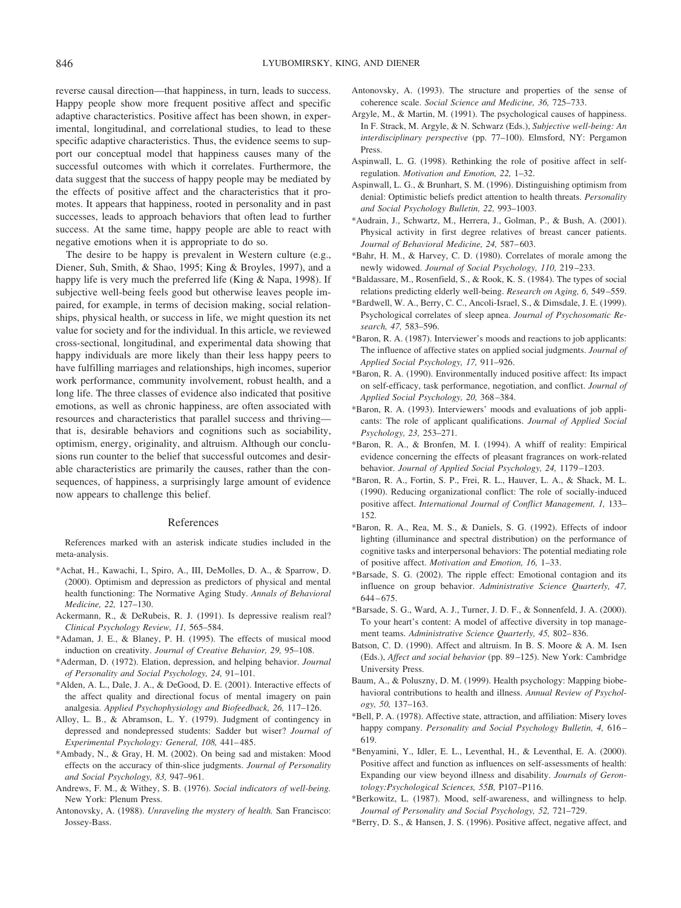reverse causal direction—that happiness, in turn, leads to success. Happy people show more frequent positive affect and specific adaptive characteristics. Positive affect has been shown, in experimental, longitudinal, and correlational studies, to lead to these specific adaptive characteristics. Thus, the evidence seems to support our conceptual model that happiness causes many of the successful outcomes with which it correlates. Furthermore, the data suggest that the success of happy people may be mediated by the effects of positive affect and the characteristics that it promotes. It appears that happiness, rooted in personality and in past successes, leads to approach behaviors that often lead to further success. At the same time, happy people are able to react with negative emotions when it is appropriate to do so.

The desire to be happy is prevalent in Western culture (e.g., Diener, Suh, Smith, & Shao, 1995; King & Broyles, 1997), and a happy life is very much the preferred life (King & Napa, 1998). If subjective well-being feels good but otherwise leaves people impaired, for example, in terms of decision making, social relationships, physical health, or success in life, we might question its net value for society and for the individual. In this article, we reviewed cross-sectional, longitudinal, and experimental data showing that happy individuals are more likely than their less happy peers to have fulfilling marriages and relationships, high incomes, superior work performance, community involvement, robust health, and a long life. The three classes of evidence also indicated that positive emotions, as well as chronic happiness, are often associated with resources and characteristics that parallel success and thriving—that is, desirable behaviors and cognitions such as sociability, optimism, energy, originality, and altruism. Although our conclusions run counter to the belief that successful outcomes and desirable characteristics are primarily the causes, rather than the consequences, of happiness, a surprisingly large amount of evidence now appears to challenge this belief.

## References

References marked with an asterisk indicate studies included in the meta-analysis.

*Achat, H., Kawachi, I., Spiro, A., III, DeMolles, D. A., & Sparrow, D. (2000). Optimism and depression as predictors of physical and mental health functioning: The Normative Aging Study. *Annals of Behavioral Medicine, 22,* 127–130.

Ackermann, R., & DeRubeis, R. J. (1991). Is depressive realism real? *Clinical Psychology Review, 11,* 565–584.

*Adaman, J. E., & Blaney, P. H. (1995). The effects of musical mood induction on creativity. *Journal of Creative Behavior, 29,* 95–108.

*Aderman, D. (1972). Elation, depression, and helping behavior. *Journal of Personality and Social Psychology, 24,* 91–101.

*Alden, A. L., Dale, J. A., & DeGood, D. E. (2001). Interactive effects of the affect quality and directional focus of mental imagery on pain analgesia. *Applied Psychophysiology and Biofeedback, 26,* 117–126.

Alloy, L. B., & Abramson, L. Y. (1979). Judgment of contingency in depressed and nondepressed students: Sadder but wiser? *Journal of Experimental Psychology: General, 108,* 441–485.

*Ambady, N., & Gray, H. M. (2002). On being sad and mistaken: Mood effects on the accuracy of thin-slice judgments. *Journal of Personality and Social Psychology, 83,* 947–961.

Andrews, F. M., & Withey, S. B. (1976). *Social indicators of well-being.* New York: Plenum Press.

Antonovsky, A. (1988). *Unraveling the mystery of health.* San Francisco: Jossey-Bass.

Antonovsky, A. (1993). The structure and properties of the sense of coherence scale. *Social Science and Medicine, 36,* 725–733.

Argyle, M., & Martin, M. (1991). The psychological causes of happiness. In F. Strack, M. Argyle, & N. Schwarz (Eds.), *Subjective well-being: An interdisciplinary perspective* (pp. 77–100). Elmsford, NY: Pergamon Press.

Aspinwall, L. G. (1998). Rethinking the role of positive affect in self-regulation. *Motivation and Emotion, 22,* 1–32.

Aspinwall, L. G., & Brunhart, S. M. (1996). Distinguishing optimism from denial: Optimistic beliefs predict attention to health threats. *Personality and Social Psychology Bulletin, 22,* 993–1003.

*Audrain, J., Schwartz, M., Herrera, J., Golman, P., & Bush, A. (2001). Physical activity in first degree relatives of breast cancer patients. *Journal of Behavioral Medicine, 24,* 587–603.

*Bahr, H. M., & Harvey, C. D. (1980). Correlates of morale among the newly widowed. *Journal of Social Psychology, 110,* 219–233.

*Baldassare, M., Rosenfield, S., & Rook, K. S. (1984). The types of social relations predicting elderly well-being. *Research on Aging, 6,* 549–559.

*Bardwell, W. A., Berry, C. C., Ancoli-Israel, S., & Dimsdale, J. E. (1999). Psychological correlates of sleep apnea. *Journal of Psychosomatic Research, 47,* 583–596.

*Baron, R. A. (1987). Interviewer's moods and reactions to job applicants: The influence of affective states on applied social judgments. *Journal of Applied Social Psychology, 17,* 911–926.

*Baron, R. A. (1990). Environmentally induced positive affect: Its impact on self-efficacy, task performance, negotiation, and conflict. *Journal of Applied Social Psychology, 20,* 368–384.

*Baron, R. A. (1993). Interviewers' moods and evaluations of job applicants: The role of applicant qualifications. *Journal of Applied Social Psychology, 23,* 253–271.

*Baron, R. A., & Bronfen, M. I. (1994). A whiff of reality: Empirical evidence concerning the effects of pleasant fragrances on work-related behavior. *Journal of Applied Social Psychology, 24,* 1179–1203.

*Baron, R. A., Fortin, S. P., Frei, R. L., Hauver, L. A., & Shack, M. L. (1990). Reducing organizational conflict: The role of socially-induced positive affect. *International Journal of Conflict Management, 1,* 133–152.

*Baron, R. A., Rea, M. S., & Daniels, S. G. (1992). Effects of indoor lighting (illuminance and spectral distribution) on the performance of cognitive tasks and interpersonal behaviors: The potential mediating role of positive affect. *Motivation and Emotion, 16,* 1–33.

*Barsade, S. G. (2002). The ripple effect: Emotional contagion and its influence on group behavior. *Administrative Science Quarterly, 47,* 644–675.

*Barsade, S. G., Ward, A. J., Turner, J. D. F., & Sonnenfeld, J. A. (2000). To your heart's content: A model of affective diversity in top management teams. *Administrative Science Quarterly, 45,* 802–836.

Batson, C. D. (1990). Affect and altruism. In B. S. Moore & A. M. Isen (Eds.), *Affect and social behavior* (pp. 89–125). New York: Cambridge University Press.

Baum, A., & Poluszny, D. M. (1999). Health psychology: Mapping biobehavioral contributions to health and illness. *Annual Review of Psychology, 50,* 137–163.

*Bell, P. A. (1978). Affective state, attraction, and affiliation: Misery loves happy company. *Personality and Social Psychology Bulletin, 4,* 616–619.

*Benyamini, Y., Idler, E. L., Leventhal, H., & Leventhal, E. A. (2000). Positive affect and function as influences on self-assessments of health: Expanding our view beyond illness and disability. *Journals of Gerontology:Psychological Sciences, 55B,* P107–P116.

*Berkowitz, L. (1987). Mood, self-awareness, and willingness to help. *Journal of Personality and Social Psychology, 52,* 721–729.

*Berry, D. S., & Hansen, J. S. (1996). Positive affect, negative affect, and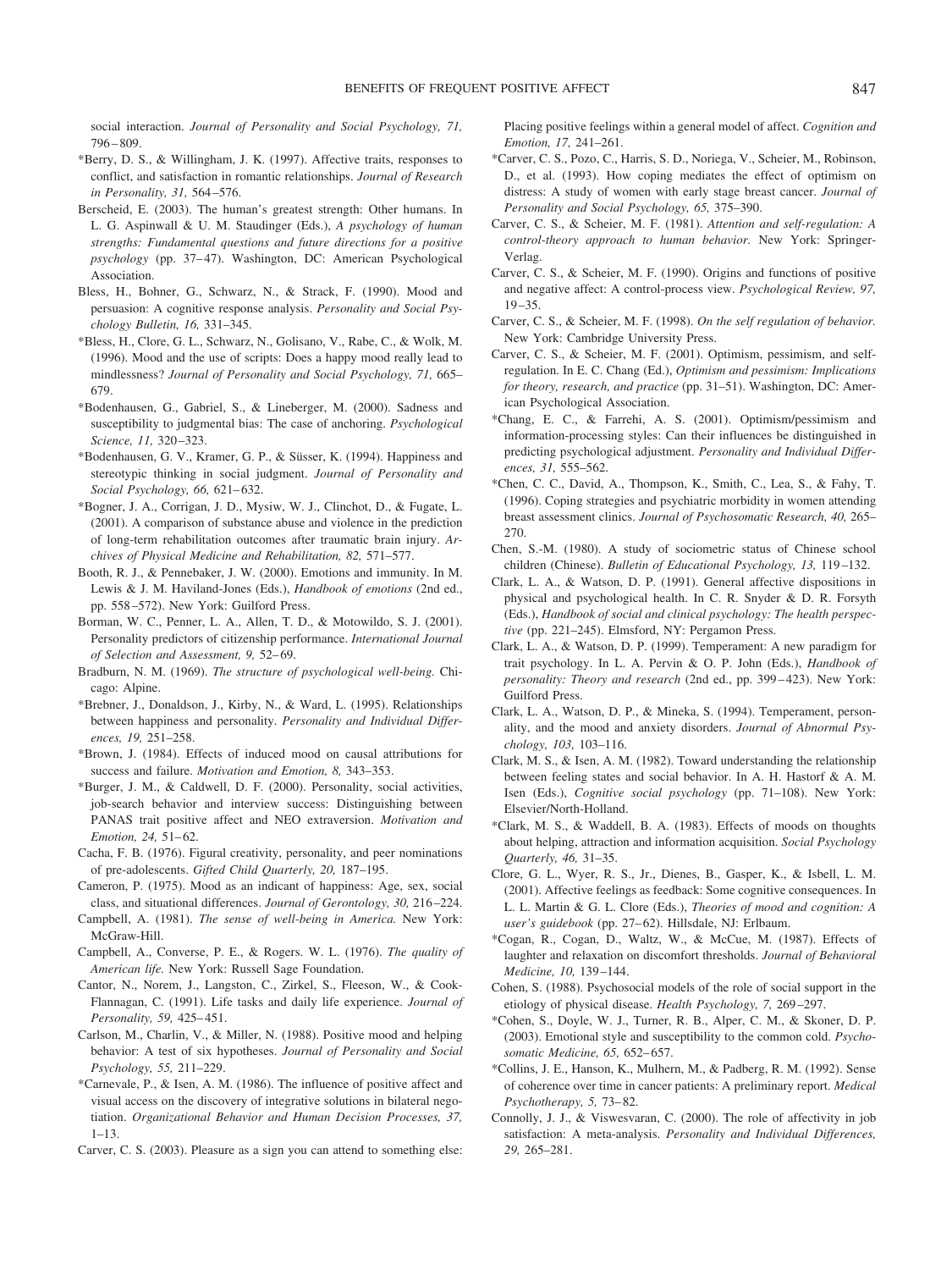social interaction. *Journal of Personality and Social Psychology, 71,* 796–809.

*Berry, D. S., & Willingham, J. K. (1997). Affective traits, responses to conflict, and satisfaction in romantic relationships. *Journal of Research in Personality, 31,* 564–576.

Berscheid, E. (2003). The human's greatest strength: Other humans. In L. G. Aspinwall & U. M. Staudinger (Eds.), *A psychology of human strengths: Fundamental questions and future directions for a positive psychology* (pp. 37–47). Washington, DC: American Psychological Association.

Bless, H., Bohner, G., Schwarz, N., & Strack, F. (1990). Mood and persuasion: A cognitive response analysis. *Personality and Social Psychology Bulletin, 16,* 331–345.

*Bless, H., Clore, G. L., Schwarz, N., Golisano, V., Rabe, C., & Wolk, M. (1996). Mood and the use of scripts: Does a happy mood really lead to mindlessness? *Journal of Personality and Social Psychology, 71,* 665–679.

*Bodenhausen, G., Gabriel, S., & Lineberger, M. (2000). Sadness and susceptibility to judgmental bias: The case of anchoring. *Psychological Science, 11,* 320–323.

*Bodenhausen, G. V., Kramer, G. P., & Süsser, K. (1994). Happiness and stereotypic thinking in social judgment. *Journal of Personality and Social Psychology, 66,* 621–632.

*Bogner, J. A., Corrigan, J. D., Mysiw, W. J., Clinchot, D., & Fugate, L. (2001). A comparison of substance abuse and violence in the prediction of long-term rehabilitation outcomes after traumatic brain injury. *Archives of Physical Medicine and Rehabilitation, 82,* 571–577.

Booth, R. J., & Pennebaker, J. W. (2000). Emotions and immunity. In M. Lewis & J. M. Haviland-Jones (Eds.), *Handbook of emotions* (2nd ed., pp. 558–572). New York: Guilford Press.

Borman, W. C., Penner, L. A., Allen, T. D., & Motowildo, S. J. (2001). Personality predictors of citizenship performance. *International Journal of Selection and Assessment, 9,* 52–69.

Bradburn, N. M. (1969). *The structure of psychological well-being.* Chicago: Alpine.

*Brebner, J., Donaldson, J., Kirby, N., & Ward, L. (1995). Relationships between happiness and personality. *Personality and Individual Differences, 19,* 251–258.

*Brown, J. (1984). Effects of induced mood on causal attributions for success and failure. *Motivation and Emotion, 8,* 343–353.

*Burger, J. M., & Caldwell, D. F. (2000). Personality, social activities, job-search behavior and interview success: Distinguishing between PANAS trait positive affect and NEO extraversion. *Motivation and Emotion, 24,* 51–62.

Cacha, F. B. (1976). Figural creativity, personality, and peer nominations of pre-adolescents. *Gifted Child Quarterly, 20,* 187–195.

Cameron, P. (1975). Mood as an indicant of happiness: Age, sex, social class, and situational differences. *Journal of Gerontology, 30,* 216–224.

Campbell, A. (1981). *The sense of well-being in America.* New York: McGraw-Hill.

Campbell, A., Converse, P. E., & Rogers. W. L. (1976). *The quality of American life.* New York: Russell Sage Foundation.

Cantor, N., Norem, J., Langston, C., Zirkel, S., Fleeson, W., & Cook-Flannagan, C. (1991). Life tasks and daily life experience. *Journal of Personality, 59,* 425–451.

Carlson, M., Charlin, V., & Miller, N. (1988). Positive mood and helping behavior: A test of six hypotheses. *Journal of Personality and Social Psychology, 55,* 211–229.

*Carnevale, P., & Isen, A. M. (1986). The influence of positive affect and visual access on the discovery of integrative solutions in bilateral negotiation. *Organizational Behavior and Human Decision Processes, 37,* 1–13.

Carver, C. S. (2003). Pleasure as a sign you can attend to something else: Placing positive feelings within a general model of affect. *Cognition and Emotion, 17,* 241–261.

*Carver, C. S., Pozo, C., Harris, S. D., Noriega, V., Scheier, M., Robinson, D., et al. (1993). How coping mediates the effect of optimism on distress: A study of women with early stage breast cancer. *Journal of Personality and Social Psychology, 65,* 375–390.

Carver, C. S., & Scheier, M. F. (1981). *Attention and self-regulation: A control-theory approach to human behavior.* New York: Springer-Verlag.

Carver, C. S., & Scheier, M. F. (1990). Origins and functions of positive and negative affect: A control-process view. *Psychological Review, 97,* 19–35.

Carver, C. S., & Scheier, M. F. (1998). *On the self regulation of behavior.* New York: Cambridge University Press.

Carver, C. S., & Scheier, M. F. (2001). Optimism, pessimism, and self-regulation. In E. C. Chang (Ed.), *Optimism and pessimism: Implications for theory, research, and practice* (pp. 31–51). Washington, DC: American Psychological Association.

*Chang, E. C., & Farrehi, A. S. (2001). Optimism/pessimism and information-processing styles: Can their influences be distinguished in predicting psychological adjustment. *Personality and Individual Differences, 31,* 555–562.

*Chen, C. C., David, A., Thompson, K., Smith, C., Lea, S., & Fahy, T. (1996). Coping strategies and psychiatric morbidity in women attending breast assessment clinics. *Journal of Psychosomatic Research, 40,* 265–270.

Chen, S.-M. (1980). A study of sociometric status of Chinese school children (Chinese). *Bulletin of Educational Psychology, 13,* 119–132.

Clark, L. A., & Watson, D. P. (1991). General affective dispositions in physical and psychological health. In C. R. Snyder & D. R. Forsyth (Eds.), *Handbook of social and clinical psychology: The health perspective* (pp. 221–245). Elmsford, NY: Pergamon Press.

Clark, L. A., & Watson, D. P. (1999). Temperament: A new paradigm for trait psychology. In L. A. Pervin & O. P. John (Eds.), *Handbook of personality: Theory and research* (2nd ed., pp. 399–423). New York: Guilford Press.

Clark, L. A., Watson, D. P., & Mineka, S. (1994). Temperament, personality, and the mood and anxiety disorders. *Journal of Abnormal Psychology, 103,* 103–116.

Clark, M. S., & Isen, A. M. (1982). Toward understanding the relationship between feeling states and social behavior. In A. H. Hastorf & A. M. Isen (Eds.), *Cognitive social psychology* (pp. 71–108). New York: Elsevier/North-Holland.

*Clark, M. S., & Waddell, B. A. (1983). Effects of moods on thoughts about helping, attraction and information acquisition. *Social Psychology Quarterly, 46,* 31–35.

Clore, G. L., Wyer, R. S., Jr., Dienes, B., Gasper, K., & Isbell, L. M. (2001). Affective feelings as feedback: Some cognitive consequences. In L. L. Martin & G. L. Clore (Eds.), *Theories of mood and cognition: A user's guidebook* (pp. 27–62). Hillsdale, NJ: Erlbaum.

*Cogan, R., Cogan, D., Waltz, W., & McCue, M. (1987). Effects of laughter and relaxation on discomfort thresholds. *Journal of Behavioral Medicine, 10,* 139–144.

Cohen, S. (1988). Psychosocial models of the role of social support in the etiology of physical disease. *Health Psychology, 7,* 269–297.

*Cohen, S., Doyle, W. J., Turner, R. B., Alper, C. M., & Skoner, D. P. (2003). Emotional style and susceptibility to the common cold. *Psychosomatic Medicine, 65,* 652–657.

*Collins, J. E., Hanson, K., Mulhern, M., & Padberg, R. M. (1992). Sense of coherence over time in cancer patients: A preliminary report. *Medical Psychotherapy, 5,* 73–82.

Connolly, J. J., & Viswesvaran, C. (2000). The role of affectivity in job satisfaction: A meta-analysis. *Personality and Individual Differences, 29,* 265–281.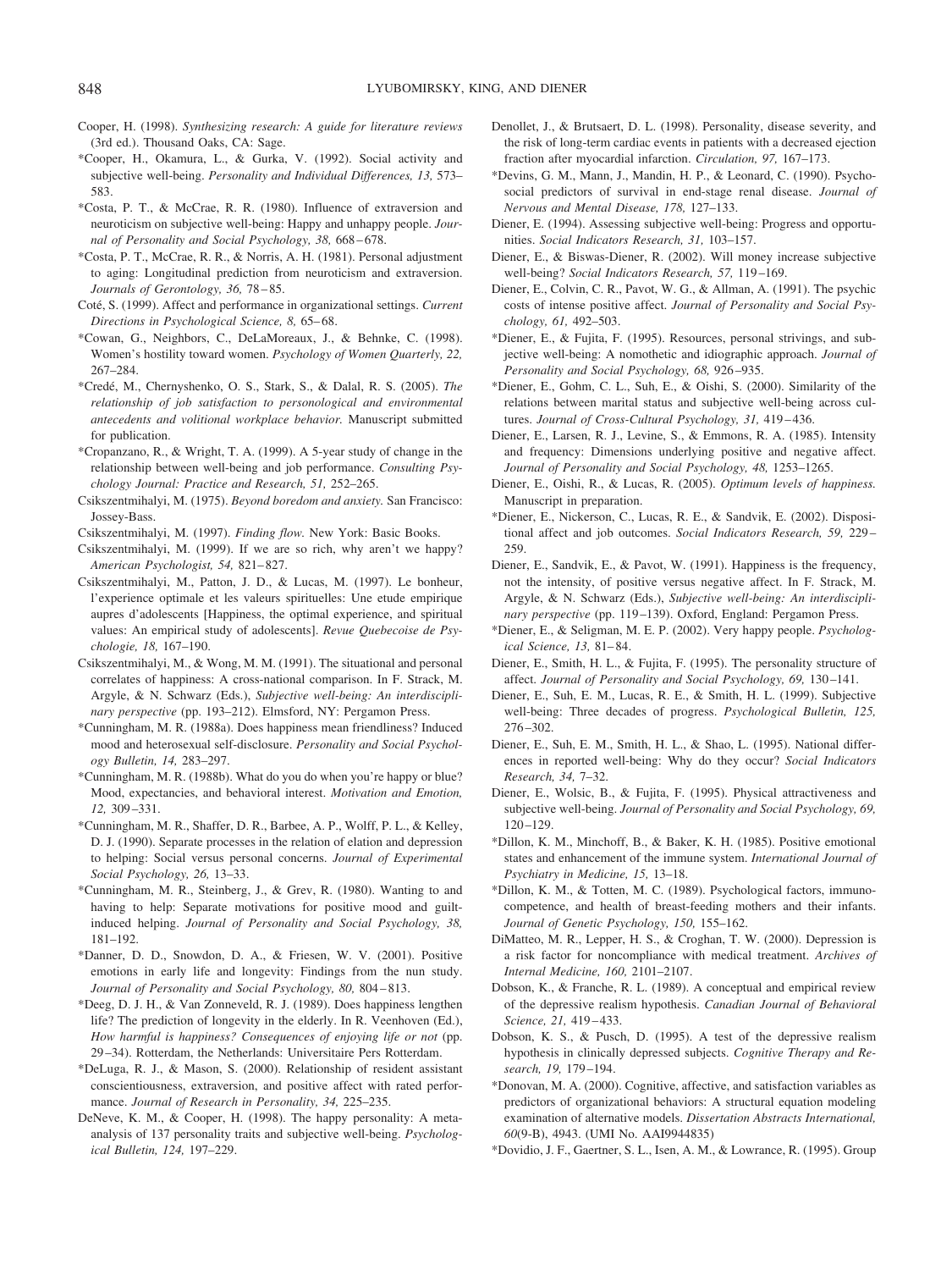Cooper, H. (1998). *Synthesizing research: A guide for literature reviews* (3rd ed.). Thousand Oaks, CA: Sage.

*Cooper, H., Okamura, L., & Gurka, V. (1992). Social activity and subjective well-being. *Personality and Individual Differences, 13,* 573–583.

*Costa, P. T., & McCrae, R. R. (1980). Influence of extraversion and neuroticism on subjective well-being: Happy and unhappy people. *Journal of Personality and Social Psychology, 38,* 668–678.

*Costa, P. T., McCrae, R. R., & Norris, A. H. (1981). Personal adjustment to aging: Longitudinal prediction from neuroticism and extraversion. *Journals of Gerontology, 36,* 78–85.

Coté, S. (1999). Affect and performance in organizational settings. *Current Directions in Psychological Science, 8,* 65–68.

*Cowan, G., Neighbors, C., DeLaMoreaux, J., & Behnke, C. (1998). Women's hostility toward women. *Psychology of Women Quarterly, 22,* 267–284.

*Credé, M., Chernyshenko, O. S., Stark, S., & Dalal, R. S. (2005). *The relationship of job satisfaction to personological and environmental antecedents and volitional workplace behavior.* Manuscript submitted for publication.

*Cropanzano, R., & Wright, T. A. (1999). A 5-year study of change in the relationship between well-being and job performance. *Consulting Psychology Journal: Practice and Research, 51,* 252–265.

Csikszentmihalyi, M. (1975). *Beyond boredom and anxiety.* San Francisco: Jossey-Bass.

Csikszentmihalyi, M. (1997). *Finding flow.* New York: Basic Books.

Csikszentmihalyi, M. (1999). If we are so rich, why aren't we happy? *American Psychologist, 54,* 821–827.

Csikszentmihalyi, M., Patton, J. D., & Lucas, M. (1997). Le bonheur, l'experience optimale et les valeurs spirituelles: Une etude empirique aupres d'adolescents [Happiness, the optimal experience, and spiritual values: An empirical study of adolescents]. *Revue Quebecoise de Psychologie, 18,* 167–190.

Csikszentmihalyi, M., & Wong, M. M. (1991). The situational and personal correlates of happiness: A cross-national comparison. In F. Strack, M. Argyle, & N. Schwarz (Eds.), *Subjective well-being: An interdisciplinary perspective* (pp. 193–212). Elmsford, NY: Pergamon Press.

*Cunningham, M. R. (1988a). Does happiness mean friendliness? Induced mood and heterosexual self-disclosure. *Personality and Social Psychology Bulletin, 14,* 283–297.

*Cunningham, M. R. (1988b). What do you do when you're happy or blue? Mood, expectancies, and behavioral interest. *Motivation and Emotion, 12,* 309–331.

*Cunningham, M. R., Shaffer, D. R., Barbee, A. P., Wolff, P. L., & Kelley, D. J. (1990). Separate processes in the relation of elation and depression to helping: Social versus personal concerns. *Journal of Experimental Social Psychology, 26,* 13–33.

*Cunningham, M. R., Steinberg, J., & Grev, R. (1980). Wanting to and having to help: Separate motivations for positive mood and guilt-induced helping. *Journal of Personality and Social Psychology, 38,* 181–192.

*Danner, D. D., Snowdon, D. A., & Friesen, W. V. (2001). Positive emotions in early life and longevity: Findings from the nun study. *Journal of Personality and Social Psychology, 80,* 804–813.

*Deeg, D. J. H., & Van Zonneveld, R. J. (1989). Does happiness lengthen life? The prediction of longevity in the elderly. In R. Veenhoven (Ed.), *How harmful is happiness? Consequences of enjoying life or not* (pp. 29–34). Rotterdam, the Netherlands: Universitaire Pers Rotterdam.

*DeLuga, R. J., & Mason, S. (2000). Relationship of resident assistant conscientiousness, extraversion, and positive affect with rated performance. *Journal of Research in Personality, 34,* 225–235.

DeNeve, K. M., & Cooper, H. (1998). The happy personality: A meta-analysis of 137 personality traits and subjective well-being. *Psychological Bulletin, 124,* 197–229.

Denollet, J., & Brutsaert, D. L. (1998). Personality, disease severity, and the risk of long-term cardiac events in patients with a decreased ejection fraction after myocardial infarction. *Circulation, 97,* 167–173.

*Devins, G. M., Mann, J., Mandin, H. P., & Leonard, C. (1990). Psychosocial predictors of survival in end-stage renal disease. *Journal of Nervous and Mental Disease, 178,* 127–133.

Diener, E. (1994). Assessing subjective well-being: Progress and opportunities. *Social Indicators Research, 31,* 103–157.

Diener, E., & Biswas-Diener, R. (2002). Will money increase subjective well-being? *Social Indicators Research, 57,* 119–169.

Diener, E., Colvin, C. R., Pavot, W. G., & Allman, A. (1991). The psychic costs of intense positive affect. *Journal of Personality and Social Psychology, 61,* 492–503.

*Diener, E., & Fujita, F. (1995). Resources, personal strivings, and subjective well-being: A nomothetic and idiographic approach. *Journal of Personality and Social Psychology, 68,* 926–935.

*Diener, E., Gohm, C. L., Suh, E., & Oishi, S. (2000). Similarity of the relations between marital status and subjective well-being across cultures. *Journal of Cross-Cultural Psychology, 31,* 419–436.

Diener, E., Larsen, R. J., Levine, S., & Emmons, R. A. (1985). Intensity and frequency: Dimensions underlying positive and negative affect. *Journal of Personality and Social Psychology, 48,* 1253–1265.

Diener, E., Oishi, R., & Lucas, R. (2005). *Optimum levels of happiness.* Manuscript in preparation.

*Diener, E., Nickerson, C., Lucas, R. E., & Sandvik, E. (2002). Dispositional affect and job outcomes. *Social Indicators Research, 59,* 229–259.

Diener, E., Sandvik, E., & Pavot, W. (1991). Happiness is the frequency, not the intensity, of positive versus negative affect. In F. Strack, M. Argyle, & N. Schwarz (Eds.), *Subjective well-being: An interdisciplinary perspective* (pp. 119–139). Oxford, England: Pergamon Press.

*Diener, E., & Seligman, M. E. P. (2002). Very happy people. *Psychological Science, 13,* 81–84.

Diener, E., Smith, H. L., & Fujita, F. (1995). The personality structure of affect. *Journal of Personality and Social Psychology, 69,* 130–141.

Diener, E., Suh, E. M., Lucas, R. E., & Smith, H. L. (1999). Subjective well-being: Three decades of progress. *Psychological Bulletin, 125,* 276–302.

Diener, E., Suh, E. M., Smith, H. L., & Shao, L. (1995). National differences in reported well-being: Why do they occur? *Social Indicators Research, 34,* 7–32.

Diener, E., Wolsic, B., & Fujita, F. (1995). Physical attractiveness and subjective well-being. *Journal of Personality and Social Psychology, 69,* 120–129.

*Dillon, K. M., Minchoff, B., & Baker, K. H. (1985). Positive emotional states and enhancement of the immune system. *International Journal of Psychiatry in Medicine, 15,* 13–18.

*Dillon, K. M., & Totten, M. C. (1989). Psychological factors, immunocompetence, and health of breast-feeding mothers and their infants. *Journal of Genetic Psychology, 150,* 155–162.

DiMatteo, M. R., Lepper, H. S., & Croghan, T. W. (2000). Depression is a risk factor for noncompliance with medical treatment. *Archives of Internal Medicine, 160,* 2101–2107.

Dobson, K., & Franche, R. L. (1989). A conceptual and empirical review of the depressive realism hypothesis. *Canadian Journal of Behavioral Science, 21,* 419–433.

Dobson, K. S., & Pusch, D. (1995). A test of the depressive realism hypothesis in clinically depressed subjects. *Cognitive Therapy and Research, 19,* 179–194.

*Donovan, M. A. (2000). Cognitive, affective, and satisfaction variables as predictors of organizational behaviors: A structural equation modeling examination of alternative models. *Dissertation Abstracts International, 60*(9-B), 4943. (UMI No. AAI9944835)

*Dovidio, J. F., Gaertner, S. L., Isen, A. M., & Lowrance, R. (1995). Group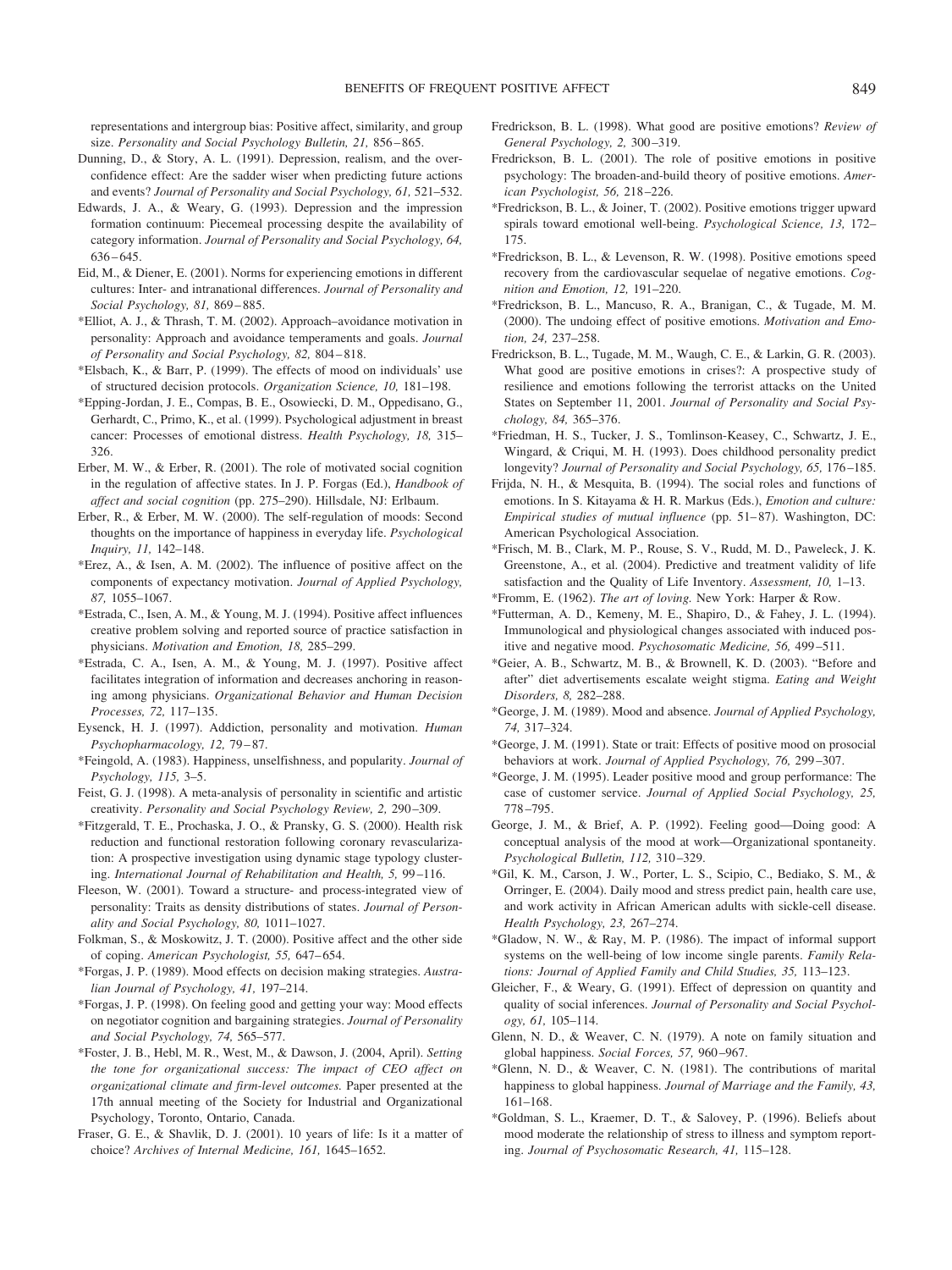representations and intergroup bias: Positive affect, similarity, and group size. *Personality and Social Psychology Bulletin, 21,* 856–865.

Dunning, D., & Story, A. L. (1991). Depression, realism, and the overconfidence effect: Are the sadder wiser when predicting future actions and events? *Journal of Personality and Social Psychology, 61,* 521–532.

Edwards, J. A., & Weary, G. (1993). Depression and the impression formation continuum: Piecemeal processing despite the availability of category information. *Journal of Personality and Social Psychology, 64,* 636–645.

Eid, M., & Diener, E. (2001). Norms for experiencing emotions in different cultures: Inter- and intranational differences. *Journal of Personality and Social Psychology, 81,* 869–885.

*Elliot, A. J., & Thrash, T. M. (2002). Approach–avoidance motivation in personality: Approach and avoidance temperaments and goals. *Journal of Personality and Social Psychology, 82,* 804–818.

*Elsbach, K., & Barr, P. (1999). The effects of mood on individuals' use of structured decision protocols. *Organization Science, 10,* 181–198.

*Epping-Jordan, J. E., Compas, B. E., Osowiecki, D. M., Oppedisano, G., Gerhardt, C., Primo, K., et al. (1999). Psychological adjustment in breast cancer: Processes of emotional distress. *Health Psychology, 18,* 315–326.

Erber, M. W., & Erber, R. (2001). The role of motivated social cognition in the regulation of affective states. In J. P. Forgas (Ed.), *Handbook of affect and social cognition* (pp. 275–290). Hillsdale, NJ: Erlbaum.

Erber, R., & Erber, M. W. (2000). The self-regulation of moods: Second thoughts on the importance of happiness in everyday life. *Psychological Inquiry, 11,* 142–148.

*Erez, A., & Isen, A. M. (2002). The influence of positive affect on the components of expectancy motivation. *Journal of Applied Psychology, 87,* 1055–1067.

*Estrada, C., Isen, A. M., & Young, M. J. (1994). Positive affect influences creative problem solving and reported source of practice satisfaction in physicians. *Motivation and Emotion, 18,* 285–299.

*Estrada, C. A., Isen, A. M., & Young, M. J. (1997). Positive affect facilitates integration of information and decreases anchoring in reasoning among physicians. *Organizational Behavior and Human Decision Processes, 72,* 117–135.

Eysenck, H. J. (1997). Addiction, personality and motivation. *Human Psychopharmacology, 12,* 79–87.

*Feingold, A. (1983). Happiness, unselfishness, and popularity. *Journal of Psychology, 115,* 3–5.

Feist, G. J. (1998). A meta-analysis of personality in scientific and artistic creativity. *Personality and Social Psychology Review, 2,* 290–309.

*Fitzgerald, T. E., Prochaska, J. O., & Pransky, G. S. (2000). Health risk reduction and functional restoration following coronary revascularization: A prospective investigation using dynamic stage typology clustering. *International Journal of Rehabilitation and Health, 5,* 99–116.

Fleeson, W. (2001). Toward a structure- and process-integrated view of personality: Traits as density distributions of states. *Journal of Personality and Social Psychology, 80,* 1011–1027.

Folkman, S., & Moskowitz, J. T. (2000). Positive affect and the other side of coping. *American Psychologist, 55,* 647–654.

*Forgas, J. P. (1989). Mood effects on decision making strategies. *Australian Journal of Psychology, 41,* 197–214.

*Forgas, J. P. (1998). On feeling good and getting your way: Mood effects on negotiator cognition and bargaining strategies. *Journal of Personality and Social Psychology, 74,* 565–577.

*Foster, J. B., Hebl, M. R., West, M., & Dawson, J. (2004, April). *Setting the tone for organizational success: The impact of CEO affect on organizational climate and firm-level outcomes.* Paper presented at the 17th annual meeting of the Society for Industrial and Organizational Psychology, Toronto, Ontario, Canada.

Fraser, G. E., & Shavlik, D. J. (2001). 10 years of life: Is it a matter of choice? *Archives of Internal Medicine, 161,* 1645–1652.

Fredrickson, B. L. (1998). What good are positive emotions? *Review of General Psychology, 2,* 300–319.

Fredrickson, B. L. (2001). The role of positive emotions in positive psychology: The broaden-and-build theory of positive emotions. *American Psychologist, 56,* 218–226.

*Fredrickson, B. L., & Joiner, T. (2002). Positive emotions trigger upward spirals toward emotional well-being. *Psychological Science, 13,* 172–175.

*Fredrickson, B. L., & Levenson, R. W. (1998). Positive emotions speed recovery from the cardiovascular sequelae of negative emotions. *Cognition and Emotion, 12,* 191–220.

*Fredrickson, B. L., Mancuso, R. A., Branigan, C., & Tugade, M. M. (2000). The undoing effect of positive emotions. *Motivation and Emotion, 24,* 237–258.

Fredrickson, B. L., Tugade, M. M., Waugh, C. E., & Larkin, G. R. (2003). What good are positive emotions in crises?: A prospective study of resilience and emotions following the terrorist attacks on the United States on September 11, 2001. *Journal of Personality and Social Psychology, 84,* 365–376.

*Friedman, H. S., Tucker, J. S., Tomlinson-Keasey, C., Schwartz, J. E., Wingard, & Criqui, M. H. (1993). Does childhood personality predict longevity? *Journal of Personality and Social Psychology, 65,* 176–185.

Frijda, N. H., & Mesquita, B. (1994). The social roles and functions of emotions. In S. Kitayama & H. R. Markus (Eds.), *Emotion and culture: Empirical studies of mutual influence* (pp. 51–87). Washington, DC: American Psychological Association.

*Frisch, M. B., Clark, M. P., Rouse, S. V., Rudd, M. D., Paweleck, J. K. Greenstone, A., et al. (2004). Predictive and treatment validity of life satisfaction and the Quality of Life Inventory. *Assessment, 10,* 1–13.

*Fromm, E. (1962). *The art of loving.* New York: Harper & Row.

*Futterman, A. D., Kemeny, M. E., Shapiro, D., & Fahey, J. L. (1994). Immunological and physiological changes associated with induced positive and negative mood. *Psychosomatic Medicine, 56,* 499–511.

*Geier, A. B., Schwartz, M. B., & Brownell, K. D. (2003). "Before and after" diet advertisements escalate weight stigma. *Eating and Weight Disorders, 8,* 282–288.

*George, J. M. (1989). Mood and absence. *Journal of Applied Psychology, 74,* 317–324.

*George, J. M. (1991). State or trait: Effects of positive mood on prosocial behaviors at work. *Journal of Applied Psychology, 76,* 299–307.

*George, J. M. (1995). Leader positive mood and group performance: The case of customer service. *Journal of Applied Social Psychology, 25,* 778–795.

George, J. M., & Brief, A. P. (1992). Feeling good—Doing good: A conceptual analysis of the mood at work—Organizational spontaneity. *Psychological Bulletin, 112,* 310–329.

*Gil, K. M., Carson, J. W., Porter, L. S., Scipio, C., Bediako, S. M., & Orringer, E. (2004). Daily mood and stress predict pain, health care use, and work activity in African American adults with sickle-cell disease. *Health Psychology, 23,* 267–274.

*Gladow, N. W., & Ray, M. P. (1986). The impact of informal support systems on the well-being of low income single parents. *Family Relations: Journal of Applied Family and Child Studies, 35,* 113–123.

Gleicher, F., & Weary, G. (1991). Effect of depression on quantity and quality of social inferences. *Journal of Personality and Social Psychology, 61,* 105–114.

Glenn, N. D., & Weaver, C. N. (1979). A note on family situation and global happiness. *Social Forces, 57,* 960–967.

*Glenn, N. D., & Weaver, C. N. (1981). The contributions of marital happiness to global happiness. *Journal of Marriage and the Family, 43,* 161–168.

*Goldman, S. L., Kraemer, D. T., & Salovey, P. (1996). Beliefs about mood moderate the relationship of stress to illness and symptom reporting. *Journal of Psychosomatic Research, 41,* 115–128.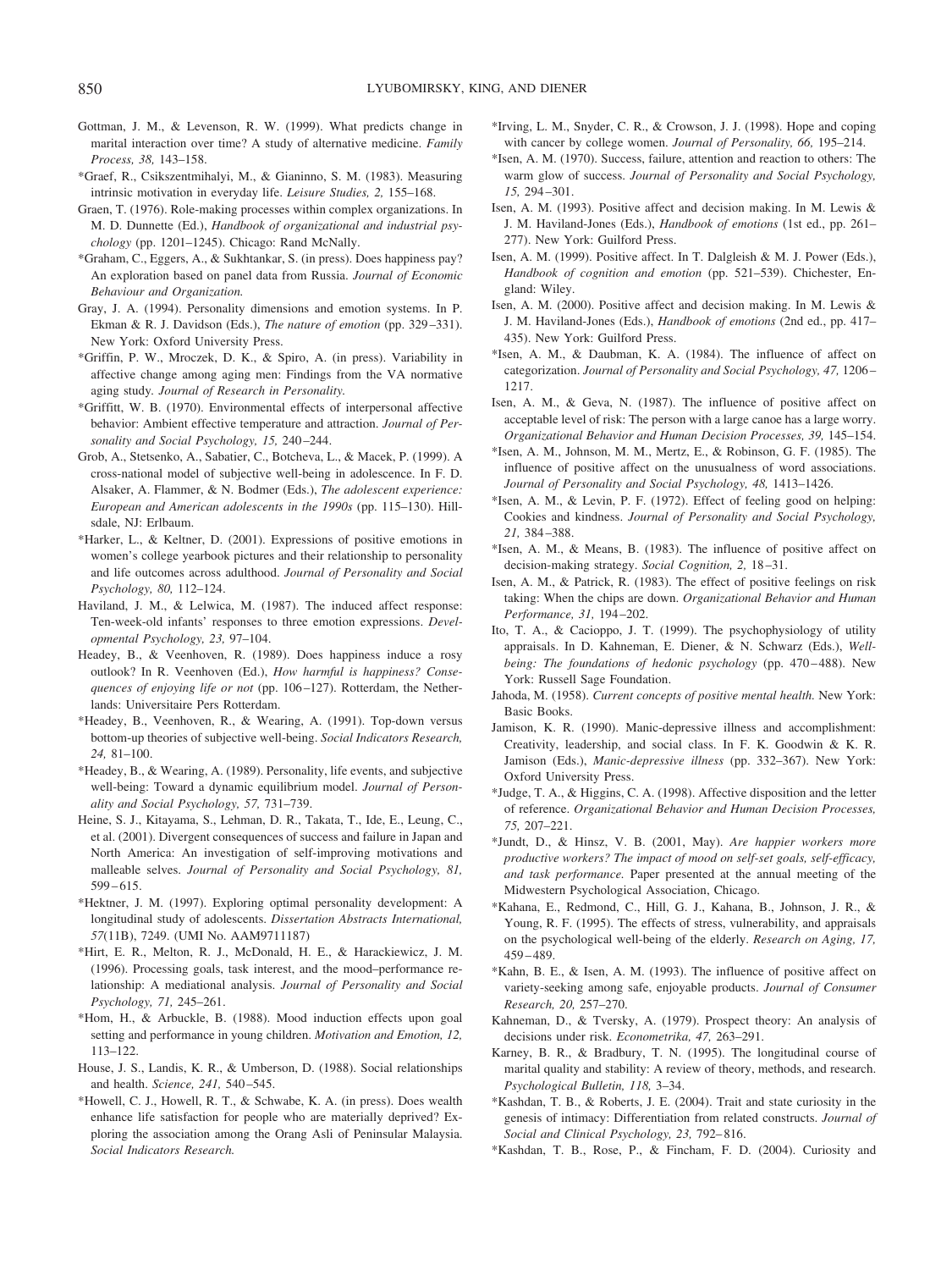Gottman, J. M., & Levenson, R. W. (1999). What predicts change in marital interaction over time? A study of alternative medicine. *Family Process, 38,* 143–158.

*Graef, R., Csikszentmihalyi, M., & Gianinno, S. M. (1983). Measuring intrinsic motivation in everyday life. *Leisure Studies, 2,* 155–168.

Graen, T. (1976). Role-making processes within complex organizations. In M. D. Dunnette (Ed.), *Handbook of organizational and industrial psychology* (pp. 1201–1245). Chicago: Rand McNally.

*Graham, C., Eggers, A., & Sukhtankar, S. (in press). Does happiness pay? An exploration based on panel data from Russia. *Journal of Economic Behaviour and Organization.*

Gray, J. A. (1994). Personality dimensions and emotion systems. In P. Ekman & R. J. Davidson (Eds.), *The nature of emotion* (pp. 329–331). New York: Oxford University Press.

*Griffin, P. W., Mroczek, D. K., & Spiro, A. (in press). Variability in affective change among aging men: Findings from the VA normative aging study. *Journal of Research in Personality.*

*Griffitt, W. B. (1970). Environmental effects of interpersonal affective behavior: Ambient effective temperature and attraction. *Journal of Personality and Social Psychology, 15,* 240–244.

Grob, A., Stetsenko, A., Sabatier, C., Botcheva, L., & Macek, P. (1999). A cross-national model of subjective well-being in adolescence. In F. D. Alsaker, A. Flammer, & N. Bodmer (Eds.), *The adolescent experience: European and American adolescents in the 1990s* (pp. 115–130). Hillsdale, NJ: Erlbaum.

*Harker, L., & Keltner, D. (2001). Expressions of positive emotions in women's college yearbook pictures and their relationship to personality and life outcomes across adulthood. *Journal of Personality and Social Psychology, 80,* 112–124.

Haviland, J. M., & Lelwica, M. (1987). The induced affect response: Ten-week-old infants' responses to three emotion expressions. *Developmental Psychology, 23,* 97–104.

Headey, B., & Veenhoven, R. (1989). Does happiness induce a rosy outlook? In R. Veenhoven (Ed.), *How harmful is happiness? Consequences of enjoying life or not* (pp. 106–127). Rotterdam, the Netherlands: Universitaire Pers Rotterdam.

*Headey, B., Veenhoven, R., & Wearing, A. (1991). Top-down versus bottom-up theories of subjective well-being. *Social Indicators Research, 24,* 81–100.

*Headey, B., & Wearing, A. (1989). Personality, life events, and subjective well-being: Toward a dynamic equilibrium model. *Journal of Personality and Social Psychology, 57,* 731–739.

Heine, S. J., Kitayama, S., Lehman, D. R., Takata, T., Ide, E., Leung, C., et al. (2001). Divergent consequences of success and failure in Japan and North America: An investigation of self-improving motivations and malleable selves. *Journal of Personality and Social Psychology, 81,* 599–615.

*Hektner, J. M. (1997). Exploring optimal personality development: A longitudinal study of adolescents. *Dissertation Abstracts International, 57*(11B), 7249. (UMI No. AAM9711187)

*Hirt, E. R., Melton, R. J., McDonald, H. E., & Harackiewicz, J. M. (1996). Processing goals, task interest, and the mood–performance relationship: A mediational analysis. *Journal of Personality and Social Psychology, 71,* 245–261.

*Hom, H., & Arbuckle, B. (1988). Mood induction effects upon goal setting and performance in young children. *Motivation and Emotion, 12,* 113–122.

House, J. S., Landis, K. R., & Umberson, D. (1988). Social relationships and health. *Science, 241,* 540–545.

*Howell, C. J., Howell, R. T., & Schwabe, K. A. (in press). Does wealth enhance life satisfaction for people who are materially deprived? Exploring the association among the Orang Asli of Peninsular Malaysia. *Social Indicators Research.*

*Irving, L. M., Snyder, C. R., & Crowson, J. J. (1998). Hope and coping with cancer by college women. *Journal of Personality, 66,* 195–214.

*Isen, A. M. (1970). Success, failure, attention and reaction to others: The warm glow of success. *Journal of Personality and Social Psychology, 15,* 294–301.

Isen, A. M. (1993). Positive affect and decision making. In M. Lewis & J. M. Haviland-Jones (Eds.), *Handbook of emotions* (1st ed., pp. 261–277). New York: Guilford Press.

Isen, A. M. (1999). Positive affect. In T. Dalgleish & M. J. Power (Eds.), *Handbook of cognition and emotion* (pp. 521–539). Chichester, England: Wiley.

Isen, A. M. (2000). Positive affect and decision making. In M. Lewis & J. M. Haviland-Jones (Eds.), *Handbook of emotions* (2nd ed., pp. 417–435). New York: Guilford Press.

*Isen, A. M., & Daubman, K. A. (1984). The influence of affect on categorization. *Journal of Personality and Social Psychology, 47,* 1206–1217.

Isen, A. M., & Geva, N. (1987). The influence of positive affect on acceptable level of risk: The person with a large canoe has a large worry. *Organizational Behavior and Human Decision Processes, 39,* 145–154.

*Isen, A. M., Johnson, M. M., Mertz, E., & Robinson, G. F. (1985). The influence of positive affect on the unusualness of word associations. *Journal of Personality and Social Psychology, 48,* 1413–1426.

*Isen, A. M., & Levin, P. F. (1972). Effect of feeling good on helping: Cookies and kindness. *Journal of Personality and Social Psychology, 21,* 384–388.

*Isen, A. M., & Means, B. (1983). The influence of positive affect on decision-making strategy. *Social Cognition, 2,* 18–31.

Isen, A. M., & Patrick, R. (1983). The effect of positive feelings on risk taking: When the chips are down. *Organizational Behavior and Human Performance, 31,* 194–202.

Ito, T. A., & Cacioppo, J. T. (1999). The psychophysiology of utility appraisals. In D. Kahneman, E. Diener, & N. Schwarz (Eds.), *Well-being: The foundations of hedonic psychology* (pp. 470–488). New York: Russell Sage Foundation.

Jahoda, M. (1958). *Current concepts of positive mental health.* New York: Basic Books.

Jamison, K. R. (1990). Manic-depressive illness and accomplishment: Creativity, leadership, and social class. In F. K. Goodwin & K. R. Jamison (Eds.), *Manic-depressive illness* (pp. 332–367). New York: Oxford University Press.

*Judge, T. A., & Higgins, C. A. (1998). Affective disposition and the letter of reference. *Organizational Behavior and Human Decision Processes, 75,* 207–221.

*Jundt, D., & Hinsz, V. B. (2001, May). *Are happier workers more productive workers? The impact of mood on self-set goals, self-efficacy, and task performance.* Paper presented at the annual meeting of the Midwestern Psychological Association, Chicago.

*Kahana, E., Redmond, C., Hill, G. J., Kahana, B., Johnson, J. R., & Young, R. F. (1995). The effects of stress, vulnerability, and appraisals on the psychological well-being of the elderly. *Research on Aging, 17,* 459–489.

*Kahn, B. E., & Isen, A. M. (1993). The influence of positive affect on variety-seeking among safe, enjoyable products. *Journal of Consumer Research, 20,* 257–270.

Kahneman, D., & Tversky, A. (1979). Prospect theory: An analysis of decisions under risk. *Econometrika, 47,* 263–291.

Karney, B. R., & Bradbury, T. N. (1995). The longitudinal course of marital quality and stability: A review of theory, methods, and research. *Psychological Bulletin, 118,* 3–34.

*Kashdan, T. B., & Roberts, J. E. (2004). Trait and state curiosity in the genesis of intimacy: Differentiation from related constructs. *Journal of Social and Clinical Psychology, 23,* 792–816.

*Kashdan, T. B., Rose, P., & Fincham, F. D. (2004). Curiosity and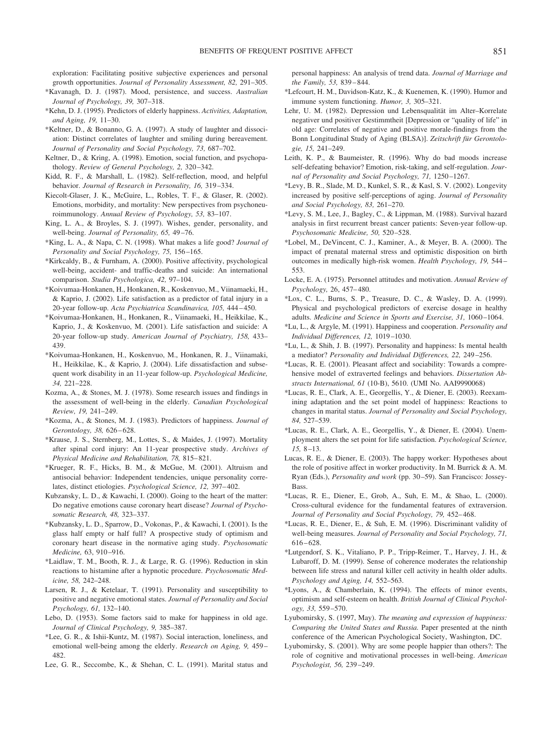exploration: Facilitating positive subjective experiences and personal growth opportunities. *Journal of Personality Assessment, 82,* 291–305.

*Kavanagh, D. J. (1987). Mood, persistence, and success. *Australian Journal of Psychology, 39,* 307–318.

*Kehn, D. J. (1995). Predictors of elderly happiness. *Activities, Adaptation, and Aging, 19,* 11–30.

*Keltner, D., & Bonanno, G. A. (1997). A study of laughter and dissociation: Distinct correlates of laughter and smiling during bereavement. *Journal of Personality and Social Psychology, 73,* 687–702.

Keltner, D., & Kring, A. (1998). Emotion, social function, and psychopathology. *Review of General Psychology, 2,* 320–342.

Kidd, R. F., & Marshall, L. (1982). Self-reflection, mood, and helpful behavior. *Journal of Research in Personality, 16,* 319–334.

Kiecolt-Glaser, J. K., McGuire, L., Robles, T. F., & Glaser, R. (2002). Emotions, morbidity, and mortality: New perspectives from psychoneuroimmunology. *Annual Review of Psychology, 53,* 83–107.

King, L. A., & Broyles, S. J. (1997). Wishes, gender, personality, and well-being. *Journal of Personality, 65,* 49–76.

*King, L. A., & Napa, C. N. (1998). What makes a life good? *Journal of Personality and Social Psychology, 75,* 156–165.

*Kirkcaldy, B., & Furnham, A. (2000). Positive affectivity, psychological well-being, accident- and traffic-deaths and suicide: An international comparison. *Studia Psychologica, 42,* 97–104.

*Koivumaa-Honkanen, H., Honkanen, R., Koskenvuo, M., Viinamaeki, H., & Kaprio, J. (2002). Life satisfaction as a predictor of fatal injury in a 20-year follow-up. *Acta Psychiatrica Scandinavica, 105,* 444–450.

*Koivumaa-Honkanen, H., Honkanen, R., Viinamaeki, H., Heikkilae, K., Kaprio, J., & Koskenvuo, M. (2001). Life satisfaction and suicide: A 20-year follow-up study. *American Journal of Psychiatry, 158,* 433–439.

*Koivumaa-Honkanen, H., Koskenvuo, M., Honkanen, R. J., Viinamaki, H., Heikkilae, K., & Kaprio, J. (2004). Life dissatisfaction and subsequent work disability in an 11-year follow-up. *Psychological Medicine, 34,* 221–228.

Kozma, A., & Stones, M. J. (1978). Some research issues and findings in the assessment of well-being in the elderly. *Canadian Psychological Review, 19,* 241–249.

*Kozma, A., & Stones, M. J. (1983). Predictors of happiness. *Journal of Gerontology, 38,* 626–628.

*Krause, J. S., Sternberg, M., Lottes, S., & Maides, J. (1997). Mortality after spinal cord injury: An 11-year prospective study. *Archives of Physical Medicine and Rehabilitation, 78,* 815–821.

*Krueger, R. F., Hicks, B. M., & McGue, M. (2001). Altruism and antisocial behavior: Independent tendencies, unique personality correlates, distinct etiologies. *Psychological Science, 12,* 397–402.

Kubzansky, L. D., & Kawachi, I. (2000). Going to the heart of the matter: Do negative emotions cause coronary heart disease? *Journal of Psychosomatic Research, 48,* 323–337.

*Kubzansky, L. D., Sparrow, D., Vokonas, P., & Kawachi, I. (2001). Is the glass half empty or half full? A prospective study of optimism and coronary heart disease in the normative aging study. *Psychosomatic Medicine,* 63, 910–916.

*Laidlaw, T. M., Booth, R. J., & Large, R. G. (1996). Reduction in skin reactions to histamine after a hypnotic procedure. *Psychosomatic Medicine, 58,* 242–248.

Larsen, R. J., & Ketelaar, T. (1991). Personality and susceptibility to positive and negative emotional states. *Journal of Personality and Social Psychology, 61,* 132–140.

Lebo, D. (1953). Some factors said to make for happiness in old age. *Journal of Clinical Psychology, 9,* 385–387.

*Lee, G. R., & Ishii-Kuntz, M. (1987). Social interaction, loneliness, and emotional well-being among the elderly. *Research on Aging, 9,* 459–482.

Lee, G. R., Seccombe, K., & Shehan, C. L. (1991). Marital status and personal happiness: An analysis of trend data. *Journal of Marriage and the Family, 53,* 839–844.

*Lefcourt, H. M., Davidson-Katz, K., & Kuenemen, K. (1990). Humor and immune system functioning. *Humor, 3,* 305–321.

Lehr, U. M. (1982). Depression und Lebensqualität im Alter–Korrelate negativer und positiver Gestimmtheit [Depression or "quality of life" in old age: Correlates of negative and positive morale-findings from the Bonn Longitudinal Study of Aging (BLSA)]. *Zeitschrift für Gerontologie, 15,* 241–249.

Leith, K. P., & Baumeister, R. (1996). Why do bad moods increase self-defeating behavior? Emotion, risk-taking, and self-regulation. *Journal of Personality and Social Psychology, 71,* 1250–1267.

*Levy, B. R., Slade, M. D., Kunkel, S. R., & Kasl, S. V. (2002). Longevity increased by positive self-perceptions of aging. *Journal of Personality and Social Psychology, 83,* 261–270.

*Levy, S. M., Lee, J., Bagley, C., & Lippman, M. (1988). Survival hazard analysis in first recurrent breast cancer patients: Seven-year follow-up. *Psychosomatic Medicine, 50,* 520–528.

*Lobel, M., DeVincent, C. J., Kaminer, A., & Meyer, B. A. (2000). The impact of prenatal maternal stress and optimistic disposition on birth outcomes in medically high-risk women. *Health Psychology, 19,* 544–553.

Locke, E. A. (1975). Personnel attitudes and motivation. *Annual Review of Psychology,* 26, 457–480.

*Lox, C. L., Burns, S. P., Treasure, D. C., & Wasley, D. A. (1999). Physical and psychological predictors of exercise dosage in healthy adults. *Medicine and Science in Sports and Exercise, 31,* 1060–1064.

*Lu, L., & Argyle, M. (1991). Happiness and cooperation. *Personality and Individual Differences, 12,* 1019–1030.

*Lu, L., & Shih, J. B. (1997). Personality and happiness: Is mental health a mediator? *Personality and Individual Differences, 22,* 249–256.

*Lucas, R. E. (2001). Pleasant affect and sociability: Towards a comprehensive model of extraverted feelings and behaviors. *Dissertation Abstracts International, 61* (10-B), 5610. (UMI No. AAI9990068)

*Lucas, R. E., Clark, A. E., Georgellis, Y., & Diener, E. (2003). Reexamining adaptation and the set point model of happiness: Reactions to changes in marital status. *Journal of Personality and Social Psychology, 84,* 527–539.

*Lucas, R. E., Clark, A. E., Georgellis, Y., & Diener, E. (2004). Unemployment alters the set point for life satisfaction. *Psychological Science, 15,* 8–13.

Lucas, R. E., & Diener, E. (2003). The happy worker: Hypotheses about the role of positive affect in worker productivity. In M. Burrick & A. M. Ryan (Eds.), *Personality and work* (pp. 30–59). San Francisco: Jossey-Bass.

*Lucas, R. E., Diener, E., Grob, A., Suh, E. M., & Shao, L. (2000). Cross-cultural evidence for the fundamental features of extraversion. *Journal of Personality and Social Psychology, 79,* 452–468.

*Lucas, R. E., Diener, E., & Suh, E. M. (1996). Discriminant validity of well-being measures. *Journal of Personality and Social Psychology, 71,* 616–628.

*Lutgendorf, S. K., Vitaliano, P. P., Tripp-Reimer, T., Harvey, J. H., & Lubaroff, D. M. (1999). Sense of coherence moderates the relationship between life stress and natural killer cell activity in health older adults. *Psychology and Aging, 14,* 552–563.

*Lyons, A., & Chamberlain, K. (1994). The effects of minor events, optimism and self-esteem on health. *British Journal of Clinical Psychology, 33,* 559–570.

Lyubomirsky, S. (1997, May). *The meaning and expression of happiness: Comparing the United States and Russia.* Paper presented at the ninth conference of the American Psychological Society, Washington, DC.

Lyubomirsky, S. (2001). Why are some people happier than others?: The role of cognitive and motivational processes in well-being. *American Psychologist, 56,* 239–249.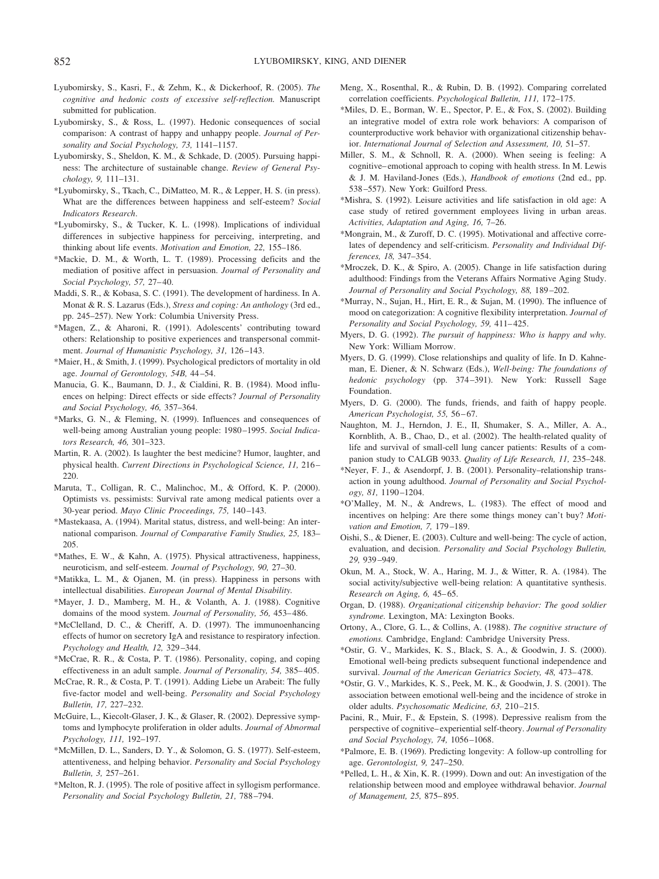Lyubomirsky, S., Kasri, F., & Zehm, K., & Dickerhoof, R. (2005). *The cognitive and hedonic costs of excessive self-reflection.* Manuscript submitted for publication.

Lyubomirsky, S., & Ross, L. (1997). Hedonic consequences of social comparison: A contrast of happy and unhappy people. *Journal of Personality and Social Psychology, 73,* 1141–1157.

Lyubomirsky, S., Sheldon, K. M., & Schkade, D. (2005). Pursuing happiness: The architecture of sustainable change. *Review of General Psychology, 9,* 111–131.

*Lyubomirsky, S., Tkach, C., DiMatteo, M. R., & Lepper, H. S. (in press). What are the differences between happiness and self-esteem? *Social Indicators Research*.

*Lyubomirsky, S., & Tucker, K. L. (1998). Implications of individual differences in subjective happiness for perceiving, interpreting, and thinking about life events. *Motivation and Emotion, 22,* 155–186.

*Mackie, D. M., & Worth, L. T. (1989). Processing deficits and the mediation of positive affect in persuasion. *Journal of Personality and Social Psychology, 57,* 27–40.

Maddi, S. R., & Kobasa, S. C. (1991). The development of hardiness. In A. Monat & R. S. Lazarus (Eds.), *Stress and coping: An anthology* (3rd ed., pp. 245–257). New York: Columbia University Press.

*Magen, Z., & Aharoni, R. (1991). Adolescents' contributing toward others: Relationship to positive experiences and transpersonal commitment. *Journal of Humanistic Psychology, 31,* 126–143.

*Maier, H., & Smith, J. (1999). Psychological predictors of mortality in old age. *Journal of Gerontology, 54B,* 44–54.

Manucia, G. K., Baumann, D. J., & Cialdini, R. B. (1984). Mood influences on helping: Direct effects or side effects? *Journal of Personality and Social Psychology, 46,* 357–364.

*Marks, G. N., & Fleming, N. (1999). Influences and consequences of well-being among Australian young people: 1980–1995. *Social Indicators Research, 46,* 301–323.

Martin, R. A. (2002). Is laughter the best medicine? Humor, laughter, and physical health. *Current Directions in Psychological Science, 11,* 216–220.

Maruta, T., Colligan, R. C., Malinchoc, M., & Offord, K. P. (2000). Optimists vs. pessimists: Survival rate among medical patients over a 30-year period. *Mayo Clinic Proceedings, 75,* 140–143.

*Mastekaasa, A. (1994). Marital status, distress, and well-being: An international comparison. *Journal of Comparative Family Studies, 25,* 183–205.

*Mathes, E. W., & Kahn, A. (1975). Physical attractiveness, happiness, neuroticism, and self-esteem. *Journal of Psychology, 90,* 27–30.

*Matikka, L. M., & Ojanen, M. (in press). Happiness in persons with intellectual disabilities. *European Journal of Mental Disability.*

*Mayer, J. D., Mamberg, M. H., & Volanth, A. J. (1988). Cognitive domains of the mood system. *Journal of Personality, 56,* 453–486.

*McClelland, D. C., & Cheriff, A. D. (1997). The immunoenhancing effects of humor on secretory IgA and resistance to respiratory infection. *Psychology and Health, 12,* 329–344.

*McCrae, R. R., & Costa, P. T. (1986). Personality, coping, and coping effectiveness in an adult sample. *Journal of Personality, 54,* 385–405.

McCrae, R. R., & Costa, P. T. (1991). Adding Liebe un Arabeit: The fully five-factor model and well-being. *Personality and Social Psychology Bulletin, 17,* 227–232.

McGuire, L., Kiecolt-Glaser, J. K., & Glaser, R. (2002). Depressive symptoms and lymphocyte proliferation in older adults. *Journal of Abnormal Psychology, 111,* 192–197.

*McMillen, D. L., Sanders, D. Y., & Solomon, G. S. (1977). Self-esteem, attentiveness, and helping behavior. *Personality and Social Psychology Bulletin, 3,* 257–261.

*Melton, R. J. (1995). The role of positive affect in syllogism performance. *Personality and Social Psychology Bulletin, 21,* 788–794.

Meng, X., Rosenthal, R., & Rubin, D. B. (1992). Comparing correlated correlation coefficients. *Psychological Bulletin, 111,* 172–175.

*Miles, D. E., Borman, W. E., Spector, P. E., & Fox, S. (2002). Building an integrative model of extra role work behaviors: A comparison of counterproductive work behavior with organizational citizenship behavior. *International Journal of Selection and Assessment, 10,* 51–57.

Miller, S. M., & Schnoll, R. A. (2000). When seeing is feeling: A cognitive–emotional approach to coping with health stress. In M. Lewis & J. M. Haviland-Jones (Eds.), *Handbook of emotions* (2nd ed., pp. 538–557). New York: Guilford Press.

*Mishra, S. (1992). Leisure activities and life satisfaction in old age: A case study of retired government employees living in urban areas. *Activities, Adaptation and Aging, 16,* 7–26.

*Mongrain, M., & Zuroff, D. C. (1995). Motivational and affective correlates of dependency and self-criticism. *Personality and Individual Differences, 18,* 347–354.

*Mroczek, D. K., & Spiro, A. (2005). Change in life satisfaction during adulthood: Findings from the Veterans Affairs Normative Aging Study. *Journal of Personality and Social Psychology, 88,* 189–202.

*Murray, N., Sujan, H., Hirt, E. R., & Sujan, M. (1990). The influence of mood on categorization: A cognitive flexibility interpretation. *Journal of Personality and Social Psychology, 59,* 411–425.

Myers, D. G. (1992). *The pursuit of happiness: Who is happy and why.* New York: William Morrow.

Myers, D. G. (1999). Close relationships and quality of life. In D. Kahneman, E. Diener, & N. Schwarz (Eds.), *Well-being: The foundations of hedonic psychology* (pp. 374–391). New York: Russell Sage Foundation.

Myers, D. G. (2000). The funds, friends, and faith of happy people. *American Psychologist, 55,* 56–67.

Naughton, M. J., Herndon, J. E., II, Shumaker, S. A., Miller, A. A., Kornblith, A. B., Chao, D., et al. (2002). The health-related quality of life and survival of small-cell lung cancer patients: Results of a companion study to CALGB 9033. *Quality of Life Research, 11,* 235–248.

*Neyer, F. J., & Asendorpf, J. B. (2001). Personality–relationship transaction in young adulthood. *Journal of Personality and Social Psychology, 81,* 1190–1204.

*O'Malley, M. N., & Andrews, L. (1983). The effect of mood and incentives on helping: Are there some things money can't buy? *Motivation and Emotion, 7,* 179–189.

Oishi, S., & Diener, E. (2003). Culture and well-being: The cycle of action, evaluation, and decision. *Personality and Social Psychology Bulletin, 29,* 939–949.

Okun, M. A., Stock, W. A., Haring, M. J., & Witter, R. A. (1984). The social activity/subjective well-being relation: A quantitative synthesis. *Research on Aging, 6,* 45–65.

Organ, D. (1988). *Organizational citizenship behavior: The good soldier syndrome.* Lexington, MA: Lexington Books.

Ortony, A., Clore, G. L., & Collins, A. (1988). *The cognitive structure of emotions.* Cambridge, England: Cambridge University Press.

*Ostir, G. V., Markides, K. S., Black, S. A., & Goodwin, J. S. (2000). Emotional well-being predicts subsequent functional independence and survival. *Journal of the American Geriatrics Society, 48,* 473–478.

*Ostir, G. V., Markides, K. S., Peek, M. K., & Goodwin, J. S. (2001). The association between emotional well-being and the incidence of stroke in older adults. *Psychosomatic Medicine, 63,* 210–215.

Pacini, R., Muir, F., & Epstein, S. (1998). Depressive realism from the perspective of cognitive–experiential self-theory. *Journal of Personality and Social Psychology, 74,* 1056–1068.

*Palmore, E. B. (1969). Predicting longevity: A follow-up controlling for age. *Gerontologist, 9,* 247–250.

*Pelled, L. H., & Xin, K. R. (1999). Down and out: An investigation of the relationship between mood and employee withdrawal behavior. *Journal of Management, 25,* 875–895.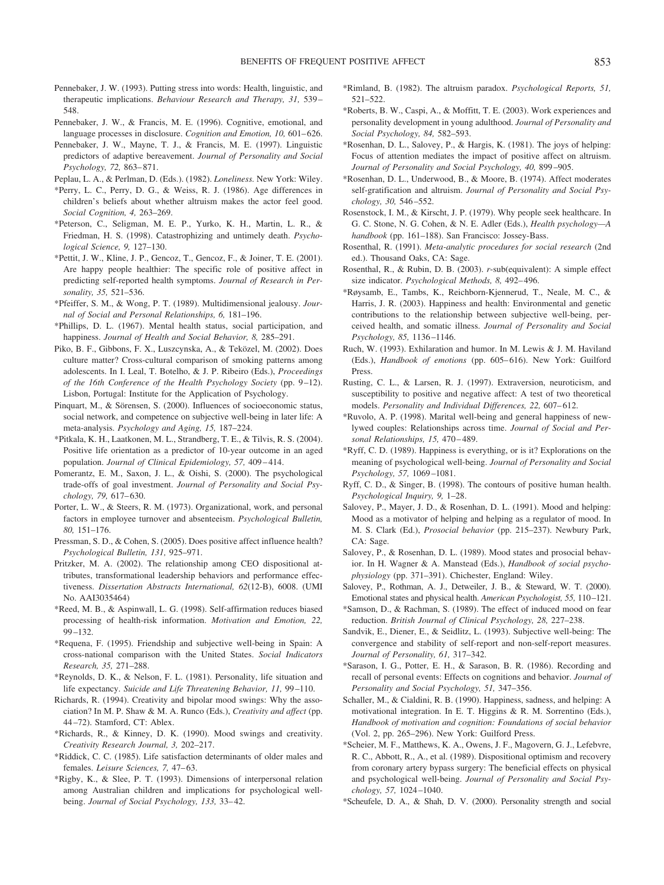Pennebaker, J. W. (1993). Putting stress into words: Health, linguistic, and therapeutic implications. *Behaviour Research and Therapy, 31,* 539–548.

Pennebaker, J. W., & Francis, M. E. (1996). Cognitive, emotional, and language processes in disclosure. *Cognition and Emotion, 10,* 601–626.

Pennebaker, J. W., Mayne, T. J., & Francis, M. E. (1997). Linguistic predictors of adaptive bereavement. *Journal of Personality and Social Psychology, 72,* 863–871.

Peplau, L. A., & Perlman, D. (Eds.). (1982). *Loneliness.* New York: Wiley.

*Perry, L. C., Perry, D. G., & Weiss, R. J. (1986). Age differences in children's beliefs about whether altruism makes the actor feel good. *Social Cognition, 4,* 263–269.

*Peterson, C., Seligman, M. E. P., Yurko, K. H., Martin, L. R., & Friedman, H. S. (1998). Catastrophizing and untimely death. *Psychological Science, 9,* 127–130.

*Pettit, J. W., Kline, J. P., Gencoz, T., Gencoz, F., & Joiner, T. E. (2001). Are happy people healthier: The specific role of positive affect in predicting self-reported health symptoms. *Journal of Research in Personality, 35,* 521–536.

*Pfeiffer, S. M., & Wong, P. T. (1989). Multidimensional jealousy. *Journal of Social and Personal Relationships, 6,* 181–196.

*Phillips, D. L. (1967). Mental health status, social participation, and happiness. *Journal of Health and Social Behavior, 8,* 285–291.

Piko, B. F., Gibbons, F. X., Luszcynska, A., & Teközel, M. (2002). Does culture matter? Cross-cultural comparison of smoking patterns among adolescents. In I. Leal, T. Botelho, & J. P. Ribeiro (Eds.), *Proceedings of the 16th Conference of the Health Psychology Society* (pp. 9–12). Lisbon, Portugal: Institute for the Application of Psychology.

Pinquart, M., & Sörensen, S. (2000). Influences of socioeconomic status, social network, and competence on subjective well-being in later life: A meta-analysis. *Psychology and Aging, 15,* 187–224.

*Pitkala, K. H., Laatkonen, M. L., Strandberg, T. E., & Tilvis, R. S. (2004). Positive life orientation as a predictor of 10-year outcome in an aged population. *Journal of Clinical Epidemiology, 57,* 409–414.

Pomerantz, E. M., Saxon, J. L., & Oishi, S. (2000). The psychological trade-offs of goal investment. *Journal of Personality and Social Psychology, 79,* 617–630.

Porter, L. W., & Steers, R. M. (1973). Organizational, work, and personal factors in employee turnover and absenteeism. *Psychological Bulletin, 80,* 151–176.

Pressman, S. D., & Cohen, S. (2005). Does positive affect influence health? *Psychological Bulletin, 131,* 925–971.

Pritzker, M. A. (2002). The relationship among CEO dispositional attributes, transformational leadership behaviors and performance effectiveness. *Dissertation Abstracts International, 62*(12-B), 6008. (UMI No. AAI3035464)

*Reed, M. B., & Aspinwall, L. G. (1998). Self-affirmation reduces biased processing of health-risk information. *Motivation and Emotion, 22,* 99–132.

*Requena, F. (1995). Friendship and subjective well-being in Spain: A cross-national comparison with the United States. *Social Indicators Research, 35,* 271–288.

*Reynolds, D. K., & Nelson, F. L. (1981). Personality, life situation and life expectancy. *Suicide and Life Threatening Behavior, 11,* 99–110.

Richards, R. (1994). Creativity and bipolar mood swings: Why the association? In M. P. Shaw & M. A. Runco (Eds.), *Creativity and affect* (pp. 44–72). Stamford, CT: Ablex.

*Richards, R., & Kinney, D. K. (1990). Mood swings and creativity. *Creativity Research Journal, 3,* 202–217.

*Riddick, C. C. (1985). Life satisfaction determinants of older males and females. *Leisure Sciences, 7,* 47–63.

*Rigby, K., & Slee, P. T. (1993). Dimensions of interpersonal relation among Australian children and implications for psychological well-being. *Journal of Social Psychology, 133,* 33–42.

*Rimland, B. (1982). The altruism paradox. *Psychological Reports, 51,* 521–522.

*Roberts, B. W., Caspi, A., & Moffitt, T. E. (2003). Work experiences and personality development in young adulthood. *Journal of Personality and Social Psychology, 84,* 582–593.

*Rosenhan, D. L., Salovey, P., & Hargis, K. (1981). The joys of helping: Focus of attention mediates the impact of positive affect on altruism. *Journal of Personality and Social Psychology, 40,* 899–905.

*Rosenhan, D. L., Underwood, B., & Moore, B. (1974). Affect moderates self-gratification and altruism. *Journal of Personality and Social Psychology, 30,* 546–552.

Rosenstock, I. M., & Kirscht, J. P. (1979). Why people seek healthcare. In G. C. Stone, N. G. Cohen, & N. E. Adler (Eds.), *Health psychology—A handbook* (pp. 161–188). San Francisco: Jossey-Bass.

Rosenthal, R. (1991). *Meta-analytic procedures for social research* (2nd ed.). Thousand Oaks, CA: Sage.

Rosenthal, R., & Rubin, D. B. (2003). *r*-sub(equivalent): A simple effect size indicator. *Psychological Methods, 8,* 492–496.

*Røysamb, E., Tambs, K., Reichborn-Kjennerud, T., Neale, M. C., & Harris, J. R. (2003). Happiness and health: Environmental and genetic contributions to the relationship between subjective well-being, perceived health, and somatic illness. *Journal of Personality and Social Psychology, 85,* 1136–1146.

Ruch, W. (1993). Exhilaration and humor. In M. Lewis & J. M. Haviland (Eds.), *Handbook of emotions* (pp. 605–616). New York: Guilford Press.

Rusting, C. L., & Larsen, R. J. (1997). Extraversion, neuroticism, and susceptibility to positive and negative affect: A test of two theoretical models. *Personality and Individual Differences, 22,* 607–612.

*Ruvolo, A. P. (1998). Marital well-being and general happiness of newlywed couples: Relationships across time. *Journal of Social and Personal Relationships, 15,* 470–489.

*Ryff, C. D. (1989). Happiness is everything, or is it? Explorations on the meaning of psychological well-being. *Journal of Personality and Social Psychology, 57,* 1069–1081.

Ryff, C. D., & Singer, B. (1998). The contours of positive human health. *Psychological Inquiry, 9,* 1–28.

Salovey, P., Mayer, J. D., & Rosenhan, D. L. (1991). Mood and helping: Mood as a motivator of helping and helping as a regulator of mood. In M. S. Clark (Ed.), *Prosocial behavior* (pp. 215–237). Newbury Park, CA: Sage.

Salovey, P., & Rosenhan, D. L. (1989). Mood states and prosocial behavior. In H. Wagner & A. Manstead (Eds.), *Handbook of social psychophysiology* (pp. 371–391). Chichester, England: Wiley.

Salovey, P., Rothman, A. J., Detweiler, J. B., & Steward, W. T. (2000). Emotional states and physical health. *American Psychologist, 55,* 110–121.

*Samson, D., & Rachman, S. (1989). The effect of induced mood on fear reduction. *British Journal of Clinical Psychology, 28,* 227–238.

Sandvik, E., Diener, E., & Seidlitz, L. (1993). Subjective well-being: The convergence and stability of self-report and non-self-report measures. *Journal of Personality, 61,* 317–342.

*Sarason, I. G., Potter, E. H., & Sarason, B. R. (1986). Recording and recall of personal events: Effects on cognitions and behavior. *Journal of Personality and Social Psychology, 51,* 347–356.

Schaller, M., & Cialdini, R. B. (1990). Happiness, sadness, and helping: A motivational integration. In E. T. Higgins & R. M. Sorrentino (Eds.), *Handbook of motivation and cognition: Foundations of social behavior* (Vol. 2, pp. 265–296). New York: Guilford Press.

*Scheier, M. F., Matthews, K. A., Owens, J. F., Magovern, G. J., Lefebvre, R. C., Abbott, R., A., et al. (1989). Dispositional optimism and recovery from coronary artery bypass surgery: The beneficial effects on physical and psychological well-being. *Journal of Personality and Social Psychology, 57,* 1024–1040.

*Scheufele, D. A., & Shah, D. V. (2000). Personality strength and social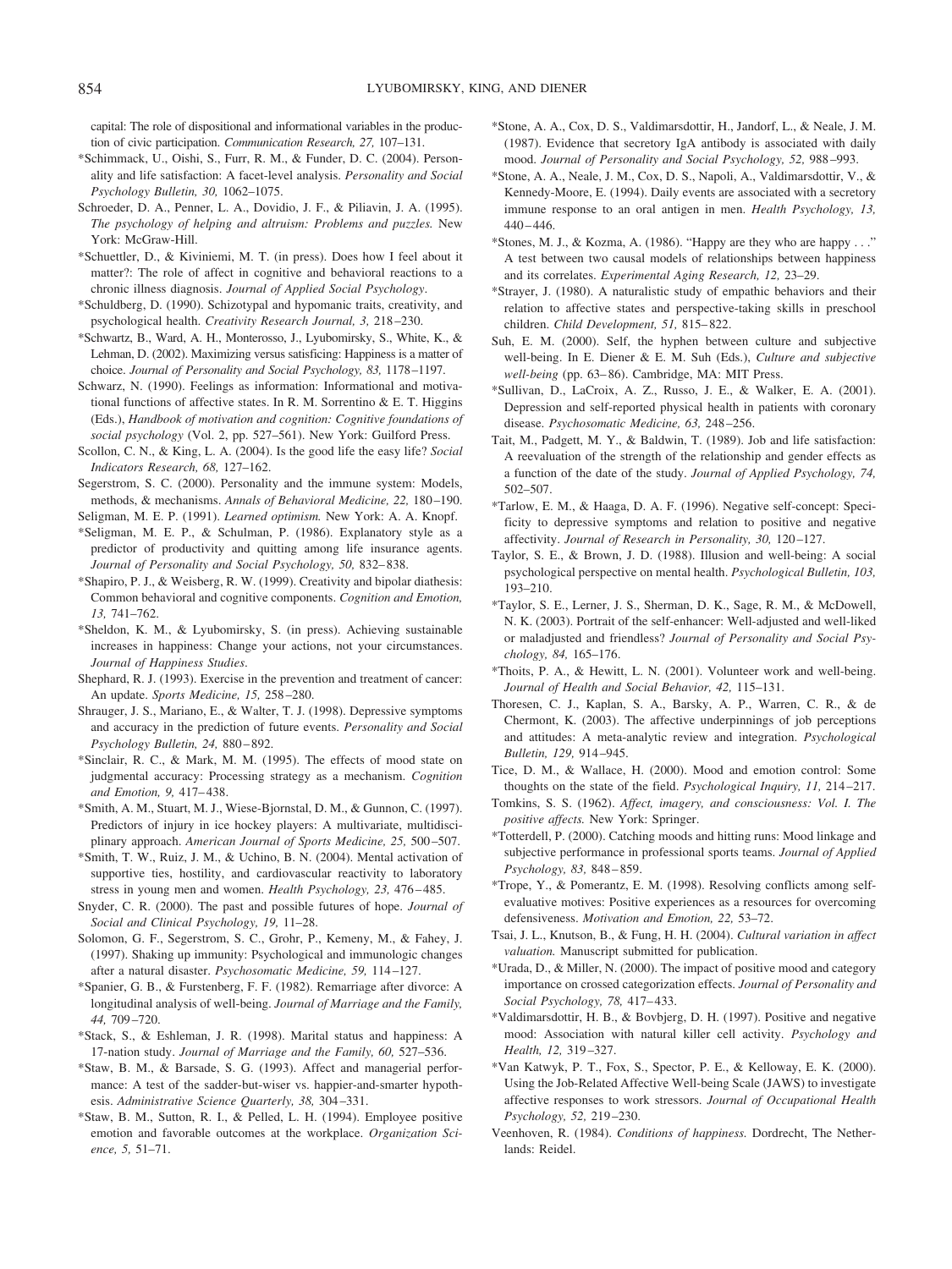capital: The role of dispositional and informational variables in the production of civic participation. *Communication Research, 27,* 107–131.

*Schimmack, U., Oishi, S., Furr, R. M., & Funder, D. C. (2004). Personality and life satisfaction: A facet-level analysis. *Personality and Social Psychology Bulletin, 30,* 1062–1075.

Schroeder, D. A., Penner, L. A., Dovidio, J. F., & Piliavin, J. A. (1995). *The psychology of helping and altruism: Problems and puzzles.* New York: McGraw-Hill.

*Schuettler, D., & Kiviniemi, M. T. (in press). Does how I feel about it matter?: The role of affect in cognitive and behavioral reactions to a chronic illness diagnosis. *Journal of Applied Social Psychology*.

*Schuldberg, D. (1990). Schizotypal and hypomanic traits, creativity, and psychological health. *Creativity Research Journal, 3,* 218–230.

*Schwartz, B., Ward, A. H., Monterosso, J., Lyubomirsky, S., White, K., & Lehman, D. (2002). Maximizing versus satisficing: Happiness is a matter of choice. *Journal of Personality and Social Psychology, 83,* 1178–1197.

Schwarz, N. (1990). Feelings as information: Informational and motivational functions of affective states. In R. M. Sorrentino & E. T. Higgins (Eds.), *Handbook of motivation and cognition: Cognitive foundations of social psychology* (Vol. 2, pp. 527–561). New York: Guilford Press.

Scollon, C. N., & King, L. A. (2004). Is the good life the easy life? *Social Indicators Research, 68,* 127–162.

Segerstrom, S. C. (2000). Personality and the immune system: Models, methods, & mechanisms. *Annals of Behavioral Medicine, 22,* 180–190.

Seligman, M. E. P. (1991). *Learned optimism.* New York: A. A. Knopf.

*Seligman, M. E. P., & Schulman, P. (1986). Explanatory style as a predictor of productivity and quitting among life insurance agents. *Journal of Personality and Social Psychology, 50,* 832–838.

*Shapiro, P. J., & Weisberg, R. W. (1999). Creativity and bipolar diathesis: Common behavioral and cognitive components. *Cognition and Emotion, 13,* 741–762.

*Sheldon, K. M., & Lyubomirsky, S. (in press). Achieving sustainable increases in happiness: Change your actions, not your circumstances. *Journal of Happiness Studies*.

Shephard, R. J. (1993). Exercise in the prevention and treatment of cancer: An update. *Sports Medicine, 15,* 258–280.

Shrauger, J. S., Mariano, E., & Walter, T. J. (1998). Depressive symptoms and accuracy in the prediction of future events. *Personality and Social Psychology Bulletin, 24,* 880–892.

*Sinclair, R. C., & Mark, M. M. (1995). The effects of mood state on judgmental accuracy: Processing strategy as a mechanism. *Cognition and Emotion, 9,* 417–438.

*Smith, A. M., Stuart, M. J., Wiese-Bjornstal, D. M., & Gunnon, C. (1997). Predictors of injury in ice hockey players: A multivariate, multidisciplinary approach. *American Journal of Sports Medicine, 25,* 500–507.

*Smith, T. W., Ruiz, J. M., & Uchino, B. N. (2004). Mental activation of supportive ties, hostility, and cardiovascular reactivity to laboratory stress in young men and women. *Health Psychology, 23,* 476–485.

Snyder, C. R. (2000). The past and possible futures of hope. *Journal of Social and Clinical Psychology, 19,* 11–28.

Solomon, G. F., Segerstrom, S. C., Grohr, P., Kemeny, M., & Fahey, J. (1997). Shaking up immunity: Psychological and immunologic changes after a natural disaster. *Psychosomatic Medicine, 59,* 114–127.

*Spanier, G. B., & Furstenberg, F. F. (1982). Remarriage after divorce: A longitudinal analysis of well-being. *Journal of Marriage and the Family, 44,* 709–720.

*Stack, S., & Eshleman, J. R. (1998). Marital status and happiness: A 17-nation study. *Journal of Marriage and the Family, 60,* 527–536.

*Staw, B. M., & Barsade, S. G. (1993). Affect and managerial performance: A test of the sadder-but-wiser vs. happier-and-smarter hypothesis. *Administrative Science Quarterly, 38,* 304–331.

*Staw, B. M., Sutton, R. I., & Pelled, L. H. (1994). Employee positive emotion and favorable outcomes at the workplace. *Organization Science, 5,* 51–71.

*Stone, A. A., Cox, D. S., Valdimarsdottir, H., Jandorf, L., & Neale, J. M. (1987). Evidence that secretory IgA antibody is associated with daily mood. *Journal of Personality and Social Psychology, 52,* 988–993.

*Stone, A. A., Neale, J. M., Cox, D. S., Napoli, A., Valdimarsdottir, V., & Kennedy-Moore, E. (1994). Daily events are associated with a secretory immune response to an oral antigen in men. *Health Psychology, 13,* 440–446.

*Stones, M. J., & Kozma, A. (1986). "Happy are they who are happy . . ." A test between two causal models of relationships between happiness and its correlates. *Experimental Aging Research, 12,* 23–29.

*Strayer, J. (1980). A naturalistic study of empathic behaviors and their relation to affective states and perspective-taking skills in preschool children. *Child Development, 51,* 815–822.

Suh, E. M. (2000). Self, the hyphen between culture and subjective well-being. In E. Diener & E. M. Suh (Eds.), *Culture and subjective well-being* (pp. 63–86). Cambridge, MA: MIT Press.

*Sullivan, D., LaCroix, A. Z., Russo, J. E., & Walker, E. A. (2001). Depression and self-reported physical health in patients with coronary disease. *Psychosomatic Medicine, 63,* 248–256.

Tait, M., Padgett, M. Y., & Baldwin, T. (1989). Job and life satisfaction: A reevaluation of the strength of the relationship and gender effects as a function of the date of the study. *Journal of Applied Psychology, 74,* 502–507.

*Tarlow, E. M., & Haaga, D. A. F. (1996). Negative self-concept: Specificity to depressive symptoms and relation to positive and negative affectivity. *Journal of Research in Personality, 30,* 120–127.

Taylor, S. E., & Brown, J. D. (1988). Illusion and well-being: A social psychological perspective on mental health. *Psychological Bulletin, 103,* 193–210.

*Taylor, S. E., Lerner, J. S., Sherman, D. K., Sage, R. M., & McDowell, N. K. (2003). Portrait of the self-enhancer: Well-adjusted and well-liked or maladjusted and friendless? *Journal of Personality and Social Psychology, 84,* 165–176.

*Thoits, P. A., & Hewitt, L. N. (2001). Volunteer work and well-being. *Journal of Health and Social Behavior, 42,* 115–131.

Thoresen, C. J., Kaplan, S. A., Barsky, A. P., Warren, C. R., & de Chermont, K. (2003). The affective underpinnings of job perceptions and attitudes: A meta-analytic review and integration. *Psychological Bulletin, 129,* 914–945.

Tice, D. M., & Wallace, H. (2000). Mood and emotion control: Some thoughts on the state of the field. *Psychological Inquiry, 11,* 214–217.

Tomkins, S. S. (1962). *Affect, imagery, and consciousness: Vol. I. The positive affects.* New York: Springer.

*Totterdell, P. (2000). Catching moods and hitting runs: Mood linkage and subjective performance in professional sports teams. *Journal of Applied Psychology, 83,* 848–859.

*Trope, Y., & Pomerantz, E. M. (1998). Resolving conflicts among self-evaluative motives: Positive experiences as a resources for overcoming defensiveness. *Motivation and Emotion, 22,* 53–72.

Tsai, J. L., Knutson, B., & Fung, H. H. (2004). *Cultural variation in affect valuation.* Manuscript submitted for publication.

*Urada, D., & Miller, N. (2000). The impact of positive mood and category importance on crossed categorization effects. *Journal of Personality and Social Psychology, 78,* 417–433.

*Valdimarsdottir, H. B., & Bovbjerg, D. H. (1997). Positive and negative mood: Association with natural killer cell activity. *Psychology and Health, 12,* 319–327.

*Van Katwyk, P. T., Fox, S., Spector, P. E., & Kelloway, E. K. (2000). Using the Job-Related Affective Well-being Scale (JAWS) to investigate affective responses to work stressors. *Journal of Occupational Health Psychology, 52,* 219–230.

Veenhoven, R. (1984). *Conditions of happiness.* Dordrecht, The Netherlands: Reidel.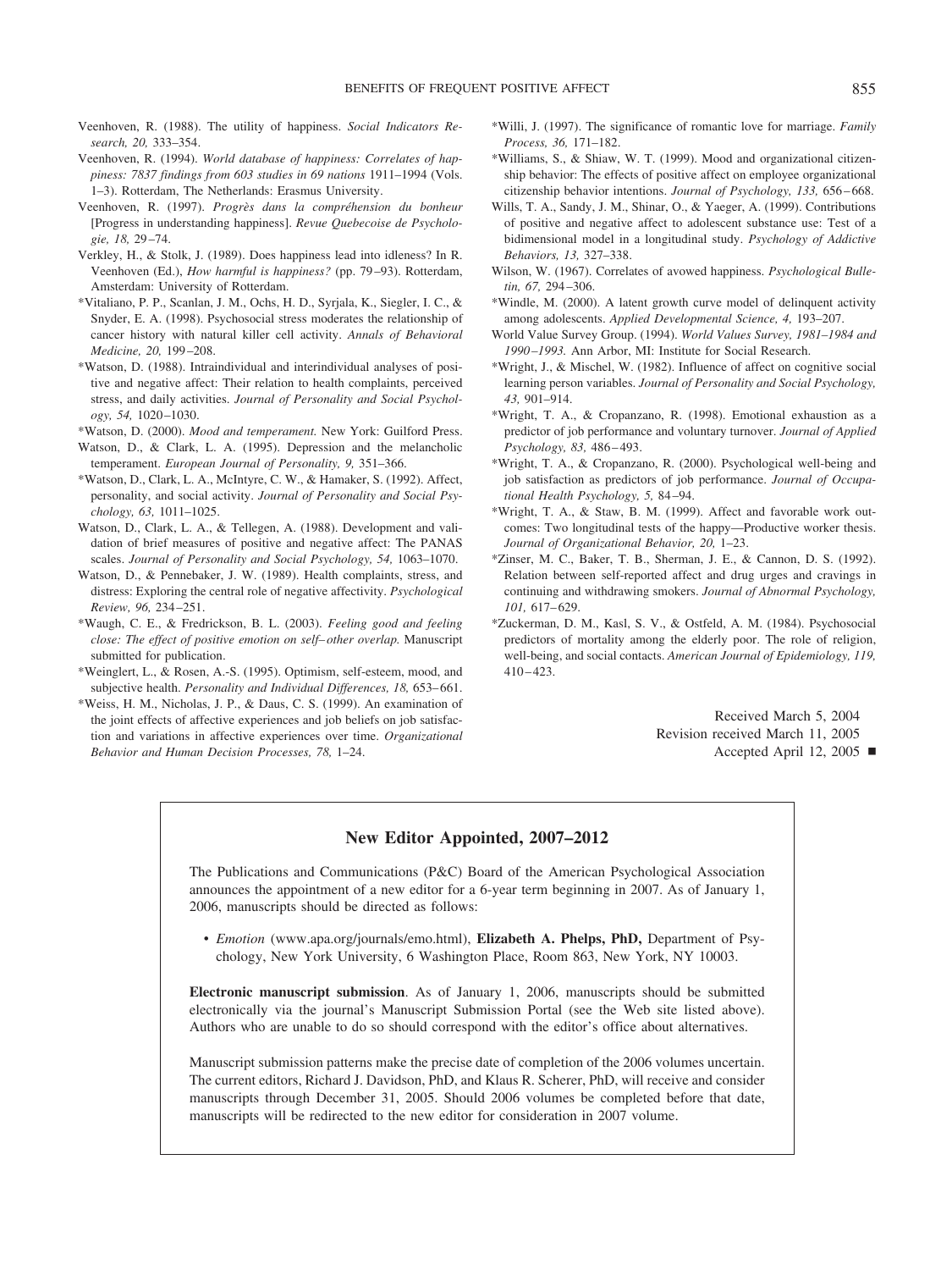Veenhoven, R. (1988). The utility of happiness. *Social Indicators Research, 20,* 333–354.

Veenhoven, R. (1994). *World database of happiness: Correlates of happiness: 7837 findings from 603 studies in 69 nations* 1911–1994 (Vols. 1–3). Rotterdam, The Netherlands: Erasmus University.

Veenhoven, R. (1997). *Progrès dans la compréhension du bonheur* [Progress in understanding happiness]. *Revue Quebecoise de Psychologie, 18,* 29–74.

Verkley, H., & Stolk, J. (1989). Does happiness lead into idleness? In R. Veenhoven (Ed.), *How harmful is happiness?* (pp. 79–93). Rotterdam, Amsterdam: University of Rotterdam.

*Vitaliano, P. P., Scanlan, J. M., Ochs, H. D., Syrjala, K., Siegler, I. C., & Snyder, E. A. (1998). Psychosocial stress moderates the relationship of cancer history with natural killer cell activity. *Annals of Behavioral Medicine, 20,* 199–208.

*Watson, D. (1988). Intraindividual and interindividual analyses of positive and negative affect: Their relation to health complaints, perceived stress, and daily activities. *Journal of Personality and Social Psychology, 54,* 1020–1030.

*Watson, D. (2000). *Mood and temperament.* New York: Guilford Press.

Watson, D., & Clark, L. A. (1995). Depression and the melancholic temperament. *European Journal of Personality, 9,* 351–366.

*Watson, D., Clark, L. A., McIntyre, C. W., & Hamaker, S. (1992). Affect, personality, and social activity. *Journal of Personality and Social Psychology, 63,* 1011–1025.

Watson, D., Clark, L. A., & Tellegen, A. (1988). Development and validation of brief measures of positive and negative affect: The PANAS scales. *Journal of Personality and Social Psychology, 54,* 1063–1070.

Watson, D., & Pennebaker, J. W. (1989). Health complaints, stress, and distress: Exploring the central role of negative affectivity. *Psychological Review, 96,* 234–251.

*Waugh, C. E., & Fredrickson, B. L. (2003). *Feeling good and feeling close: The effect of positive emotion on self–other overlap.* Manuscript submitted for publication.

*Weinglert, L., & Rosen, A.-S. (1995). Optimism, self-esteem, mood, and subjective health. *Personality and Individual Differences, 18,* 653–661.

*Weiss, H. M., Nicholas, J. P., & Daus, C. S. (1999). An examination of the joint effects of affective experiences and job beliefs on job satisfaction and variations in affective experiences over time. *Organizational Behavior and Human Decision Processes, 78,* 1–24.

*Willi, J. (1997). The significance of romantic love for marriage. *Family Process, 36,* 171–182.

*Williams, S., & Shiaw, W. T. (1999). Mood and organizational citizenship behavior: The effects of positive affect on employee organizational citizenship behavior intentions. *Journal of Psychology, 133,* 656–668.

Wills, T. A., Sandy, J. M., Shinar, O., & Yaeger, A. (1999). Contributions of positive and negative affect to adolescent substance use: Test of a bidimensional model in a longitudinal study. *Psychology of Addictive Behaviors, 13,* 327–338.

Wilson, W. (1967). Correlates of avowed happiness. *Psychological Bulletin, 67,* 294–306.

*Windle, M. (2000). A latent growth curve model of delinquent activity among adolescents. *Applied Developmental Science, 4,* 193–207.

World Value Survey Group. (1994). *World Values Survey, 1981–1984 and 1990–1993.* Ann Arbor, MI: Institute for Social Research.

*Wright, J., & Mischel, W. (1982). Influence of affect on cognitive social learning person variables. *Journal of Personality and Social Psychology, 43,* 901–914.

*Wright, T. A., & Cropanzano, R. (1998). Emotional exhaustion as a predictor of job performance and voluntary turnover. *Journal of Applied Psychology, 83,* 486–493.

*Wright, T. A., & Cropanzano, R. (2000). Psychological well-being and job satisfaction as predictors of job performance. *Journal of Occupational Health Psychology, 5,* 84–94.

*Wright, T. A., & Staw, B. M. (1999). Affect and favorable work outcomes: Two longitudinal tests of the happy—Productive worker thesis. *Journal of Organizational Behavior, 20,* 1–23.

*Zinser, M. C., Baker, T. B., Sherman, J. E., & Cannon, D. S. (1992). Relation between self-reported affect and drug urges and cravings in continuing and withdrawing smokers. *Journal of Abnormal Psychology, 101,* 617–629.

*Zuckerman, D. M., Kasl, S. V., & Ostfeld, A. M. (1984). Psychosocial predictors of mortality among the elderly poor. The role of religion, well-being, and social contacts. *American Journal of Epidemiology, 119,* 410–423.

Received March 5, 2004
Revision received March 11, 2005
Accepted April 12, 2005 ■

## New Editor Appointed, 2007–2012

The Publications and Communications (P&C) Board of the American Psychological Association announces the appointment of a new editor for a 6-year term beginning in 2007. As of January 1, 2006, manuscripts should be directed as follows:

- *Emotion* (www.apa.org/journals/emo.html), **Elizabeth A. Phelps, PhD,** Department of Psychology, New York University, 6 Washington Place, Room 863, New York, NY 10003.

**Electronic manuscript submission**. As of January 1, 2006, manuscripts should be submitted electronically via the journal's Manuscript Submission Portal (see the Web site listed above). Authors who are unable to do so should correspond with the editor's office about alternatives.

Manuscript submission patterns make the precise date of completion of the 2006 volumes uncertain. The current editors, Richard J. Davidson, PhD, and Klaus R. Scherer, PhD, will receive and consider manuscripts through December 31, 2005. Should 2006 volumes be completed before that date, manuscripts will be redirected to the new editor for consideration in 2007 volume.